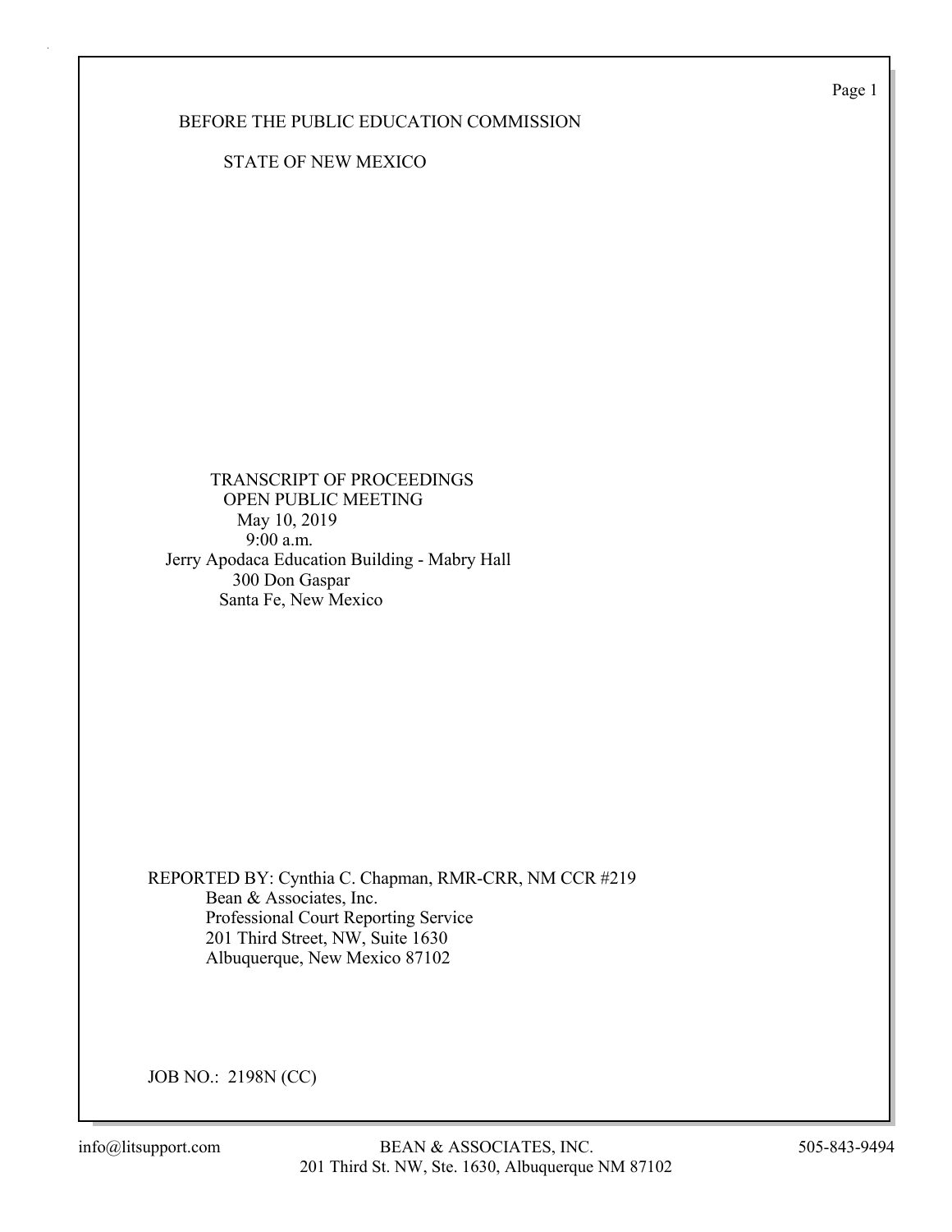BEFORE THE PUBLIC EDUCATION COMMISSION

STATE OF NEW MEXICO

TRANSCRIPT OF PROCEEDINGS
OPEN PUBLIC MEETING
May 10, 2019
9:00 a.m.
Jerry Apodaca Education Building - Mabry Hall
300 Don Gaspar
Santa Fe, New Mexico

REPORTED BY: Cynthia C. Chapman, RMR-CRR, NM CCR #219
Bean & Associates, Inc.
Professional Court Reporting Service
201 Third Street, NW, Suite 1630
Albuquerque, New Mexico 87102

JOB NO.: 2198N (CC)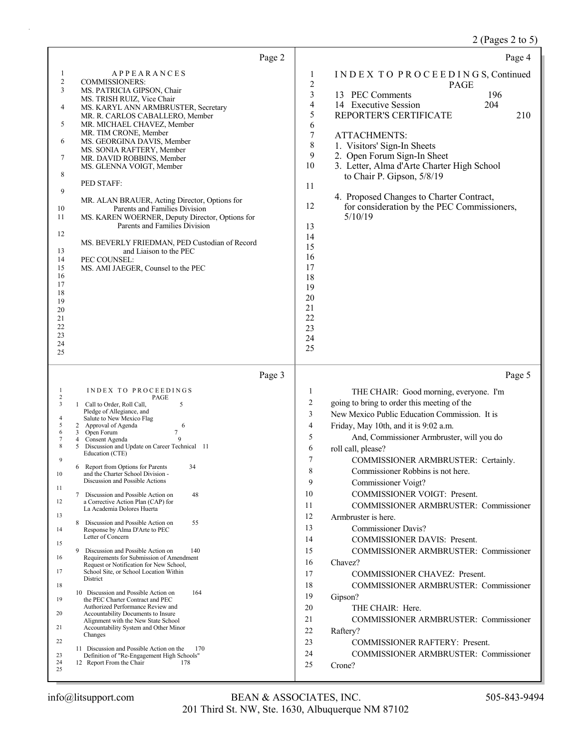## Page 2

APPEARANCES

COMMISSIONERS:

MS. PATRICIA GIPSON, Chair
MS. TRISH RUIZ, Vice Chair
MS. KARYL ANN ARMBRUSTER, Secretary
MR. R. CARLOS CABALLERO, Member
MR. MICHAEL CHAVEZ, Member
MR. TIM CRONE, Member
MS. GEORGINA DAVIS, Member
MS. SONIA RAFTERY, Member
MR. DAVID ROBBINS, Member
MS. GLENNA VOIGT, Member

PED STAFF:

MR. ALAN BRAUER, Acting Director, Options for Parents and Families Division
MS. KAREN WOERNER, Deputy Director, Options for Parents and Families Division

MS. BEVERLY FRIEDMAN, PED Custodian of Record and Liaison to the PEC

PEC COUNSEL:
MS. AMI JAEGER, Counsel to the PEC

## Page 3

INDEX TO PROCEEDINGS

| | | PAGE |
|---|---|---|
| 1 | Call to Order, Roll Call, Pledge of Allegiance, and Salute to New Mexico Flag | 5 |
| 2 | Approval of Agenda | 6 |
| 3 | Open Forum | 7 |
| 4 | Consent Agenda | 9 |
| 5 | Discussion and Update on Career Technical Education (CTE) | 11 |
| 6 | Report from Options for Parents and the Charter School Division - Discussion and Possible Actions | 34 |
| 7 | Discussion and Possible Action on a Corrective Action Plan (CAP) for La Academia Dolores Huerta | 48 |
| 8 | Discussion and Possible Action on Response by Alma D'Arte to PEC Letter of Concern | 55 |
| 9 | Discussion and Possible Action on Requirements for Submission of Amendment Request or Notification for New School, School Site, or School Location Within District | 140 |
| 10 | Discussion and Possible Action on the PEC Charter Contract and PEC Authorized Performance Review and Accountability Documents to Insure Alignment with the New State School Accountability System and Other Minor Changes | 164 |
| 11 | Discussion and Possible Action on the Definition of "Re-Engagement High Schools" | 170 |
| 12 | Report From the Chair | 178 |

## Page 4

INDEX TO PROCEEDINGS, Continued

| | | PAGE |
|---|---|---|
| 13 | PEC Comments | 196 |
| 14 | Executive Session | 204 |
| | REPORTER'S CERTIFICATE | 210 |

ATTACHMENTS:

1. Visitors' Sign-In Sheets
2. Open Forum Sign-In Sheet
3. Letter, Alma d'Arte Charter High School to Chair P. Gipson, 5/8/19
4. Proposed Changes to Charter Contract, for consideration by the PEC Commissioners, 5/10/19

## Page 5

1 THE CHAIR: Good morning, everyone. I'm
2 going to bring to order this meeting of the
3 New Mexico Public Education Commission. It is
4 Friday, May 10th, and it is 9:02 a.m.
5 And, Commissioner Armbruster, will you do
6 roll call, please?
7 COMMISSIONER ARMBRUSTER: Certainly.
8 Commissioner Robbins is not here.
9 Commissioner Voigt?
10 COMMISSIONER VOIGT: Present.
11 COMMISSIONER ARMBRUSTER: Commissioner
12 Armbruster is here.
13 Commissioner Davis?
14 COMMISSIONER DAVIS: Present.
15 COMMISSIONER ARMBRUSTER: Commissioner
16 Chavez?
17 COMMISSIONER CHAVEZ: Present.
18 COMMISSIONER ARMBRUSTER: Commissioner
19 Gipson?
20 THE CHAIR: Here.
21 COMMISSIONER ARMBRUSTER: Commissioner
22 Raftery?
23 COMMISSIONER RAFTERY: Present.
24 COMMISSIONER ARMBRUSTER: Commissioner
25 Crone?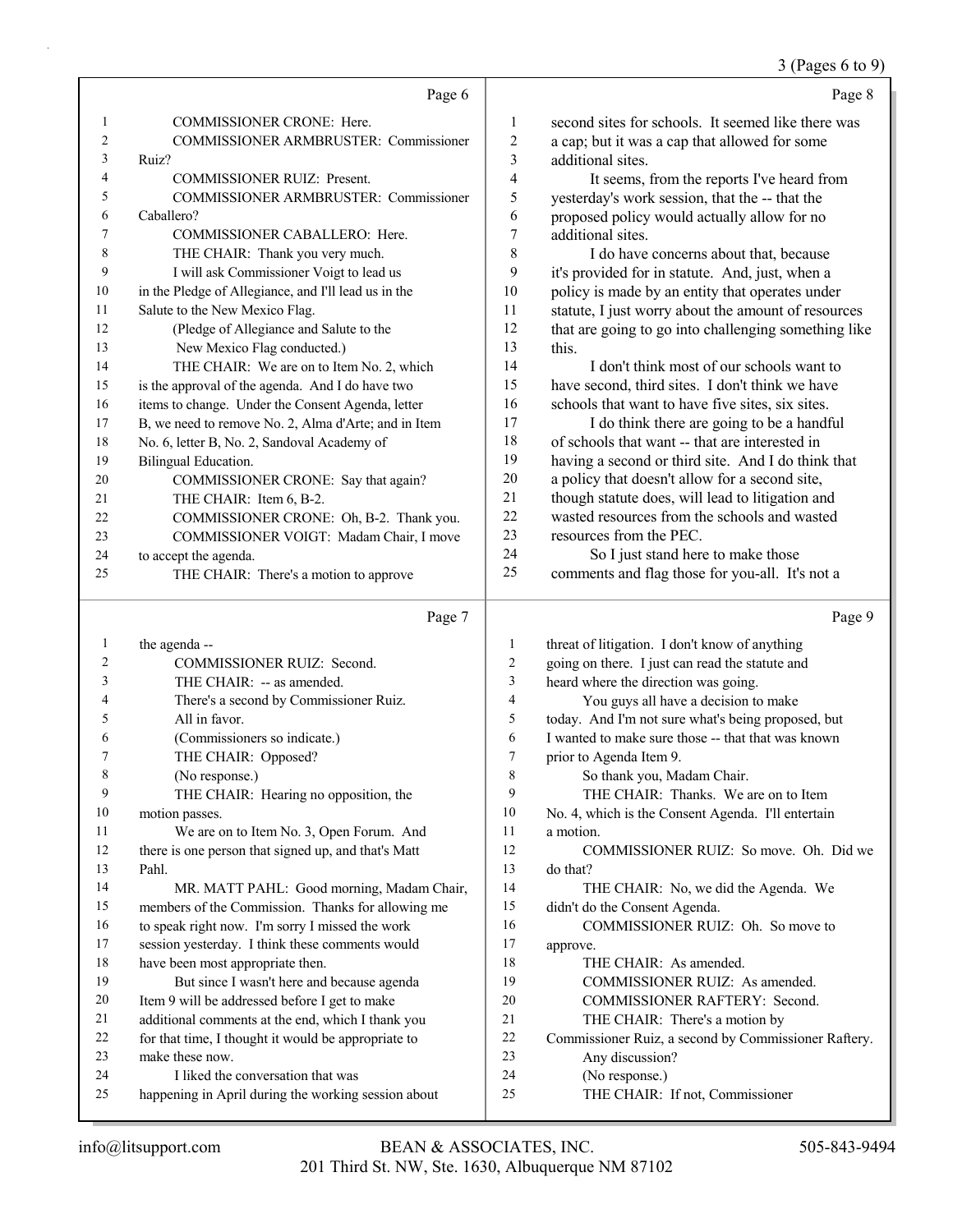Page 6

1 COMMISSIONER CRONE: Here.
2 COMMISSIONER ARMBRUSTER: Commissioner
3 Ruiz?
4 COMMISSIONER RUIZ: Present.
5 COMMISSIONER ARMBRUSTER: Commissioner
6 Caballero?
7 COMMISSIONER CABALLERO: Here.
8 THE CHAIR: Thank you very much.
9 I will ask Commissioner Voigt to lead us
10 in the Pledge of Allegiance, and I'll lead us in the
11 Salute to the New Mexico Flag.
12 (Pledge of Allegiance and Salute to the
13 New Mexico Flag conducted.)
14 THE CHAIR: We are on to Item No. 2, which
15 is the approval of the agenda. And I do have two
16 items to change. Under the Consent Agenda, letter
17 B, we need to remove No. 2, Alma d'Arte; and in Item
18 No. 6, letter B, No. 2, Sandoval Academy of
19 Bilingual Education.
20 COMMISSIONER CRONE: Say that again?
21 THE CHAIR: Item 6, B-2.
22 COMMISSIONER CRONE: Oh, B-2. Thank you.
23 COMMISSIONER VOIGT: Madam Chair, I move
24 to accept the agenda.
25 THE CHAIR: There's a motion to approve

Page 7

1 the agenda --
2 COMMISSIONER RUIZ: Second.
3 THE CHAIR: -- as amended.
4 There's a second by Commissioner Ruiz.
5 All in favor.
6 (Commissioners so indicate.)
7 THE CHAIR: Opposed?
8 (No response.)
9 THE CHAIR: Hearing no opposition, the
10 motion passes.
11 We are on to Item No. 3, Open Forum. And
12 there is one person that signed up, and that's Matt
13 Pahl.
14 MR. MATT PAHL: Good morning, Madam Chair,
15 members of the Commission. Thanks for allowing me
16 to speak right now. I'm sorry I missed the work
17 session yesterday. I think these comments would
18 have been most appropriate then.
19 But since I wasn't here and because agenda
20 Item 9 will be addressed before I get to make
21 additional comments at the end, which I thank you
22 for that time, I thought it would be appropriate to
23 make these now.
24 I liked the conversation that was
25 happening in April during the working session about

Page 8

1 second sites for schools. It seemed like there was
2 a cap; but it was a cap that allowed for some
3 additional sites.
4 It seems, from the reports I've heard from
5 yesterday's work session, that the -- that the
6 proposed policy would actually allow for no
7 additional sites.
8 I do have concerns about that, because
9 it's provided for in statute. And, just, when a
10 policy is made by an entity that operates under
11 statute, I just worry about the amount of resources
12 that are going to go into challenging something like
13 this.
14 I don't think most of our schools want to
15 have second, third sites. I don't think we have
16 schools that want to have five sites, six sites.
17 I do think there are going to be a handful
18 of schools that want -- that are interested in
19 having a second or third site. And I do think that
20 a policy that doesn't allow for a second site,
21 though statute does, will lead to litigation and
22 wasted resources from the schools and wasted
23 resources from the PEC.
24 So I just stand here to make those
25 comments and flag those for you-all. It's not a

Page 9

1 threat of litigation. I don't know of anything
2 going on there. I just can read the statute and
3 heard where the direction was going.
4 You guys all have a decision to make
5 today. And I'm not sure what's being proposed, but
6 I wanted to make sure those -- that that was known
7 prior to Agenda Item 9.
8 So thank you, Madam Chair.
9 THE CHAIR: Thanks. We are on to Item
10 No. 4, which is the Consent Agenda. I'll entertain
11 a motion.
12 COMMISSIONER RUIZ: So move. Oh. Did we
13 do that?
14 THE CHAIR: No, we did the Agenda. We
15 didn't do the Consent Agenda.
16 COMMISSIONER RUIZ: Oh. So move to
17 approve.
18 THE CHAIR: As amended.
19 COMMISSIONER RUIZ: As amended.
20 COMMISSIONER RAFTERY: Second.
21 THE CHAIR: There's a motion by
22 Commissioner Ruiz, a second by Commissioner Raftery.
23 Any discussion?
24 (No response.)
25 THE CHAIR: If not, Commissioner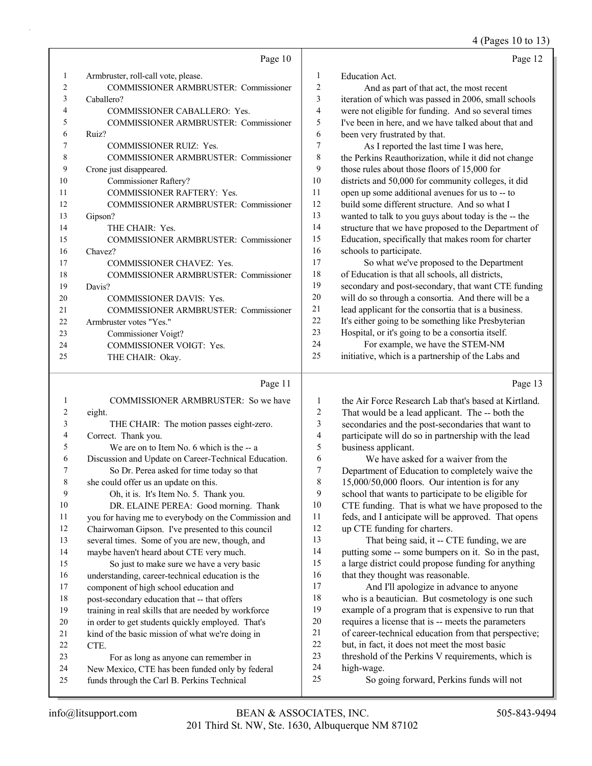Page 10

1 Armbruster, roll-call vote, please.
2 COMMISSIONER ARMBRUSTER: Commissioner
3 Caballero?
4 COMMISSIONER CABALLERO: Yes.
5 COMMISSIONER ARMBRUSTER: Commissioner
6 Ruiz?
7 COMMISSIONER RUIZ: Yes.
8 COMMISSIONER ARMBRUSTER: Commissioner
9 Crone just disappeared.
10 Commissioner Raftery?
11 COMMISSIONER RAFTERY: Yes.
12 COMMISSIONER ARMBRUSTER: Commissioner
13 Gipson?
14 THE CHAIR: Yes.
15 COMMISSIONER ARMBRUSTER: Commissioner
16 Chavez?
17 COMMISSIONER CHAVEZ: Yes.
18 COMMISSIONER ARMBRUSTER: Commissioner
19 Davis?
20 COMMISSIONER DAVIS: Yes.
21 COMMISSIONER ARMBRUSTER: Commissioner
22 Armbruster votes "Yes."
23 Commissioner Voigt?
24 COMMISSIONER VOIGT: Yes.
25 THE CHAIR: Okay.

Page 11

1 COMMISSIONER ARMBRUSTER: So we have
2 eight.
3 THE CHAIR: The motion passes eight-zero.
4 Correct. Thank you.
5 We are on to Item No. 6 which is the -- a
6 Discussion and Update on Career-Technical Education.
7 So Dr. Perea asked for time today so that
8 she could offer us an update on this.
9 Oh, it is. It's Item No. 5. Thank you.
10 DR. ELAINE PEREA: Good morning. Thank
11 you for having me to everybody on the Commission and
12 Chairwoman Gipson. I've presented to this council
13 several times. Some of you are new, though, and
14 maybe haven't heard about CTE very much.
15 So just to make sure we have a very basic
16 understanding, career-technical education is the
17 component of high school education and
18 post-secondary education that -- that offers
19 training in real skills that are needed by workforce
20 in order to get students quickly employed. That's
21 kind of the basic mission of what we're doing in
22 CTE.
23 For as long as anyone can remember in
24 New Mexico, CTE has been funded only by federal
25 funds through the Carl B. Perkins Technical

Page 12

1 Education Act.
2 And as part of that act, the most recent
3 iteration of which was passed in 2006, small schools
4 were not eligible for funding. And so several times
5 I've been in here, and we have talked about that and
6 been very frustrated by that.
7 As I reported the last time I was here,
8 the Perkins Reauthorization, while it did not change
9 those rules about those floors of 15,000 for
10 districts and 50,000 for community colleges, it did
11 open up some additional avenues for us to -- to
12 build some different structure. And so what I
13 wanted to talk to you guys about today is the -- the
14 structure that we have proposed to the Department of
15 Education, specifically that makes room for charter
16 schools to participate.
17 So what we've proposed to the Department
18 of Education is that all schools, all districts,
19 secondary and post-secondary, that want CTE funding
20 will do so through a consortia. And there will be a
21 lead applicant for the consortia that is a business.
22 It's either going to be something like Presbyterian
23 Hospital, or it's going to be a consortia itself.
24 For example, we have the STEM-NM
25 initiative, which is a partnership of the Labs and

Page 13

1 the Air Force Research Lab that's based at Kirtland.
2 That would be a lead applicant. The -- both the
3 secondaries and the post-secondaries that want to
4 participate will do so in partnership with the lead
5 business applicant.
6 We have asked for a waiver from the
7 Department of Education to completely waive the
8 15,000/50,000 floors. Our intention is for any
9 school that wants to participate to be eligible for
10 CTE funding. That is what we have proposed to the
11 feds, and I anticipate will be approved. That opens
12 up CTE funding for charters.
13 That being said, it -- CTE funding, we are
14 putting some -- some bumpers on it. So in the past,
15 a large district could propose funding for anything
16 that they thought was reasonable.
17 And I'll apologize in advance to anyone
18 who is a beautician. But cosmetology is one such
19 example of a program that is expensive to run that
20 requires a license that is -- meets the parameters
21 of career-technical education from that perspective;
22 but, in fact, it does not meet the most basic
23 threshold of the Perkins V requirements, which is
24 high-wage.
25 So going forward, Perkins funds will not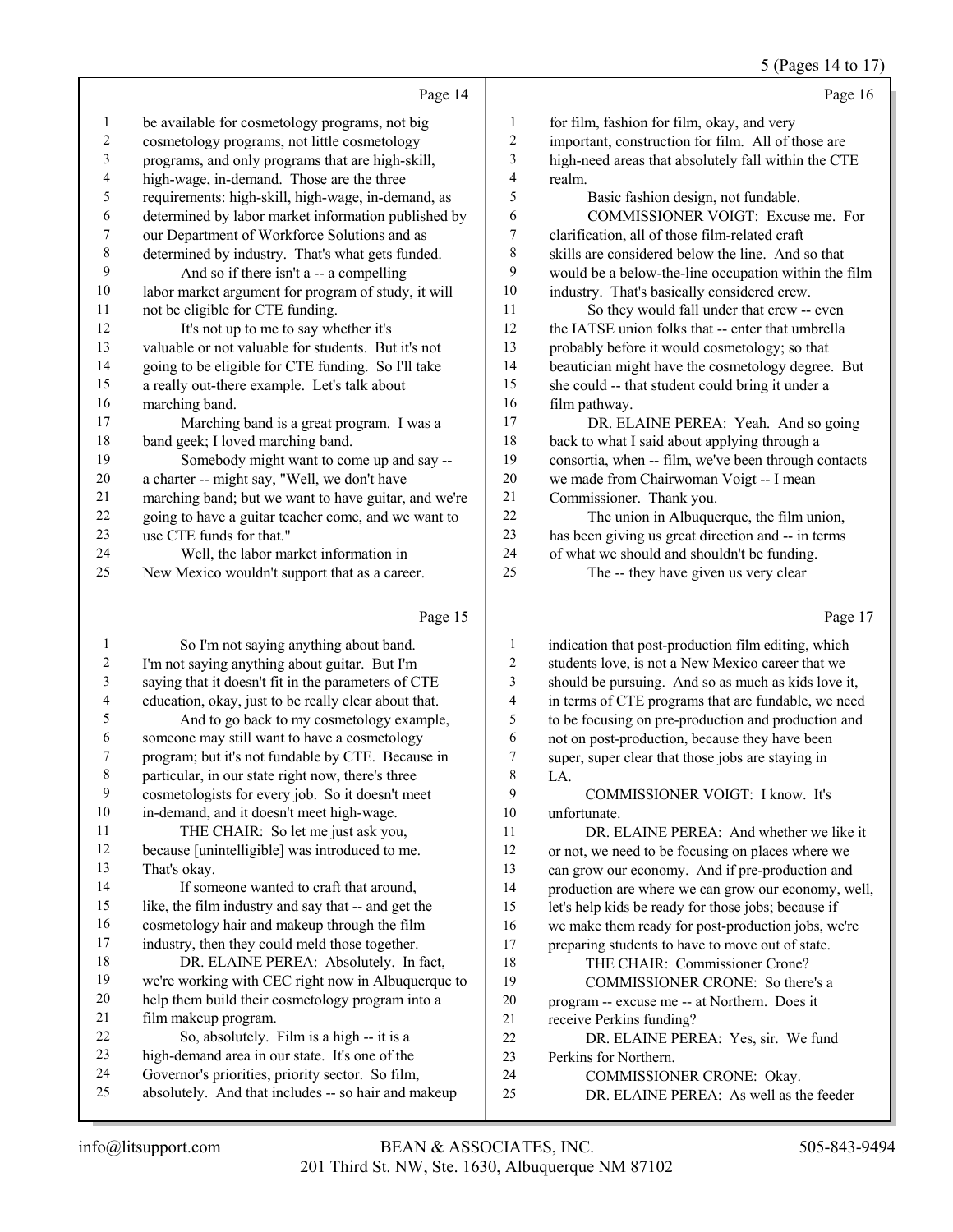Page 14

1 be available for cosmetology programs, not big
2 cosmetology programs, not little cosmetology
3 programs, and only programs that are high-skill,
4 high-wage, in-demand. Those are the three
5 requirements: high-skill, high-wage, in-demand, as
6 determined by labor market information published by
7 our Department of Workforce Solutions and as
8 determined by industry. That's what gets funded.
9 And so if there isn't a -- a compelling
10 labor market argument for program of study, it will
11 not be eligible for CTE funding.
12 It's not up to me to say whether it's
13 valuable or not valuable for students. But it's not
14 going to be eligible for CTE funding. So I'll take
15 a really out-there example. Let's talk about
16 marching band.
17 Marching band is a great program. I was a
18 band geek; I loved marching band.
19 Somebody might want to come up and say --
20 a charter -- might say, "Well, we don't have
21 marching band; but we want to have guitar, and we're
22 going to have a guitar teacher come, and we want to
23 use CTE funds for that."
24 Well, the labor market information in
25 New Mexico wouldn't support that as a career.

Page 15

1 So I'm not saying anything about band.
2 I'm not saying anything about guitar. But I'm
3 saying that it doesn't fit in the parameters of CTE
4 education, okay, just to be really clear about that.
5 And to go back to my cosmetology example,
6 someone may still want to have a cosmetology
7 program; but it's not fundable by CTE. Because in
8 particular, in our state right now, there's three
9 cosmetologists for every job. So it doesn't meet
10 in-demand, and it doesn't meet high-wage.
11 THE CHAIR: So let me just ask you,
12 because [unintelligible] was introduced to me.
13 That's okay.
14 If someone wanted to craft that around,
15 like, the film industry and say that -- and get the
16 cosmetology hair and makeup through the film
17 industry, then they could meld those together.
18 DR. ELAINE PEREA: Absolutely. In fact,
19 we're working with CEC right now in Albuquerque to
20 help them build their cosmetology program into a
21 film makeup program.
22 So, absolutely. Film is a high -- it is a
23 high-demand area in our state. It's one of the
24 Governor's priorities, priority sector. So film,
25 absolutely. And that includes -- so hair and makeup

Page 16

1 for film, fashion for film, okay, and very
2 important, construction for film. All of those are
3 high-need areas that absolutely fall within the CTE
4 realm.
5 Basic fashion design, not fundable.
6 COMMISSIONER VOIGT: Excuse me. For
7 clarification, all of those film-related craft
8 skills are considered below the line. And so that
9 would be a below-the-line occupation within the film
10 industry. That's basically considered crew.
11 So they would fall under that crew -- even
12 the IATSE union folks that -- enter that umbrella
13 probably before it would cosmetology; so that
14 beautician might have the cosmetology degree. But
15 she could -- that student could bring it under a
16 film pathway.
17 DR. ELAINE PEREA: Yeah. And so going
18 back to what I said about applying through a
19 consortia, when -- film, we've been through contacts
20 we made from Chairwoman Voigt -- I mean
21 Commissioner. Thank you.
22 The union in Albuquerque, the film union,
23 has been giving us great direction and -- in terms
24 of what we should and shouldn't be funding.
25 The -- they have given us very clear

Page 17

1 indication that post-production film editing, which
2 students love, is not a New Mexico career that we
3 should be pursuing. And so as much as kids love it,
4 in terms of CTE programs that are fundable, we need
5 to be focusing on pre-production and production and
6 not on post-production, because they have been
7 super, super clear that those jobs are staying in
8 LA.
9 COMMISSIONER VOIGT: I know. It's
10 unfortunate.
11 DR. ELAINE PEREA: And whether we like it
12 or not, we need to be focusing on places where we
13 can grow our economy. And if pre-production and
14 production are where we can grow our economy, well,
15 let's help kids be ready for those jobs; because if
16 we make them ready for post-production jobs, we're
17 preparing students to have to move out of state.
18 THE CHAIR: Commissioner Crone?
19 COMMISSIONER CRONE: So there's a
20 program -- excuse me -- at Northern. Does it
21 receive Perkins funding?
22 DR. ELAINE PEREA: Yes, sir. We fund
23 Perkins for Northern.
24 COMMISSIONER CRONE: Okay.
25 DR. ELAINE PEREA: As well as the feeder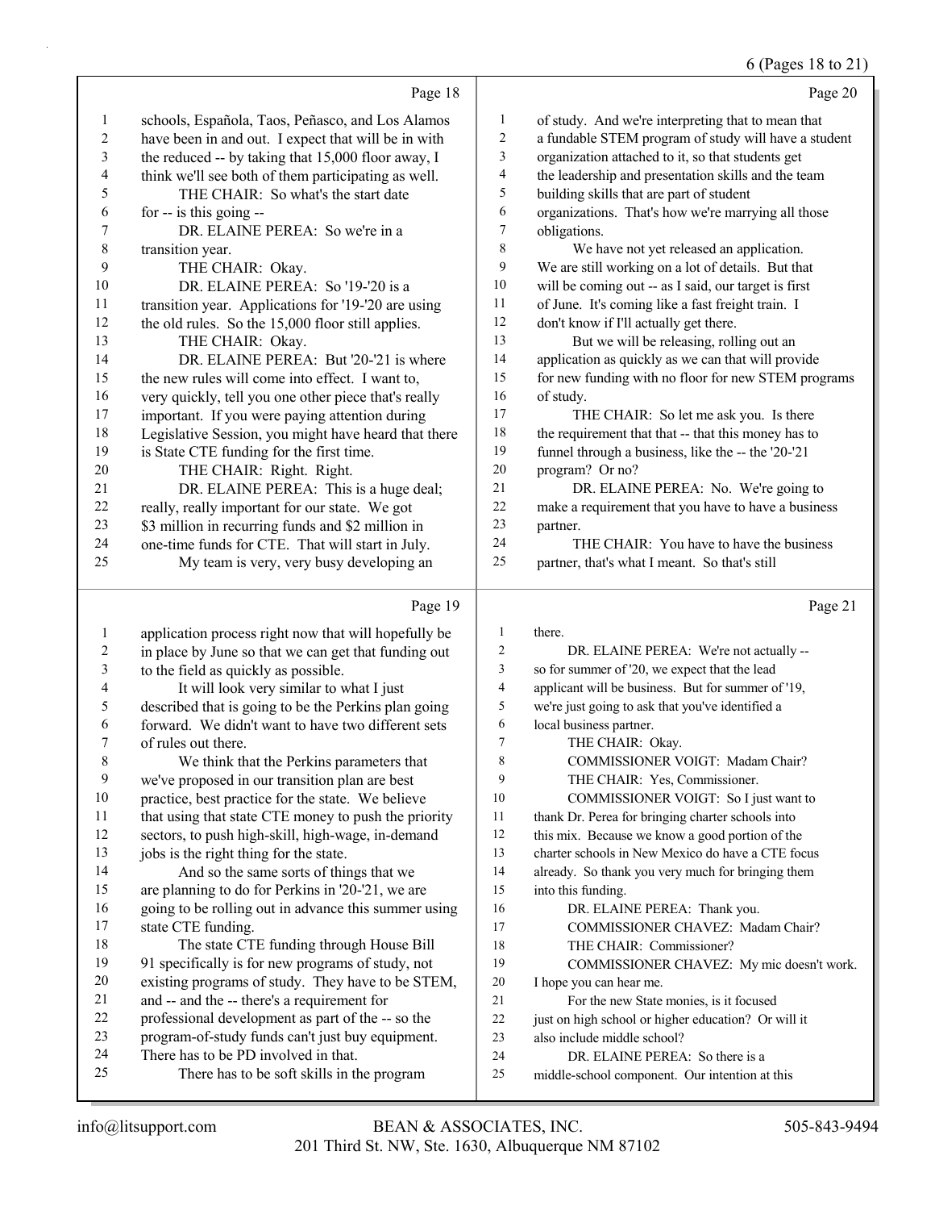Page 18

1 schools, Española, Taos, Peñasco, and Los Alamos
2 have been in and out. I expect that will be in with
3 the reduced -- by taking that 15,000 floor away, I
4 think we'll see both of them participating as well.
5 THE CHAIR: So what's the start date
6 for -- is this going --
7 DR. ELAINE PEREA: So we're in a
8 transition year.
9 THE CHAIR: Okay.
10 DR. ELAINE PEREA: So '19-'20 is a
11 transition year. Applications for '19-'20 are using
12 the old rules. So the 15,000 floor still applies.
13 THE CHAIR: Okay.
14 DR. ELAINE PEREA: But '20-'21 is where
15 the new rules will come into effect. I want to,
16 very quickly, tell you one other piece that's really
17 important. If you were paying attention during
18 Legislative Session, you might have heard that there
19 is State CTE funding for the first time.
20 THE CHAIR: Right. Right.
21 DR. ELAINE PEREA: This is a huge deal;
22 really, really important for our state. We got
23 $3 million in recurring funds and $2 million in
24 one-time funds for CTE. That will start in July.
25 My team is very, very busy developing an

Page 19

1 application process right now that will hopefully be
2 in place by June so that we can get that funding out
3 to the field as quickly as possible.
4 It will look very similar to what I just
5 described that is going to be the Perkins plan going
6 forward. We didn't want to have two different sets
7 of rules out there.
8 We think that the Perkins parameters that
9 we've proposed in our transition plan are best
10 practice, best practice for the state. We believe
11 that using that state CTE money to push the priority
12 sectors, to push high-skill, high-wage, in-demand
13 jobs is the right thing for the state.
14 And so the same sorts of things that we
15 are planning to do for Perkins in '20-'21, we are
16 going to be rolling out in advance this summer using
17 state CTE funding.
18 The state CTE funding through House Bill
19 91 specifically is for new programs of study, not
20 existing programs of study. They have to be STEM,
21 and -- and the -- there's a requirement for
22 professional development as part of the -- so the
23 program-of-study funds can't just buy equipment.
24 There has to be PD involved in that.
25 There has to be soft skills in the program

Page 20

1 of study. And we're interpreting that to mean that
2 a fundable STEM program of study will have a student
3 organization attached to it, so that students get
4 the leadership and presentation skills and the team
5 building skills that are part of student
6 organizations. That's how we're marrying all those
7 obligations.
8 We have not yet released an application.
9 We are still working on a lot of details. But that
10 will be coming out -- as I said, our target is first
11 of June. It's coming like a fast freight train. I
12 don't know if I'll actually get there.
13 But we will be releasing, rolling out an
14 application as quickly as we can that will provide
15 for new funding with no floor for new STEM programs
16 of study.
17 THE CHAIR: So let me ask you. Is there
18 the requirement that that -- that this money has to
19 funnel through a business, like the -- the '20-'21
20 program? Or no?
21 DR. ELAINE PEREA: No. We're going to
22 make a requirement that you have to have a business
23 partner.
24 THE CHAIR: You have to have the business
25 partner, that's what I meant. So that's still

Page 21

1 there.
2 DR. ELAINE PEREA: We're not actually --
3 so for summer of '20, we expect that the lead
4 applicant will be business. But for summer of '19,
5 we're just going to ask that you've identified a
6 local business partner.
7 THE CHAIR: Okay.
8 COMMISSIONER VOIGT: Madam Chair?
9 THE CHAIR: Yes, Commissioner.
10 COMMISSIONER VOIGT: So I just want to
11 thank Dr. Perea for bringing charter schools into
12 this mix. Because we know a good portion of the
13 charter schools in New Mexico do have a CTE focus
14 already. So thank you very much for bringing them
15 into this funding.
16 DR. ELAINE PEREA: Thank you.
17 COMMISSIONER CHAVEZ: Madam Chair?
18 THE CHAIR: Commissioner?
19 COMMISSIONER CHAVEZ: My mic doesn't work.
20 I hope you can hear me.
21 For the new State monies, is it focused
22 just on high school or higher education? Or will it
23 also include middle school?
24 DR. ELAINE PEREA: So there is a
25 middle-school component. Our intention at this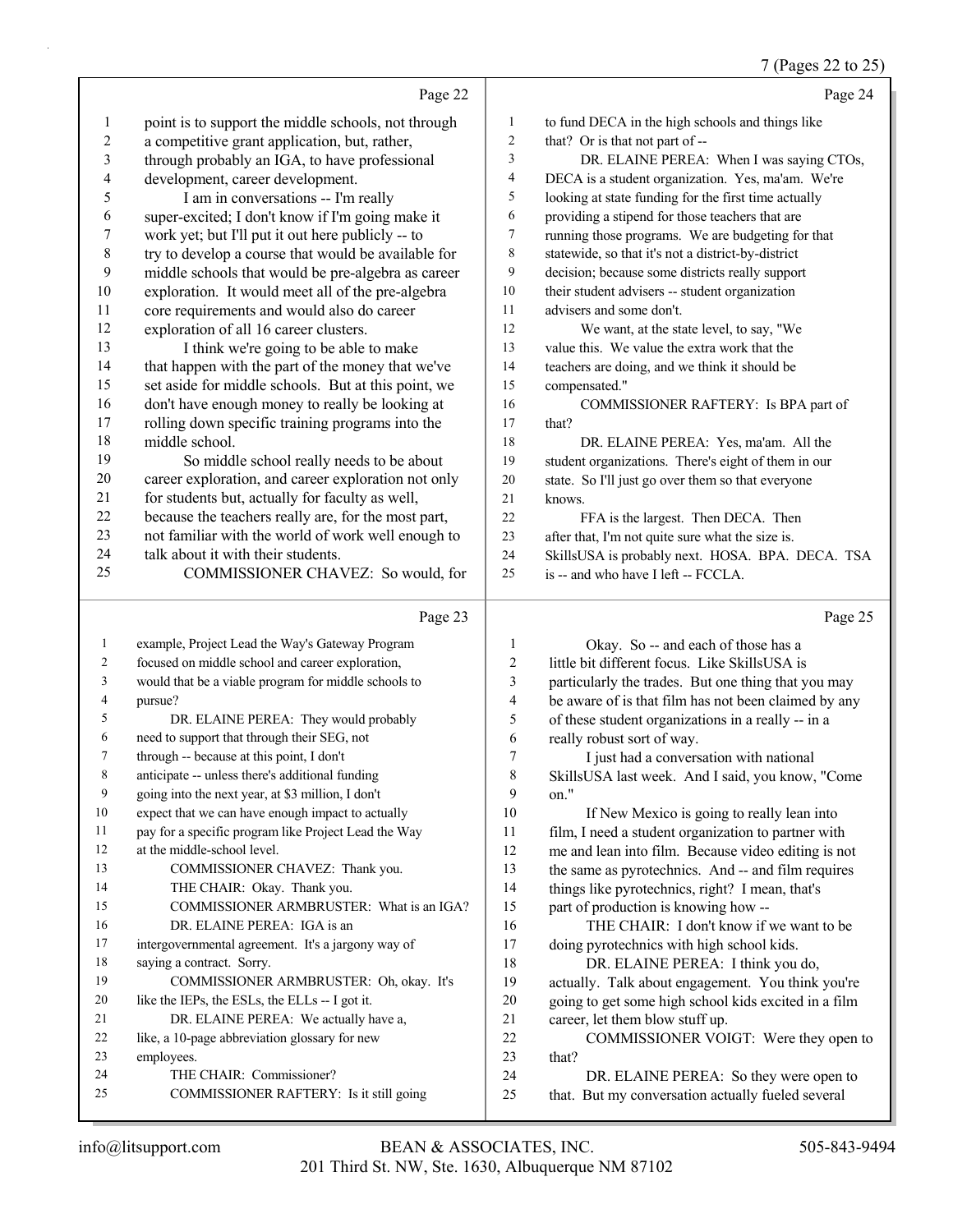Page 22

point is to support the middle schools, not through a competitive grant application, but, rather, through probably an IGA, to have professional development, career development.

I am in conversations -- I'm really super-excited; I don't know if I'm going make it work yet; but I'll put it out here publicly -- to try to develop a course that would be available for middle schools that would be pre-algebra as career exploration. It would meet all of the pre-algebra core requirements and would also do career exploration of all 16 career clusters.

I think we're going to be able to make that happen with the part of the money that we've set aside for middle schools. But at this point, we don't have enough money to really be looking at rolling down specific training programs into the middle school.

So middle school really needs to be about career exploration, and career exploration not only for students but, actually for faculty as well, because the teachers really are, for the most part, not familiar with the world of work well enough to talk about it with their students.

COMMISSIONER CHAVEZ: So would, for

Page 23

example, Project Lead the Way's Gateway Program focused on middle school and career exploration, would that be a viable program for middle schools to pursue?

DR. ELAINE PEREA: They would probably need to support that through their SEG, not through -- because at this point, I don't anticipate -- unless there's additional funding going into the next year, at $3 million, I don't expect that we can have enough impact to actually pay for a specific program like Project Lead the Way at the middle-school level.

COMMISSIONER CHAVEZ: Thank you.

THE CHAIR: Okay. Thank you.

COMMISSIONER ARMBRUSTER: What is an IGA?

DR. ELAINE PEREA: IGA is an intergovernmental agreement. It's a jargony way of saying a contract. Sorry.

COMMISSIONER ARMBRUSTER: Oh, okay. It's like the IEPs, the ESLs, the ELLs -- I got it.

DR. ELAINE PEREA: We actually have a, like, a 10-page abbreviation glossary for new employees.

THE CHAIR: Commissioner?

COMMISSIONER RAFTERY: Is it still going

Page 24

to fund DECA in the high schools and things like that? Or is that not part of --

DR. ELAINE PEREA: When I was saying CTOs, DECA is a student organization. Yes, ma'am. We're looking at state funding for the first time actually providing a stipend for those teachers that are running those programs. We are budgeting for that statewide, so that it's not a district-by-district decision; because some districts really support their student advisers -- student organization advisers and some don't.

We want, at the state level, to say, "We value this. We value the extra work that the teachers are doing, and we think it should be compensated."

COMMISSIONER RAFTERY: Is BPA part of that?

DR. ELAINE PEREA: Yes, ma'am. All the student organizations. There's eight of them in our state. So I'll just go over them so that everyone knows.

FFA is the largest. Then DECA. Then after that, I'm not quite sure what the size is. SkillsUSA is probably next. HOSA. BPA. DECA. TSA is -- and who have I left -- FCCLA.

Page 25

Okay. So -- and each of those has a little bit different focus. Like SkillsUSA is particularly the trades. But one thing that you may be aware of is that film has not been claimed by any of these student organizations in a really -- in a really robust sort of way.

I just had a conversation with national SkillsUSA last week. And I said, you know, "Come on."

If New Mexico is going to really lean into film, I need a student organization to partner with me and lean into film. Because video editing is not the same as pyrotechnics. And -- and film requires things like pyrotechnics, right? I mean, that's part of production is knowing how --

THE CHAIR: I don't know if we want to be doing pyrotechnics with high school kids.

DR. ELAINE PEREA: I think you do, actually. Talk about engagement. You think you're going to get some high school kids excited in a film career, let them blow stuff up.

COMMISSIONER VOIGT: Were they open to that?

DR. ELAINE PEREA: So they were open to that. But my conversation actually fueled several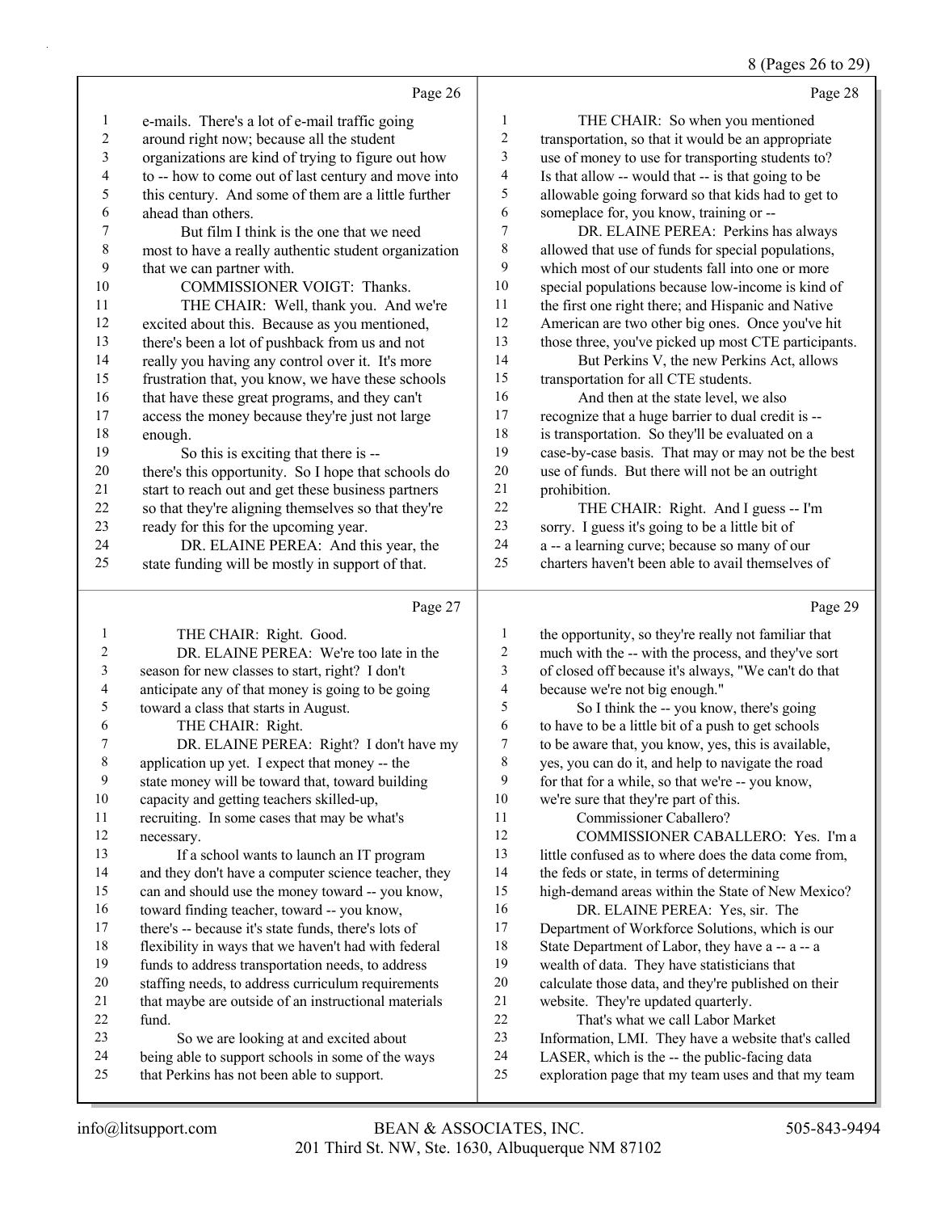Page 26

e-mails. There's a lot of e-mail traffic going around right now; because all the student organizations are kind of trying to figure out how to -- how to come out of last century and move into this century. And some of them are a little further ahead than others.

But film I think is the one that we need most to have a really authentic student organization that we can partner with.

COMMISSIONER VOIGT: Thanks.

THE CHAIR: Well, thank you. And we're excited about this. Because as you mentioned, there's been a lot of pushback from us and not really you having any control over it. It's more frustration that, you know, we have these schools that have these great programs, and they can't access the money because they're just not large enough.

So this is exciting that there is -- there's this opportunity. So I hope that schools do start to reach out and get these business partners so that they're aligning themselves so that they're ready for this for the upcoming year.

DR. ELAINE PEREA: And this year, the state funding will be mostly in support of that.

Page 27

THE CHAIR: Right. Good.

DR. ELAINE PEREA: We're too late in the season for new classes to start, right? I don't anticipate any of that money is going to be going toward a class that starts in August.

THE CHAIR: Right.

DR. ELAINE PEREA: Right? I don't have my application up yet. I expect that money -- the state money will be toward that, toward building capacity and getting teachers skilled-up, recruiting. In some cases that may be what's necessary.

If a school wants to launch an IT program and they don't have a computer science teacher, they can and should use the money toward -- you know, toward finding teacher, toward -- you know, there's -- because it's state funds, there's lots of flexibility in ways that we haven't had with federal funds to address transportation needs, to address staffing needs, to address curriculum requirements that maybe are outside of an instructional materials fund.

So we are looking at and excited about being able to support schools in some of the ways that Perkins has not been able to support.

Page 28

THE CHAIR: So when you mentioned transportation, so that it would be an appropriate use of money to use for transporting students to? Is that allow -- would that -- is that going to be allowable going forward so that kids had to get to someplace for, you know, training or --

DR. ELAINE PEREA: Perkins has always allowed that use of funds for special populations, which most of our students fall into one or more special populations because low-income is kind of the first one right there; and Hispanic and Native American are two other big ones. Once you've hit those three, you've picked up most CTE participants.

But Perkins V, the new Perkins Act, allows transportation for all CTE students.

And then at the state level, we also recognize that a huge barrier to dual credit is -- is transportation. So they'll be evaluated on a case-by-case basis. That may or may not be the best use of funds. But there will not be an outright prohibition.

THE CHAIR: Right. And I guess -- I'm sorry. I guess it's going to be a little bit of a -- a learning curve; because so many of our charters haven't been able to avail themselves of

Page 29

the opportunity, so they're really not familiar that much with the -- with the process, and they've sort of closed off because it's always, "We can't do that because we're not big enough."

So I think the -- you know, there's going to have to be a little bit of a push to get schools to be aware that, you know, yes, this is available, yes, you can do it, and help to navigate the road for that for a while, so that we're -- you know, we're sure that they're part of this.

Commissioner Caballero?

COMMISSIONER CABALLERO: Yes. I'm a little confused as to where does the data come from, the feds or state, in terms of determining high-demand areas within the State of New Mexico?

DR. ELAINE PEREA: Yes, sir. The Department of Workforce Solutions, which is our State Department of Labor, they have a -- a -- a wealth of data. They have statisticians that calculate those data, and they're published on their website. They're updated quarterly.

That's what we call Labor Market Information, LMI. They have a website that's called LASER, which is the -- the public-facing data exploration page that my team uses and that my team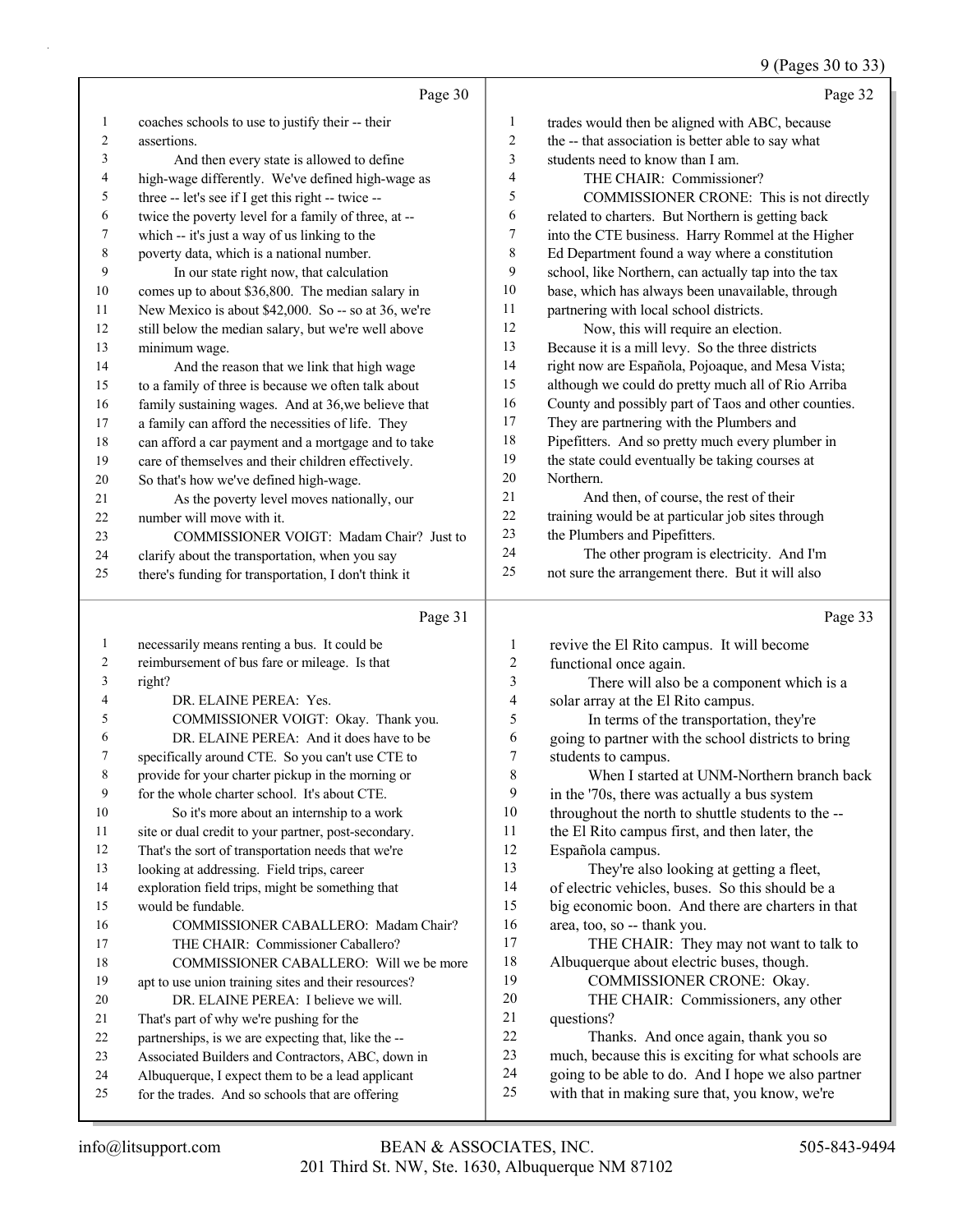Page 30

coaches schools to use to justify their -- their assertions.

And then every state is allowed to define high-wage differently. We've defined high-wage as three -- let's see if I get this right -- twice -- twice the poverty level for a family of three, at -- which -- it's just a way of us linking to the poverty data, which is a national number.

In our state right now, that calculation comes up to about $36,800. The median salary in New Mexico is about $42,000. So -- so at 36, we're still below the median salary, but we're well above minimum wage.

And the reason that we link that high wage to a family of three is because we often talk about family sustaining wages. And at 36,we believe that a family can afford the necessities of life. They can afford a car payment and a mortgage and to take care of themselves and their children effectively. So that's how we've defined high-wage.

As the poverty level moves nationally, our number will move with it.

COMMISSIONER VOIGT: Madam Chair? Just to clarify about the transportation, when you say there's funding for transportation, I don't think it

Page 31

necessarily means renting a bus. It could be reimbursement of bus fare or mileage. Is that right?

DR. ELAINE PEREA: Yes.

COMMISSIONER VOIGT: Okay. Thank you.

DR. ELAINE PEREA: And it does have to be specifically around CTE. So you can't use CTE to provide for your charter pickup in the morning or for the whole charter school. It's about CTE.

So it's more about an internship to a work site or dual credit to your partner, post-secondary. That's the sort of transportation needs that we're looking at addressing. Field trips, career exploration field trips, might be something that would be fundable.

COMMISSIONER CABALLERO: Madam Chair?

THE CHAIR: Commissioner Caballero?

COMMISSIONER CABALLERO: Will we be more apt to use union training sites and their resources?

DR. ELAINE PEREA: I believe we will. That's part of why we're pushing for the partnerships, is we are expecting that, like the -- Associated Builders and Contractors, ABC, down in Albuquerque, I expect them to be a lead applicant for the trades. And so schools that are offering

Page 32

trades would then be aligned with ABC, because the -- that association is better able to say what students need to know than I am.

THE CHAIR: Commissioner?

COMMISSIONER CRONE: This is not directly related to charters. But Northern is getting back into the CTE business. Harry Rommel at the Higher Ed Department found a way where a constitution school, like Northern, can actually tap into the tax base, which has always been unavailable, through partnering with local school districts.

Now, this will require an election. Because it is a mill levy. So the three districts right now are Española, Pojoaque, and Mesa Vista; although we could do pretty much all of Rio Arriba County and possibly part of Taos and other counties. They are partnering with the Plumbers and Pipefitters. And so pretty much every plumber in the state could eventually be taking courses at Northern.

And then, of course, the rest of their training would be at particular job sites through the Plumbers and Pipefitters.

The other program is electricity. And I'm not sure the arrangement there. But it will also

Page 33

revive the El Rito campus. It will become functional once again.

There will also be a component which is a solar array at the El Rito campus.

In terms of the transportation, they're going to partner with the school districts to bring students to campus.

When I started at UNM-Northern branch back in the '70s, there was actually a bus system throughout the north to shuttle students to the -- the El Rito campus first, and then later, the Española campus.

They're also looking at getting a fleet, of electric vehicles, buses. So this should be a big economic boon. And there are charters in that area, too, so -- thank you.

THE CHAIR: They may not want to talk to Albuquerque about electric buses, though.

COMMISSIONER CRONE: Okay.

THE CHAIR: Commissioners, any other questions?

Thanks. And once again, thank you so much, because this is exciting for what schools are going to be able to do. And I hope we also partner with that in making sure that, you know, we're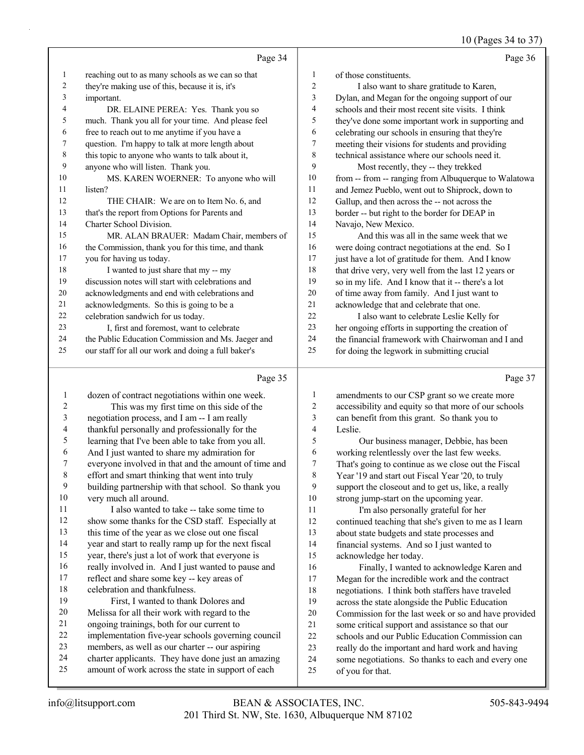**Page 34**

1 reaching out to as many schools as we can so that
2 they're making use of this, because it is, it's
3 important.
4 DR. ELAINE PEREA: Yes. Thank you so
5 much. Thank you all for your time. And please feel
6 free to reach out to me anytime if you have a
7 question. I'm happy to talk at more length about
8 this topic to anyone who wants to talk about it,
9 anyone who will listen. Thank you.
10 MS. KAREN WOERNER: To anyone who will
11 listen?
12 THE CHAIR: We are on to Item No. 6, and
13 that's the report from Options for Parents and
14 Charter School Division.
15 MR. ALAN BRAUER: Madam Chair, members of
16 the Commission, thank you for this time, and thank
17 you for having us today.
18 I wanted to just share that my -- my
19 discussion notes will start with celebrations and
20 acknowledgments and end with celebrations and
21 acknowledgments. So this is going to be a
22 celebration sandwich for us today.
23 I, first and foremost, want to celebrate
24 the Public Education Commission and Ms. Jaeger and
25 our staff for all our work and doing a full baker's

**Page 35**

1 dozen of contract negotiations within one week.
2 This was my first time on this side of the
3 negotiation process, and I am -- I am really
4 thankful personally and professionally for the
5 learning that I've been able to take from you all.
6 And I just wanted to share my admiration for
7 everyone involved in that and the amount of time and
8 effort and smart thinking that went into truly
9 building partnership with that school. So thank you
10 very much all around.
11 I also wanted to take -- take some time to
12 show some thanks for the CSD staff. Especially at
13 this time of the year as we close out one fiscal
14 year and start to really ramp up for the next fiscal
15 year, there's just a lot of work that everyone is
16 really involved in. And I just wanted to pause and
17 reflect and share some key -- key areas of
18 celebration and thankfulness.
19 First, I wanted to thank Dolores and
20 Melissa for all their work with regard to the
21 ongoing trainings, both for our current to
22 implementation five-year schools governing council
23 members, as well as our charter -- our aspiring
24 charter applicants. They have done just an amazing
25 amount of work across the state in support of each

**Page 36**

1 of those constituents.
2 I also want to share gratitude to Karen,
3 Dylan, and Megan for the ongoing support of our
4 schools and their most recent site visits. I think
5 they've done some important work in supporting and
6 celebrating our schools in ensuring that they're
7 meeting their visions for students and providing
8 technical assistance where our schools need it.
9 Most recently, they -- they trekked
10 from -- from -- ranging from Albuquerque to Walatowa
11 and Jemez Pueblo, went out to Shiprock, down to
12 Gallup, and then across the -- not across the
13 border -- but right to the border for DEAP in
14 Navajo, New Mexico.
15 And this was all in the same week that we
16 were doing contract negotiations at the end. So I
17 just have a lot of gratitude for them. And I know
18 that drive very, very well from the last 12 years or
19 so in my life. And I know that it -- there's a lot
20 of time away from family. And I just want to
21 acknowledge that and celebrate that one.
22 I also want to celebrate Leslie Kelly for
23 her ongoing efforts in supporting the creation of
24 the financial framework with Chairwoman and I and
25 for doing the legwork in submitting crucial

**Page 37**

1 amendments to our CSP grant so we create more
2 accessibility and equity so that more of our schools
3 can benefit from this grant. So thank you to
4 Leslie.
5 Our business manager, Debbie, has been
6 working relentlessly over the last few weeks.
7 That's going to continue as we close out the Fiscal
8 Year '19 and start out Fiscal Year '20, to truly
9 support the closeout and to get us, like, a really
10 strong jump-start on the upcoming year.
11 I'm also personally grateful for her
12 continued teaching that she's given to me as I learn
13 about state budgets and state processes and
14 financial systems. And so I just wanted to
15 acknowledge her today.
16 Finally, I wanted to acknowledge Karen and
17 Megan for the incredible work and the contract
18 negotiations. I think both staffers have traveled
19 across the state alongside the Public Education
20 Commission for the last week or so and have provided
21 some critical support and assistance so that our
22 schools and our Public Education Commission can
23 really do the important and hard work and having
24 some negotiations. So thanks to each and every one
25 of you for that.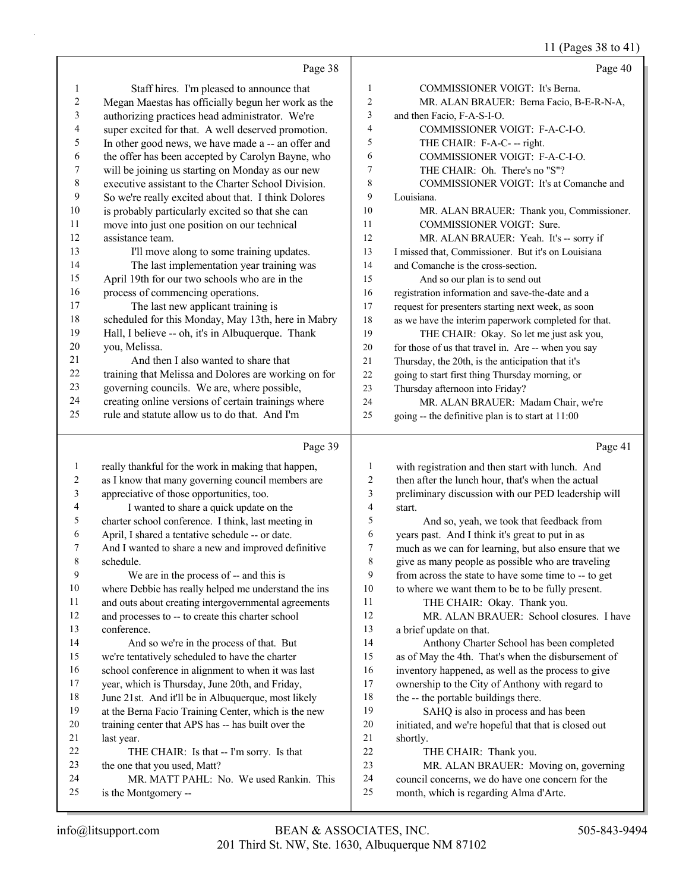Page 38

1 Staff hires. I'm pleased to announce that
2 Megan Maestas has officially begun her work as the
3 authorizing practices head administrator. We're
4 super excited for that. A well deserved promotion.
5 In other good news, we have made a -- an offer and
6 the offer has been accepted by Carolyn Bayne, who
7 will be joining us starting on Monday as our new
8 executive assistant to the Charter School Division.
9 So we're really excited about that. I think Dolores
10 is probably particularly excited so that she can
11 move into just one position on our technical
12 assistance team.
13 I'll move along to some training updates.
14 The last implementation year training was
15 April 19th for our two schools who are in the
16 process of commencing operations.
17 The last new applicant training is
18 scheduled for this Monday, May 13th, here in Mabry
19 Hall, I believe -- oh, it's in Albuquerque. Thank
20 you, Melissa.
21 And then I also wanted to share that
22 training that Melissa and Dolores are working on for
23 governing councils. We are, where possible,
24 creating online versions of certain trainings where
25 rule and statute allow us to do that. And I'm

Page 39

1 really thankful for the work in making that happen,
2 as I know that many governing council members are
3 appreciative of those opportunities, too.
4 I wanted to share a quick update on the
5 charter school conference. I think, last meeting in
6 April, I shared a tentative schedule -- or date.
7 And I wanted to share a new and improved definitive
8 schedule.
9 We are in the process of -- and this is
10 where Debbie has really helped me understand the ins
11 and outs about creating intergovernmental agreements
12 and processes to -- to create this charter school
13 conference.
14 And so we're in the process of that. But
15 we're tentatively scheduled to have the charter
16 school conference in alignment to when it was last
17 year, which is Thursday, June 20th, and Friday,
18 June 21st. And it'll be in Albuquerque, most likely
19 at the Berna Facio Training Center, which is the new
20 training center that APS has -- has built over the
21 last year.
22 THE CHAIR: Is that -- I'm sorry. Is that
23 the one that you used, Matt?
24 MR. MATT PAHL: No. We used Rankin. This
25 is the Montgomery --

Page 40

1 COMMISSIONER VOIGT: It's Berna.
2 MR. ALAN BRAUER: Berna Facio, B-E-R-N-A,
3 and then Facio, F-A-S-I-O.
4 COMMISSIONER VOIGT: F-A-C-I-O.
5 THE CHAIR: F-A-C- -- right.
6 COMMISSIONER VOIGT: F-A-C-I-O.
7 THE CHAIR: Oh. There's no "S"?
8 COMMISSIONER VOIGT: It's at Comanche and
9 Louisiana.
10 MR. ALAN BRAUER: Thank you, Commissioner.
11 COMMISSIONER VOIGT: Sure.
12 MR. ALAN BRAUER: Yeah. It's -- sorry if
13 I missed that, Commissioner. But it's on Louisiana
14 and Comanche is the cross-section.
15 And so our plan is to send out
16 registration information and save-the-date and a
17 request for presenters starting next week, as soon
18 as we have the interim paperwork completed for that.
19 THE CHAIR: Okay. So let me just ask you,
20 for those of us that travel in. Are -- when you say
21 Thursday, the 20th, is the anticipation that it's
22 going to start first thing Thursday morning, or
23 Thursday afternoon into Friday?
24 MR. ALAN BRAUER: Madam Chair, we're
25 going -- the definitive plan is to start at 11:00

Page 41

1 with registration and then start with lunch. And
2 then after the lunch hour, that's when the actual
3 preliminary discussion with our PED leadership will
4 start.
5 And so, yeah, we took that feedback from
6 years past. And I think it's great to put in as
7 much as we can for learning, but also ensure that we
8 give as many people as possible who are traveling
9 from across the state to have some time to -- to get
10 to where we want them to be to be fully present.
11 THE CHAIR: Okay. Thank you.
12 MR. ALAN BRAUER: School closures. I have
13 a brief update on that.
14 Anthony Charter School has been completed
15 as of May the 4th. That's when the disbursement of
16 inventory happened, as well as the process to give
17 ownership to the City of Anthony with regard to
18 the -- the portable buildings there.
19 SAHQ is also in process and has been
20 initiated, and we're hopeful that that is closed out
21 shortly.
22 THE CHAIR: Thank you.
23 MR. ALAN BRAUER: Moving on, governing
24 council concerns, we do have one concern for the
25 month, which is regarding Alma d'Arte.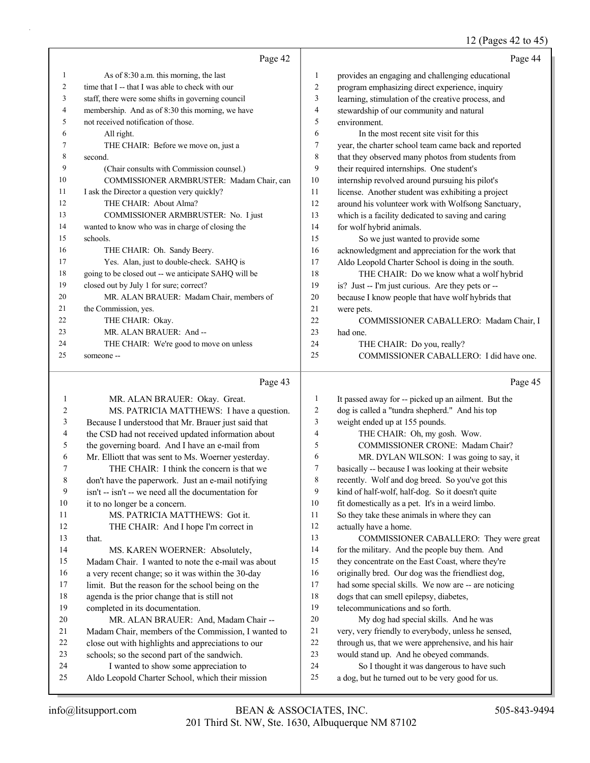Page 42

1 As of 8:30 a.m. this morning, the last
2 time that I -- that I was able to check with our
3 staff, there were some shifts in governing council
4 membership. And as of 8:30 this morning, we have
5 not received notification of those.
6 All right.
7 THE CHAIR: Before we move on, just a
8 second.
9 (Chair consults with Commission counsel.)
10 COMMISSIONER ARMBRUSTER: Madam Chair, can
11 I ask the Director a question very quickly?
12 THE CHAIR: About Alma?
13 COMMISSIONER ARMBRUSTER: No. I just
14 wanted to know who was in charge of closing the
15 schools.
16 THE CHAIR: Oh. Sandy Beery.
17 Yes. Alan, just to double-check. SAHQ is
18 going to be closed out -- we anticipate SAHQ will be
19 closed out by July 1 for sure; correct?
20 MR. ALAN BRAUER: Madam Chair, members of
21 the Commission, yes.
22 THE CHAIR: Okay.
23 MR. ALAN BRAUER: And --
24 THE CHAIR: We're good to move on unless
25 someone --

Page 43

1 MR. ALAN BRAUER: Okay. Great.
2 MS. PATRICIA MATTHEWS: I have a question.
3 Because I understood that Mr. Brauer just said that
4 the CSD had not received updated information about
5 the governing board. And I have an e-mail from
6 Mr. Elliott that was sent to Ms. Woerner yesterday.
7 THE CHAIR: I think the concern is that we
8 don't have the paperwork. Just an e-mail notifying
9 isn't -- isn't -- we need all the documentation for
10 it to no longer be a concern.
11 MS. PATRICIA MATTHEWS: Got it.
12 THE CHAIR: And I hope I'm correct in
13 that.
14 MS. KAREN WOERNER: Absolutely,
15 Madam Chair. I wanted to note the e-mail was about
16 a very recent change; so it was within the 30-day
17 limit. But the reason for the school being on the
18 agenda is the prior change that is still not
19 completed in its documentation.
20 MR. ALAN BRAUER: And, Madam Chair --
21 Madam Chair, members of the Commission, I wanted to
22 close out with highlights and appreciations to our
23 schools; so the second part of the sandwich.
24 I wanted to show some appreciation to
25 Aldo Leopold Charter School, which their mission

Page 44

1 provides an engaging and challenging educational
2 program emphasizing direct experience, inquiry
3 learning, stimulation of the creative process, and
4 stewardship of our community and natural
5 environment.
6 In the most recent site visit for this
7 year, the charter school team came back and reported
8 that they observed many photos from students from
9 their required internships. One student's
10 internship revolved around pursuing his pilot's
11 license. Another student was exhibiting a project
12 around his volunteer work with Wolfsong Sanctuary,
13 which is a facility dedicated to saving and caring
14 for wolf hybrid animals.
15 So we just wanted to provide some
16 acknowledgment and appreciation for the work that
17 Aldo Leopold Charter School is doing in the south.
18 THE CHAIR: Do we know what a wolf hybrid
19 is? Just -- I'm just curious. Are they pets or --
20 because I know people that have wolf hybrids that
21 were pets.
22 COMMISSIONER CABALLERO: Madam Chair, I
23 had one.
24 THE CHAIR: Do you, really?
25 COMMISSIONER CABALLERO: I did have one.

Page 45

1 It passed away for -- picked up an ailment. But the
2 dog is called a "tundra shepherd." And his top
3 weight ended up at 155 pounds.
4 THE CHAIR: Oh, my gosh. Wow.
5 COMMISSIONER CRONE: Madam Chair?
6 MR. DYLAN WILSON: I was going to say, it
7 basically -- because I was looking at their website
8 recently. Wolf and dog breed. So you've got this
9 kind of half-wolf, half-dog. So it doesn't quite
10 fit domestically as a pet. It's in a weird limbo.
11 So they take these animals in where they can
12 actually have a home.
13 COMMISSIONER CABALLERO: They were great
14 for the military. And the people buy them. And
15 they concentrate on the East Coast, where they're
16 originally bred. Our dog was the friendliest dog,
17 had some special skills. We now are -- are noticing
18 dogs that can smell epilepsy, diabetes,
19 telecommunications and so forth.
20 My dog had special skills. And he was
21 very, very friendly to everybody, unless he sensed,
22 through us, that we were apprehensive, and his hair
23 would stand up. And he obeyed commands.
24 So I thought it was dangerous to have such
25 a dog, but he turned out to be very good for us.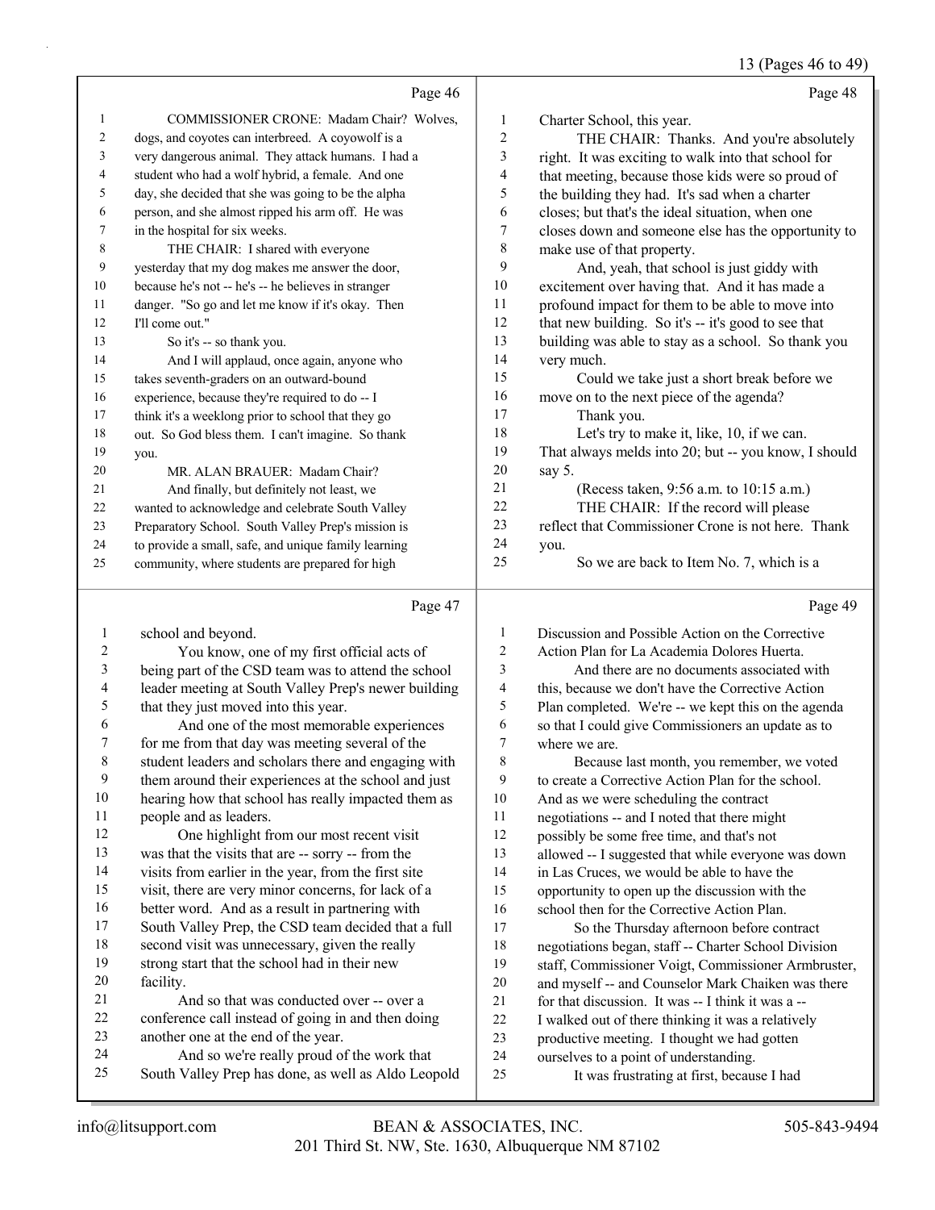Page 46

1 COMMISSIONER CRONE: Madam Chair? Wolves,
2 dogs, and coyotes can interbreed. A coyowolf is a
3 very dangerous animal. They attack humans. I had a
4 student who had a wolf hybrid, a female. And one
5 day, she decided that she was going to be the alpha
6 person, and she almost ripped his arm off. He was
7 in the hospital for six weeks.
8 THE CHAIR: I shared with everyone
9 yesterday that my dog makes me answer the door,
10 because he's not -- he's -- he believes in stranger
11 danger. "So go and let me know if it's okay. Then
12 I'll come out."
13 So it's -- so thank you.
14 And I will applaud, once again, anyone who
15 takes seventh-graders on an outward-bound
16 experience, because they're required to do -- I
17 think it's a weeklong prior to school that they go
18 out. So God bless them. I can't imagine. So thank
19 you.
20 MR. ALAN BRAUER: Madam Chair?
21 And finally, but definitely not least, we
22 wanted to acknowledge and celebrate South Valley
23 Preparatory School. South Valley Prep's mission is
24 to provide a small, safe, and unique family learning
25 community, where students are prepared for high

Page 47

1 school and beyond.
2 You know, one of my first official acts of
3 being part of the CSD team was to attend the school
4 leader meeting at South Valley Prep's newer building
5 that they just moved into this year.
6 And one of the most memorable experiences
7 for me from that day was meeting several of the
8 student leaders and scholars there and engaging with
9 them around their experiences at the school and just
10 hearing how that school has really impacted them as
11 people and as leaders.
12 One highlight from our most recent visit
13 was that the visits that are -- sorry -- from the
14 visits from earlier in the year, from the first site
15 visit, there are very minor concerns, for lack of a
16 better word. And as a result in partnering with
17 South Valley Prep, the CSD team decided that a full
18 second visit was unnecessary, given the really
19 strong start that the school had in their new
20 facility.
21 And so that was conducted over -- over a
22 conference call instead of going in and then doing
23 another one at the end of the year.
24 And so we're really proud of the work that
25 South Valley Prep has done, as well as Aldo Leopold

Page 48

1 Charter School, this year.
2 THE CHAIR: Thanks. And you're absolutely
3 right. It was exciting to walk into that school for
4 that meeting, because those kids were so proud of
5 the building they had. It's sad when a charter
6 closes; but that's the ideal situation, when one
7 closes down and someone else has the opportunity to
8 make use of that property.
9 And, yeah, that school is just giddy with
10 excitement over having that. And it has made a
11 profound impact for them to be able to move into
12 that new building. So it's -- it's good to see that
13 building was able to stay as a school. So thank you
14 very much.
15 Could we take just a short break before we
16 move on to the next piece of the agenda?
17 Thank you.
18 Let's try to make it, like, 10, if we can.
19 That always melds into 20; but -- you know, I should
20 say 5.
21 (Recess taken, 9:56 a.m. to 10:15 a.m.)
22 THE CHAIR: If the record will please
23 reflect that Commissioner Crone is not here. Thank
24 you.
25 So we are back to Item No. 7, which is a

Page 49

1 Discussion and Possible Action on the Corrective
2 Action Plan for La Academia Dolores Huerta.
3 And there are no documents associated with
4 this, because we don't have the Corrective Action
5 Plan completed. We're -- we kept this on the agenda
6 so that I could give Commissioners an update as to
7 where we are.
8 Because last month, you remember, we voted
9 to create a Corrective Action Plan for the school.
10 And as we were scheduling the contract
11 negotiations -- and I noted that there might
12 possibly be some free time, and that's not
13 allowed -- I suggested that while everyone was down
14 in Las Cruces, we would be able to have the
15 opportunity to open up the discussion with the
16 school then for the Corrective Action Plan.
17 So the Thursday afternoon before contract
18 negotiations began, staff -- Charter School Division
19 staff, Commissioner Voigt, Commissioner Armbruster,
20 and myself -- and Counselor Mark Chaiken was there
21 for that discussion. It was -- I think it was a --
22 I walked out of there thinking it was a relatively
23 productive meeting. I thought we had gotten
24 ourselves to a point of understanding.
25 It was frustrating at first, because I had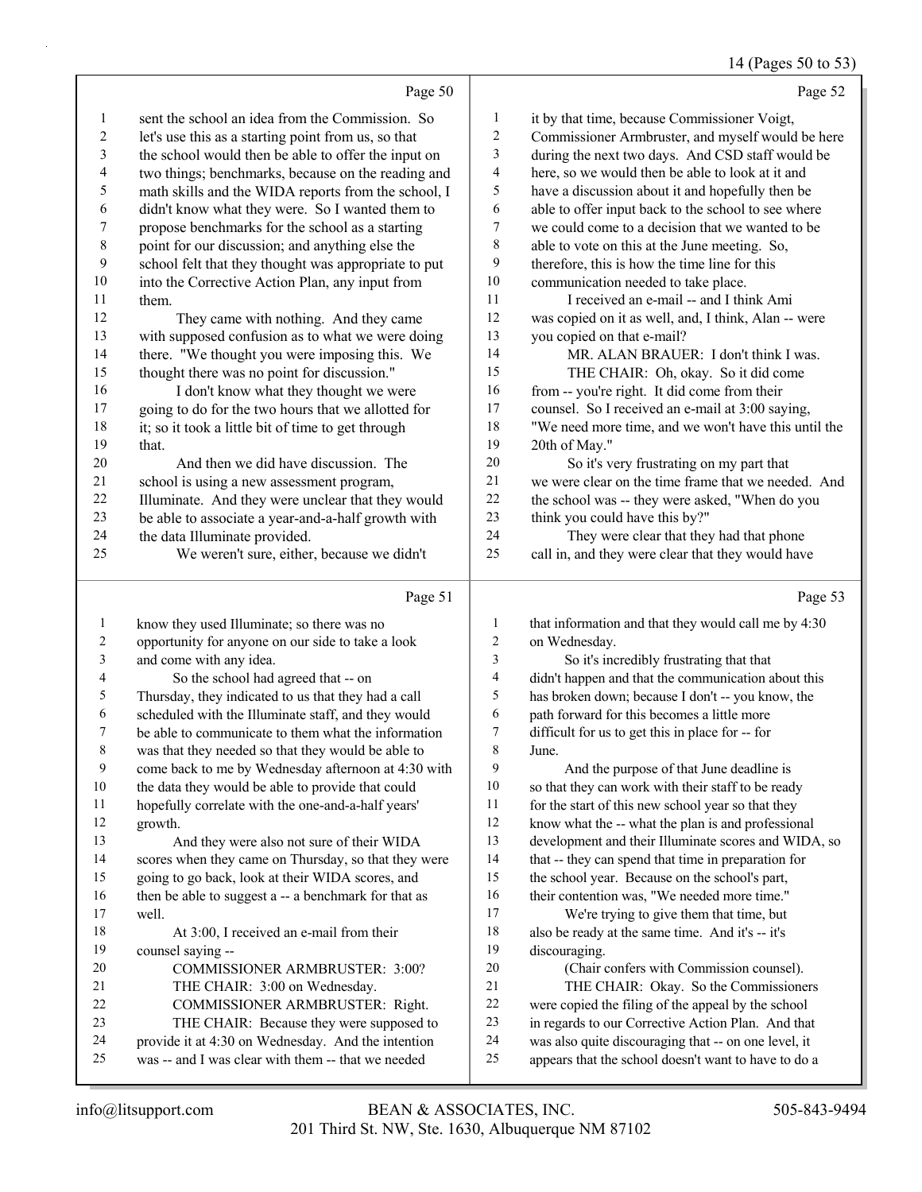Page 50

sent the school an idea from the Commission. So let's use this as a starting point from us, so that the school would then be able to offer the input on two things; benchmarks, because on the reading and math skills and the WIDA reports from the school, I didn't know what they were. So I wanted them to propose benchmarks for the school as a starting point for our discussion; and anything else the school felt that they thought was appropriate to put into the Corrective Action Plan, any input from them.

They came with nothing. And they came with supposed confusion as to what we were doing there. "We thought you were imposing this. We thought there was no point for discussion."

I don't know what they thought we were going to do for the two hours that we allotted for it; so it took a little bit of time to get through that.

And then we did have discussion. The school is using a new assessment program, Illuminate. And they were unclear that they would be able to associate a year-and-a-half growth with the data Illuminate provided.

We weren't sure, either, because we didn't

Page 51

know they used Illuminate; so there was no opportunity for anyone on our side to take a look and come with any idea.

So the school had agreed that -- on Thursday, they indicated to us that they had a call scheduled with the Illuminate staff, and they would be able to communicate to them what the information was that they needed so that they would be able to come back to me by Wednesday afternoon at 4:30 with the data they would be able to provide that could hopefully correlate with the one-and-a-half years' growth.

And they were also not sure of their WIDA scores when they came on Thursday, so that they were going to go back, look at their WIDA scores, and then be able to suggest a -- a benchmark for that as well.

At 3:00, I received an e-mail from their counsel saying --

COMMISSIONER ARMBRUSTER: 3:00?

THE CHAIR: 3:00 on Wednesday.

COMMISSIONER ARMBRUSTER: Right.

THE CHAIR: Because they were supposed to provide it at 4:30 on Wednesday. And the intention was -- and I was clear with them -- that we needed

Page 52

it by that time, because Commissioner Voigt, Commissioner Armbruster, and myself would be here during the next two days. And CSD staff would be here, so we would then be able to look at it and have a discussion about it and hopefully then be able to offer input back to the school to see where we could come to a decision that we wanted to be able to vote on this at the June meeting. So, therefore, this is how the time line for this communication needed to take place.

I received an e-mail -- and I think Ami was copied on it as well, and, I think, Alan -- were you copied on that e-mail?

MR. ALAN BRAUER: I don't think I was.

THE CHAIR: Oh, okay. So it did come from -- you're right. It did come from their counsel. So I received an e-mail at 3:00 saying, "We need more time, and we won't have this until the 20th of May."

So it's very frustrating on my part that we were clear on the time frame that we needed. And the school was -- they were asked, "When do you think you could have this by?"

They were clear that they had that phone call in, and they were clear that they would have

Page 53

that information and that they would call me by 4:30 on Wednesday.

So it's incredibly frustrating that that didn't happen and that the communication about this has broken down; because I don't -- you know, the path forward for this becomes a little more difficult for us to get this in place for -- for June.

And the purpose of that June deadline is so that they can work with their staff to be ready for the start of this new school year so that they know what the -- what the plan is and professional development and their Illuminate scores and WIDA, so that -- they can spend that time in preparation for the school year. Because on the school's part, their contention was, "We needed more time."

We're trying to give them that time, but also be ready at the same time. And it's -- it's discouraging.

(Chair confers with Commission counsel).

THE CHAIR: Okay. So the Commissioners were copied the filing of the appeal by the school in regards to our Corrective Action Plan. And that was also quite discouraging that -- on one level, it appears that the school doesn't want to have to do a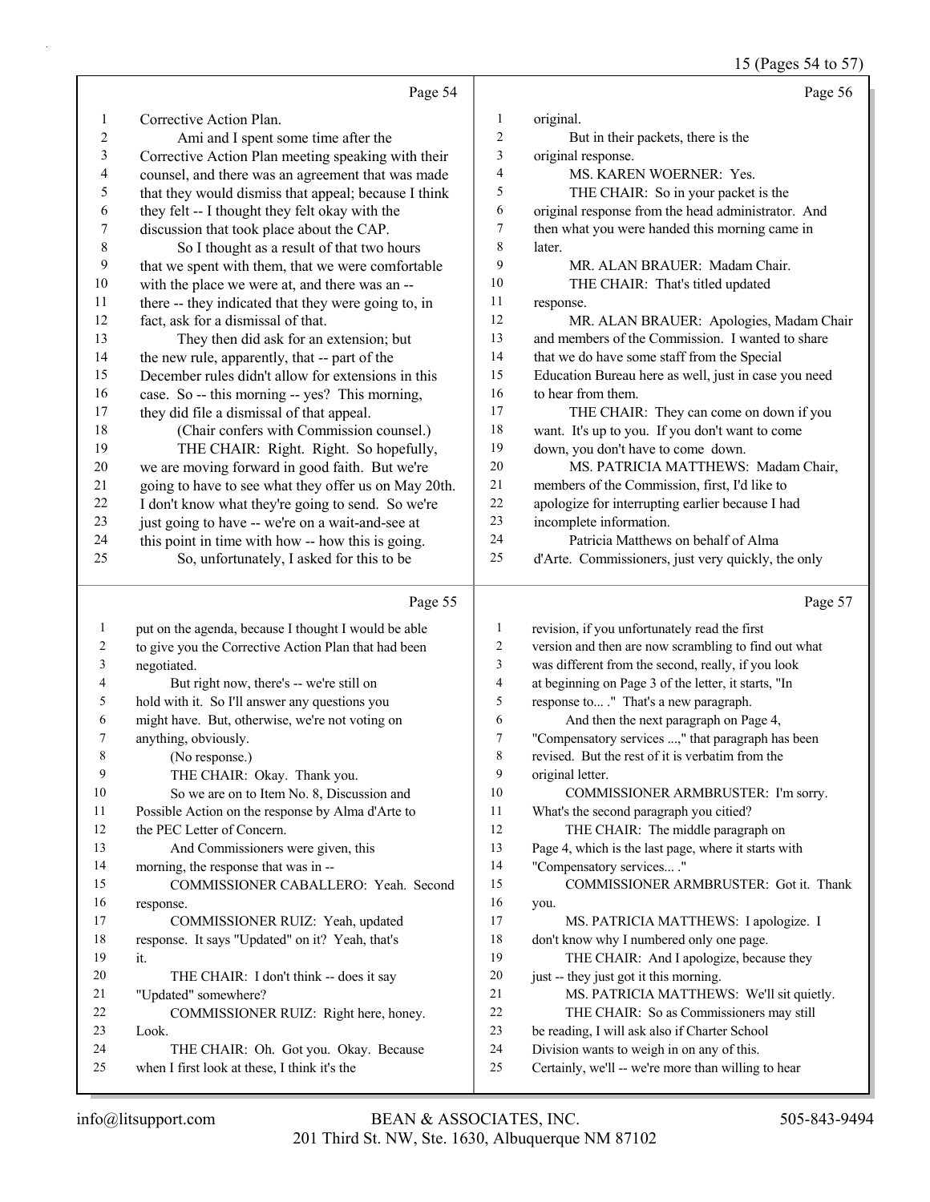Page 54

1 Corrective Action Plan.
2 Ami and I spent some time after the
3 Corrective Action Plan meeting speaking with their
4 counsel, and there was an agreement that was made
5 that they would dismiss that appeal; because I think
6 they felt -- I thought they felt okay with the
7 discussion that took place about the CAP.
8 So I thought as a result of that two hours
9 that we spent with them, that we were comfortable
10 with the place we were at, and there was an --
11 there -- they indicated that they were going to, in
12 fact, ask for a dismissal of that.
13 They then did ask for an extension; but
14 the new rule, apparently, that -- part of the
15 December rules didn't allow for extensions in this
16 case. So -- this morning -- yes? This morning,
17 they did file a dismissal of that appeal.
18 (Chair confers with Commission counsel.)
19 THE CHAIR: Right. Right. So hopefully,
20 we are moving forward in good faith. But we're
21 going to have to see what they offer us on May 20th.
22 I don't know what they're going to send. So we're
23 just going to have -- we're on a wait-and-see at
24 this point in time with how -- how this is going.
25 So, unfortunately, I asked for this to be

Page 55

1 put on the agenda, because I thought I would be able
2 to give you the Corrective Action Plan that had been
3 negotiated.
4 But right now, there's -- we're still on
5 hold with it. So I'll answer any questions you
6 might have. But, otherwise, we're not voting on
7 anything, obviously.
8 (No response.)
9 THE CHAIR: Okay. Thank you.
10 So we are on to Item No. 8, Discussion and
11 Possible Action on the response by Alma d'Arte to
12 the PEC Letter of Concern.
13 And Commissioners were given, this
14 morning, the response that was in --
15 COMMISSIONER CABALLERO: Yeah. Second
16 response.
17 COMMISSIONER RUIZ: Yeah, updated
18 response. It says "Updated" on it? Yeah, that's
19 it.
20 THE CHAIR: I don't think -- does it say
21 "Updated" somewhere?
22 COMMISSIONER RUIZ: Right here, honey.
23 Look.
24 THE CHAIR: Oh. Got you. Okay. Because
25 when I first look at these, I think it's the

Page 56

1 original.
2 But in their packets, there is the
3 original response.
4 MS. KAREN WOERNER: Yes.
5 THE CHAIR: So in your packet is the
6 original response from the head administrator. And
7 then what you were handed this morning came in
8 later.
9 MR. ALAN BRAUER: Madam Chair.
10 THE CHAIR: That's titled updated
11 response.
12 MR. ALAN BRAUER: Apologies, Madam Chair
13 and members of the Commission. I wanted to share
14 that we do have some staff from the Special
15 Education Bureau here as well, just in case you need
16 to hear from them.
17 THE CHAIR: They can come on down if you
18 want. It's up to you. If you don't want to come
19 down, you don't have to come down.
20 MS. PATRICIA MATTHEWS: Madam Chair,
21 members of the Commission, first, I'd like to
22 apologize for interrupting earlier because I had
23 incomplete information.
24 Patricia Matthews on behalf of Alma
25 d'Arte. Commissioners, just very quickly, the only

Page 57

1 revision, if you unfortunately read the first
2 version and then are now scrambling to find out what
3 was different from the second, really, if you look
4 at beginning on Page 3 of the letter, it starts, "In
5 response to... ." That's a new paragraph.
6 And then the next paragraph on Page 4,
7 "Compensatory services ...," that paragraph has been
8 revised. But the rest of it is verbatim from the
9 original letter.
10 COMMISSIONER ARMBRUSTER: I'm sorry.
11 What's the second paragraph you citied?
12 THE CHAIR: The middle paragraph on
13 Page 4, which is the last page, where it starts with
14 "Compensatory services... ."
15 COMMISSIONER ARMBRUSTER: Got it. Thank
16 you.
17 MS. PATRICIA MATTHEWS: I apologize. I
18 don't know why I numbered only one page.
19 THE CHAIR: And I apologize, because they
20 just -- they just got it this morning.
21 MS. PATRICIA MATTHEWS: We'll sit quietly.
22 THE CHAIR: So as Commissioners may still
23 be reading, I will ask also if Charter School
24 Division wants to weigh in on any of this.
25 Certainly, we'll -- we're more than willing to hear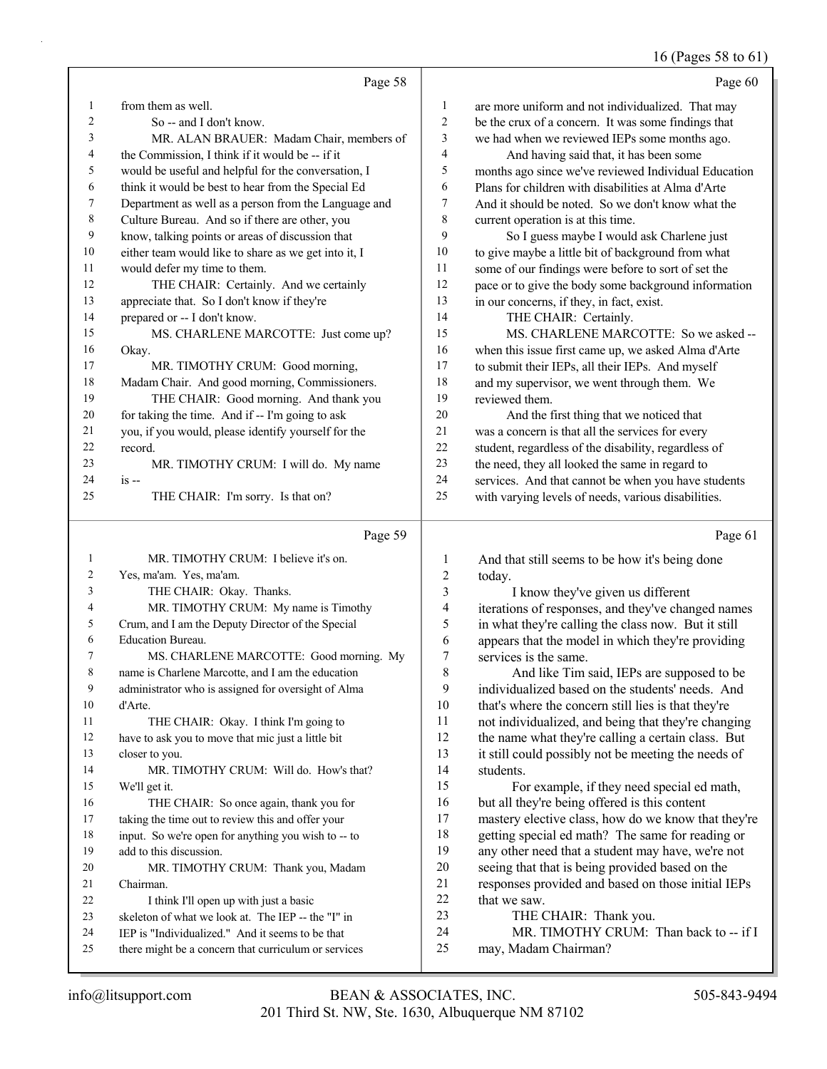Page 58

1 from them as well.
2 So -- and I don't know.
3 MR. ALAN BRAUER: Madam Chair, members of
4 the Commission, I think if it would be -- if it
5 would be useful and helpful for the conversation, I
6 think it would be best to hear from the Special Ed
7 Department as well as a person from the Language and
8 Culture Bureau. And so if there are other, you
9 know, talking points or areas of discussion that
10 either team would like to share as we get into it, I
11 would defer my time to them.
12 THE CHAIR: Certainly. And we certainly
13 appreciate that. So I don't know if they're
14 prepared or -- I don't know.
15 MS. CHARLENE MARCOTTE: Just come up?
16 Okay.
17 MR. TIMOTHY CRUM: Good morning,
18 Madam Chair. And good morning, Commissioners.
19 THE CHAIR: Good morning. And thank you
20 for taking the time. And if -- I'm going to ask
21 you, if you would, please identify yourself for the
22 record.
23 MR. TIMOTHY CRUM: I will do. My name
24 is --
25 THE CHAIR: I'm sorry. Is that on?

Page 59

1 MR. TIMOTHY CRUM: I believe it's on.
2 Yes, ma'am. Yes, ma'am.
3 THE CHAIR: Okay. Thanks.
4 MR. TIMOTHY CRUM: My name is Timothy
5 Crum, and I am the Deputy Director of the Special
6 Education Bureau.
7 MS. CHARLENE MARCOTTE: Good morning. My
8 name is Charlene Marcotte, and I am the education
9 administrator who is assigned for oversight of Alma
10 d'Arte.
11 THE CHAIR: Okay. I think I'm going to
12 have to ask you to move that mic just a little bit
13 closer to you.
14 MR. TIMOTHY CRUM: Will do. How's that?
15 We'll get it.
16 THE CHAIR: So once again, thank you for
17 taking the time out to review this and offer your
18 input. So we're open for anything you wish to -- to
19 add to this discussion.
20 MR. TIMOTHY CRUM: Thank you, Madam
21 Chairman.
22 I think I'll open up with just a basic
23 skeleton of what we look at. The IEP -- the "I" in
24 IEP is "Individualized." And it seems to be that
25 there might be a concern that curriculum or services

Page 60

1 are more uniform and not individualized. That may
2 be the crux of a concern. It was some findings that
3 we had when we reviewed IEPs some months ago.
4 And having said that, it has been some
5 months ago since we've reviewed Individual Education
6 Plans for children with disabilities at Alma d'Arte
7 And it should be noted. So we don't know what the
8 current operation is at this time.
9 So I guess maybe I would ask Charlene just
10 to give maybe a little bit of background from what
11 some of our findings were before to sort of set the
12 pace or to give the body some background information
13 in our concerns, if they, in fact, exist.
14 THE CHAIR: Certainly.
15 MS. CHARLENE MARCOTTE: So we asked --
16 when this issue first came up, we asked Alma d'Arte
17 to submit their IEPs, all their IEPs. And myself
18 and my supervisor, we went through them. We
19 reviewed them.
20 And the first thing that we noticed that
21 was a concern is that all the services for every
22 student, regardless of the disability, regardless of
23 the need, they all looked the same in regard to
24 services. And that cannot be when you have students
25 with varying levels of needs, various disabilities.

Page 61

1 And that still seems to be how it's being done
2 today.
3 I know they've given us different
4 iterations of responses, and they've changed names
5 in what they're calling the class now. But it still
6 appears that the model in which they're providing
7 services is the same.
8 And like Tim said, IEPs are supposed to be
9 individualized based on the students' needs. And
10 that's where the concern still lies is that they're
11 not individualized, and being that they're changing
12 the name what they're calling a certain class. But
13 it still could possibly not be meeting the needs of
14 students.
15 For example, if they need special ed math,
16 but all they're being offered is this content
17 mastery elective class, how do we know that they're
18 getting special ed math? The same for reading or
19 any other need that a student may have, we're not
20 seeing that that is being provided based on the
21 responses provided and based on those initial IEPs
22 that we saw.
23 THE CHAIR: Thank you.
24 MR. TIMOTHY CRUM: Than back to -- if I
25 may, Madam Chairman?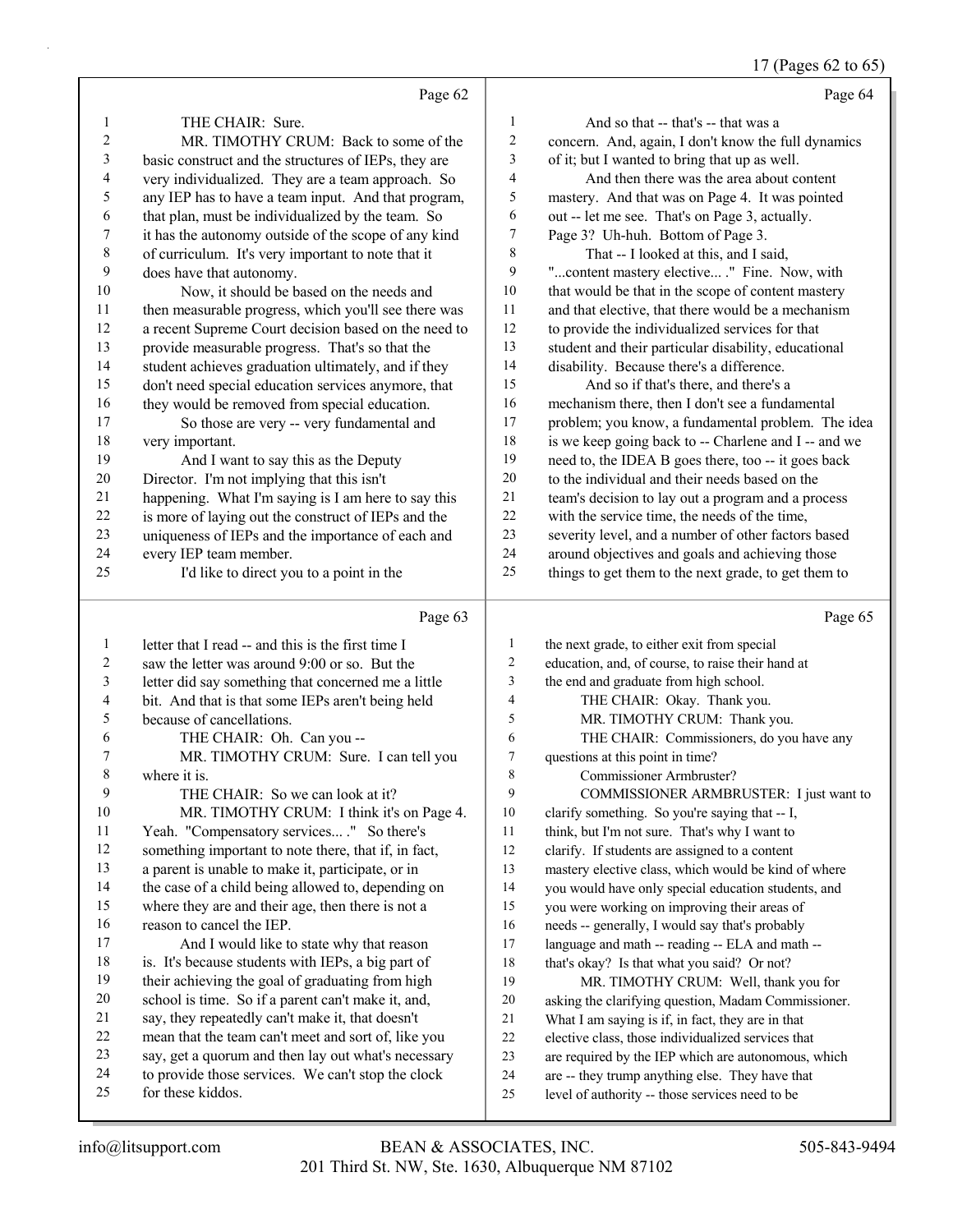Page 62

THE CHAIR: Sure.

MR. TIMOTHY CRUM: Back to some of the basic construct and the structures of IEPs, they are very individualized. They are a team approach. So any IEP has to have a team input. And that program, that plan, must be individualized by the team. So it has the autonomy outside of the scope of any kind of curriculum. It's very important to note that it does have that autonomy.

Now, it should be based on the needs and then measurable progress, which you'll see there was a recent Supreme Court decision based on the need to provide measurable progress. That's so that the student achieves graduation ultimately, and if they don't need special education services anymore, that they would be removed from special education.

So those are very -- very fundamental and very important.

And I want to say this as the Deputy Director. I'm not implying that this isn't happening. What I'm saying is I am here to say this is more of laying out the construct of IEPs and the uniqueness of IEPs and the importance of each and every IEP team member.

I'd like to direct you to a point in the

Page 63

letter that I read -- and this is the first time I saw the letter was around 9:00 or so. But the letter did say something that concerned me a little bit. And that is that some IEPs aren't being held because of cancellations.

THE CHAIR: Oh. Can you --

MR. TIMOTHY CRUM: Sure. I can tell you where it is.

THE CHAIR: So we can look at it?

MR. TIMOTHY CRUM: I think it's on Page 4. Yeah. "Compensatory services... ." So there's something important to note there, that if, in fact, a parent is unable to make it, participate, or in the case of a child being allowed to, depending on where they are and their age, then there is not a reason to cancel the IEP.

And I would like to state why that reason is. It's because students with IEPs, a big part of their achieving the goal of graduating from high school is time. So if a parent can't make it, and, say, they repeatedly can't make it, that doesn't mean that the team can't meet and sort of, like you say, get a quorum and then lay out what's necessary to provide those services. We can't stop the clock for these kiddos.

Page 64

And so that -- that's -- that was a concern. And, again, I don't know the full dynamics of it; but I wanted to bring that up as well.

And then there was the area about content mastery. And that was on Page 4. It was pointed out -- let me see. That's on Page 3, actually. Page 3? Uh-huh. Bottom of Page 3.

That -- I looked at this, and I said, "...content mastery elective... ." Fine. Now, with that would be that in the scope of content mastery and that elective, that there would be a mechanism to provide the individualized services for that student and their particular disability, educational disability. Because there's a difference.

And so if that's there, and there's a mechanism there, then I don't see a fundamental problem; you know, a fundamental problem. The idea is we keep going back to -- Charlene and I -- and we need to, the IDEA B goes there, too -- it goes back to the individual and their needs based on the team's decision to lay out a program and a process with the service time, the needs of the time, severity level, and a number of other factors based around objectives and goals and achieving those things to get them to the next grade, to get them to

Page 65

the next grade, to either exit from special education, and, of course, to raise their hand at the end and graduate from high school.

THE CHAIR: Okay. Thank you.

MR. TIMOTHY CRUM: Thank you.

THE CHAIR: Commissioners, do you have any questions at this point in time?

Commissioner Armbruster?

COMMISSIONER ARMBRUSTER: I just want to clarify something. So you're saying that -- I, think, but I'm not sure. That's why I want to clarify. If students are assigned to a content mastery elective class, which would be kind of where you would have only special education students, and you were working on improving their areas of needs -- generally, I would say that's probably language and math -- reading -- ELA and math -- that's okay? Is that what you said? Or not?

MR. TIMOTHY CRUM: Well, thank you for asking the clarifying question, Madam Commissioner. What I am saying is if, in fact, they are in that elective class, those individualized services that are required by the IEP which are autonomous, which are -- they trump anything else. They have that level of authority -- those services need to be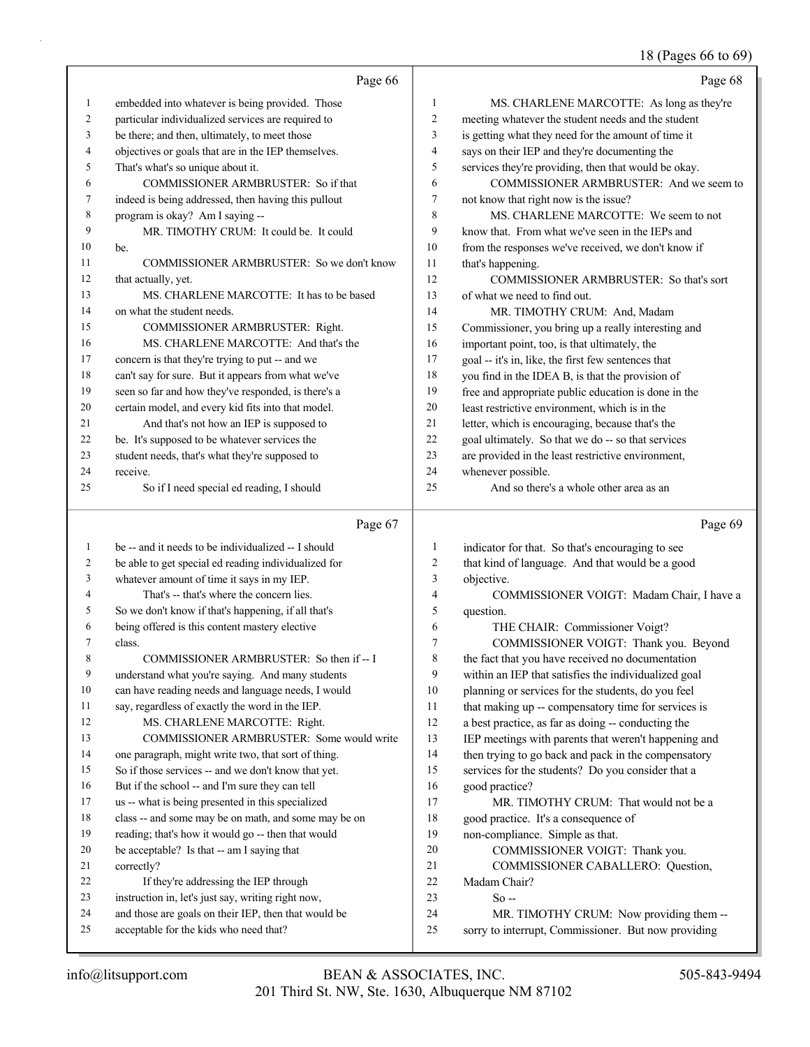Page 66

1 embedded into whatever is being provided. Those
2 particular individualized services are required to
3 be there; and then, ultimately, to meet those
4 objectives or goals that are in the IEP themselves.
5 That's what's so unique about it.
6 COMMISSIONER ARMBRUSTER: So if that
7 indeed is being addressed, then having this pullout
8 program is okay? Am I saying --
9 MR. TIMOTHY CRUM: It could be. It could
10 be.
11 COMMISSIONER ARMBRUSTER: So we don't know
12 that actually, yet.
13 MS. CHARLENE MARCOTTE: It has to be based
14 on what the student needs.
15 COMMISSIONER ARMBRUSTER: Right.
16 MS. CHARLENE MARCOTTE: And that's the
17 concern is that they're trying to put -- and we
18 can't say for sure. But it appears from what we've
19 seen so far and how they've responded, is there's a
20 certain model, and every kid fits into that model.
21 And that's not how an IEP is supposed to
22 be. It's supposed to be whatever services the
23 student needs, that's what they're supposed to
24 receive.
25 So if I need special ed reading, I should

Page 67

1 be -- and it needs to be individualized -- I should
2 be able to get special ed reading individualized for
3 whatever amount of time it says in my IEP.
4 That's -- that's where the concern lies.
5 So we don't know if that's happening, if all that's
6 being offered is this content mastery elective
7 class.
8 COMMISSIONER ARMBRUSTER: So then if -- I
9 understand what you're saying. And many students
10 can have reading needs and language needs, I would
11 say, regardless of exactly the word in the IEP.
12 MS. CHARLENE MARCOTTE: Right.
13 COMMISSIONER ARMBRUSTER: Some would write
14 one paragraph, might write two, that sort of thing.
15 So if those services -- and we don't know that yet.
16 But if the school -- and I'm sure they can tell
17 us -- what is being presented in this specialized
18 class -- and some may be on math, and some may be on
19 reading; that's how it would go -- then that would
20 be acceptable? Is that -- am I saying that
21 correctly?
22 If they're addressing the IEP through
23 instruction in, let's just say, writing right now,
24 and those are goals on their IEP, then that would be
25 acceptable for the kids who need that?

Page 68

1 MS. CHARLENE MARCOTTE: As long as they're
2 meeting whatever the student needs and the student
3 is getting what they need for the amount of time it
4 says on their IEP and they're documenting the
5 services they're providing, then that would be okay.
6 COMMISSIONER ARMBRUSTER: And we seem to
7 not know that right now is the issue?
8 MS. CHARLENE MARCOTTE: We seem to not
9 know that. From what we've seen in the IEPs and
10 from the responses we've received, we don't know if
11 that's happening.
12 COMMISSIONER ARMBRUSTER: So that's sort
13 of what we need to find out.
14 MR. TIMOTHY CRUM: And, Madam
15 Commissioner, you bring up a really interesting and
16 important point, too, is that ultimately, the
17 goal -- it's in, like, the first few sentences that
18 you find in the IDEA B, is that the provision of
19 free and appropriate public education is done in the
20 least restrictive environment, which is in the
21 letter, which is encouraging, because that's the
22 goal ultimately. So that we do -- so that services
23 are provided in the least restrictive environment,
24 whenever possible.
25 And so there's a whole other area as an

Page 69

1 indicator for that. So that's encouraging to see
2 that kind of language. And that would be a good
3 objective.
4 COMMISSIONER VOIGT: Madam Chair, I have a
5 question.
6 THE CHAIR: Commissioner Voigt?
7 COMMISSIONER VOIGT: Thank you. Beyond
8 the fact that you have received no documentation
9 within an IEP that satisfies the individualized goal
10 planning or services for the students, do you feel
11 that making up -- compensatory time for services is
12 a best practice, as far as doing -- conducting the
13 IEP meetings with parents that weren't happening and
14 then trying to go back and pack in the compensatory
15 services for the students? Do you consider that a
16 good practice?
17 MR. TIMOTHY CRUM: That would not be a
18 good practice. It's a consequence of
19 non-compliance. Simple as that.
20 COMMISSIONER VOIGT: Thank you.
21 COMMISSIONER CABALLERO: Question,
22 Madam Chair?
23 So --
24 MR. TIMOTHY CRUM: Now providing them --
25 sorry to interrupt, Commissioner. But now providing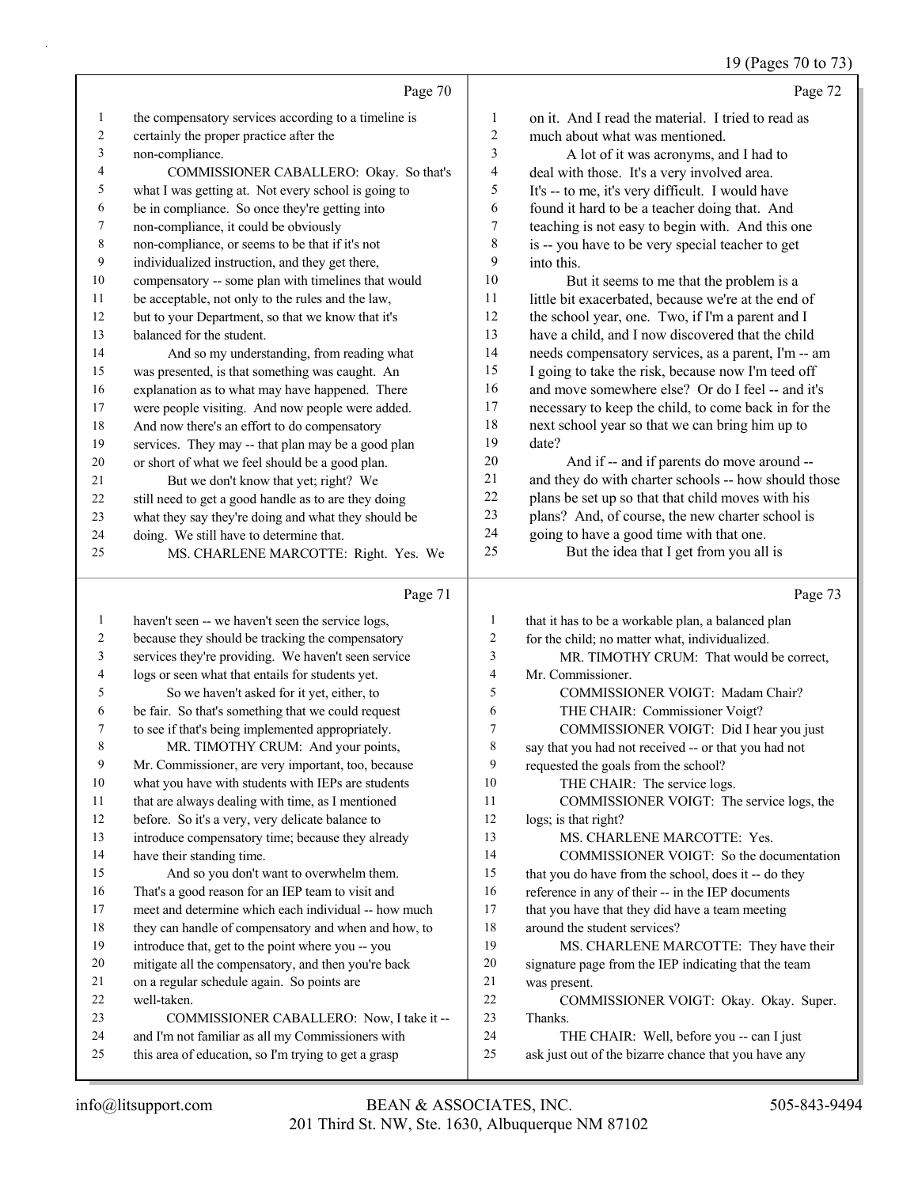Page 70

1 the compensatory services according to a timeline is
2 certainly the proper practice after the
3 non-compliance.
4 COMMISSIONER CABALLERO: Okay. So that's
5 what I was getting at. Not every school is going to
6 be in compliance. So once they're getting into
7 non-compliance, it could be obviously
8 non-compliance, or seems to be that if it's not
9 individualized instruction, and they get there,
10 compensatory -- some plan with timelines that would
11 be acceptable, not only to the rules and the law,
12 but to your Department, so that we know that it's
13 balanced for the student.
14 And so my understanding, from reading what
15 was presented, is that something was caught. An
16 explanation as to what may have happened. There
17 were people visiting. And now people were added.
18 And now there's an effort to do compensatory
19 services. They may -- that plan may be a good plan
20 or short of what we feel should be a good plan.
21 But we don't know that yet; right? We
22 still need to get a good handle as to are they doing
23 what they say they're doing and what they should be
24 doing. We still have to determine that.
25 MS. CHARLENE MARCOTTE: Right. Yes. We

Page 71

1 haven't seen -- we haven't seen the service logs,
2 because they should be tracking the compensatory
3 services they're providing. We haven't seen service
4 logs or seen what that entails for students yet.
5 So we haven't asked for it yet, either, to
6 be fair. So that's something that we could request
7 to see if that's being implemented appropriately.
8 MR. TIMOTHY CRUM: And your points,
9 Mr. Commissioner, are very important, too, because
10 what you have with students with IEPs are students
11 that are always dealing with time, as I mentioned
12 before. So it's a very, very delicate balance to
13 introduce compensatory time; because they already
14 have their standing time.
15 And so you don't want to overwhelm them.
16 That's a good reason for an IEP team to visit and
17 meet and determine which each individual -- how much
18 they can handle of compensatory and when and how, to
19 introduce that, get to the point where you -- you
20 mitigate all the compensatory, and then you're back
21 on a regular schedule again. So points are
22 well-taken.
23 COMMISSIONER CABALLERO: Now, I take it --
24 and I'm not familiar as all my Commissioners with
25 this area of education, so I'm trying to get a grasp

Page 72

1 on it. And I read the material. I tried to read as
2 much about what was mentioned.
3 A lot of it was acronyms, and I had to
4 deal with those. It's a very involved area.
5 It's -- to me, it's very difficult. I would have
6 found it hard to be a teacher doing that. And
7 teaching is not easy to begin with. And this one
8 is -- you have to be very special teacher to get
9 into this.
10 But it seems to me that the problem is a
11 little bit exacerbated, because we're at the end of
12 the school year, one. Two, if I'm a parent and I
13 have a child, and I now discovered that the child
14 needs compensatory services, as a parent, I'm -- am
15 I going to take the risk, because now I'm teed off
16 and move somewhere else? Or do I feel -- and it's
17 necessary to keep the child, to come back in for the
18 next school year so that we can bring him up to
19 date?
20 And if -- and if parents do move around --
21 and they do with charter schools -- how should those
22 plans be set up so that that child moves with his
23 plans? And, of course, the new charter school is
24 going to have a good time with that one.
25 But the idea that I get from you all is

Page 73

1 that it has to be a workable plan, a balanced plan
2 for the child; no matter what, individualized.
3 MR. TIMOTHY CRUM: That would be correct,
4 Mr. Commissioner.
5 COMMISSIONER VOIGT: Madam Chair?
6 THE CHAIR: Commissioner Voigt?
7 COMMISSIONER VOIGT: Did I hear you just
8 say that you had not received -- or that you had not
9 requested the goals from the school?
10 THE CHAIR: The service logs.
11 COMMISSIONER VOIGT: The service logs, the
12 logs; is that right?
13 MS. CHARLENE MARCOTTE: Yes.
14 COMMISSIONER VOIGT: So the documentation
15 that you do have from the school, does it -- do they
16 reference in any of their -- in the IEP documents
17 that you have that they did have a team meeting
18 around the student services?
19 MS. CHARLENE MARCOTTE: They have their
20 signature page from the IEP indicating that the team
21 was present.
22 COMMISSIONER VOIGT: Okay. Okay. Super.
23 Thanks.
24 THE CHAIR: Well, before you -- can I just
25 ask just out of the bizarre chance that you have any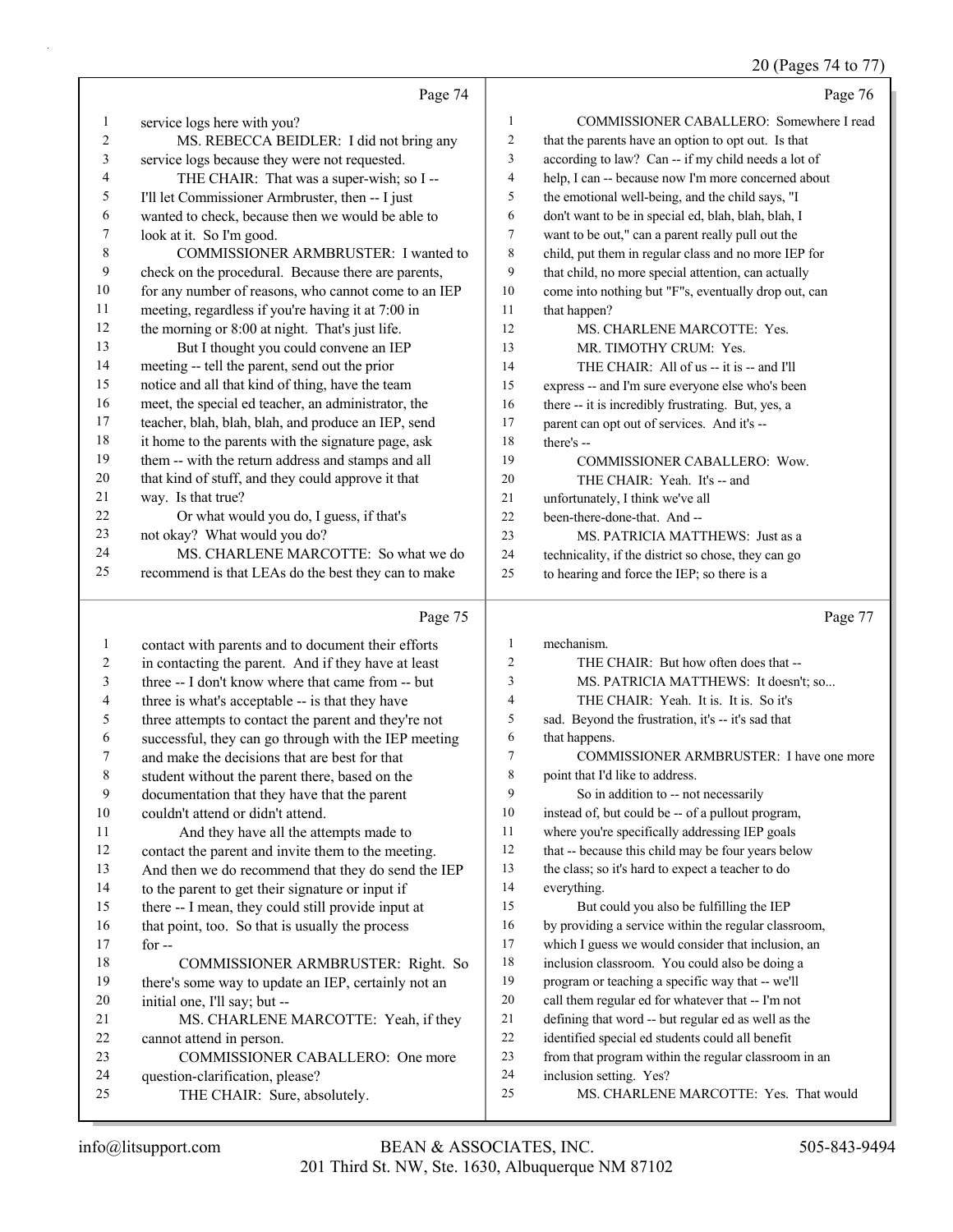Page 74

1 service logs here with you?
2 MS. REBECCA BEIDLER: I did not bring any
3 service logs because they were not requested.
4 THE CHAIR: That was a super-wish; so I --
5 I'll let Commissioner Armbruster, then -- I just
6 wanted to check, because then we would be able to
7 look at it. So I'm good.
8 COMMISSIONER ARMBRUSTER: I wanted to
9 check on the procedural. Because there are parents,
10 for any number of reasons, who cannot come to an IEP
11 meeting, regardless if you're having it at 7:00 in
12 the morning or 8:00 at night. That's just life.
13 But I thought you could convene an IEP
14 meeting -- tell the parent, send out the prior
15 notice and all that kind of thing, have the team
16 meet, the special ed teacher, an administrator, the
17 teacher, blah, blah, blah, and produce an IEP, send
18 it home to the parents with the signature page, ask
19 them -- with the return address and stamps and all
20 that kind of stuff, and they could approve it that
21 way. Is that true?
22 Or what would you do, I guess, if that's
23 not okay? What would you do?
24 MS. CHARLENE MARCOTTE: So what we do
25 recommend is that LEAs do the best they can to make

Page 75

1 contact with parents and to document their efforts
2 in contacting the parent. And if they have at least
3 three -- I don't know where that came from -- but
4 three is what's acceptable -- is that they have
5 three attempts to contact the parent and they're not
6 successful, they can go through with the IEP meeting
7 and make the decisions that are best for that
8 student without the parent there, based on the
9 documentation that they have that the parent
10 couldn't attend or didn't attend.
11 And they have all the attempts made to
12 contact the parent and invite them to the meeting.
13 And then we do recommend that they do send the IEP
14 to the parent to get their signature or input if
15 there -- I mean, they could still provide input at
16 that point, too. So that is usually the process
17 for --
18 COMMISSIONER ARMBRUSTER: Right. So
19 there's some way to update an IEP, certainly not an
20 initial one, I'll say; but --
21 MS. CHARLENE MARCOTTE: Yeah, if they
22 cannot attend in person.
23 COMMISSIONER CABALLERO: One more
24 question-clarification, please?
25 THE CHAIR: Sure, absolutely.

Page 76

1 COMMISSIONER CABALLERO: Somewhere I read
2 that the parents have an option to opt out. Is that
3 according to law? Can -- if my child needs a lot of
4 help, I can -- because now I'm more concerned about
5 the emotional well-being, and the child says, "I
6 don't want to be in special ed, blah, blah, blah, I
7 want to be out," can a parent really pull out the
8 child, put them in regular class and no more IEP for
9 that child, no more special attention, can actually
10 come into nothing but "F"s, eventually drop out, can
11 that happen?
12 MS. CHARLENE MARCOTTE: Yes.
13 MR. TIMOTHY CRUM: Yes.
14 THE CHAIR: All of us -- it is -- and I'll
15 express -- and I'm sure everyone else who's been
16 there -- it is incredibly frustrating. But, yes, a
17 parent can opt out of services. And it's --
18 there's --
19 COMMISSIONER CABALLERO: Wow.
20 THE CHAIR: Yeah. It's -- and
21 unfortunately, I think we've all
22 been-there-done-that. And --
23 MS. PATRICIA MATTHEWS: Just as a
24 technicality, if the district so chose, they can go
25 to hearing and force the IEP; so there is a

Page 77

1 mechanism.
2 THE CHAIR: But how often does that --
3 MS. PATRICIA MATTHEWS: It doesn't; so...
4 THE CHAIR: Yeah. It is. It is. So it's
5 sad. Beyond the frustration, it's -- it's sad that
6 that happens.
7 COMMISSIONER ARMBRUSTER: I have one more
8 point that I'd like to address.
9 So in addition to -- not necessarily
10 instead of, but could be -- of a pullout program,
11 where you're specifically addressing IEP goals
12 that -- because this child may be four years below
13 the class; so it's hard to expect a teacher to do
14 everything.
15 But could you also be fulfilling the IEP
16 by providing a service within the regular classroom,
17 which I guess we would consider that inclusion, an
18 inclusion classroom. You could also be doing a
19 program or teaching a specific way that -- we'll
20 call them regular ed for whatever that -- I'm not
21 defining that word -- but regular ed as well as the
22 identified special ed students could all benefit
23 from that program within the regular classroom in an
24 inclusion setting. Yes?
25 MS. CHARLENE MARCOTTE: Yes. That would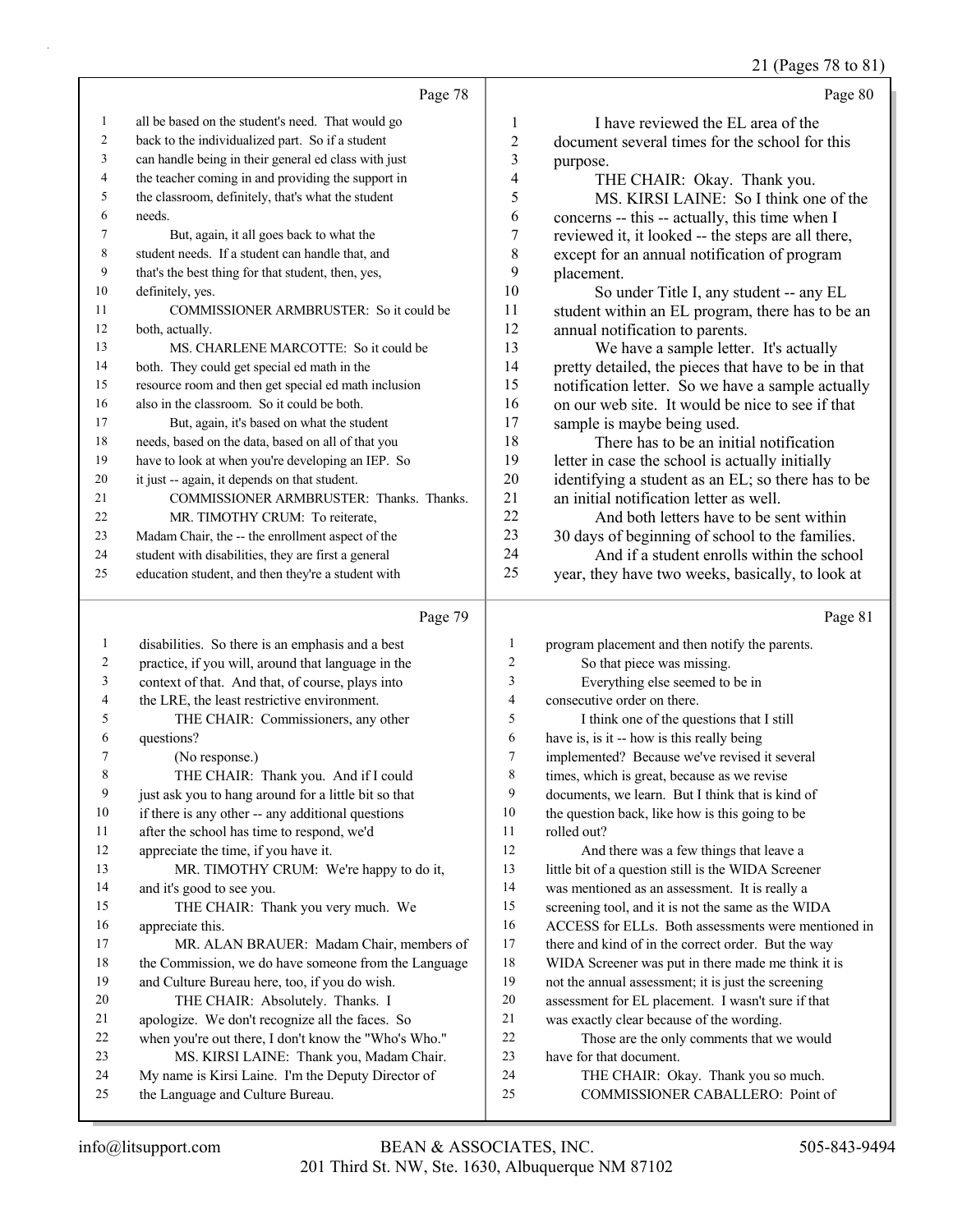Page 78

all be based on the student's need. That would go back to the individualized part. So if a student can handle being in their general ed class with just the teacher coming in and providing the support in the classroom, definitely, that's what the student needs.

But, again, it all goes back to what the student needs. If a student can handle that, and that's the best thing for that student, then, yes, definitely, yes.

COMMISSIONER ARMBRUSTER: So it could be both, actually.

MS. CHARLENE MARCOTTE: So it could be both. They could get special ed math in the resource room and then get special ed math inclusion also in the classroom. So it could be both.

But, again, it's based on what the student needs, based on the data, based on all of that you have to look at when you're developing an IEP. So it just -- again, it depends on that student.

COMMISSIONER ARMBRUSTER: Thanks. Thanks.

MR. TIMOTHY CRUM: To reiterate, Madam Chair, the -- the enrollment aspect of the student with disabilities, they are first a general education student, and then they're a student with

Page 79

disabilities. So there is an emphasis and a best practice, if you will, around that language in the context of that. And that, of course, plays into the LRE, the least restrictive environment.

THE CHAIR: Commissioners, any other questions?

(No response.)

THE CHAIR: Thank you. And if I could just ask you to hang around for a little bit so that if there is any other -- any additional questions after the school has time to respond, we'd appreciate the time, if you have it.

MR. TIMOTHY CRUM: We're happy to do it, and it's good to see you.

THE CHAIR: Thank you very much. We appreciate this.

MR. ALAN BRAUER: Madam Chair, members of the Commission, we do have someone from the Language and Culture Bureau here, too, if you do wish.

THE CHAIR: Absolutely. Thanks. I apologize. We don't recognize all the faces. So when you're out there, I don't know the "Who's Who."

MS. KIRSI LAINE: Thank you, Madam Chair. My name is Kirsi Laine. I'm the Deputy Director of the Language and Culture Bureau.

Page 80

I have reviewed the EL area of the document several times for the school for this purpose.

THE CHAIR: Okay. Thank you.

MS. KIRSI LAINE: So I think one of the concerns -- this -- actually, this time when I reviewed it, it looked -- the steps are all there, except for an annual notification of program placement.

So under Title I, any student -- any EL student within an EL program, there has to be an annual notification to parents.

We have a sample letter. It's actually pretty detailed, the pieces that have to be in that notification letter. So we have a sample actually on our web site. It would be nice to see if that sample is maybe being used.

There has to be an initial notification letter in case the school is actually initially identifying a student as an EL; so there has to be an initial notification letter as well.

And both letters have to be sent within 30 days of beginning of school to the families.

And if a student enrolls within the school year, they have two weeks, basically, to look at

Page 81

program placement and then notify the parents.

So that piece was missing.

Everything else seemed to be in consecutive order on there.

I think one of the questions that I still have is, is it -- how is this really being implemented? Because we've revised it several times, which is great, because as we revise documents, we learn. But I think that is kind of the question back, like how is this going to be rolled out?

And there was a few things that leave a little bit of a question still is the WIDA Screener was mentioned as an assessment. It is really a screening tool, and it is not the same as the WIDA ACCESS for ELLs. Both assessments were mentioned in there and kind of in the correct order. But the way WIDA Screener was put in there made me think it is not the annual assessment; it is just the screening assessment for EL placement. I wasn't sure if that was exactly clear because of the wording.

Those are the only comments that we would have for that document.

THE CHAIR: Okay. Thank you so much.

COMMISSIONER CABALLERO: Point of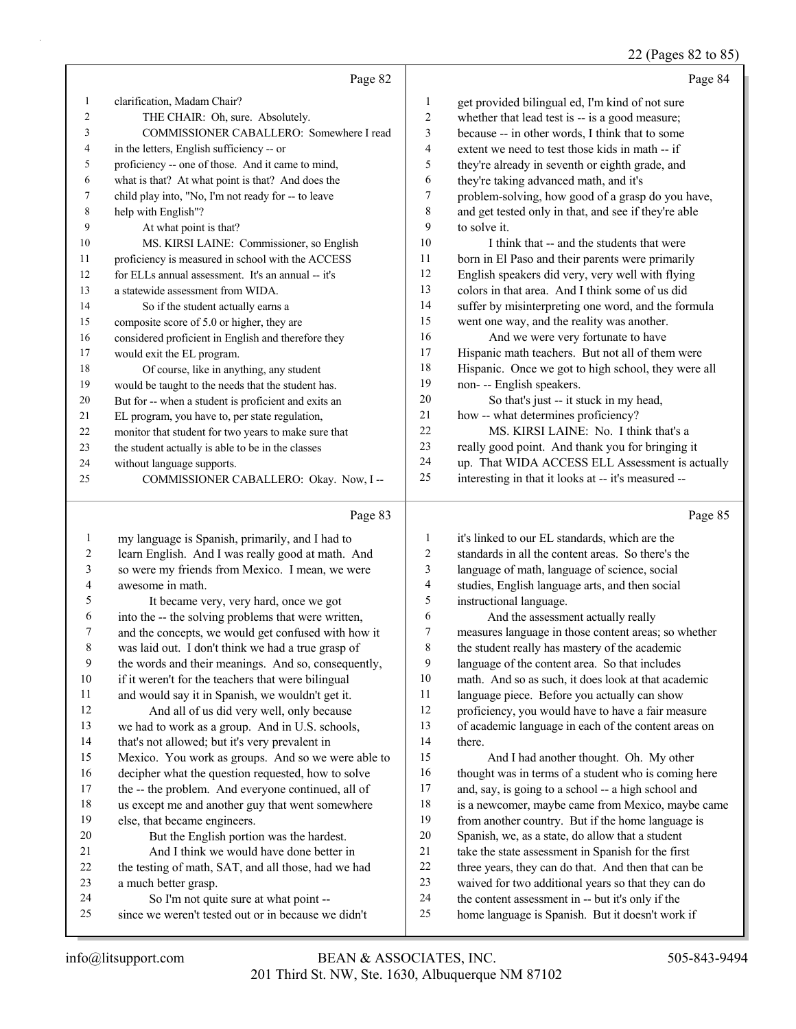Page 82

clarification, Madam Chair?

THE CHAIR: Oh, sure. Absolutely.

COMMISSIONER CABALLERO: Somewhere I read in the letters, English sufficiency -- or proficiency -- one of those. And it came to mind, what is that? At what point is that? And does the child play into, "No, I'm not ready for -- to leave help with English"?

At what point is that?

MS. KIRSI LAINE: Commissioner, so English proficiency is measured in school with the ACCESS for ELLs annual assessment. It's an annual -- it's a statewide assessment from WIDA.

So if the student actually earns a composite score of 5.0 or higher, they are considered proficient in English and therefore they would exit the EL program.

Of course, like in anything, any student would be taught to the needs that the student has. But for -- when a student is proficient and exits an EL program, you have to, per state regulation, monitor that student for two years to make sure that the student actually is able to be in the classes without language supports.

COMMISSIONER CABALLERO: Okay. Now, I --

Page 83

my language is Spanish, primarily, and I had to learn English. And I was really good at math. And so were my friends from Mexico. I mean, we were awesome in math.

It became very, very hard, once we got into the -- the solving problems that were written, and the concepts, we would get confused with how it was laid out. I don't think we had a true grasp of the words and their meanings. And so, consequently, if it weren't for the teachers that were bilingual and would say it in Spanish, we wouldn't get it.

And all of us did very well, only because we had to work as a group. And in U.S. schools, that's not allowed; but it's very prevalent in Mexico. You work as groups. And so we were able to decipher what the question requested, how to solve the -- the problem. And everyone continued, all of us except me and another guy that went somewhere else, that became engineers.

But the English portion was the hardest.

And I think we would have done better in the testing of math, SAT, and all those, had we had a much better grasp.

So I'm not quite sure at what point -- since we weren't tested out or in because we didn't

Page 84

get provided bilingual ed, I'm kind of not sure whether that lead test is -- is a good measure; because -- in other words, I think that to some extent we need to test those kids in math -- if they're already in seventh or eighth grade, and they're taking advanced math, and it's problem-solving, how good of a grasp do you have, and get tested only in that, and see if they're able to solve it.

I think that -- and the students that were born in El Paso and their parents were primarily English speakers did very, very well with flying colors in that area. And I think some of us did suffer by misinterpreting one word, and the formula went one way, and the reality was another.

And we were very fortunate to have Hispanic math teachers. But not all of them were Hispanic. Once we got to high school, they were all non- -- English speakers.

So that's just -- it stuck in my head, how -- what determines proficiency?

MS. KIRSI LAINE: No. I think that's a really good point. And thank you for bringing it up. That WIDA ACCESS ELL Assessment is actually interesting in that it looks at -- it's measured --

Page 85

it's linked to our EL standards, which are the standards in all the content areas. So there's the language of math, language of science, social studies, English language arts, and then social instructional language.

And the assessment actually really measures language in those content areas; so whether the student really has mastery of the academic language of the content area. So that includes math. And so as such, it does look at that academic language piece. Before you actually can show proficiency, you would have to have a fair measure of academic language in each of the content areas on there.

And I had another thought. Oh. My other thought was in terms of a student who is coming here and, say, is going to a school -- a high school and is a newcomer, maybe came from Mexico, maybe came from another country. But if the home language is Spanish, we, as a state, do allow that a student take the state assessment in Spanish for the first three years, they can do that. And then that can be waived for two additional years so that they can do the content assessment in -- but it's only if the home language is Spanish. But it doesn't work if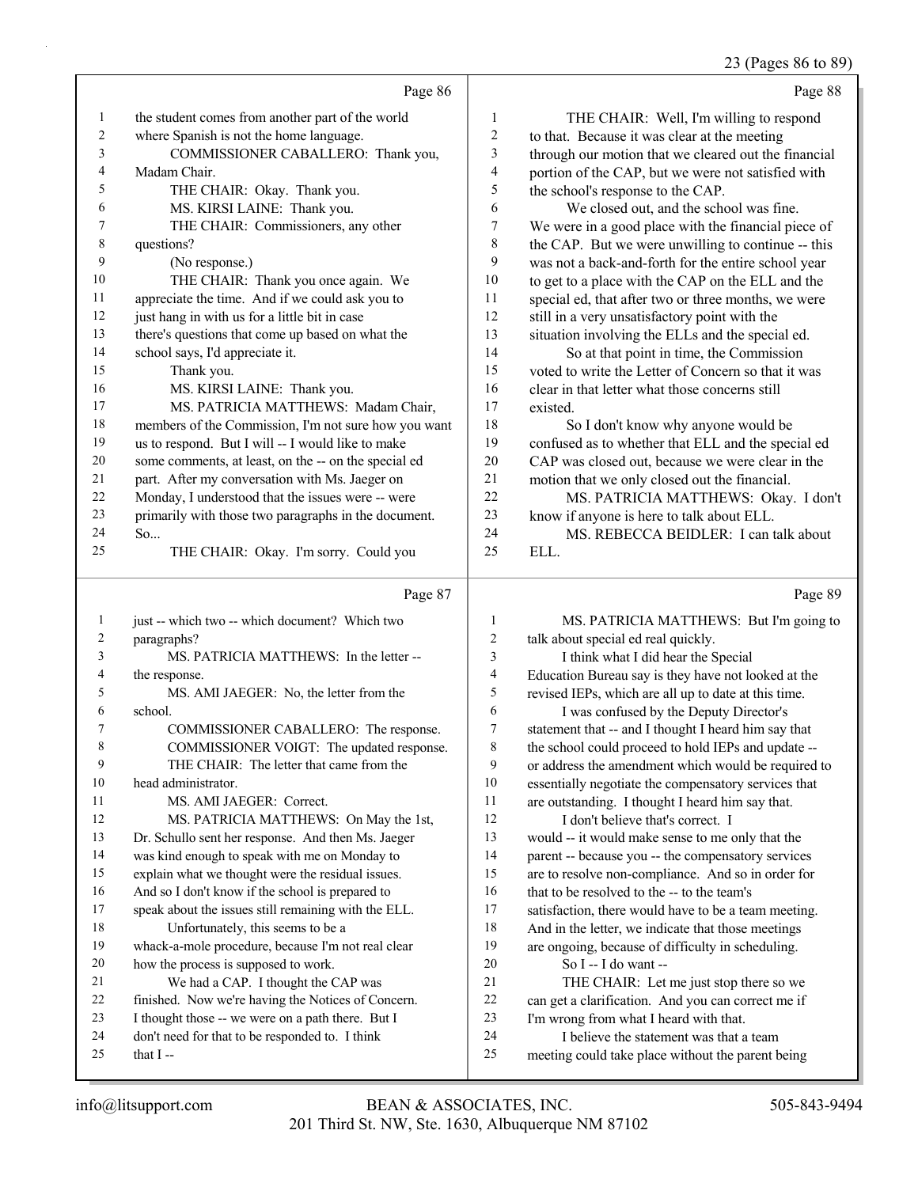Page 86

1 the student comes from another part of the world
2 where Spanish is not the home language.
3 COMMISSIONER CABALLERO: Thank you,
4 Madam Chair.
5 THE CHAIR: Okay. Thank you.
6 MS. KIRSI LAINE: Thank you.
7 THE CHAIR: Commissioners, any other
8 questions?
9 (No response.)
10 THE CHAIR: Thank you once again. We
11 appreciate the time. And if we could ask you to
12 just hang in with us for a little bit in case
13 there's questions that come up based on what the
14 school says, I'd appreciate it.
15 Thank you.
16 MS. KIRSI LAINE: Thank you.
17 MS. PATRICIA MATTHEWS: Madam Chair,
18 members of the Commission, I'm not sure how you want
19 us to respond. But I will -- I would like to make
20 some comments, at least, on the -- on the special ed
21 part. After my conversation with Ms. Jaeger on
22 Monday, I understood that the issues were -- were
23 primarily with those two paragraphs in the document.
24 So...
25 THE CHAIR: Okay. I'm sorry. Could you

Page 87

1 just -- which two -- which document? Which two
2 paragraphs?
3 MS. PATRICIA MATTHEWS: In the letter --
4 the response.
5 MS. AMI JAEGER: No, the letter from the
6 school.
7 COMMISSIONER CABALLERO: The response.
8 COMMISSIONER VOIGT: The updated response.
9 THE CHAIR: The letter that came from the
10 head administrator.
11 MS. AMI JAEGER: Correct.
12 MS. PATRICIA MATTHEWS: On May the 1st,
13 Dr. Schullo sent her response. And then Ms. Jaeger
14 was kind enough to speak with me on Monday to
15 explain what we thought were the residual issues.
16 And so I don't know if the school is prepared to
17 speak about the issues still remaining with the ELL.
18 Unfortunately, this seems to be a
19 whack-a-mole procedure, because I'm not real clear
20 how the process is supposed to work.
21 We had a CAP. I thought the CAP was
22 finished. Now we're having the Notices of Concern.
23 I thought those -- we were on a path there. But I
24 don't need for that to be responded to. I think
25 that I --

Page 88

1 THE CHAIR: Well, I'm willing to respond
2 to that. Because it was clear at the meeting
3 through our motion that we cleared out the financial
4 portion of the CAP, but we were not satisfied with
5 the school's response to the CAP.
6 We closed out, and the school was fine.
7 We were in a good place with the financial piece of
8 the CAP. But we were unwilling to continue -- this
9 was not a back-and-forth for the entire school year
10 to get to a place with the CAP on the ELL and the
11 special ed, that after two or three months, we were
12 still in a very unsatisfactory point with the
13 situation involving the ELLs and the special ed.
14 So at that point in time, the Commission
15 voted to write the Letter of Concern so that it was
16 clear in that letter what those concerns still
17 existed.
18 So I don't know why anyone would be
19 confused as to whether that ELL and the special ed
20 CAP was closed out, because we were clear in the
21 motion that we only closed out the financial.
22 MS. PATRICIA MATTHEWS: Okay. I don't
23 know if anyone is here to talk about ELL.
24 MS. REBECCA BEIDLER: I can talk about
25 ELL.

Page 89

1 MS. PATRICIA MATTHEWS: But I'm going to
2 talk about special ed real quickly.
3 I think what I did hear the Special
4 Education Bureau say is they have not looked at the
5 revised IEPs, which are all up to date at this time.
6 I was confused by the Deputy Director's
7 statement that -- and I thought I heard him say that
8 the school could proceed to hold IEPs and update --
9 or address the amendment which would be required to
10 essentially negotiate the compensatory services that
11 are outstanding. I thought I heard him say that.
12 I don't believe that's correct. I
13 would -- it would make sense to me only that the
14 parent -- because you -- the compensatory services
15 are to resolve non-compliance. And so in order for
16 that to be resolved to the -- to the team's
17 satisfaction, there would have to be a team meeting.
18 And in the letter, we indicate that those meetings
19 are ongoing, because of difficulty in scheduling.
20 So I -- I do want --
21 THE CHAIR: Let me just stop there so we
22 can get a clarification. And you can correct me if
23 I'm wrong from what I heard with that.
24 I believe the statement was that a team
25 meeting could take place without the parent being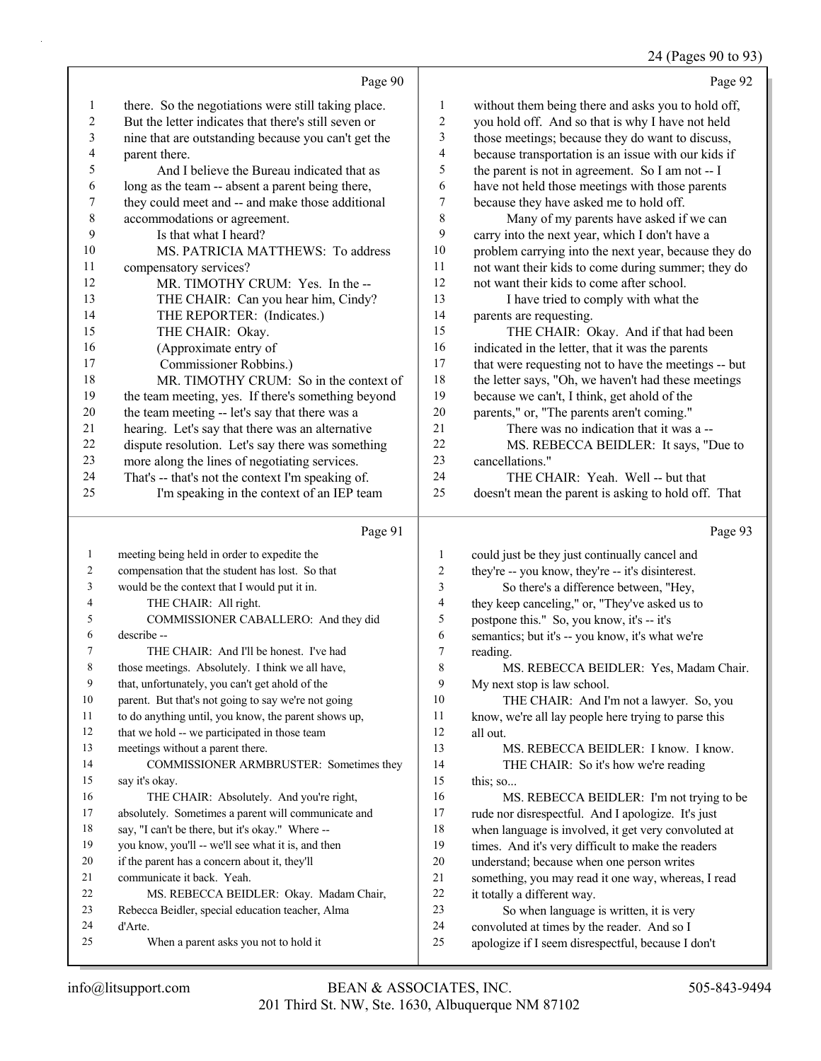Page 90

there. So the negotiations were still taking place. But the letter indicates that there's still seven or nine that are outstanding because you can't get the parent there.

And I believe the Bureau indicated that as long as the team -- absent a parent being there, they could meet and -- and make those additional accommodations or agreement.

Is that what I heard?

MS. PATRICIA MATTHEWS: To address compensatory services?

MR. TIMOTHY CRUM: Yes. In the --

THE CHAIR: Can you hear him, Cindy?

THE REPORTER: (Indicates.)

THE CHAIR: Okay.

(Approximate entry of Commissioner Robbins.)

MR. TIMOTHY CRUM: So in the context of the team meeting, yes. If there's something beyond the team meeting -- let's say that there was a hearing. Let's say that there was an alternative dispute resolution. Let's say there was something more along the lines of negotiating services. That's -- that's not the context I'm speaking of.

I'm speaking in the context of an IEP team

Page 91

meeting being held in order to expedite the compensation that the student has lost. So that would be the context that I would put it in.

THE CHAIR: All right.

COMMISSIONER CABALLERO: And they did describe --

THE CHAIR: And I'll be honest. I've had those meetings. Absolutely. I think we all have, that, unfortunately, you can't get ahold of the parent. But that's not going to say we're not going to do anything until, you know, the parent shows up, that we hold -- we participated in those team meetings without a parent there.

COMMISSIONER ARMBRUSTER: Sometimes they say it's okay.

THE CHAIR: Absolutely. And you're right, absolutely. Sometimes a parent will communicate and say, "I can't be there, but it's okay." Where -- you know, you'll -- we'll see what it is, and then if the parent has a concern about it, they'll communicate it back. Yeah.

MS. REBECCA BEIDLER: Okay. Madam Chair, Rebecca Beidler, special education teacher, Alma d'Arte.

When a parent asks you not to hold it

Page 92

without them being there and asks you to hold off, you hold off. And so that is why I have not held those meetings; because they do want to discuss, because transportation is an issue with our kids if the parent is not in agreement. So I am not -- I have not held those meetings with those parents because they have asked me to hold off.

Many of my parents have asked if we can carry into the next year, which I don't have a problem carrying into the next year, because they do not want their kids to come during summer; they do not want their kids to come after school.

I have tried to comply with what the parents are requesting.

THE CHAIR: Okay. And if that had been indicated in the letter, that it was the parents that were requesting not to have the meetings -- but the letter says, "Oh, we haven't had these meetings because we can't, I think, get ahold of the parents," or, "The parents aren't coming."

There was no indication that it was a --

MS. REBECCA BEIDLER: It says, "Due to cancellations."

THE CHAIR: Yeah. Well -- but that doesn't mean the parent is asking to hold off. That

Page 93

could just be they just continually cancel and they're -- you know, they're -- it's disinterest.

So there's a difference between, "Hey, they keep canceling," or, "They've asked us to postpone this." So, you know, it's -- it's semantics; but it's -- you know, it's what we're reading.

MS. REBECCA BEIDLER: Yes, Madam Chair. My next stop is law school.

THE CHAIR: And I'm not a lawyer. So, you know, we're all lay people here trying to parse this all out.

MS. REBECCA BEIDLER: I know. I know.

THE CHAIR: So it's how we're reading this; so...

MS. REBECCA BEIDLER: I'm not trying to be rude nor disrespectful. And I apologize. It's just when language is involved, it get very convoluted at times. And it's very difficult to make the readers understand; because when one person writes something, you may read it one way, whereas, I read it totally a different way.

So when language is written, it is very convoluted at times by the reader. And so I apologize if I seem disrespectful, because I don't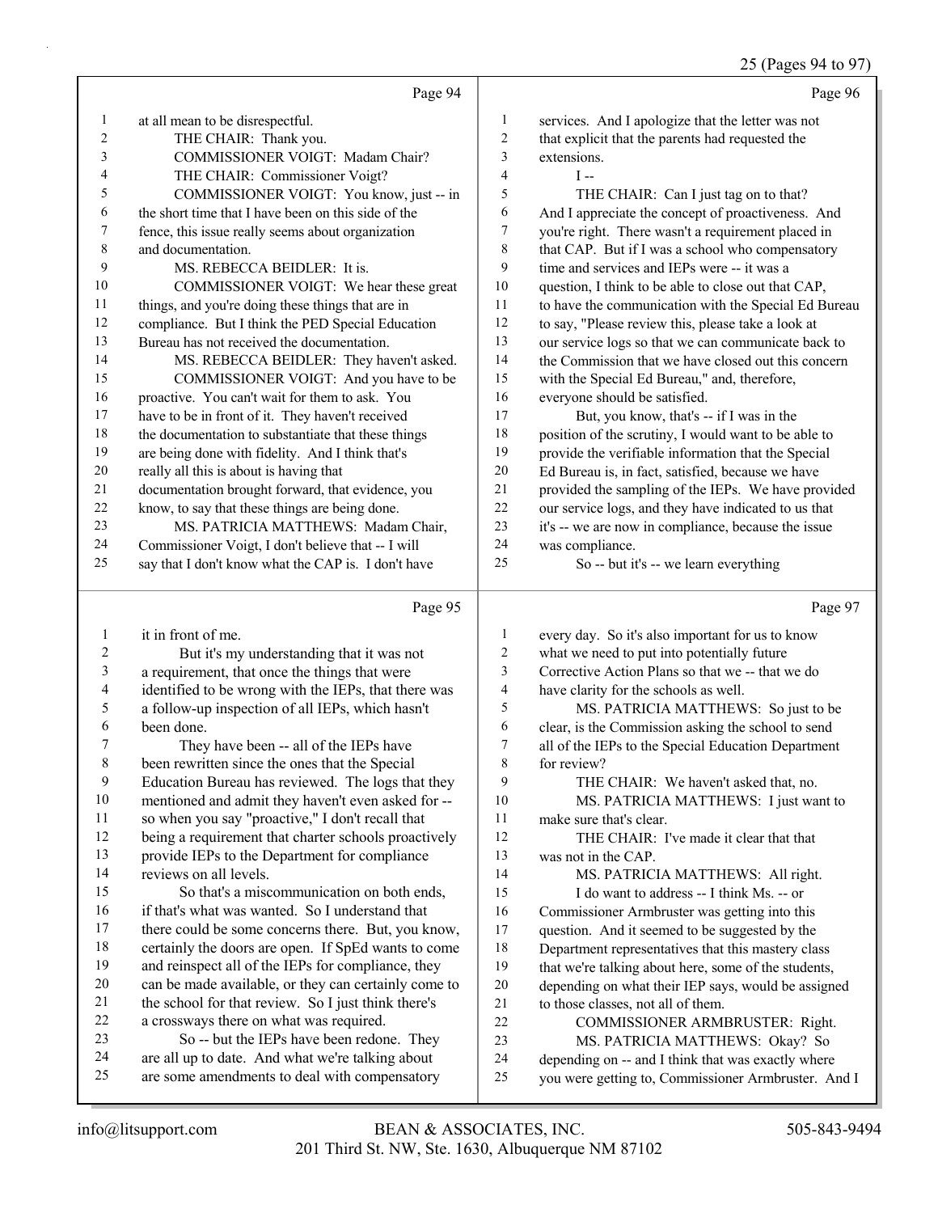Page 94

at all mean to be disrespectful.

THE CHAIR: Thank you.

COMMISSIONER VOIGT: Madam Chair?

THE CHAIR: Commissioner Voigt?

COMMISSIONER VOIGT: You know, just -- in the short time that I have been on this side of the fence, this issue really seems about organization and documentation.

MS. REBECCA BEIDLER: It is.

COMMISSIONER VOIGT: We hear these great things, and you're doing these things that are in compliance. But I think the PED Special Education Bureau has not received the documentation.

MS. REBECCA BEIDLER: They haven't asked.

COMMISSIONER VOIGT: And you have to be proactive. You can't wait for them to ask. You have to be in front of it. They haven't received the documentation to substantiate that these things are being done with fidelity. And I think that's really all this is about is having that documentation brought forward, that evidence, you know, to say that these things are being done.

MS. PATRICIA MATTHEWS: Madam Chair, Commissioner Voigt, I don't believe that -- I will say that I don't know what the CAP is. I don't have

Page 95

it in front of me.

But it's my understanding that it was not a requirement, that once the things that were identified to be wrong with the IEPs, that there was a follow-up inspection of all IEPs, which hasn't been done.

They have been -- all of the IEPs have been rewritten since the ones that the Special Education Bureau has reviewed. The logs that they mentioned and admit they haven't even asked for -- so when you say "proactive," I don't recall that being a requirement that charter schools proactively provide IEPs to the Department for compliance reviews on all levels.

So that's a miscommunication on both ends, if that's what was wanted. So I understand that there could be some concerns there. But, you know, certainly the doors are open. If SpEd wants to come and reinspect all of the IEPs for compliance, they can be made available, or they can certainly come to the school for that review. So I just think there's a crossways there on what was required.

So -- but the IEPs have been redone. They are all up to date. And what we're talking about are some amendments to deal with compensatory

Page 96

services. And I apologize that the letter was not that explicit that the parents had requested the extensions.

I --

THE CHAIR: Can I just tag on to that? And I appreciate the concept of proactiveness. And you're right. There wasn't a requirement placed in that CAP. But if I was a school who compensatory time and services and IEPs were -- it was a question, I think to be able to close out that CAP, to have the communication with the Special Ed Bureau to say, "Please review this, please take a look at our service logs so that we can communicate back to the Commission that we have closed out this concern with the Special Ed Bureau," and, therefore, everyone should be satisfied.

But, you know, that's -- if I was in the position of the scrutiny, I would want to be able to provide the verifiable information that the Special Ed Bureau is, in fact, satisfied, because we have provided the sampling of the IEPs. We have provided our service logs, and they have indicated to us that it's -- we are now in compliance, because the issue was compliance.

So -- but it's -- we learn everything

Page 97

every day. So it's also important for us to know what we need to put into potentially future Corrective Action Plans so that we -- that we do have clarity for the schools as well.

MS. PATRICIA MATTHEWS: So just to be clear, is the Commission asking the school to send all of the IEPs to the Special Education Department for review?

THE CHAIR: We haven't asked that, no.

MS. PATRICIA MATTHEWS: I just want to make sure that's clear.

THE CHAIR: I've made it clear that that was not in the CAP.

MS. PATRICIA MATTHEWS: All right.

I do want to address -- I think Ms. -- or Commissioner Armbruster was getting into this question. And it seemed to be suggested by the Department representatives that this mastery class that we're talking about here, some of the students, depending on what their IEP says, would be assigned to those classes, not all of them.

COMMISSIONER ARMBRUSTER: Right.

MS. PATRICIA MATTHEWS: Okay? So depending on -- and I think that was exactly where you were getting to, Commissioner Armbruster. And I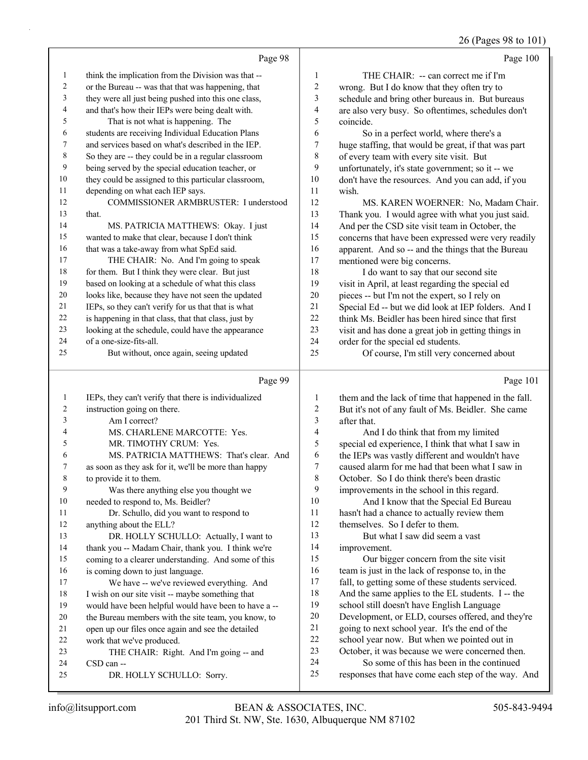Page 98

1 think the implication from the Division was that --
2 or the Bureau -- was that that was happening, that
3 they were all just being pushed into this one class,
4 and that's how their IEPs were being dealt with.
5 That is not what is happening. The
6 students are receiving Individual Education Plans
7 and services based on what's described in the IEP.
8 So they are -- they could be in a regular classroom
9 being served by the special education teacher, or
10 they could be assigned to this particular classroom,
11 depending on what each IEP says.
12 COMMISSIONER ARMBRUSTER: I understood
13 that.
14 MS. PATRICIA MATTHEWS: Okay. I just
15 wanted to make that clear, because I don't think
16 that was a take-away from what SpEd said.
17 THE CHAIR: No. And I'm going to speak
18 for them. But I think they were clear. But just
19 based on looking at a schedule of what this class
20 looks like, because they have not seen the updated
21 IEPs, so they can't verify for us that that is what
22 is happening in that class, that that class, just by
23 looking at the schedule, could have the appearance
24 of a one-size-fits-all.
25 But without, once again, seeing updated

Page 99

1 IEPs, they can't verify that there is individualized
2 instruction going on there.
3 Am I correct?
4 MS. CHARLENE MARCOTTE: Yes.
5 MR. TIMOTHY CRUM: Yes.
6 MS. PATRICIA MATTHEWS: That's clear. And
7 as soon as they ask for it, we'll be more than happy
8 to provide it to them.
9 Was there anything else you thought we
10 needed to respond to, Ms. Beidler?
11 Dr. Schullo, did you want to respond to
12 anything about the ELL?
13 DR. HOLLY SCHULLO: Actually, I want to
14 thank you -- Madam Chair, thank you. I think we're
15 coming to a clearer understanding. And some of this
16 is coming down to just language.
17 We have -- we've reviewed everything. And
18 I wish on our site visit -- maybe something that
19 would have been helpful would have been to have a --
20 the Bureau members with the site team, you know, to
21 open up our files once again and see the detailed
22 work that we've produced.
23 THE CHAIR: Right. And I'm going -- and
24 CSD can --
25 DR. HOLLY SCHULLO: Sorry.

Page 100

1 THE CHAIR: -- can correct me if I'm
2 wrong. But I do know that they often try to
3 schedule and bring other bureaus in. But bureaus
4 are also very busy. So oftentimes, schedules don't
5 coincide.
6 So in a perfect world, where there's a
7 huge staffing, that would be great, if that was part
8 of every team with every site visit. But
9 unfortunately, it's state government; so it -- we
10 don't have the resources. And you can add, if you
11 wish.
12 MS. KAREN WOERNER: No, Madam Chair.
13 Thank you. I would agree with what you just said.
14 And per the CSD site visit team in October, the
15 concerns that have been expressed were very readily
16 apparent. And so -- and the things that the Bureau
17 mentioned were big concerns.
18 I do want to say that our second site
19 visit in April, at least regarding the special ed
20 pieces -- but I'm not the expert, so I rely on
21 Special Ed -- but we did look at IEP folders. And I
22 think Ms. Beidler has been hired since that first
23 visit and has done a great job in getting things in
24 order for the special ed students.
25 Of course, I'm still very concerned about

Page 101

1 them and the lack of time that happened in the fall.
2 But it's not of any fault of Ms. Beidler. She came
3 after that.
4 And I do think that from my limited
5 special ed experience, I think that what I saw in
6 the IEPs was vastly different and wouldn't have
7 caused alarm for me had that been what I saw in
8 October. So I do think there's been drastic
9 improvements in the school in this regard.
10 And I know that the Special Ed Bureau
11 hasn't had a chance to actually review them
12 themselves. So I defer to them.
13 But what I saw did seem a vast
14 improvement.
15 Our bigger concern from the site visit
16 team is just in the lack of response to, in the
17 fall, to getting some of these students serviced.
18 And the same applies to the EL students. I -- the
19 school still doesn't have English Language
20 Development, or ELD, courses offered, and they're
21 going to next school year. It's the end of the
22 school year now. But when we pointed out in
23 October, it was because we were concerned then.
24 So some of this has been in the continued
25 responses that have come each step of the way. And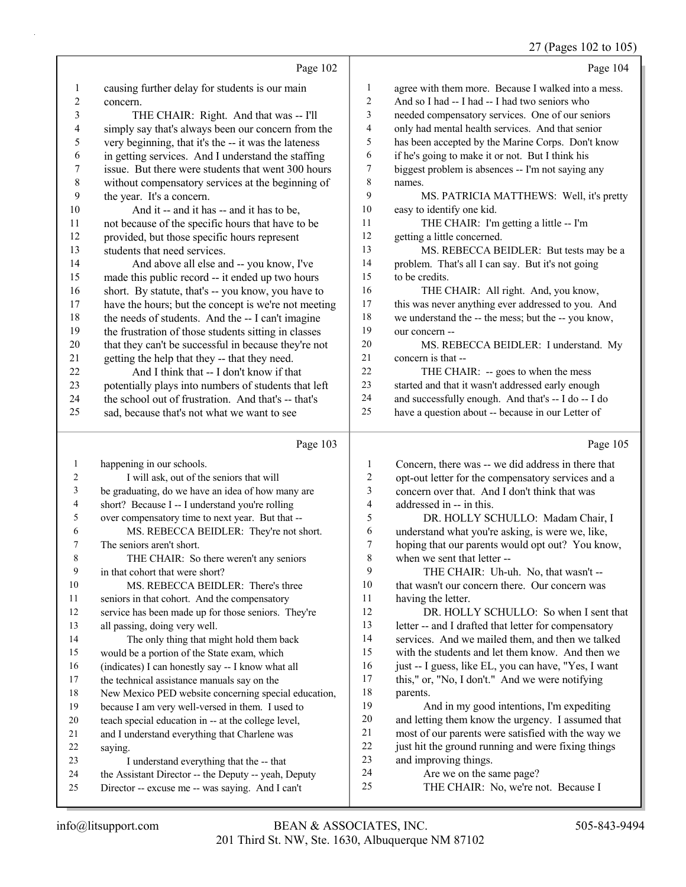Page 102

1 causing further delay for students is our main
2 concern.
3 THE CHAIR: Right. And that was -- I'll
4 simply say that's always been our concern from the
5 very beginning, that it's the -- it was the lateness
6 in getting services. And I understand the staffing
7 issue. But there were students that went 300 hours
8 without compensatory services at the beginning of
9 the year. It's a concern.
10 And it -- and it has -- and it has to be,
11 not because of the specific hours that have to be
12 provided, but those specific hours represent
13 students that need services.
14 And above all else and -- you know, I've
15 made this public record -- it ended up two hours
16 short. By statute, that's -- you know, you have to
17 have the hours; but the concept is we're not meeting
18 the needs of students. And the -- I can't imagine
19 the frustration of those students sitting in classes
20 that they can't be successful in because they're not
21 getting the help that they -- that they need.
22 And I think that -- I don't know if that
23 potentially plays into numbers of students that left
24 the school out of frustration. And that's -- that's
25 sad, because that's not what we want to see

Page 103

1 happening in our schools.
2 I will ask, out of the seniors that will
3 be graduating, do we have an idea of how many are
4 short? Because I -- I understand you're rolling
5 over compensatory time to next year. But that --
6 MS. REBECCA BEIDLER: They're not short.
7 The seniors aren't short.
8 THE CHAIR: So there weren't any seniors
9 in that cohort that were short?
10 MS. REBECCA BEIDLER: There's three
11 seniors in that cohort. And the compensatory
12 service has been made up for those seniors. They're
13 all passing, doing very well.
14 The only thing that might hold them back
15 would be a portion of the State exam, which
16 (indicates) I can honestly say -- I know what all
17 the technical assistance manuals say on the
18 New Mexico PED website concerning special education,
19 because I am very well-versed in them. I used to
20 teach special education in -- at the college level,
21 and I understand everything that Charlene was
22 saying.
23 I understand everything that the -- that
24 the Assistant Director -- the Deputy -- yeah, Deputy
25 Director -- excuse me -- was saying. And I can't

Page 104

1 agree with them more. Because I walked into a mess.
2 And so I had -- I had -- I had two seniors who
3 needed compensatory services. One of our seniors
4 only had mental health services. And that senior
5 has been accepted by the Marine Corps. Don't know
6 if he's going to make it or not. But I think his
7 biggest problem is absences -- I'm not saying any
8 names.
9 MS. PATRICIA MATTHEWS: Well, it's pretty
10 easy to identify one kid.
11 THE CHAIR: I'm getting a little -- I'm
12 getting a little concerned.
13 MS. REBECCA BEIDLER: But tests may be a
14 problem. That's all I can say. But it's not going
15 to be credits.
16 THE CHAIR: All right. And, you know,
17 this was never anything ever addressed to you. And
18 we understand the -- the mess; but the -- you know,
19 our concern --
20 MS. REBECCA BEIDLER: I understand. My
21 concern is that --
22 THE CHAIR: -- goes to when the mess
23 started and that it wasn't addressed early enough
24 and successfully enough. And that's -- I do -- I do
25 have a question about -- because in our Letter of

Page 105

1 Concern, there was -- we did address in there that
2 opt-out letter for the compensatory services and a
3 concern over that. And I don't think that was
4 addressed in -- in this.
5 DR. HOLLY SCHULLO: Madam Chair, I
6 understand what you're asking, is were we, like,
7 hoping that our parents would opt out? You know,
8 when we sent that letter --
9 THE CHAIR: Uh-uh. No, that wasn't --
10 that wasn't our concern there. Our concern was
11 having the letter.
12 DR. HOLLY SCHULLO: So when I sent that
13 letter -- and I drafted that letter for compensatory
14 services. And we mailed them, and then we talked
15 with the students and let them know. And then we
16 just -- I guess, like EL, you can have, "Yes, I want
17 this," or, "No, I don't." And we were notifying
18 parents.
19 And in my good intentions, I'm expediting
20 and letting them know the urgency. I assumed that
21 most of our parents were satisfied with the way we
22 just hit the ground running and were fixing things
23 and improving things.
24 Are we on the same page?
25 THE CHAIR: No, we're not. Because I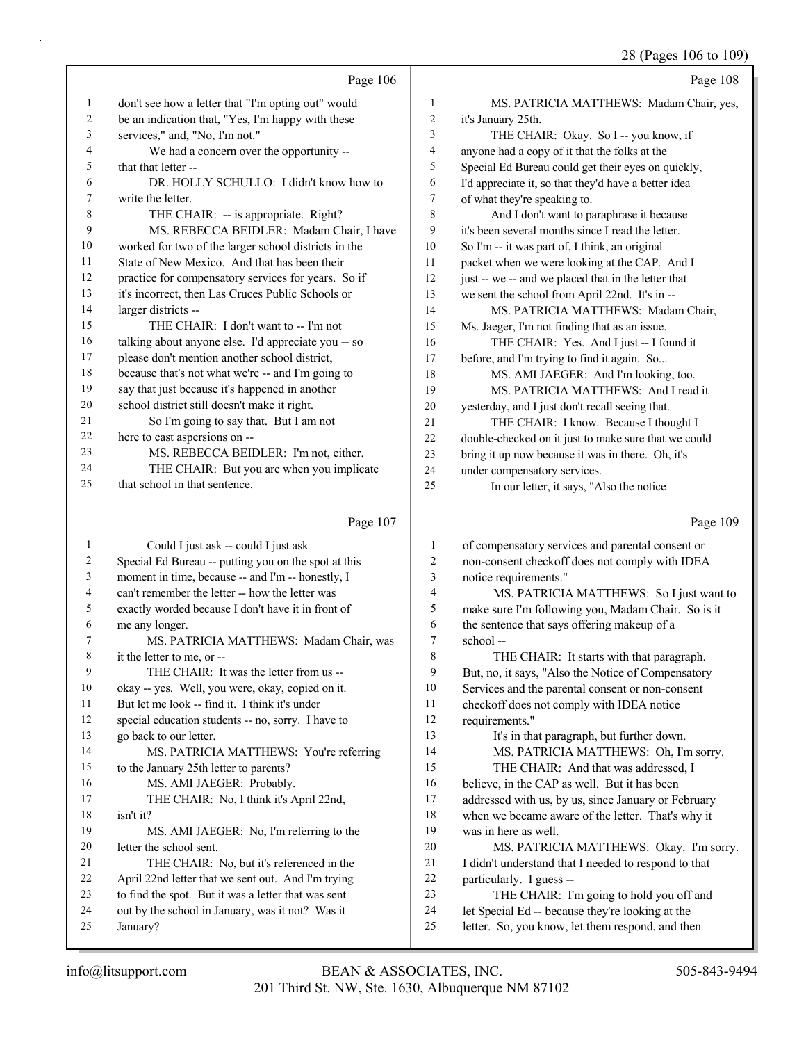Page 106

1 don't see how a letter that "I'm opting out" would
2 be an indication that, "Yes, I'm happy with these
3 services," and, "No, I'm not."
4 We had a concern over the opportunity --
5 that that letter --
6 DR. HOLLY SCHULLO: I didn't know how to
7 write the letter.
8 THE CHAIR: -- is appropriate. Right?
9 MS. REBECCA BEIDLER: Madam Chair, I have
10 worked for two of the larger school districts in the
11 State of New Mexico. And that has been their
12 practice for compensatory services for years. So if
13 it's incorrect, then Las Cruces Public Schools or
14 larger districts --
15 THE CHAIR: I don't want to -- I'm not
16 talking about anyone else. I'd appreciate you -- so
17 please don't mention another school district,
18 because that's not what we're -- and I'm going to
19 say that just because it's happened in another
20 school district still doesn't make it right.
21 So I'm going to say that. But I am not
22 here to cast aspersions on --
23 MS. REBECCA BEIDLER: I'm not, either.
24 THE CHAIR: But you are when you implicate
25 that school in that sentence.

Page 107

1 Could I just ask -- could I just ask
2 Special Ed Bureau -- putting you on the spot at this
3 moment in time, because -- and I'm -- honestly, I
4 can't remember the letter -- how the letter was
5 exactly worded because I don't have it in front of
6 me any longer.
7 MS. PATRICIA MATTHEWS: Madam Chair, was
8 it the letter to me, or --
9 THE CHAIR: It was the letter from us --
10 okay -- yes. Well, you were, okay, copied on it.
11 But let me look -- find it. I think it's under
12 special education students -- no, sorry. I have to
13 go back to our letter.
14 MS. PATRICIA MATTHEWS: You're referring
15 to the January 25th letter to parents?
16 MS. AMI JAEGER: Probably.
17 THE CHAIR: No, I think it's April 22nd,
18 isn't it?
19 MS. AMI JAEGER: No, I'm referring to the
20 letter the school sent.
21 THE CHAIR: No, but it's referenced in the
22 April 22nd letter that we sent out. And I'm trying
23 to find the spot. But it was a letter that was sent
24 out by the school in January, was it not? Was it
25 January?

Page 108

1 MS. PATRICIA MATTHEWS: Madam Chair, yes,
2 it's January 25th.
3 THE CHAIR: Okay. So I -- you know, if
4 anyone had a copy of it that the folks at the
5 Special Ed Bureau could get their eyes on quickly,
6 I'd appreciate it, so that they'd have a better idea
7 of what they're speaking to.
8 And I don't want to paraphrase it because
9 it's been several months since I read the letter.
10 So I'm -- it was part of, I think, an original
11 packet when we were looking at the CAP. And I
12 just -- we -- and we placed that in the letter that
13 we sent the school from April 22nd. It's in --
14 MS. PATRICIA MATTHEWS: Madam Chair,
15 Ms. Jaeger, I'm not finding that as an issue.
16 THE CHAIR: Yes. And I just -- I found it
17 before, and I'm trying to find it again. So...
18 MS. AMI JAEGER: And I'm looking, too.
19 MS. PATRICIA MATTHEWS: And I read it
20 yesterday, and I just don't recall seeing that.
21 THE CHAIR: I know. Because I thought I
22 double-checked on it just to make sure that we could
23 bring it up now because it was in there. Oh, it's
24 under compensatory services.
25 In our letter, it says, "Also the notice

Page 109

1 of compensatory services and parental consent or
2 non-consent checkoff does not comply with IDEA
3 notice requirements."
4 MS. PATRICIA MATTHEWS: So I just want to
5 make sure I'm following you, Madam Chair. So is it
6 the sentence that says offering makeup of a
7 school --
8 THE CHAIR: It starts with that paragraph.
9 But, no, it says, "Also the Notice of Compensatory
10 Services and the parental consent or non-consent
11 checkoff does not comply with IDEA notice
12 requirements."
13 It's in that paragraph, but further down.
14 MS. PATRICIA MATTHEWS: Oh, I'm sorry.
15 THE CHAIR: And that was addressed, I
16 believe, in the CAP as well. But it has been
17 addressed with us, by us, since January or February
18 when we became aware of the letter. That's why it
19 was in here as well.
20 MS. PATRICIA MATTHEWS: Okay. I'm sorry.
21 I didn't understand that I needed to respond to that
22 particularly. I guess --
23 THE CHAIR: I'm going to hold you off and
24 let Special Ed -- because they're looking at the
25 letter. So, you know, let them respond, and then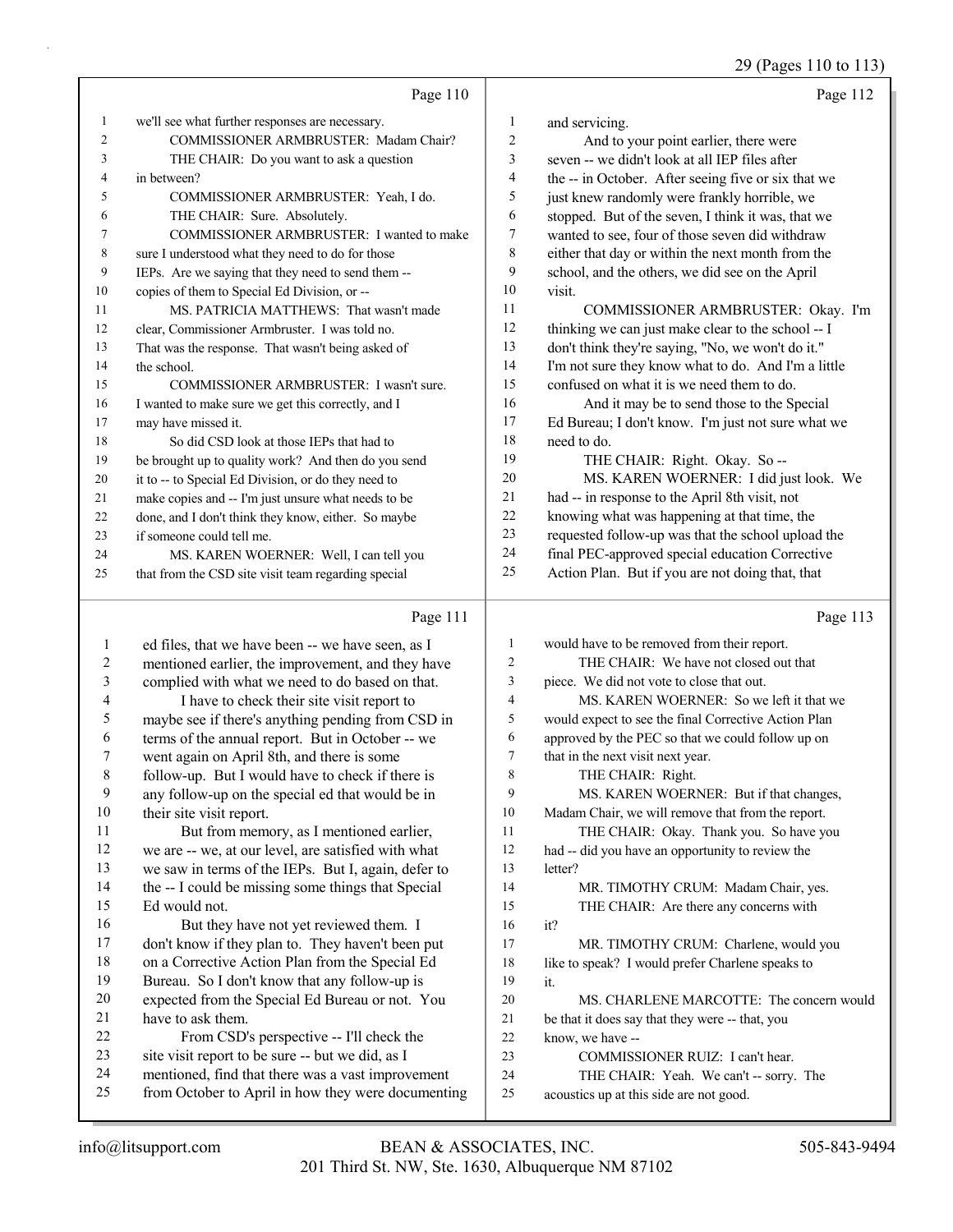Page 110

1 we'll see what further responses are necessary.
2 COMMISSIONER ARMBRUSTER: Madam Chair?
3 THE CHAIR: Do you want to ask a question
4 in between?
5 COMMISSIONER ARMBRUSTER: Yeah, I do.
6 THE CHAIR: Sure. Absolutely.
7 COMMISSIONER ARMBRUSTER: I wanted to make
8 sure I understood what they need to do for those
9 IEPs. Are we saying that they need to send them --
10 copies of them to Special Ed Division, or --
11 MS. PATRICIA MATTHEWS: That wasn't made
12 clear, Commissioner Armbruster. I was told no.
13 That was the response. That wasn't being asked of
14 the school.
15 COMMISSIONER ARMBRUSTER: I wasn't sure.
16 I wanted to make sure we get this correctly, and I
17 may have missed it.
18 So did CSD look at those IEPs that had to
19 be brought up to quality work? And then do you send
20 it to -- to Special Ed Division, or do they need to
21 make copies and -- I'm just unsure what needs to be
22 done, and I don't think they know, either. So maybe
23 if someone could tell me.
24 MS. KAREN WOERNER: Well, I can tell you
25 that from the CSD site visit team regarding special

Page 111

1 ed files, that we have been -- we have seen, as I
2 mentioned earlier, the improvement, and they have
3 complied with what we need to do based on that.
4 I have to check their site visit report to
5 maybe see if there's anything pending from CSD in
6 terms of the annual report. But in October -- we
7 went again on April 8th, and there is some
8 follow-up. But I would have to check if there is
9 any follow-up on the special ed that would be in
10 their site visit report.
11 But from memory, as I mentioned earlier,
12 we are -- we, at our level, are satisfied with what
13 we saw in terms of the IEPs. But I, again, defer to
14 the -- I could be missing some things that Special
15 Ed would not.
16 But they have not yet reviewed them. I
17 don't know if they plan to. They haven't been put
18 on a Corrective Action Plan from the Special Ed
19 Bureau. So I don't know that any follow-up is
20 expected from the Special Ed Bureau or not. You
21 have to ask them.
22 From CSD's perspective -- I'll check the
23 site visit report to be sure -- but we did, as I
24 mentioned, find that there was a vast improvement
25 from October to April in how they were documenting

Page 112

1 and servicing.
2 And to your point earlier, there were
3 seven -- we didn't look at all IEP files after
4 the -- in October. After seeing five or six that we
5 just knew randomly were frankly horrible, we
6 stopped. But of the seven, I think it was, that we
7 wanted to see, four of those seven did withdraw
8 either that day or within the next month from the
9 school, and the others, we did see on the April
10 visit.
11 COMMISSIONER ARMBRUSTER: Okay. I'm
12 thinking we can just make clear to the school -- I
13 don't think they're saying, "No, we won't do it."
14 I'm not sure they know what to do. And I'm a little
15 confused on what it is we need them to do.
16 And it may be to send those to the Special
17 Ed Bureau; I don't know. I'm just not sure what we
18 need to do.
19 THE CHAIR: Right. Okay. So --
20 MS. KAREN WOERNER: I did just look. We
21 had -- in response to the April 8th visit, not
22 knowing what was happening at that time, the
23 requested follow-up was that the school upload the
24 final PEC-approved special education Corrective
25 Action Plan. But if you are not doing that, that

Page 113

1 would have to be removed from their report.
2 THE CHAIR: We have not closed out that
3 piece. We did not vote to close that out.
4 MS. KAREN WOERNER: So we left it that we
5 would expect to see the final Corrective Action Plan
6 approved by the PEC so that we could follow up on
7 that in the next visit next year.
8 THE CHAIR: Right.
9 MS. KAREN WOERNER: But if that changes,
10 Madam Chair, we will remove that from the report.
11 THE CHAIR: Okay. Thank you. So have you
12 had -- did you have an opportunity to review the
13 letter?
14 MR. TIMOTHY CRUM: Madam Chair, yes.
15 THE CHAIR: Are there any concerns with
16 it?
17 MR. TIMOTHY CRUM: Charlene, would you
18 like to speak? I would prefer Charlene speaks to
19 it.
20 MS. CHARLENE MARCOTTE: The concern would
21 be that it does say that they were -- that, you
22 know, we have --
23 COMMISSIONER RUIZ: I can't hear.
24 THE CHAIR: Yeah. We can't -- sorry. The
25 acoustics up at this side are not good.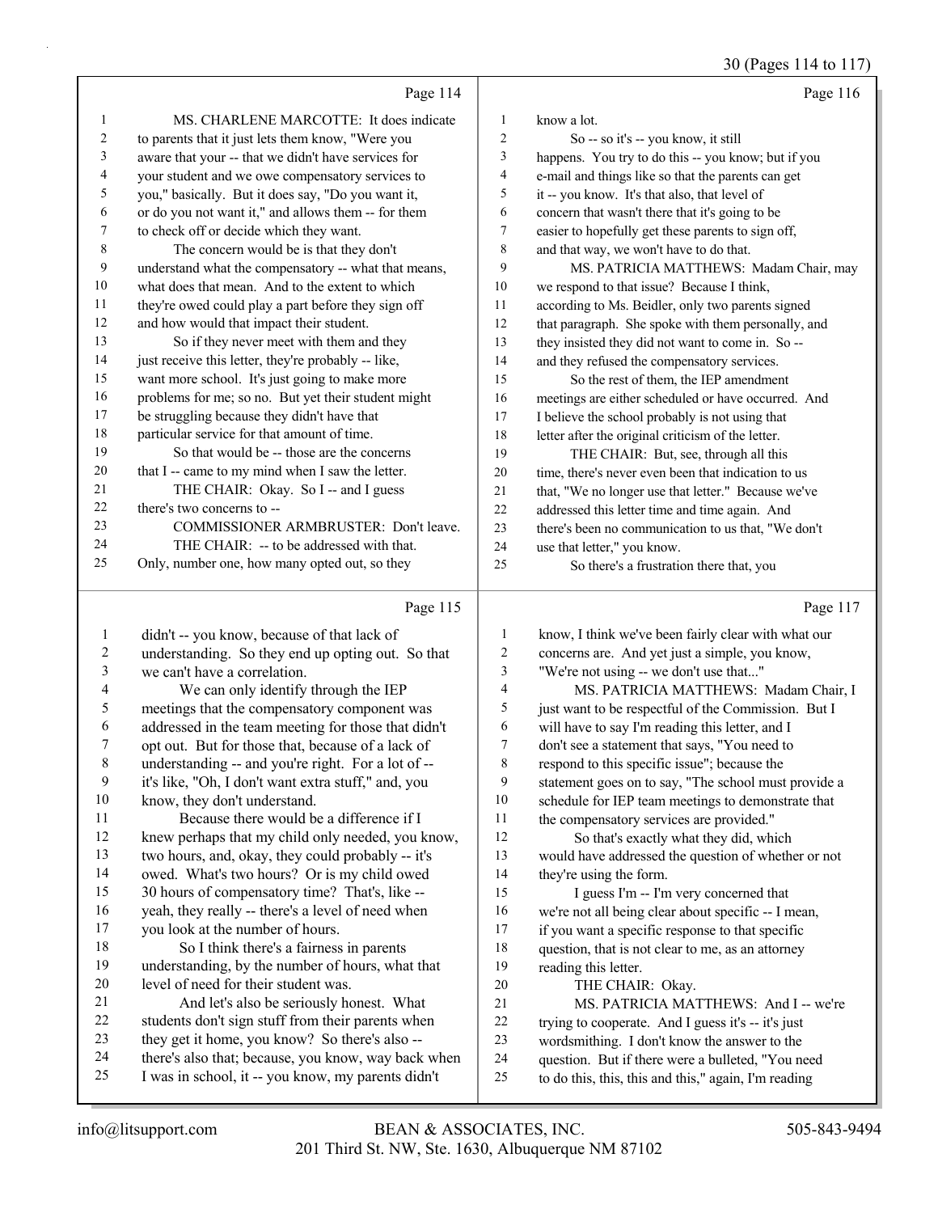Page 114

MS. CHARLENE MARCOTTE: It does indicate to parents that it just lets them know, "Were you aware that your -- that we didn't have services for your student and we owe compensatory services to you," basically. But it does say, "Do you want it, or do you not want it," and allows them -- for them to check off or decide which they want.

The concern would be is that they don't understand what the compensatory -- what that means, what does that mean. And to the extent to which they're owed could play a part before they sign off and how would that impact their student.

So if they never meet with them and they just receive this letter, they're probably -- like, want more school. It's just going to make more problems for me; so no. But yet their student might be struggling because they didn't have that particular service for that amount of time.

So that would be -- those are the concerns that I -- came to my mind when I saw the letter.

THE CHAIR: Okay. So I -- and I guess there's two concerns to --

COMMISSIONER ARMBRUSTER: Don't leave.

THE CHAIR: -- to be addressed with that. Only, number one, how many opted out, so they

Page 115

didn't -- you know, because of that lack of understanding. So they end up opting out. So that we can't have a correlation.

We can only identify through the IEP meetings that the compensatory component was addressed in the team meeting for those that didn't opt out. But for those that, because of a lack of understanding -- and you're right. For a lot of -- it's like, "Oh, I don't want extra stuff," and, you know, they don't understand.

Because there would be a difference if I knew perhaps that my child only needed, you know, two hours, and, okay, they could probably -- it's owed. What's two hours? Or is my child owed 30 hours of compensatory time? That's, like -- yeah, they really -- there's a level of need when you look at the number of hours.

So I think there's a fairness in parents understanding, by the number of hours, what that level of need for their student was.

And let's also be seriously honest. What students don't sign stuff from their parents when they get it home, you know? So there's also -- there's also that; because, you know, way back when I was in school, it -- you know, my parents didn't

Page 116

know a lot.

So -- so it's -- you know, it still happens. You try to do this -- you know; but if you e-mail and things like so that the parents can get it -- you know. It's that also, that level of concern that wasn't there that it's going to be easier to hopefully get these parents to sign off, and that way, we won't have to do that.

MS. PATRICIA MATTHEWS: Madam Chair, may we respond to that issue? Because I think, according to Ms. Beidler, only two parents signed that paragraph. She spoke with them personally, and they insisted they did not want to come in. So -- and they refused the compensatory services.

So the rest of them, the IEP amendment meetings are either scheduled or have occurred. And I believe the school probably is not using that letter after the original criticism of the letter.

THE CHAIR: But, see, through all this time, there's never even been that indication to us that, "We no longer use that letter." Because we've addressed this letter time and time again. And there's been no communication to us that, "We don't use that letter," you know.

So there's a frustration there that, you

Page 117

know, I think we've been fairly clear with what our concerns are. And yet just a simple, you know, "We're not using -- we don't use that..."

MS. PATRICIA MATTHEWS: Madam Chair, I just want to be respectful of the Commission. But I will have to say I'm reading this letter, and I don't see a statement that says, "You need to respond to this specific issue"; because the statement goes on to say, "The school must provide a schedule for IEP team meetings to demonstrate that the compensatory services are provided."

So that's exactly what they did, which would have addressed the question of whether or not they're using the form.

I guess I'm -- I'm very concerned that we're not all being clear about specific -- I mean, if you want a specific response to that specific question, that is not clear to me, as an attorney reading this letter.

THE CHAIR: Okay.

MS. PATRICIA MATTHEWS: And I -- we're trying to cooperate. And I guess it's -- it's just wordsmithing. I don't know the answer to the question. But if there were a bulleted, "You need to do this, this, this and this," again, I'm reading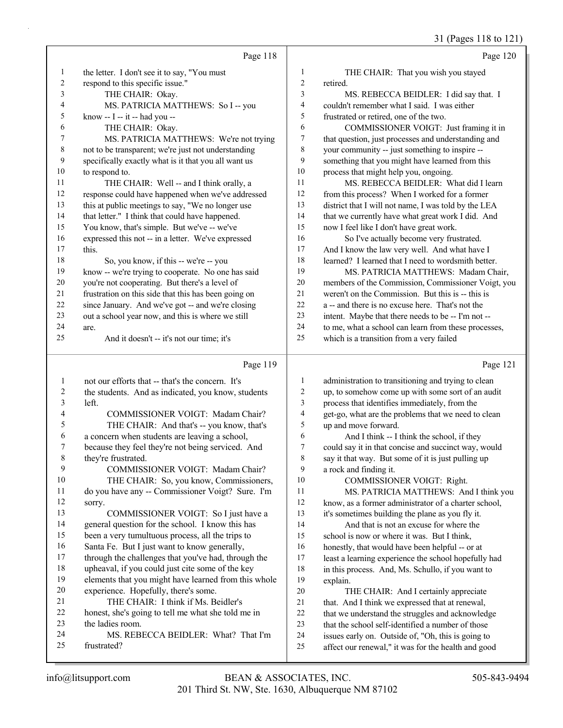Page 118

1 the letter. I don't see it to say, "You must
2 respond to this specific issue."
3 THE CHAIR: Okay.
4 MS. PATRICIA MATTHEWS: So I -- you
5 know -- I -- it -- had you --
6 THE CHAIR: Okay.
7 MS. PATRICIA MATTHEWS: We're not trying
8 not to be transparent; we're just not understanding
9 specifically exactly what is it that you all want us
10 to respond to.
11 THE CHAIR: Well -- and I think orally, a
12 response could have happened when we've addressed
13 this at public meetings to say, "We no longer use
14 that letter." I think that could have happened.
15 You know, that's simple. But we've -- we've
16 expressed this not -- in a letter. We've expressed
17 this.
18 So, you know, if this -- we're -- you
19 know -- we're trying to cooperate. No one has said
20 you're not cooperating. But there's a level of
21 frustration on this side that this has been going on
22 since January. And we've got -- and we're closing
23 out a school year now, and this is where we still
24 are.
25 And it doesn't -- it's not our time; it's

Page 119

1 not our efforts that -- that's the concern. It's
2 the students. And as indicated, you know, students
3 left.
4 COMMISSIONER VOIGT: Madam Chair?
5 THE CHAIR: And that's -- you know, that's
6 a concern when students are leaving a school,
7 because they feel they're not being serviced. And
8 they're frustrated.
9 COMMISSIONER VOIGT: Madam Chair?
10 THE CHAIR: So, you know, Commissioners,
11 do you have any -- Commissioner Voigt? Sure. I'm
12 sorry.
13 COMMISSIONER VOIGT: So I just have a
14 general question for the school. I know this has
15 been a very tumultuous process, all the trips to
16 Santa Fe. But I just want to know generally,
17 through the challenges that you've had, through the
18 upheaval, if you could just cite some of the key
19 elements that you might have learned from this whole
20 experience. Hopefully, there's some.
21 THE CHAIR: I think if Ms. Beidler's
22 honest, she's going to tell me what she told me in
23 the ladies room.
24 MS. REBECCA BEIDLER: What? That I'm
25 frustrated?

Page 120

1 THE CHAIR: That you wish you stayed
2 retired.
3 MS. REBECCA BEIDLER: I did say that. I
4 couldn't remember what I said. I was either
5 frustrated or retired, one of the two.
6 COMMISSIONER VOIGT: Just framing it in
7 that question, just processes and understanding and
8 your community -- just something to inspire --
9 something that you might have learned from this
10 process that might help you, ongoing.
11 MS. REBECCA BEIDLER: What did I learn
12 from this process? When I worked for a former
13 district that I will not name, I was told by the LEA
14 that we currently have what great work I did. And
15 now I feel like I don't have great work.
16 So I've actually become very frustrated.
17 And I know the law very well. And what have I
18 learned? I learned that I need to wordsmith better.
19 MS. PATRICIA MATTHEWS: Madam Chair,
20 members of the Commission, Commissioner Voigt, you
21 weren't on the Commission. But this is -- this is
22 a -- and there is no excuse here. That's not the
23 intent. Maybe that there needs to be -- I'm not --
24 to me, what a school can learn from these processes,
25 which is a transition from a very failed

Page 121

1 administration to transitioning and trying to clean
2 up, to somehow come up with some sort of an audit
3 process that identifies immediately, from the
4 get-go, what are the problems that we need to clean
5 up and move forward.
6 And I think -- I think the school, if they
7 could say it in that concise and succinct way, would
8 say it that way. But some of it is just pulling up
9 a rock and finding it.
10 COMMISSIONER VOIGT: Right.
11 MS. PATRICIA MATTHEWS: And I think you
12 know, as a former administrator of a charter school,
13 it's sometimes building the plane as you fly it.
14 And that is not an excuse for where the
15 school is now or where it was. But I think,
16 honestly, that would have been helpful -- or at
17 least a learning experience the school hopefully had
18 in this process. And, Ms. Schullo, if you want to
19 explain.
20 THE CHAIR: And I certainly appreciate
21 that. And I think we expressed that at renewal,
22 that we understand the struggles and acknowledge
23 that the school self-identified a number of those
24 issues early on. Outside of, "Oh, this is going to
25 affect our renewal," it was for the health and good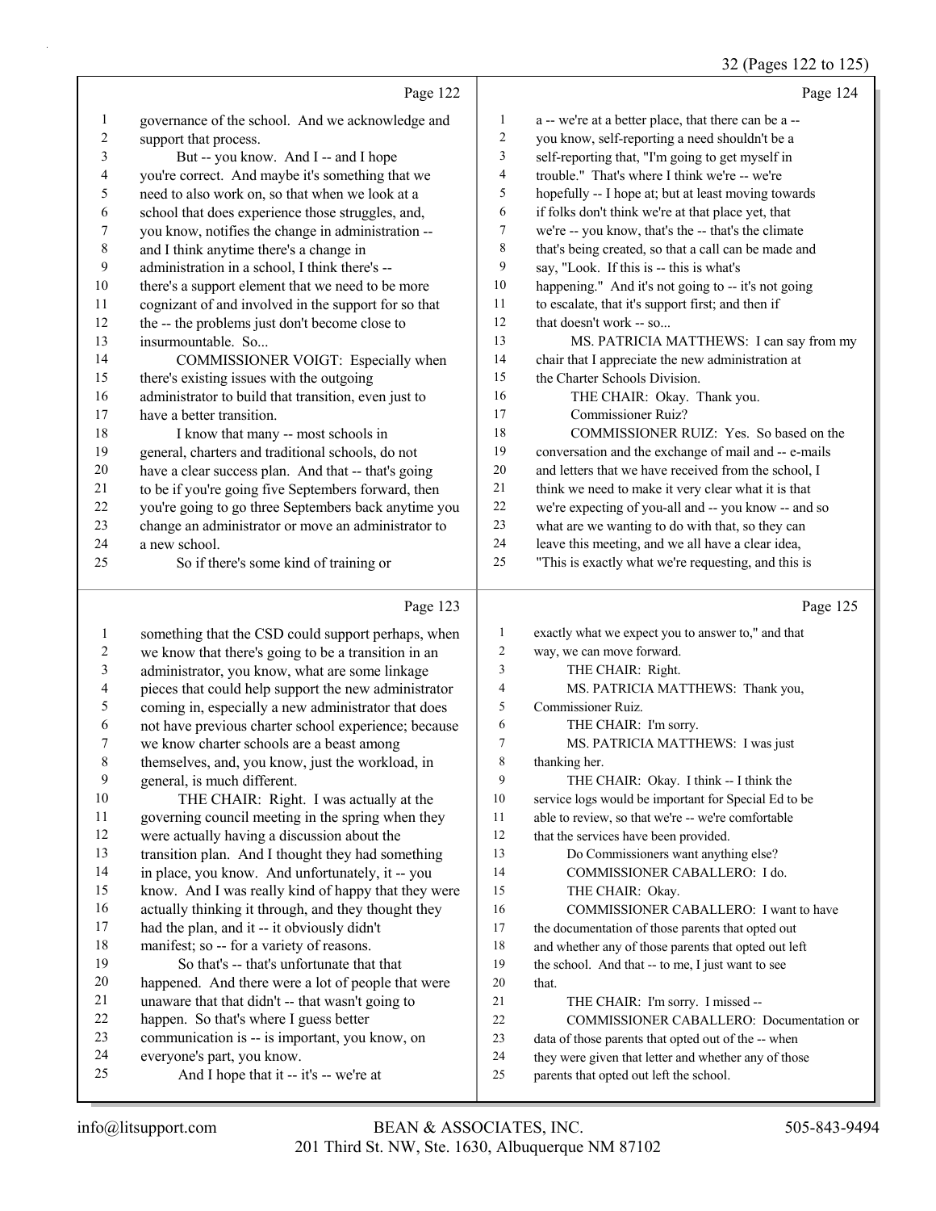Page 122

1 governance of the school. And we acknowledge and
2 support that process.
3 But -- you know. And I -- and I hope
4 you're correct. And maybe it's something that we
5 need to also work on, so that when we look at a
6 school that does experience those struggles, and,
7 you know, notifies the change in administration --
8 and I think anytime there's a change in
9 administration in a school, I think there's --
10 there's a support element that we need to be more
11 cognizant of and involved in the support for so that
12 the -- the problems just don't become close to
13 insurmountable. So...
14 COMMISSIONER VOIGT: Especially when
15 there's existing issues with the outgoing
16 administrator to build that transition, even just to
17 have a better transition.
18 I know that many -- most schools in
19 general, charters and traditional schools, do not
20 have a clear success plan. And that -- that's going
21 to be if you're going five Septembers forward, then
22 you're going to go three Septembers back anytime you
23 change an administrator or move an administrator to
24 a new school.
25 So if there's some kind of training or

Page 123

1 something that the CSD could support perhaps, when
2 we know that there's going to be a transition in an
3 administrator, you know, what are some linkage
4 pieces that could help support the new administrator
5 coming in, especially a new administrator that does
6 not have previous charter school experience; because
7 we know charter schools are a beast among
8 themselves, and, you know, just the workload, in
9 general, is much different.
10 THE CHAIR: Right. I was actually at the
11 governing council meeting in the spring when they
12 were actually having a discussion about the
13 transition plan. And I thought they had something
14 in place, you know. And unfortunately, it -- you
15 know. And I was really kind of happy that they were
16 actually thinking it through, and they thought they
17 had the plan, and it -- it obviously didn't
18 manifest; so -- for a variety of reasons.
19 So that's -- that's unfortunate that that
20 happened. And there were a lot of people that were
21 unaware that that didn't -- that wasn't going to
22 happen. So that's where I guess better
23 communication is -- is important, you know, on
24 everyone's part, you know.
25 And I hope that it -- it's -- we're at

Page 124

1 a -- we're at a better place, that there can be a --
2 you know, self-reporting a need shouldn't be a
3 self-reporting that, "I'm going to get myself in
4 trouble." That's where I think we're -- we're
5 hopefully -- I hope at; but at least moving towards
6 if folks don't think we're at that place yet, that
7 we're -- you know, that's the -- that's the climate
8 that's being created, so that a call can be made and
9 say, "Look. If this is -- this is what's
10 happening." And it's not going to -- it's not going
11 to escalate, that it's support first; and then if
12 that doesn't work -- so...
13 MS. PATRICIA MATTHEWS: I can say from my
14 chair that I appreciate the new administration at
15 the Charter Schools Division.
16 THE CHAIR: Okay. Thank you.
17 Commissioner Ruiz?
18 COMMISSIONER RUIZ: Yes. So based on the
19 conversation and the exchange of mail and -- e-mails
20 and letters that we have received from the school, I
21 think we need to make it very clear what it is that
22 we're expecting of you-all and -- you know -- and so
23 what are we wanting to do with that, so they can
24 leave this meeting, and we all have a clear idea,
25 "This is exactly what we're requesting, and this is

Page 125

1 exactly what we expect you to answer to," and that
2 way, we can move forward.
3 THE CHAIR: Right.
4 MS. PATRICIA MATTHEWS: Thank you,
5 Commissioner Ruiz.
6 THE CHAIR: I'm sorry.
7 MS. PATRICIA MATTHEWS: I was just
8 thanking her.
9 THE CHAIR: Okay. I think -- I think the
10 service logs would be important for Special Ed to be
11 able to review, so that we're -- we're comfortable
12 that the services have been provided.
13 Do Commissioners want anything else?
14 COMMISSIONER CABALLERO: I do.
15 THE CHAIR: Okay.
16 COMMISSIONER CABALLERO: I want to have
17 the documentation of those parents that opted out
18 and whether any of those parents that opted out left
19 the school. And that -- to me, I just want to see
20 that.
21 THE CHAIR: I'm sorry. I missed --
22 COMMISSIONER CABALLERO: Documentation or
23 data of those parents that opted out of the -- when
24 they were given that letter and whether any of those
25 parents that opted out left the school.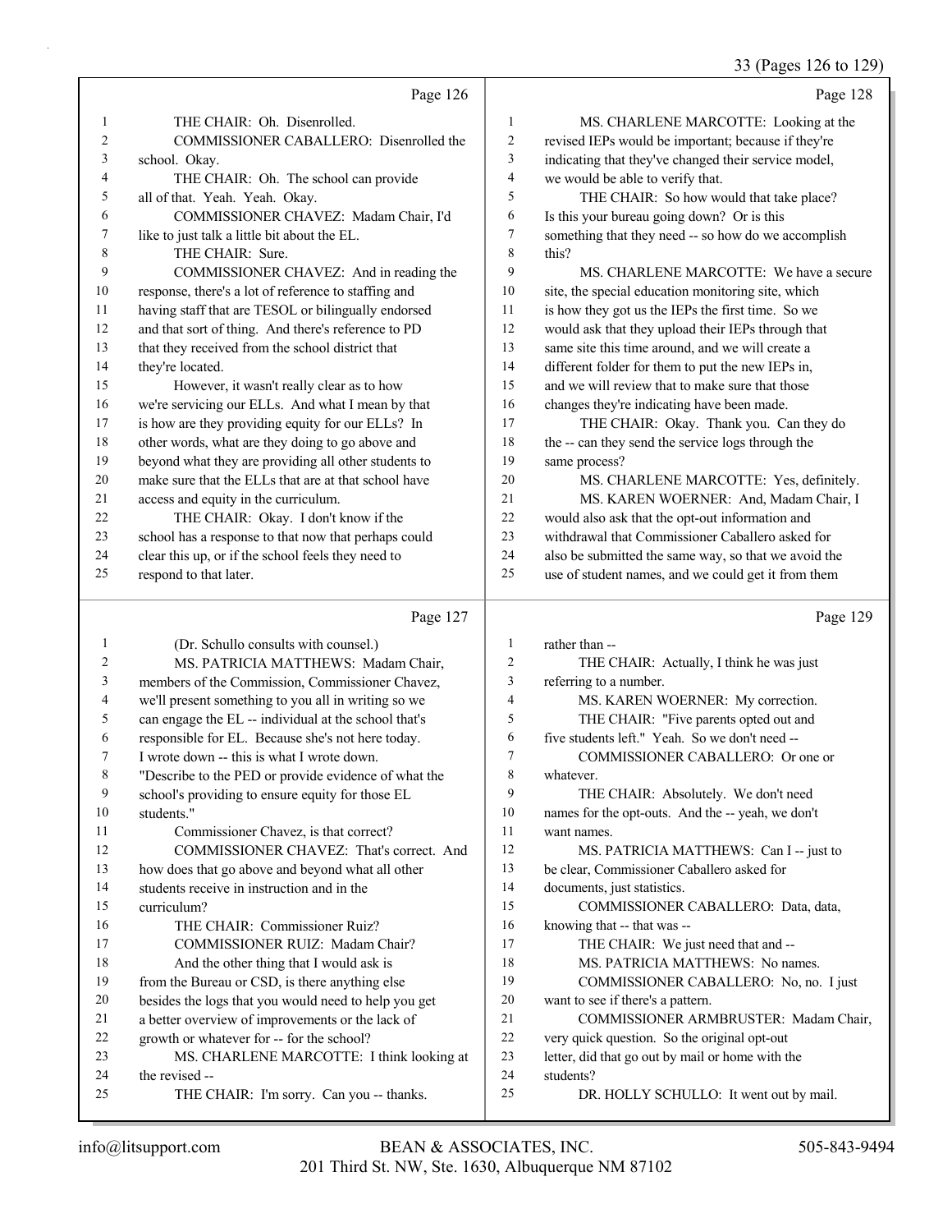Page 126

1 THE CHAIR: Oh. Disenrolled.
2 COMMISSIONER CABALLERO: Disenrolled the
3 school. Okay.
4 THE CHAIR: Oh. The school can provide
5 all of that. Yeah. Yeah. Okay.
6 COMMISSIONER CHAVEZ: Madam Chair, I'd
7 like to just talk a little bit about the EL.
8 THE CHAIR: Sure.
9 COMMISSIONER CHAVEZ: And in reading the
10 response, there's a lot of reference to staffing and
11 having staff that are TESOL or bilingually endorsed
12 and that sort of thing. And there's reference to PD
13 that they received from the school district that
14 they're located.
15 However, it wasn't really clear as to how
16 we're servicing our ELLs. And what I mean by that
17 is how are they providing equity for our ELLs? In
18 other words, what are they doing to go above and
19 beyond what they are providing all other students to
20 make sure that the ELLs that are at that school have
21 access and equity in the curriculum.
22 THE CHAIR: Okay. I don't know if the
23 school has a response to that now that perhaps could
24 clear this up, or if the school feels they need to
25 respond to that later.

Page 127

1 (Dr. Schullo consults with counsel.)
2 MS. PATRICIA MATTHEWS: Madam Chair,
3 members of the Commission, Commissioner Chavez,
4 we'll present something to you all in writing so we
5 can engage the EL -- individual at the school that's
6 responsible for EL. Because she's not here today.
7 I wrote down -- this is what I wrote down.
8 "Describe to the PED or provide evidence of what the
9 school's providing to ensure equity for those EL
10 students."
11 Commissioner Chavez, is that correct?
12 COMMISSIONER CHAVEZ: That's correct. And
13 how does that go above and beyond what all other
14 students receive in instruction and in the
15 curriculum?
16 THE CHAIR: Commissioner Ruiz?
17 COMMISSIONER RUIZ: Madam Chair?
18 And the other thing that I would ask is
19 from the Bureau or CSD, is there anything else
20 besides the logs that you would need to help you get
21 a better overview of improvements or the lack of
22 growth or whatever for -- for the school?
23 MS. CHARLENE MARCOTTE: I think looking at
24 the revised --
25 THE CHAIR: I'm sorry. Can you -- thanks.

Page 128

1 MS. CHARLENE MARCOTTE: Looking at the
2 revised IEPs would be important; because if they're
3 indicating that they've changed their service model,
4 we would be able to verify that.
5 THE CHAIR: So how would that take place?
6 Is this your bureau going down? Or is this
7 something that they need -- so how do we accomplish
8 this?
9 MS. CHARLENE MARCOTTE: We have a secure
10 site, the special education monitoring site, which
11 is how they got us the IEPs the first time. So we
12 would ask that they upload their IEPs through that
13 same site this time around, and we will create a
14 different folder for them to put the new IEPs in,
15 and we will review that to make sure that those
16 changes they're indicating have been made.
17 THE CHAIR: Okay. Thank you. Can they do
18 the -- can they send the service logs through the
19 same process?
20 MS. CHARLENE MARCOTTE: Yes, definitely.
21 MS. KAREN WOERNER: And, Madam Chair, I
22 would also ask that the opt-out information and
23 withdrawal that Commissioner Caballero asked for
24 also be submitted the same way, so that we avoid the
25 use of student names, and we could get it from them

Page 129

1 rather than --
2 THE CHAIR: Actually, I think he was just
3 referring to a number.
4 MS. KAREN WOERNER: My correction.
5 THE CHAIR: "Five parents opted out and
6 five students left." Yeah. So we don't need --
7 COMMISSIONER CABALLERO: Or one or
8 whatever.
9 THE CHAIR: Absolutely. We don't need
10 names for the opt-outs. And the -- yeah, we don't
11 want names.
12 MS. PATRICIA MATTHEWS: Can I -- just to
13 be clear, Commissioner Caballero asked for
14 documents, just statistics.
15 COMMISSIONER CABALLERO: Data, data,
16 knowing that -- that was --
17 THE CHAIR: We just need that and --
18 MS. PATRICIA MATTHEWS: No names.
19 COMMISSIONER CABALLERO: No, no. I just
20 want to see if there's a pattern.
21 COMMISSIONER ARMBRUSTER: Madam Chair,
22 very quick question. So the original opt-out
23 letter, did that go out by mail or home with the
24 students?
25 DR. HOLLY SCHULLO: It went out by mail.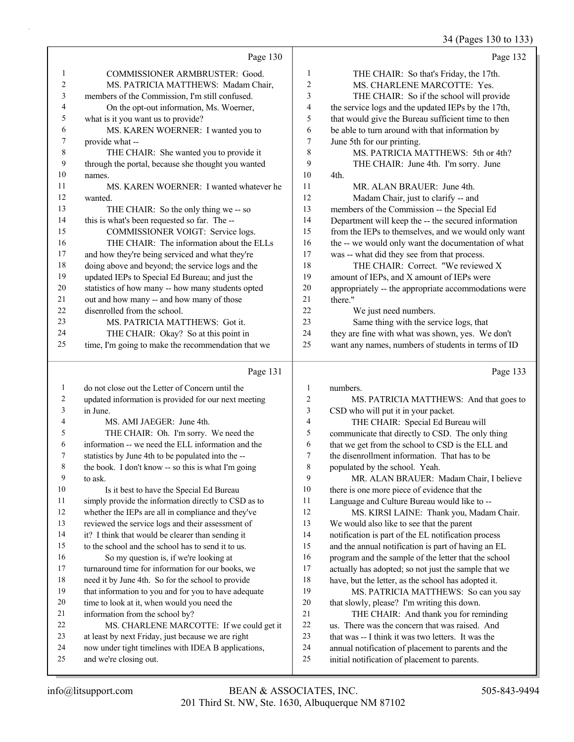Page 130

1 COMMISSIONER ARMBRUSTER: Good.
2 MS. PATRICIA MATTHEWS: Madam Chair,
3 members of the Commission, I'm still confused.
4 On the opt-out information, Ms. Woerner,
5 what is it you want us to provide?
6 MS. KAREN WOERNER: I wanted you to
7 provide what --
8 THE CHAIR: She wanted you to provide it
9 through the portal, because she thought you wanted
10 names.
11 MS. KAREN WOERNER: I wanted whatever he
12 wanted.
13 THE CHAIR: So the only thing we -- so
14 this is what's been requested so far. The --
15 COMMISSIONER VOIGT: Service logs.
16 THE CHAIR: The information about the ELLs
17 and how they're being serviced and what they're
18 doing above and beyond; the service logs and the
19 updated IEPs to Special Ed Bureau; and just the
20 statistics of how many -- how many students opted
21 out and how many -- and how many of those
22 disenrolled from the school.
23 MS. PATRICIA MATTHEWS: Got it.
24 THE CHAIR: Okay? So at this point in
25 time, I'm going to make the recommendation that we

Page 131

1 do not close out the Letter of Concern until the
2 updated information is provided for our next meeting
3 in June.
4 MS. AMI JAEGER: June 4th.
5 THE CHAIR: Oh. I'm sorry. We need the
6 information -- we need the ELL information and the
7 statistics by June 4th to be populated into the --
8 the book. I don't know -- so this is what I'm going
9 to ask.
10 Is it best to have the Special Ed Bureau
11 simply provide the information directly to CSD as to
12 whether the IEPs are all in compliance and they've
13 reviewed the service logs and their assessment of
14 it? I think that would be clearer than sending it
15 to the school and the school has to send it to us.
16 So my question is, if we're looking at
17 turnaround time for information for our books, we
18 need it by June 4th. So for the school to provide
19 that information to you and for you to have adequate
20 time to look at it, when would you need the
21 information from the school by?
22 MS. CHARLENE MARCOTTE: If we could get it
23 at least by next Friday, just because we are right
24 now under tight timelines with IDEA B applications,
25 and we're closing out.

Page 132

1 THE CHAIR: So that's Friday, the 17th.
2 MS. CHARLENE MARCOTTE: Yes.
3 THE CHAIR: So if the school will provide
4 the service logs and the updated IEPs by the 17th,
5 that would give the Bureau sufficient time to then
6 be able to turn around with that information by
7 June 5th for our printing.
8 MS. PATRICIA MATTHEWS: 5th or 4th?
9 THE CHAIR: June 4th. I'm sorry. June
10 4th.
11 MR. ALAN BRAUER: June 4th.
12 Madam Chair, just to clarify -- and
13 members of the Commission -- the Special Ed
14 Department will keep the -- the secured information
15 from the IEPs to themselves, and we would only want
16 the -- we would only want the documentation of what
17 was -- what did they see from that process.
18 THE CHAIR: Correct. "We reviewed X
19 amount of IEPs, and X amount of IEPs were
20 appropriately -- the appropriate accommodations were
21 there."
22 We just need numbers.
23 Same thing with the service logs, that
24 they are fine with what was shown, yes. We don't
25 want any names, numbers of students in terms of ID

Page 133

1 numbers.
2 MS. PATRICIA MATTHEWS: And that goes to
3 CSD who will put it in your packet.
4 THE CHAIR: Special Ed Bureau will
5 communicate that directly to CSD. The only thing
6 that we get from the school to CSD is the ELL and
7 the disenrollment information. That has to be
8 populated by the school. Yeah.
9 MR. ALAN BRAUER: Madam Chair, I believe
10 there is one more piece of evidence that the
11 Language and Culture Bureau would like to --
12 MS. KIRSI LAINE: Thank you, Madam Chair.
13 We would also like to see that the parent
14 notification is part of the EL notification process
15 and the annual notification is part of having an EL
16 program and the sample of the letter that the school
17 actually has adopted; so not just the sample that we
18 have, but the letter, as the school has adopted it.
19 MS. PATRICIA MATTHEWS: So can you say
20 that slowly, please? I'm writing this down.
21 THE CHAIR: And thank you for reminding
22 us. There was the concern that was raised. And
23 that was -- I think it was two letters. It was the
24 annual notification of placement to parents and the
25 initial notification of placement to parents.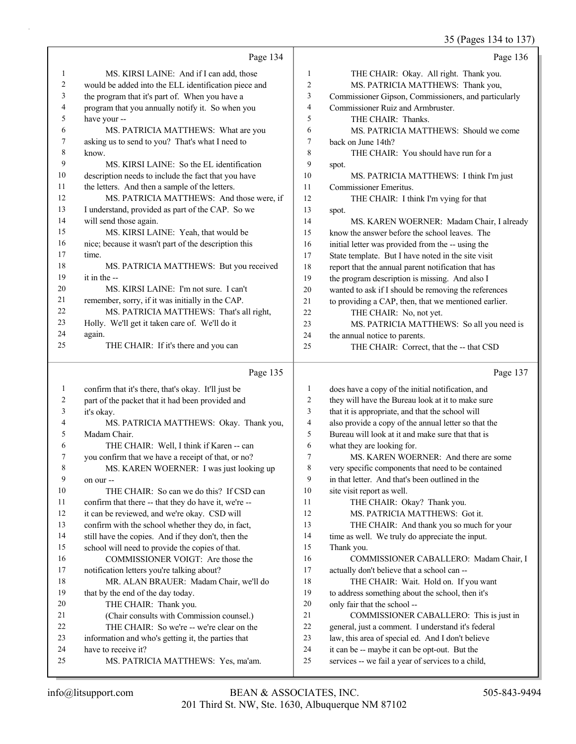Page 134

1 MS. KIRSI LAINE: And if I can add, those
2 would be added into the ELL identification piece and
3 the program that it's part of. When you have a
4 program that you annually notify it. So when you
5 have your --
6 MS. PATRICIA MATTHEWS: What are you
7 asking us to send to you? That's what I need to
8 know.
9 MS. KIRSI LAINE: So the EL identification
10 description needs to include the fact that you have
11 the letters. And then a sample of the letters.
12 MS. PATRICIA MATTHEWS: And those were, if
13 I understand, provided as part of the CAP. So we
14 will send those again.
15 MS. KIRSI LAINE: Yeah, that would be
16 nice; because it wasn't part of the description this
17 time.
18 MS. PATRICIA MATTHEWS: But you received
19 it in the --
20 MS. KIRSI LAINE: I'm not sure. I can't
21 remember, sorry, if it was initially in the CAP.
22 MS. PATRICIA MATTHEWS: That's all right,
23 Holly. We'll get it taken care of. We'll do it
24 again.
25 THE CHAIR: If it's there and you can

Page 135

1 confirm that it's there, that's okay. It'll just be
2 part of the packet that it had been provided and
3 it's okay.
4 MS. PATRICIA MATTHEWS: Okay. Thank you,
5 Madam Chair.
6 THE CHAIR: Well, I think if Karen -- can
7 you confirm that we have a receipt of that, or no?
8 MS. KAREN WOERNER: I was just looking up
9 on our --
10 THE CHAIR: So can we do this? If CSD can
11 confirm that there -- that they do have it, we're --
12 it can be reviewed, and we're okay. CSD will
13 confirm with the school whether they do, in fact,
14 still have the copies. And if they don't, then the
15 school will need to provide the copies of that.
16 COMMISSIONER VOIGT: Are those the
17 notification letters you're talking about?
18 MR. ALAN BRAUER: Madam Chair, we'll do
19 that by the end of the day today.
20 THE CHAIR: Thank you.
21 (Chair consults with Commission counsel.)
22 THE CHAIR: So we're -- we're clear on the
23 information and who's getting it, the parties that
24 have to receive it?
25 MS. PATRICIA MATTHEWS: Yes, ma'am.

Page 136

1 THE CHAIR: Okay. All right. Thank you.
2 MS. PATRICIA MATTHEWS: Thank you,
3 Commissioner Gipson, Commissioners, and particularly
4 Commissioner Ruiz and Armbruster.
5 THE CHAIR: Thanks.
6 MS. PATRICIA MATTHEWS: Should we come
7 back on June 14th?
8 THE CHAIR: You should have run for a
9 spot.
10 MS. PATRICIA MATTHEWS: I think I'm just
11 Commissioner Emeritus.
12 THE CHAIR: I think I'm vying for that
13 spot.
14 MS. KAREN WOERNER: Madam Chair, I already
15 know the answer before the school leaves. The
16 initial letter was provided from the -- using the
17 State template. But I have noted in the site visit
18 report that the annual parent notification that has
19 the program description is missing. And also I
20 wanted to ask if I should be removing the references
21 to providing a CAP, then, that we mentioned earlier.
22 THE CHAIR: No, not yet.
23 MS. PATRICIA MATTHEWS: So all you need is
24 the annual notice to parents.
25 THE CHAIR: Correct, that the -- that CSD

Page 137

1 does have a copy of the initial notification, and
2 they will have the Bureau look at it to make sure
3 that it is appropriate, and that the school will
4 also provide a copy of the annual letter so that the
5 Bureau will look at it and make sure that that is
6 what they are looking for.
7 MS. KAREN WOERNER: And there are some
8 very specific components that need to be contained
9 in that letter. And that's been outlined in the
10 site visit report as well.
11 THE CHAIR: Okay? Thank you.
12 MS. PATRICIA MATTHEWS: Got it.
13 THE CHAIR: And thank you so much for your
14 time as well. We truly do appreciate the input.
15 Thank you.
16 COMMISSIONER CABALLERO: Madam Chair, I
17 actually don't believe that a school can --
18 THE CHAIR: Wait. Hold on. If you want
19 to address something about the school, then it's
20 only fair that the school --
21 COMMISSIONER CABALLERO: This is just in
22 general, just a comment. I understand it's federal
23 law, this area of special ed. And I don't believe
24 it can be -- maybe it can be opt-out. But the
25 services -- we fail a year of services to a child,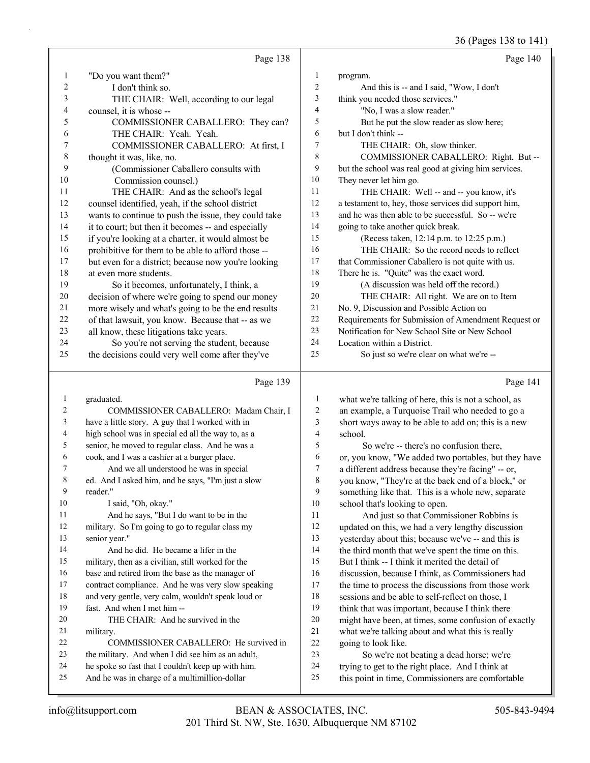Page 138

1 "Do you want them?"
2 I don't think so.
3 THE CHAIR: Well, according to our legal
4 counsel, it is whose --
5 COMMISSIONER CABALLERO: They can?
6 THE CHAIR: Yeah. Yeah.
7 COMMISSIONER CABALLERO: At first, I
8 thought it was, like, no.
9 (Commissioner Caballero consults with
10 Commission counsel.)
11 THE CHAIR: And as the school's legal
12 counsel identified, yeah, if the school district
13 wants to continue to push the issue, they could take
14 it to court; but then it becomes -- and especially
15 if you're looking at a charter, it would almost be
16 prohibitive for them to be able to afford those --
17 but even for a district; because now you're looking
18 at even more students.
19 So it becomes, unfortunately, I think, a
20 decision of where we're going to spend our money
21 more wisely and what's going to be the end results
22 of that lawsuit, you know. Because that -- as we
23 all know, these litigations take years.
24 So you're not serving the student, because
25 the decisions could very well come after they've

Page 139

1 graduated.
2 COMMISSIONER CABALLERO: Madam Chair, I
3 have a little story. A guy that I worked with in
4 high school was in special ed all the way to, as a
5 senior, he moved to regular class. And he was a
6 cook, and I was a cashier at a burger place.
7 And we all understood he was in special
8 ed. And I asked him, and he says, "I'm just a slow
9 reader."
10 I said, "Oh, okay."
11 And he says, "But I do want to be in the
12 military. So I'm going to go to regular class my
13 senior year."
14 And he did. He became a lifer in the
15 military, then as a civilian, still worked for the
16 base and retired from the base as the manager of
17 contract compliance. And he was very slow speaking
18 and very gentle, very calm, wouldn't speak loud or
19 fast. And when I met him --
20 THE CHAIR: And he survived in the
21 military.
22 COMMISSIONER CABALLERO: He survived in
23 the military. And when I did see him as an adult,
24 he spoke so fast that I couldn't keep up with him.
25 And he was in charge of a multimillion-dollar

Page 140

1 program.
2 And this is -- and I said, "Wow, I don't
3 think you needed those services."
4 "No, I was a slow reader."
5 But he put the slow reader as slow here;
6 but I don't think --
7 THE CHAIR: Oh, slow thinker.
8 COMMISSIONER CABALLERO: Right. But --
9 but the school was real good at giving him services.
10 They never let him go.
11 THE CHAIR: Well -- and -- you know, it's
12 a testament to, hey, those services did support him,
13 and he was then able to be successful. So -- we're
14 going to take another quick break.
15 (Recess taken, 12:14 p.m. to 12:25 p.m.)
16 THE CHAIR: So the record needs to reflect
17 that Commissioner Caballero is not quite with us.
18 There he is. "Quite" was the exact word.
19 (A discussion was held off the record.)
20 THE CHAIR: All right. We are on to Item
21 No. 9, Discussion and Possible Action on
22 Requirements for Submission of Amendment Request or
23 Notification for New School Site or New School
24 Location within a District.
25 So just so we're clear on what we're --

Page 141

1 what we're talking of here, this is not a school, as
2 an example, a Turquoise Trail who needed to go a
3 short ways away to be able to add on; this is a new
4 school.
5 So we're -- there's no confusion there,
6 or, you know, "We added two portables, but they have
7 a different address because they're facing" -- or,
8 you know, "They're at the back end of a block," or
9 something like that. This is a whole new, separate
10 school that's looking to open.
11 And just so that Commissioner Robbins is
12 updated on this, we had a very lengthy discussion
13 yesterday about this; because we've -- and this is
14 the third month that we've spent the time on this.
15 But I think -- I think it merited the detail of
16 discussion, because I think, as Commissioners had
17 the time to process the discussions from those work
18 sessions and be able to self-reflect on those, I
19 think that was important, because I think there
20 might have been, at times, some confusion of exactly
21 what we're talking about and what this is really
22 going to look like.
23 So we're not beating a dead horse; we're
24 trying to get to the right place. And I think at
25 this point in time, Commissioners are comfortable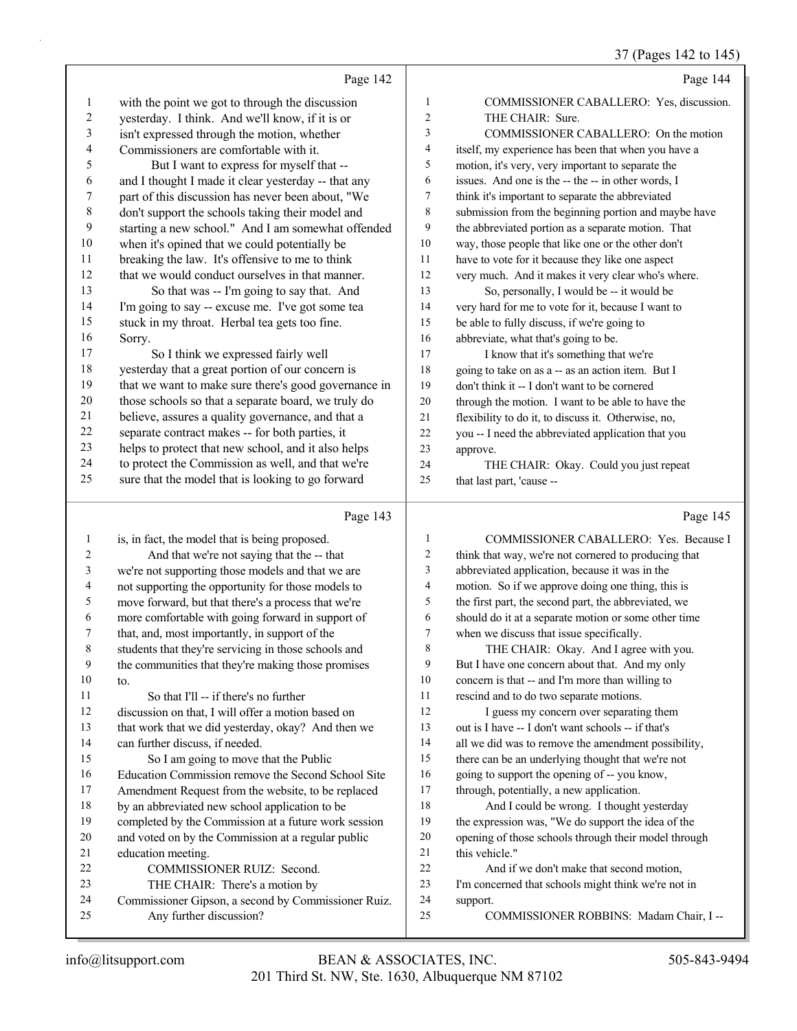Page 142

with the point we got to through the discussion yesterday. I think. And we'll know, if it is or isn't expressed through the motion, whether Commissioners are comfortable with it.

But I want to express for myself that -- and I thought I made it clear yesterday -- that any part of this discussion has never been about, "We don't support the schools taking their model and starting a new school." And I am somewhat offended when it's opined that we could potentially be breaking the law. It's offensive to me to think that we would conduct ourselves in that manner.

So that was -- I'm going to say that. And I'm going to say -- excuse me. I've got some tea stuck in my throat. Herbal tea gets too fine. Sorry.

So I think we expressed fairly well yesterday that a great portion of our concern is that we want to make sure there's good governance in those schools so that a separate board, we truly do believe, assures a quality governance, and that a separate contract makes -- for both parties, it helps to protect that new school, and it also helps to protect the Commission as well, and that we're sure that the model that is looking to go forward

Page 143

is, in fact, the model that is being proposed.

And that we're not saying that the -- that we're not supporting those models and that we are not supporting the opportunity for those models to move forward, but that there's a process that we're more comfortable with going forward in support of that, and, most importantly, in support of the students that they're servicing in those schools and the communities that they're making those promises to.

So that I'll -- if there's no further discussion on that, I will offer a motion based on that work that we did yesterday, okay? And then we can further discuss, if needed.

So I am going to move that the Public Education Commission remove the Second School Site Amendment Request from the website, to be replaced by an abbreviated new school application to be completed by the Commission at a future work session and voted on by the Commission at a regular public education meeting.

COMMISSIONER RUIZ: Second.

THE CHAIR: There's a motion by Commissioner Gipson, a second by Commissioner Ruiz. Any further discussion?

Page 144

COMMISSIONER CABALLERO: Yes, discussion.

THE CHAIR: Sure.

COMMISSIONER CABALLERO: On the motion itself, my experience has been that when you have a motion, it's very, very important to separate the issues. And one is the -- the -- in other words, I think it's important to separate the abbreviated submission from the beginning portion and maybe have the abbreviated portion as a separate motion. That way, those people that like one or the other don't have to vote for it because they like one aspect very much. And it makes it very clear who's where.

So, personally, I would be -- it would be very hard for me to vote for it, because I want to be able to fully discuss, if we're going to abbreviate, what that's going to be.

I know that it's something that we're going to take on as a -- as an action item. But I don't think it -- I don't want to be cornered through the motion. I want to be able to have the flexibility to do it, to discuss it. Otherwise, no, you -- I need the abbreviated application that you approve.

THE CHAIR: Okay. Could you just repeat that last part, 'cause --

Page 145

COMMISSIONER CABALLERO: Yes. Because I think that way, we're not cornered to producing that abbreviated application, because it was in the motion. So if we approve doing one thing, this is the first part, the second part, the abbreviated, we should do it at a separate motion or some other time when we discuss that issue specifically.

THE CHAIR: Okay. And I agree with you. But I have one concern about that. And my only concern is that -- and I'm more than willing to rescind and to do two separate motions.

I guess my concern over separating them out is I have -- I don't want schools -- if that's all we did was to remove the amendment possibility, there can be an underlying thought that we're not going to support the opening of -- you know, through, potentially, a new application.

And I could be wrong. I thought yesterday the expression was, "We do support the idea of the opening of those schools through their model through this vehicle."

And if we don't make that second motion, I'm concerned that schools might think we're not in support.

COMMISSIONER ROBBINS: Madam Chair, I --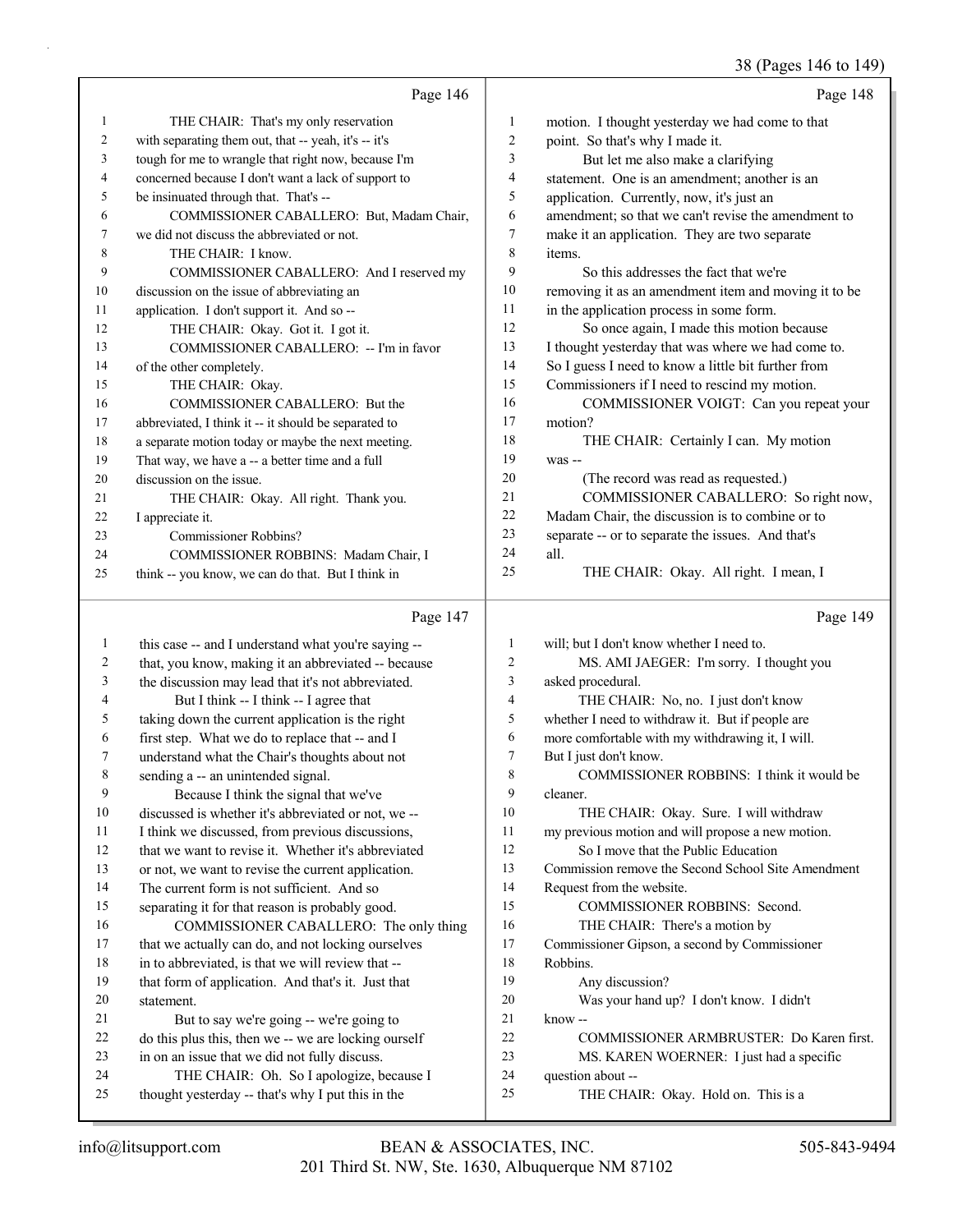Page 146

1 THE CHAIR: That's my only reservation
2 with separating them out, that -- yeah, it's -- it's
3 tough for me to wrangle that right now, because I'm
4 concerned because I don't want a lack of support to
5 be insinuated through that. That's --
6 COMMISSIONER CABALLERO: But, Madam Chair,
7 we did not discuss the abbreviated or not.
8 THE CHAIR: I know.
9 COMMISSIONER CABALLERO: And I reserved my
10 discussion on the issue of abbreviating an
11 application. I don't support it. And so --
12 THE CHAIR: Okay. Got it. I got it.
13 COMMISSIONER CABALLERO: -- I'm in favor
14 of the other completely.
15 THE CHAIR: Okay.
16 COMMISSIONER CABALLERO: But the
17 abbreviated, I think it -- it should be separated to
18 a separate motion today or maybe the next meeting.
19 That way, we have a -- a better time and a full
20 discussion on the issue.
21 THE CHAIR: Okay. All right. Thank you.
22 I appreciate it.
23 Commissioner Robbins?
24 COMMISSIONER ROBBINS: Madam Chair, I
25 think -- you know, we can do that. But I think in

Page 147

1 this case -- and I understand what you're saying --
2 that, you know, making it an abbreviated -- because
3 the discussion may lead that it's not abbreviated.
4 But I think -- I think -- I agree that
5 taking down the current application is the right
6 first step. What we do to replace that -- and I
7 understand what the Chair's thoughts about not
8 sending a -- an unintended signal.
9 Because I think the signal that we've
10 discussed is whether it's abbreviated or not, we --
11 I think we discussed, from previous discussions,
12 that we want to revise it. Whether it's abbreviated
13 or not, we want to revise the current application.
14 The current form is not sufficient. And so
15 separating it for that reason is probably good.
16 COMMISSIONER CABALLERO: The only thing
17 that we actually can do, and not locking ourselves
18 in to abbreviated, is that we will review that --
19 that form of application. And that's it. Just that
20 statement.
21 But to say we're going -- we're going to
22 do this plus this, then we -- we are locking ourself
23 in on an issue that we did not fully discuss.
24 THE CHAIR: Oh. So I apologize, because I
25 thought yesterday -- that's why I put this in the

Page 148

1 motion. I thought yesterday we had come to that
2 point. So that's why I made it.
3 But let me also make a clarifying
4 statement. One is an amendment; another is an
5 application. Currently, now, it's just an
6 amendment; so that we can't revise the amendment to
7 make it an application. They are two separate
8 items.
9 So this addresses the fact that we're
10 removing it as an amendment item and moving it to be
11 in the application process in some form.
12 So once again, I made this motion because
13 I thought yesterday that was where we had come to.
14 So I guess I need to know a little bit further from
15 Commissioners if I need to rescind my motion.
16 COMMISSIONER VOIGT: Can you repeat your
17 motion?
18 THE CHAIR: Certainly I can. My motion
19 was --
20 (The record was read as requested.)
21 COMMISSIONER CABALLERO: So right now,
22 Madam Chair, the discussion is to combine or to
23 separate -- or to separate the issues. And that's
24 all.
25 THE CHAIR: Okay. All right. I mean, I

Page 149

1 will; but I don't know whether I need to.
2 MS. AMI JAEGER: I'm sorry. I thought you
3 asked procedural.
4 THE CHAIR: No, no. I just don't know
5 whether I need to withdraw it. But if people are
6 more comfortable with my withdrawing it, I will.
7 But I just don't know.
8 COMMISSIONER ROBBINS: I think it would be
9 cleaner.
10 THE CHAIR: Okay. Sure. I will withdraw
11 my previous motion and will propose a new motion.
12 So I move that the Public Education
13 Commission remove the Second School Site Amendment
14 Request from the website.
15 COMMISSIONER ROBBINS: Second.
16 THE CHAIR: There's a motion by
17 Commissioner Gipson, a second by Commissioner
18 Robbins.
19 Any discussion?
20 Was your hand up? I don't know. I didn't
21 know --
22 COMMISSIONER ARMBRUSTER: Do Karen first.
23 MS. KAREN WOERNER: I just had a specific
24 question about --
25 THE CHAIR: Okay. Hold on. This is a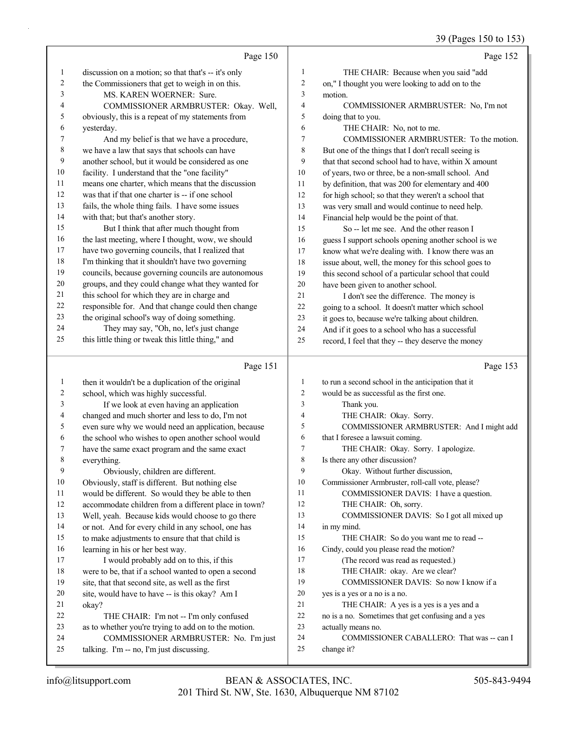Page 150

1 discussion on a motion; so that that's -- it's only
2 the Commissioners that get to weigh in on this.
3 MS. KAREN WOERNER: Sure.
4 COMMISSIONER ARMBRUSTER: Okay. Well,
5 obviously, this is a repeat of my statements from
6 yesterday.
7 And my belief is that we have a procedure,
8 we have a law that says that schools can have
9 another school, but it would be considered as one
10 facility. I understand that the "one facility"
11 means one charter, which means that the discussion
12 was that if that one charter is -- if one school
13 fails, the whole thing fails. I have some issues
14 with that; but that's another story.
15 But I think that after much thought from
16 the last meeting, where I thought, wow, we should
17 have two governing councils, that I realized that
18 I'm thinking that it shouldn't have two governing
19 councils, because governing councils are autonomous
20 groups, and they could change what they wanted for
21 this school for which they are in charge and
22 responsible for. And that change could then change
23 the original school's way of doing something.
24 They may say, "Oh, no, let's just change
25 this little thing or tweak this little thing," and

Page 151

1 then it wouldn't be a duplication of the original
2 school, which was highly successful.
3 If we look at even having an application
4 changed and much shorter and less to do, I'm not
5 even sure why we would need an application, because
6 the school who wishes to open another school would
7 have the same exact program and the same exact
8 everything.
9 Obviously, children are different.
10 Obviously, staff is different. But nothing else
11 would be different. So would they be able to then
12 accommodate children from a different place in town?
13 Well, yeah. Because kids would choose to go there
14 or not. And for every child in any school, one has
15 to make adjustments to ensure that that child is
16 learning in his or her best way.
17 I would probably add on to this, if this
18 were to be, that if a school wanted to open a second
19 site, that that second site, as well as the first
20 site, would have to have -- is this okay? Am I
21 okay?
22 THE CHAIR: I'm not -- I'm only confused
23 as to whether you're trying to add on to the motion.
24 COMMISSIONER ARMBRUSTER: No. I'm just
25 talking. I'm -- no, I'm just discussing.

Page 152

1 THE CHAIR: Because when you said "add
2 on," I thought you were looking to add on to the
3 motion.
4 COMMISSIONER ARMBRUSTER: No, I'm not
5 doing that to you.
6 THE CHAIR: No, not to me.
7 COMMISSIONER ARMBRUSTER: To the motion.
8 But one of the things that I don't recall seeing is
9 that that second school had to have, within X amount
10 of years, two or three, be a non-small school. And
11 by definition, that was 200 for elementary and 400
12 for high school; so that they weren't a school that
13 was very small and would continue to need help.
14 Financial help would be the point of that.
15 So -- let me see. And the other reason I
16 guess I support schools opening another school is we
17 know what we're dealing with. I know there was an
18 issue about, well, the money for this school goes to
19 this second school of a particular school that could
20 have been given to another school.
21 I don't see the difference. The money is
22 going to a school. It doesn't matter which school
23 it goes to, because we're talking about children.
24 And if it goes to a school who has a successful
25 record, I feel that they -- they deserve the money

Page 153

1 to run a second school in the anticipation that it
2 would be as successful as the first one.
3 Thank you.
4 THE CHAIR: Okay. Sorry.
5 COMMISSIONER ARMBRUSTER: And I might add
6 that I foresee a lawsuit coming.
7 THE CHAIR: Okay. Sorry. I apologize.
8 Is there any other discussion?
9 Okay. Without further discussion,
10 Commissioner Armbruster, roll-call vote, please?
11 COMMISSIONER DAVIS: I have a question.
12 THE CHAIR: Oh, sorry.
13 COMMISSIONER DAVIS: So I got all mixed up
14 in my mind.
15 THE CHAIR: So do you want me to read --
16 Cindy, could you please read the motion?
17 (The record was read as requested.)
18 THE CHAIR: okay. Are we clear?
19 COMMISSIONER DAVIS: So now I know if a
20 yes is a yes or a no is a no.
21 THE CHAIR: A yes is a yes is a yes and a
22 no is a no. Sometimes that get confusing and a yes
23 actually means no.
24 COMMISSIONER CABALLERO: That was -- can I
25 change it?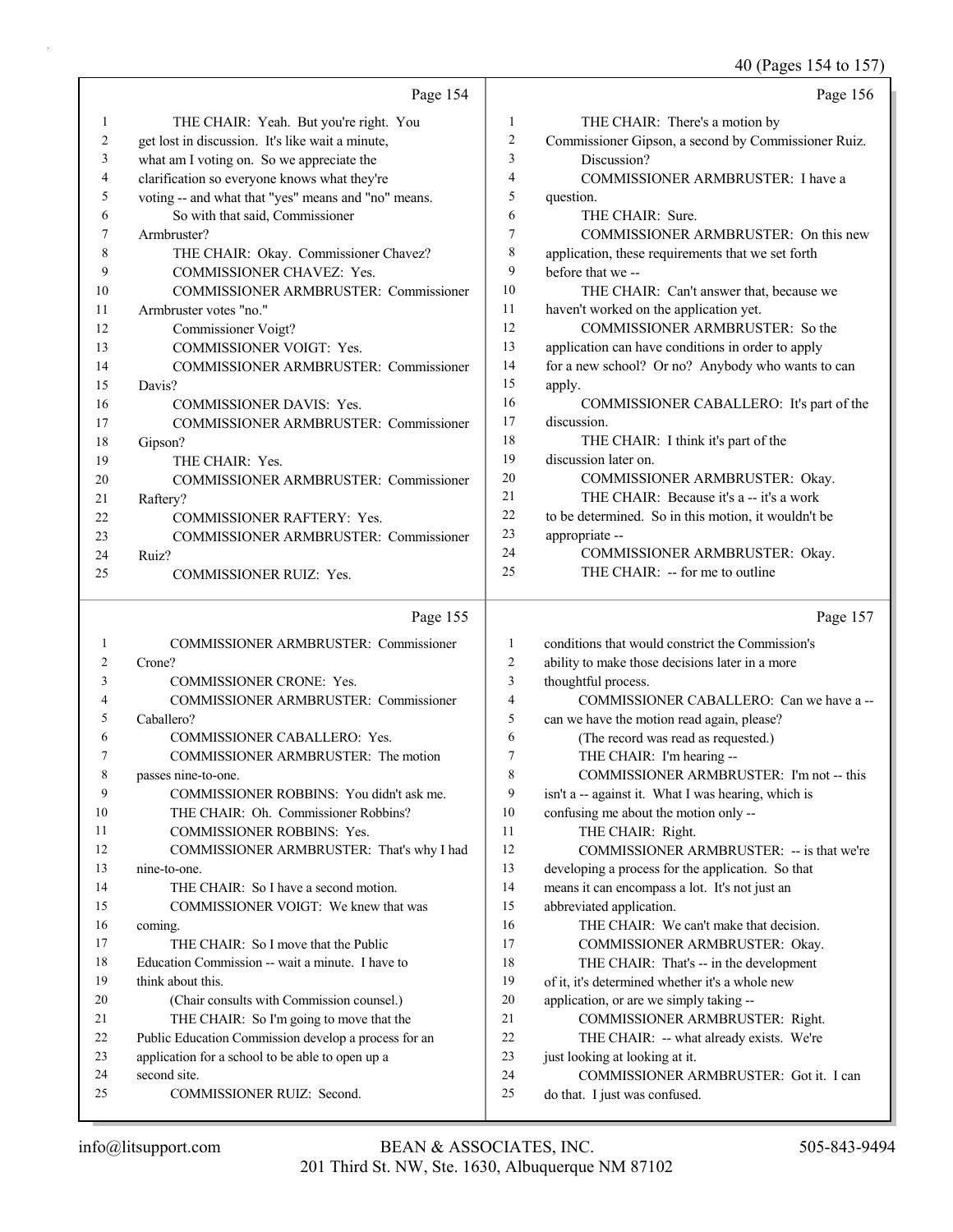Page 154

1 THE CHAIR: Yeah. But you're right. You
2 get lost in discussion. It's like wait a minute,
3 what am I voting on. So we appreciate the
4 clarification so everyone knows what they're
5 voting -- and what that "yes" means and "no" means.
6 So with that said, Commissioner
7 Armbruster?
8 THE CHAIR: Okay. Commissioner Chavez?
9 COMMISSIONER CHAVEZ: Yes.
10 COMMISSIONER ARMBRUSTER: Commissioner
11 Armbruster votes "no."
12 Commissioner Voigt?
13 COMMISSIONER VOIGT: Yes.
14 COMMISSIONER ARMBRUSTER: Commissioner
15 Davis?
16 COMMISSIONER DAVIS: Yes.
17 COMMISSIONER ARMBRUSTER: Commissioner
18 Gipson?
19 THE CHAIR: Yes.
20 COMMISSIONER ARMBRUSTER: Commissioner
21 Raftery?
22 COMMISSIONER RAFTERY: Yes.
23 COMMISSIONER ARMBRUSTER: Commissioner
24 Ruiz?
25 COMMISSIONER RUIZ: Yes.

Page 155

1 COMMISSIONER ARMBRUSTER: Commissioner
2 Crone?
3 COMMISSIONER CRONE: Yes.
4 COMMISSIONER ARMBRUSTER: Commissioner
5 Caballero?
6 COMMISSIONER CABALLERO: Yes.
7 COMMISSIONER ARMBRUSTER: The motion
8 passes nine-to-one.
9 COMMISSIONER ROBBINS: You didn't ask me.
10 THE CHAIR: Oh. Commissioner Robbins?
11 COMMISSIONER ROBBINS: Yes.
12 COMMISSIONER ARMBRUSTER: That's why I had
13 nine-to-one.
14 THE CHAIR: So I have a second motion.
15 COMMISSIONER VOIGT: We knew that was
16 coming.
17 THE CHAIR: So I move that the Public
18 Education Commission -- wait a minute. I have to
19 think about this.
20 (Chair consults with Commission counsel.)
21 THE CHAIR: So I'm going to move that the
22 Public Education Commission develop a process for an
23 application for a school to be able to open up a
24 second site.
25 COMMISSIONER RUIZ: Second.

Page 156

1 THE CHAIR: There's a motion by
2 Commissioner Gipson, a second by Commissioner Ruiz.
3 Discussion?
4 COMMISSIONER ARMBRUSTER: I have a
5 question.
6 THE CHAIR: Sure.
7 COMMISSIONER ARMBRUSTER: On this new
8 application, these requirements that we set forth
9 before that we --
10 THE CHAIR: Can't answer that, because we
11 haven't worked on the application yet.
12 COMMISSIONER ARMBRUSTER: So the
13 application can have conditions in order to apply
14 for a new school? Or no? Anybody who wants to can
15 apply.
16 COMMISSIONER CABALLERO: It's part of the
17 discussion.
18 THE CHAIR: I think it's part of the
19 discussion later on.
20 COMMISSIONER ARMBRUSTER: Okay.
21 THE CHAIR: Because it's a -- it's a work
22 to be determined. So in this motion, it wouldn't be
23 appropriate --
24 COMMISSIONER ARMBRUSTER: Okay.
25 THE CHAIR: -- for me to outline

Page 157

1 conditions that would constrict the Commission's
2 ability to make those decisions later in a more
3 thoughtful process.
4 COMMISSIONER CABALLERO: Can we have a --
5 can we have the motion read again, please?
6 (The record was read as requested.)
7 THE CHAIR: I'm hearing --
8 COMMISSIONER ARMBRUSTER: I'm not -- this
9 isn't a -- against it. What I was hearing, which is
10 confusing me about the motion only --
11 THE CHAIR: Right.
12 COMMISSIONER ARMBRUSTER: -- is that we're
13 developing a process for the application. So that
14 means it can encompass a lot. It's not just an
15 abbreviated application.
16 THE CHAIR: We can't make that decision.
17 COMMISSIONER ARMBRUSTER: Okay.
18 THE CHAIR: That's -- in the development
19 of it, it's determined whether it's a whole new
20 application, or are we simply taking --
21 COMMISSIONER ARMBRUSTER: Right.
22 THE CHAIR: -- what already exists. We're
23 just looking at looking at it.
24 COMMISSIONER ARMBRUSTER: Got it. I can
25 do that. I just was confused.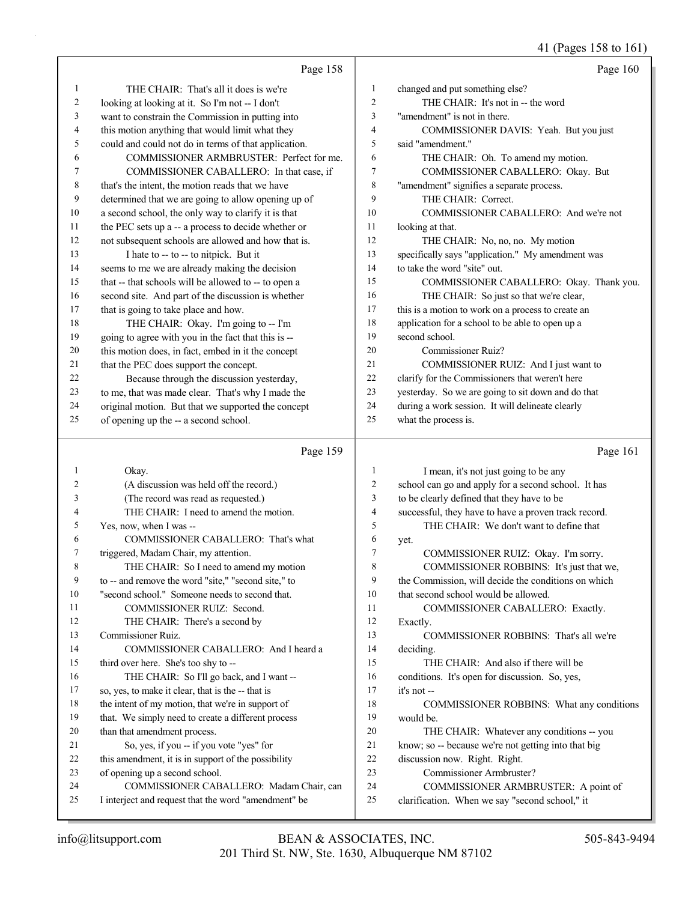Page 158

1 THE CHAIR: That's all it does is we're
2 looking at looking at it. So I'm not -- I don't
3 want to constrain the Commission in putting into
4 this motion anything that would limit what they
5 could and could not do in terms of that application.
6 COMMISSIONER ARMBRUSTER: Perfect for me.
7 COMMISSIONER CABALLERO: In that case, if
8 that's the intent, the motion reads that we have
9 determined that we are going to allow opening up of
10 a second school, the only way to clarify it is that
11 the PEC sets up a -- a process to decide whether or
12 not subsequent schools are allowed and how that is.
13 I hate to -- to -- to nitpick. But it
14 seems to me we are already making the decision
15 that -- that schools will be allowed to -- to open a
16 second site. And part of the discussion is whether
17 that is going to take place and how.
18 THE CHAIR: Okay. I'm going to -- I'm
19 going to agree with you in the fact that this is --
20 this motion does, in fact, embed in it the concept
21 that the PEC does support the concept.
22 Because through the discussion yesterday,
23 to me, that was made clear. That's why I made the
24 original motion. But that we supported the concept
25 of opening up the -- a second school.

Page 159

1 Okay.
2 (A discussion was held off the record.)
3 (The record was read as requested.)
4 THE CHAIR: I need to amend the motion.
5 Yes, now, when I was --
6 COMMISSIONER CABALLERO: That's what
7 triggered, Madam Chair, my attention.
8 THE CHAIR: So I need to amend my motion
9 to -- and remove the word "site," "second site," to
10 "second school." Someone needs to second that.
11 COMMISSIONER RUIZ: Second.
12 THE CHAIR: There's a second by
13 Commissioner Ruiz.
14 COMMISSIONER CABALLERO: And I heard a
15 third over here. She's too shy to --
16 THE CHAIR: So I'll go back, and I want --
17 so, yes, to make it clear, that is the -- that is
18 the intent of my motion, that we're in support of
19 that. We simply need to create a different process
20 than that amendment process.
21 So, yes, if you -- if you vote "yes" for
22 this amendment, it is in support of the possibility
23 of opening up a second school.
24 COMMISSIONER CABALLERO: Madam Chair, can
25 I interject and request that the word "amendment" be

Page 160

1 changed and put something else?
2 THE CHAIR: It's not in -- the word
3 "amendment" is not in there.
4 COMMISSIONER DAVIS: Yeah. But you just
5 said "amendment."
6 THE CHAIR: Oh. To amend my motion.
7 COMMISSIONER CABALLERO: Okay. But
8 "amendment" signifies a separate process.
9 THE CHAIR: Correct.
10 COMMISSIONER CABALLERO: And we're not
11 looking at that.
12 THE CHAIR: No, no, no. My motion
13 specifically says "application." My amendment was
14 to take the word "site" out.
15 COMMISSIONER CABALLERO: Okay. Thank you.
16 THE CHAIR: So just so that we're clear,
17 this is a motion to work on a process to create an
18 application for a school to be able to open up a
19 second school.
20 Commissioner Ruiz?
21 COMMISSIONER RUIZ: And I just want to
22 clarify for the Commissioners that weren't here
23 yesterday. So we are going to sit down and do that
24 during a work session. It will delineate clearly
25 what the process is.

Page 161

1 I mean, it's not just going to be any
2 school can go and apply for a second school. It has
3 to be clearly defined that they have to be
4 successful, they have to have a proven track record.
5 THE CHAIR: We don't want to define that
6 yet.
7 COMMISSIONER RUIZ: Okay. I'm sorry.
8 COMMISSIONER ROBBINS: It's just that we,
9 the Commission, will decide the conditions on which
10 that second school would be allowed.
11 COMMISSIONER CABALLERO: Exactly.
12 Exactly.
13 COMMISSIONER ROBBINS: That's all we're
14 deciding.
15 THE CHAIR: And also if there will be
16 conditions. It's open for discussion. So, yes,
17 it's not --
18 COMMISSIONER ROBBINS: What any conditions
19 would be.
20 THE CHAIR: Whatever any conditions -- you
21 know; so -- because we're not getting into that big
22 discussion now. Right. Right.
23 Commissioner Armbruster?
24 COMMISSIONER ARMBRUSTER: A point of
25 clarification. When we say "second school," it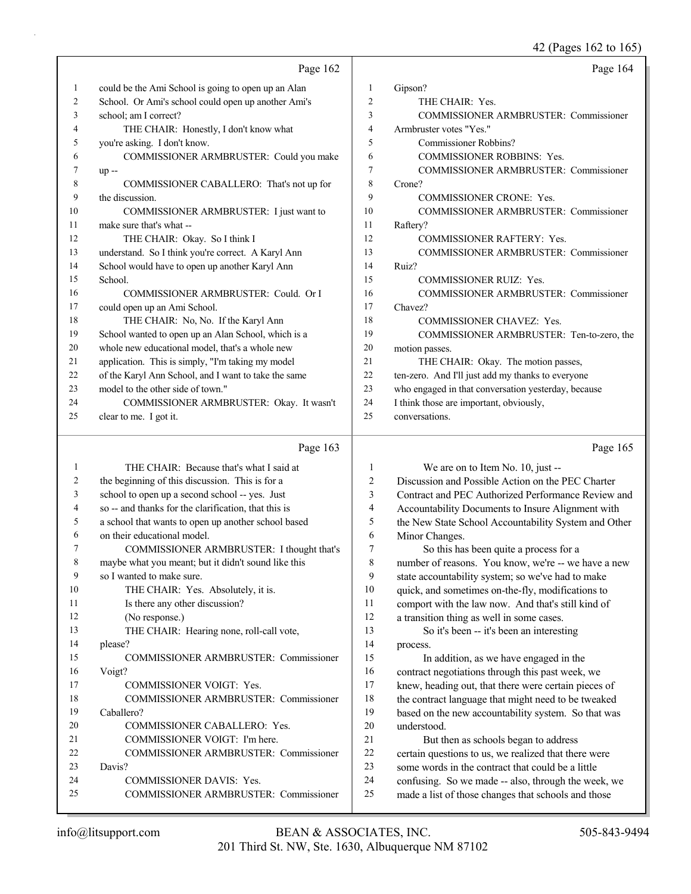Page 162

1 could be the Ami School is going to open up an Alan
2 School. Or Ami's school could open up another Ami's
3 school; am I correct?
4 THE CHAIR: Honestly, I don't know what
5 you're asking. I don't know.
6 COMMISSIONER ARMBRUSTER: Could you make
7 up --
8 COMMISSIONER CABALLERO: That's not up for
9 the discussion.
10 COMMISSIONER ARMBRUSTER: I just want to
11 make sure that's what --
12 THE CHAIR: Okay. So I think I
13 understand. So I think you're correct. A Karyl Ann
14 School would have to open up another Karyl Ann
15 School.
16 COMMISSIONER ARMBRUSTER: Could. Or I
17 could open up an Ami School.
18 THE CHAIR: No, No. If the Karyl Ann
19 School wanted to open up an Alan School, which is a
20 whole new educational model, that's a whole new
21 application. This is simply, "I'm taking my model
22 of the Karyl Ann School, and I want to take the same
23 model to the other side of town."
24 COMMISSIONER ARMBRUSTER: Okay. It wasn't
25 clear to me. I got it.

Page 163

1 THE CHAIR: Because that's what I said at
2 the beginning of this discussion. This is for a
3 school to open up a second school -- yes. Just
4 so -- and thanks for the clarification, that this is
5 a school that wants to open up another school based
6 on their educational model.
7 COMMISSIONER ARMBRUSTER: I thought that's
8 maybe what you meant; but it didn't sound like this
9 so I wanted to make sure.
10 THE CHAIR: Yes. Absolutely, it is.
11 Is there any other discussion?
12 (No response.)
13 THE CHAIR: Hearing none, roll-call vote,
14 please?
15 COMMISSIONER ARMBRUSTER: Commissioner
16 Voigt?
17 COMMISSIONER VOIGT: Yes.
18 COMMISSIONER ARMBRUSTER: Commissioner
19 Caballero?
20 COMMISSIONER CABALLERO: Yes.
21 COMMISSIONER VOIGT: I'm here.
22 COMMISSIONER ARMBRUSTER: Commissioner
23 Davis?
24 COMMISSIONER DAVIS: Yes.
25 COMMISSIONER ARMBRUSTER: Commissioner

Page 164

1 Gipson?
2 THE CHAIR: Yes.
3 COMMISSIONER ARMBRUSTER: Commissioner
4 Armbruster votes "Yes."
5 Commissioner Robbins?
6 COMMISSIONER ROBBINS: Yes.
7 COMMISSIONER ARMBRUSTER: Commissioner
8 Crone?
9 COMMISSIONER CRONE: Yes.
10 COMMISSIONER ARMBRUSTER: Commissioner
11 Raftery?
12 COMMISSIONER RAFTERY: Yes.
13 COMMISSIONER ARMBRUSTER: Commissioner
14 Ruiz?
15 COMMISSIONER RUIZ: Yes.
16 COMMISSIONER ARMBRUSTER: Commissioner
17 Chavez?
18 COMMISSIONER CHAVEZ: Yes.
19 COMMISSIONER ARMBRUSTER: Ten-to-zero, the
20 motion passes.
21 THE CHAIR: Okay. The motion passes,
22 ten-zero. And I'll just add my thanks to everyone
23 who engaged in that conversation yesterday, because
24 I think those are important, obviously,
25 conversations.

Page 165

1 We are on to Item No. 10, just --
2 Discussion and Possible Action on the PEC Charter
3 Contract and PEC Authorized Performance Review and
4 Accountability Documents to Insure Alignment with
5 the New State School Accountability System and Other
6 Minor Changes.
7 So this has been quite a process for a
8 number of reasons. You know, we're -- we have a new
9 state accountability system; so we've had to make
10 quick, and sometimes on-the-fly, modifications to
11 comport with the law now. And that's still kind of
12 a transition thing as well in some cases.
13 So it's been -- it's been an interesting
14 process.
15 In addition, as we have engaged in the
16 contract negotiations through this past week, we
17 knew, heading out, that there were certain pieces of
18 the contract language that might need to be tweaked
19 based on the new accountability system. So that was
20 understood.
21 But then as schools began to address
22 certain questions to us, we realized that there were
23 some words in the contract that could be a little
24 confusing. So we made -- also, through the week, we
25 made a list of those changes that schools and those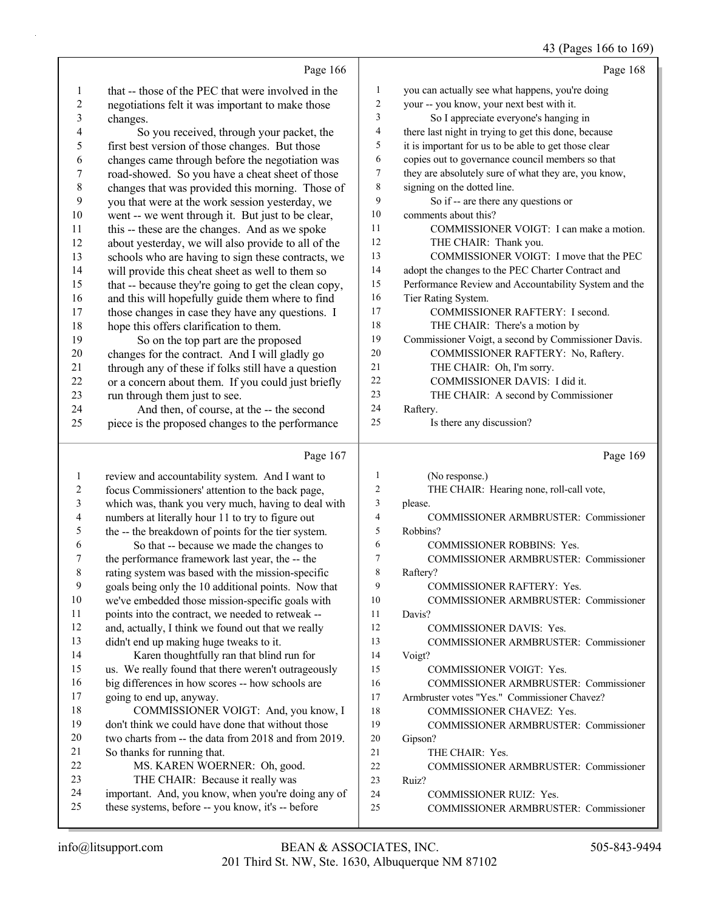Page 166

1 that -- those of the PEC that were involved in the
2 negotiations felt it was important to make those
3 changes.
4 So you received, through your packet, the
5 first best version of those changes. But those
6 changes came through before the negotiation was
7 road-showed. So you have a cheat sheet of those
8 changes that was provided this morning. Those of
9 you that were at the work session yesterday, we
10 went -- we went through it. But just to be clear,
11 this -- these are the changes. And as we spoke
12 about yesterday, we will also provide to all of the
13 schools who are having to sign these contracts, we
14 will provide this cheat sheet as well to them so
15 that -- because they're going to get the clean copy,
16 and this will hopefully guide them where to find
17 those changes in case they have any questions. I
18 hope this offers clarification to them.
19 So on the top part are the proposed
20 changes for the contract. And I will gladly go
21 through any of these if folks still have a question
22 or a concern about them. If you could just briefly
23 run through them just to see.
24 And then, of course, at the -- the second
25 piece is the proposed changes to the performance

Page 167

1 review and accountability system. And I want to
2 focus Commissioners' attention to the back page,
3 which was, thank you very much, having to deal with
4 numbers at literally hour 11 to try to figure out
5 the -- the breakdown of points for the tier system.
6 So that -- because we made the changes to
7 the performance framework last year, the -- the
8 rating system was based with the mission-specific
9 goals being only the 10 additional points. Now that
10 we've embedded those mission-specific goals with
11 points into the contract, we needed to retweak --
12 and, actually, I think we found out that we really
13 didn't end up making huge tweaks to it.
14 Karen thoughtfully ran that blind run for
15 us. We really found that there weren't outrageously
16 big differences in how scores -- how schools are
17 going to end up, anyway.
18 COMMISSIONER VOIGT: And, you know, I
19 don't think we could have done that without those
20 two charts from -- the data from 2018 and from 2019.
21 So thanks for running that.
22 MS. KAREN WOERNER: Oh, good.
23 THE CHAIR: Because it really was
24 important. And, you know, when you're doing any of
25 these systems, before -- you know, it's -- before

Page 168

1 you can actually see what happens, you're doing
2 your -- you know, your next best with it.
3 So I appreciate everyone's hanging in
4 there last night in trying to get this done, because
5 it is important for us to be able to get those clear
6 copies out to governance council members so that
7 they are absolutely sure of what they are, you know,
8 signing on the dotted line.
9 So if -- are there any questions or
10 comments about this?
11 COMMISSIONER VOIGT: I can make a motion.
12 THE CHAIR: Thank you.
13 COMMISSIONER VOIGT: I move that the PEC
14 adopt the changes to the PEC Charter Contract and
15 Performance Review and Accountability System and the
16 Tier Rating System.
17 COMMISSIONER RAFTERY: I second.
18 THE CHAIR: There's a motion by
19 Commissioner Voigt, a second by Commissioner Davis.
20 COMMISSIONER RAFTERY: No, Raftery.
21 THE CHAIR: Oh, I'm sorry.
22 COMMISSIONER DAVIS: I did it.
23 THE CHAIR: A second by Commissioner
24 Raftery.
25 Is there any discussion?

Page 169

1 (No response.)
2 THE CHAIR: Hearing none, roll-call vote,
3 please.
4 COMMISSIONER ARMBRUSTER: Commissioner
5 Robbins?
6 COMMISSIONER ROBBINS: Yes.
7 COMMISSIONER ARMBRUSTER: Commissioner
8 Raftery?
9 COMMISSIONER RAFTERY: Yes.
10 COMMISSIONER ARMBRUSTER: Commissioner
11 Davis?
12 COMMISSIONER DAVIS: Yes.
13 COMMISSIONER ARMBRUSTER: Commissioner
14 Voigt?
15 COMMISSIONER VOIGT: Yes.
16 COMMISSIONER ARMBRUSTER: Commissioner
17 Armbruster votes "Yes." Commissioner Chavez?
18 COMMISSIONER CHAVEZ: Yes.
19 COMMISSIONER ARMBRUSTER: Commissioner
20 Gipson?
21 THE CHAIR: Yes.
22 COMMISSIONER ARMBRUSTER: Commissioner
23 Ruiz?
24 COMMISSIONER RUIZ: Yes.
25 COMMISSIONER ARMBRUSTER: Commissioner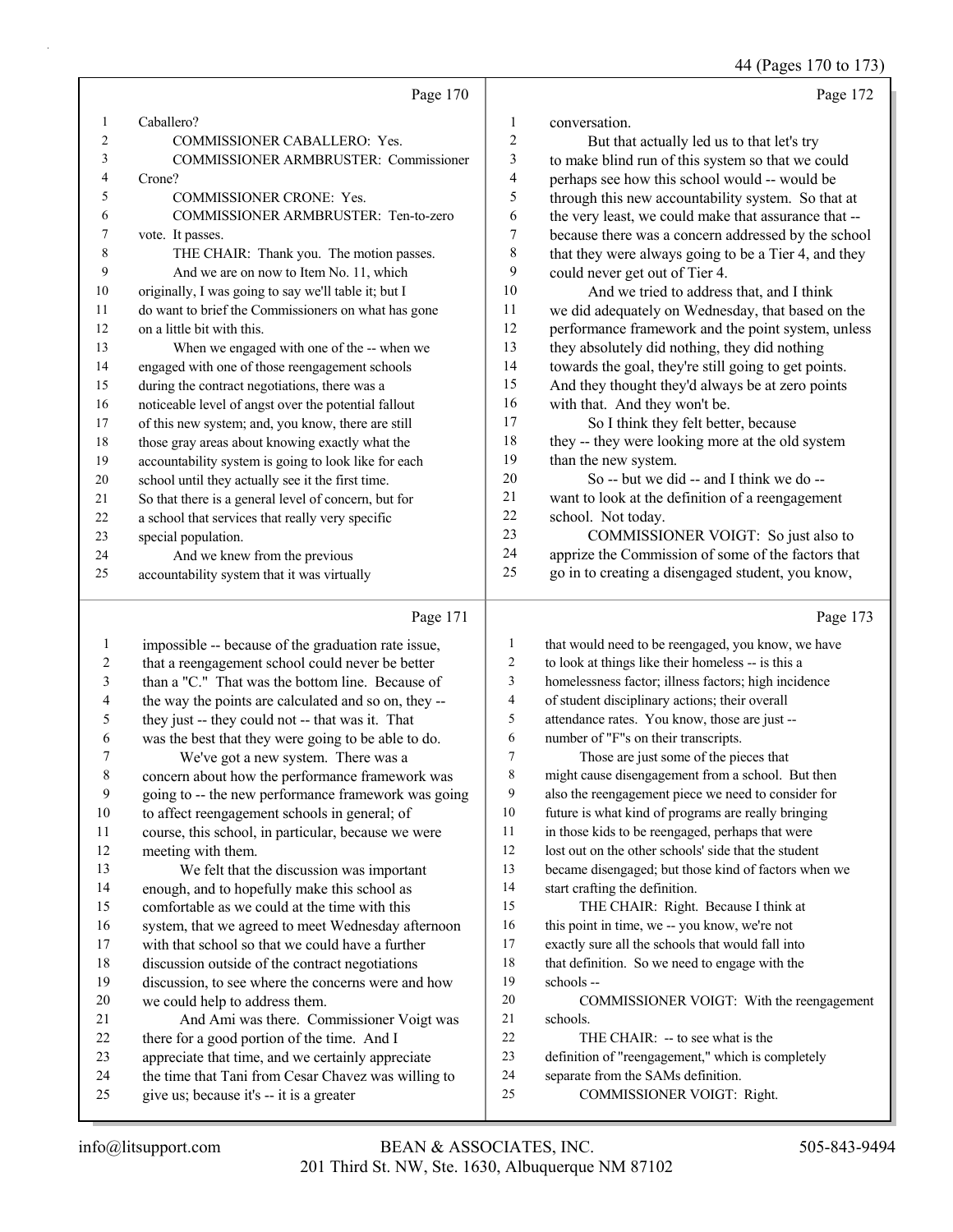Page 170

1 Caballero?
2 COMMISSIONER CABALLERO: Yes.
3 COMMISSIONER ARMBRUSTER: Commissioner
4 Crone?
5 COMMISSIONER CRONE: Yes.
6 COMMISSIONER ARMBRUSTER: Ten-to-zero
7 vote. It passes.
8 THE CHAIR: Thank you. The motion passes.
9 And we are on now to Item No. 11, which
10 originally, I was going to say we'll table it; but I
11 do want to brief the Commissioners on what has gone
12 on a little bit with this.
13 When we engaged with one of the -- when we
14 engaged with one of those reengagement schools
15 during the contract negotiations, there was a
16 noticeable level of angst over the potential fallout
17 of this new system; and, you know, there are still
18 those gray areas about knowing exactly what the
19 accountability system is going to look like for each
20 school until they actually see it the first time.
21 So that there is a general level of concern, but for
22 a school that services that really very specific
23 special population.
24 And we knew from the previous
25 accountability system that it was virtually

Page 171

1 impossible -- because of the graduation rate issue,
2 that a reengagement school could never be better
3 than a "C." That was the bottom line. Because of
4 the way the points are calculated and so on, they --
5 they just -- they could not -- that was it. That
6 was the best that they were going to be able to do.
7 We've got a new system. There was a
8 concern about how the performance framework was
9 going to -- the new performance framework was going
10 to affect reengagement schools in general; of
11 course, this school, in particular, because we were
12 meeting with them.
13 We felt that the discussion was important
14 enough, and to hopefully make this school as
15 comfortable as we could at the time with this
16 system, that we agreed to meet Wednesday afternoon
17 with that school so that we could have a further
18 discussion outside of the contract negotiations
19 discussion, to see where the concerns were and how
20 we could help to address them.
21 And Ami was there. Commissioner Voigt was
22 there for a good portion of the time. And I
23 appreciate that time, and we certainly appreciate
24 the time that Tani from Cesar Chavez was willing to
25 give us; because it's -- it is a greater

Page 172

1 conversation.
2 But that actually led us to that let's try
3 to make blind run of this system so that we could
4 perhaps see how this school would -- would be
5 through this new accountability system. So that at
6 the very least, we could make that assurance that --
7 because there was a concern addressed by the school
8 that they were always going to be a Tier 4, and they
9 could never get out of Tier 4.
10 And we tried to address that, and I think
11 we did adequately on Wednesday, that based on the
12 performance framework and the point system, unless
13 they absolutely did nothing, they did nothing
14 towards the goal, they're still going to get points.
15 And they thought they'd always be at zero points
16 with that. And they won't be.
17 So I think they felt better, because
18 they -- they were looking more at the old system
19 than the new system.
20 So -- but we did -- and I think we do --
21 want to look at the definition of a reengagement
22 school. Not today.
23 COMMISSIONER VOIGT: So just also to
24 apprize the Commission of some of the factors that
25 go in to creating a disengaged student, you know,

Page 173

1 that would need to be reengaged, you know, we have
2 to look at things like their homeless -- is this a
3 homelessness factor; illness factors; high incidence
4 of student disciplinary actions; their overall
5 attendance rates. You know, those are just --
6 number of "F"s on their transcripts.
7 Those are just some of the pieces that
8 might cause disengagement from a school. But then
9 also the reengagement piece we need to consider for
10 future is what kind of programs are really bringing
11 in those kids to be reengaged, perhaps that were
12 lost out on the other schools' side that the student
13 became disengaged; but those kind of factors when we
14 start crafting the definition.
15 THE CHAIR: Right. Because I think at
16 this point in time, we -- you know, we're not
17 exactly sure all the schools that would fall into
18 that definition. So we need to engage with the
19 schools --
20 COMMISSIONER VOIGT: With the reengagement
21 schools.
22 THE CHAIR: -- to see what is the
23 definition of "reengagement," which is completely
24 separate from the SAMs definition.
25 COMMISSIONER VOIGT: Right.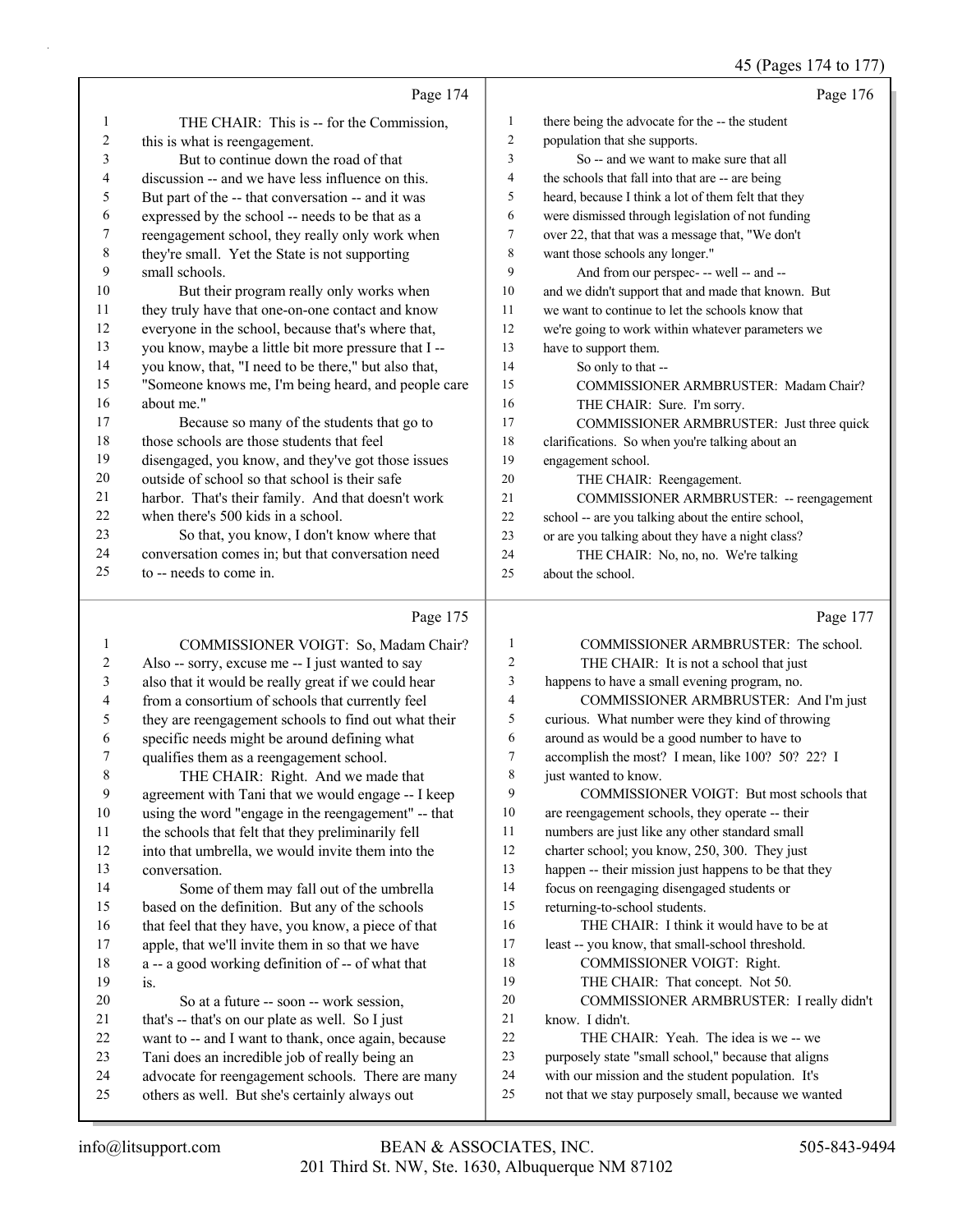Page 174

1 THE CHAIR: This is -- for the Commission,
2 this is what is reengagement.
3 But to continue down the road of that
4 discussion -- and we have less influence on this.
5 But part of the -- that conversation -- and it was
6 expressed by the school -- needs to be that as a
7 reengagement school, they really only work when
8 they're small. Yet the State is not supporting
9 small schools.
10 But their program really only works when
11 they truly have that one-on-one contact and know
12 everyone in the school, because that's where that,
13 you know, maybe a little bit more pressure that I --
14 you know, that, "I need to be there," but also that,
15 "Someone knows me, I'm being heard, and people care
16 about me."
17 Because so many of the students that go to
18 those schools are those students that feel
19 disengaged, you know, and they've got those issues
20 outside of school so that school is their safe
21 harbor. That's their family. And that doesn't work
22 when there's 500 kids in a school.
23 So that, you know, I don't know where that
24 conversation comes in; but that conversation need
25 to -- needs to come in.

Page 175

1 COMMISSIONER VOIGT: So, Madam Chair?
2 Also -- sorry, excuse me -- I just wanted to say
3 also that it would be really great if we could hear
4 from a consortium of schools that currently feel
5 they are reengagement schools to find out what their
6 specific needs might be around defining what
7 qualifies them as a reengagement school.
8 THE CHAIR: Right. And we made that
9 agreement with Tani that we would engage -- I keep
10 using the word "engage in the reengagement" -- that
11 the schools that felt that they preliminarily fell
12 into that umbrella, we would invite them into the
13 conversation.
14 Some of them may fall out of the umbrella
15 based on the definition. But any of the schools
16 that feel that they have, you know, a piece of that
17 apple, that we'll invite them in so that we have
18 a -- a good working definition of -- of what that
19 is.
20 So at a future -- soon -- work session,
21 that's -- that's on our plate as well. So I just
22 want to -- and I want to thank, once again, because
23 Tani does an incredible job of really being an
24 advocate for reengagement schools. There are many
25 others as well. But she's certainly always out

Page 176

1 there being the advocate for the -- the student
2 population that she supports.
3 So -- and we want to make sure that all
4 the schools that fall into that are -- are being
5 heard, because I think a lot of them felt that they
6 were dismissed through legislation of not funding
7 over 22, that that was a message that, "We don't
8 want those schools any longer."
9 And from our perspec- -- well -- and --
10 and we didn't support that and made that known. But
11 we want to continue to let the schools know that
12 we're going to work within whatever parameters we
13 have to support them.
14 So only to that --
15 COMMISSIONER ARMBRUSTER: Madam Chair?
16 THE CHAIR: Sure. I'm sorry.
17 COMMISSIONER ARMBRUSTER: Just three quick
18 clarifications. So when you're talking about an
19 engagement school.
20 THE CHAIR: Reengagement.
21 COMMISSIONER ARMBRUSTER: -- reengagement
22 school -- are you talking about the entire school,
23 or are you talking about they have a night class?
24 THE CHAIR: No, no, no. We're talking
25 about the school.

Page 177

1 COMMISSIONER ARMBRUSTER: The school.
2 THE CHAIR: It is not a school that just
3 happens to have a small evening program, no.
4 COMMISSIONER ARMBRUSTER: And I'm just
5 curious. What number were they kind of throwing
6 around as would be a good number to have to
7 accomplish the most? I mean, like 100? 50? 22? I
8 just wanted to know.
9 COMMISSIONER VOIGT: But most schools that
10 are reengagement schools, they operate -- their
11 numbers are just like any other standard small
12 charter school; you know, 250, 300. They just
13 happen -- their mission just happens to be that they
14 focus on reengaging disengaged students or
15 returning-to-school students.
16 THE CHAIR: I think it would have to be at
17 least -- you know, that small-school threshold.
18 COMMISSIONER VOIGT: Right.
19 THE CHAIR: That concept. Not 50.
20 COMMISSIONER ARMBRUSTER: I really didn't
21 know. I didn't.
22 THE CHAIR: Yeah. The idea is we -- we
23 purposely state "small school," because that aligns
24 with our mission and the student population. It's
25 not that we stay purposely small, because we wanted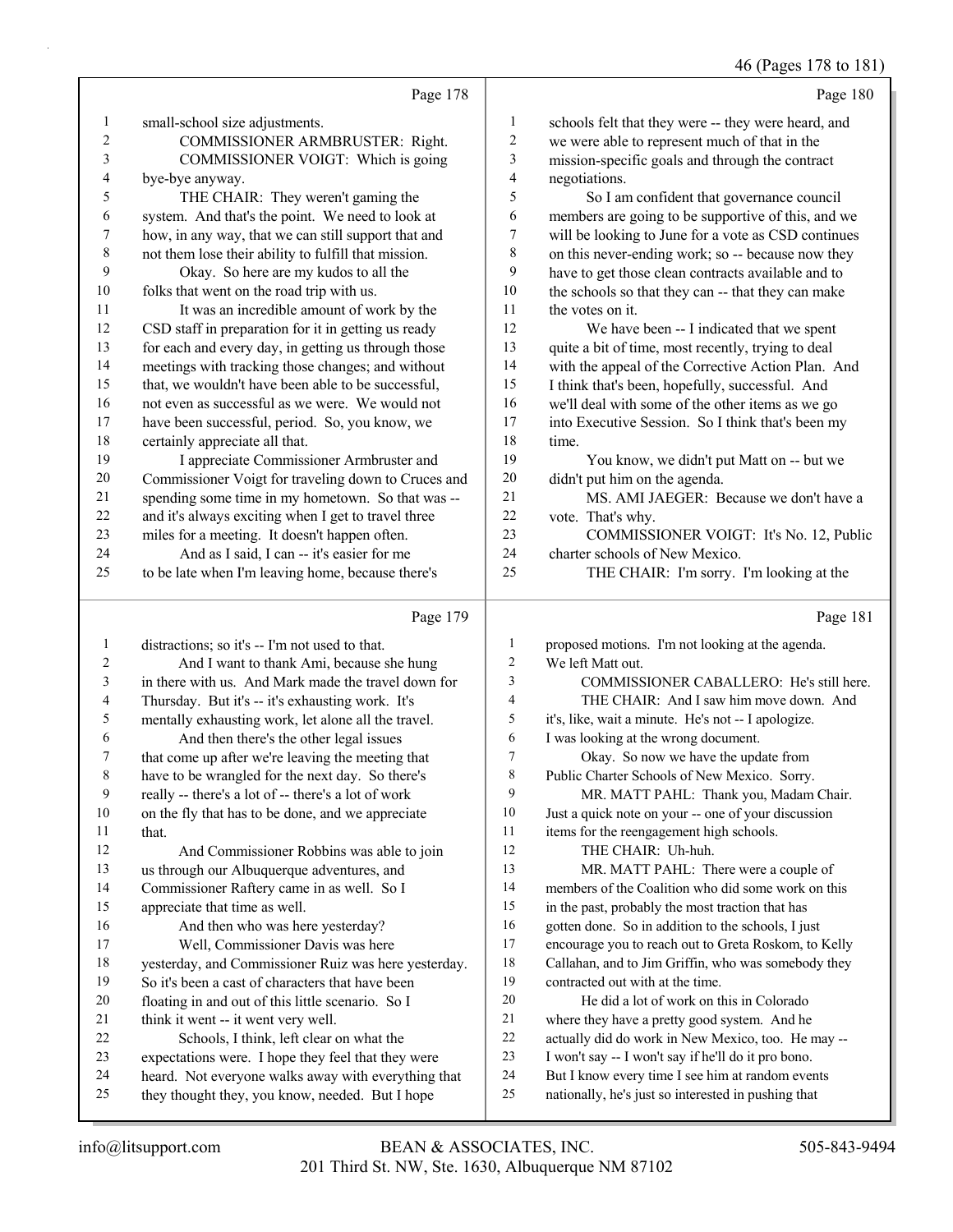Page 178

1 small-school size adjustments.
2 COMMISSIONER ARMBRUSTER: Right.
3 COMMISSIONER VOIGT: Which is going
4 bye-bye anyway.
5 THE CHAIR: They weren't gaming the
6 system. And that's the point. We need to look at
7 how, in any way, that we can still support that and
8 not them lose their ability to fulfill that mission.
9 Okay. So here are my kudos to all the
10 folks that went on the road trip with us.
11 It was an incredible amount of work by the
12 CSD staff in preparation for it in getting us ready
13 for each and every day, in getting us through those
14 meetings with tracking those changes; and without
15 that, we wouldn't have been able to be successful,
16 not even as successful as we were. We would not
17 have been successful, period. So, you know, we
18 certainly appreciate all that.
19 I appreciate Commissioner Armbruster and
20 Commissioner Voigt for traveling down to Cruces and
21 spending some time in my hometown. So that was --
22 and it's always exciting when I get to travel three
23 miles for a meeting. It doesn't happen often.
24 And as I said, I can -- it's easier for me
25 to be late when I'm leaving home, because there's

Page 179

1 distractions; so it's -- I'm not used to that.
2 And I want to thank Ami, because she hung
3 in there with us. And Mark made the travel down for
4 Thursday. But it's -- it's exhausting work. It's
5 mentally exhausting work, let alone all the travel.
6 And then there's the other legal issues
7 that come up after we're leaving the meeting that
8 have to be wrangled for the next day. So there's
9 really -- there's a lot of -- there's a lot of work
10 on the fly that has to be done, and we appreciate
11 that.
12 And Commissioner Robbins was able to join
13 us through our Albuquerque adventures, and
14 Commissioner Raftery came in as well. So I
15 appreciate that time as well.
16 And then who was here yesterday?
17 Well, Commissioner Davis was here
18 yesterday, and Commissioner Ruiz was here yesterday.
19 So it's been a cast of characters that have been
20 floating in and out of this little scenario. So I
21 think it went -- it went very well.
22 Schools, I think, left clear on what the
23 expectations were. I hope they feel that they were
24 heard. Not everyone walks away with everything that
25 they thought they, you know, needed. But I hope

Page 180

1 schools felt that they were -- they were heard, and
2 we were able to represent much of that in the
3 mission-specific goals and through the contract
4 negotiations.
5 So I am confident that governance council
6 members are going to be supportive of this, and we
7 will be looking to June for a vote as CSD continues
8 on this never-ending work; so -- because now they
9 have to get those clean contracts available and to
10 the schools so that they can -- that they can make
11 the votes on it.
12 We have been -- I indicated that we spent
13 quite a bit of time, most recently, trying to deal
14 with the appeal of the Corrective Action Plan. And
15 I think that's been, hopefully, successful. And
16 we'll deal with some of the other items as we go
17 into Executive Session. So I think that's been my
18 time.
19 You know, we didn't put Matt on -- but we
20 didn't put him on the agenda.
21 MS. AMI JAEGER: Because we don't have a
22 vote. That's why.
23 COMMISSIONER VOIGT: It's No. 12, Public
24 charter schools of New Mexico.
25 THE CHAIR: I'm sorry. I'm looking at the

Page 181

1 proposed motions. I'm not looking at the agenda.
2 We left Matt out.
3 COMMISSIONER CABALLERO: He's still here.
4 THE CHAIR: And I saw him move down. And
5 it's, like, wait a minute. He's not -- I apologize.
6 I was looking at the wrong document.
7 Okay. So now we have the update from
8 Public Charter Schools of New Mexico. Sorry.
9 MR. MATT PAHL: Thank you, Madam Chair.
10 Just a quick note on your -- one of your discussion
11 items for the reengagement high schools.
12 THE CHAIR: Uh-huh.
13 MR. MATT PAHL: There were a couple of
14 members of the Coalition who did some work on this
15 in the past, probably the most traction that has
16 gotten done. So in addition to the schools, I just
17 encourage you to reach out to Greta Roskom, to Kelly
18 Callahan, and to Jim Griffin, who was somebody they
19 contracted out with at the time.
20 He did a lot of work on this in Colorado
21 where they have a pretty good system. And he
22 actually did do work in New Mexico, too. He may --
23 I won't say -- I won't say if he'll do it pro bono.
24 But I know every time I see him at random events
25 nationally, he's just so interested in pushing that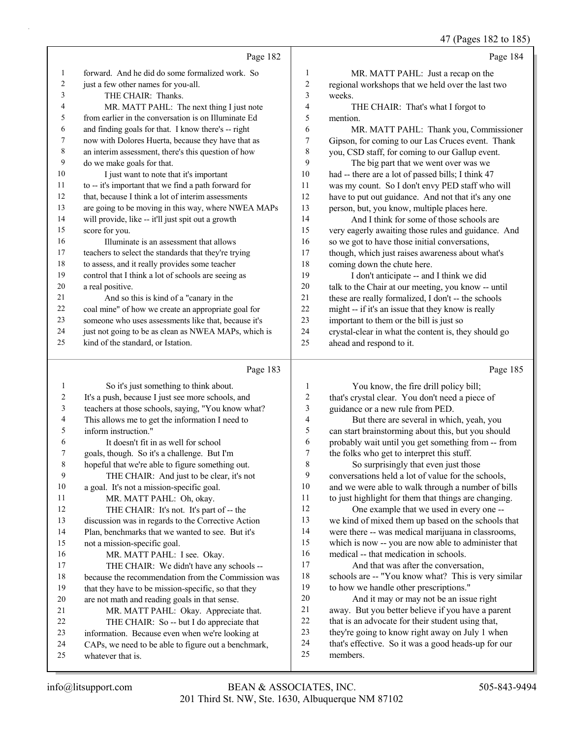Page 182

forward. And he did do some formalized work. So just a few other names for you-all.

THE CHAIR: Thanks.

MR. MATT PAHL: The next thing I just note from earlier in the conversation is on Illuminate Ed and finding goals for that. I know there's -- right now with Dolores Huerta, because they have that as an interim assessment, there's this question of how do we make goals for that.

I just want to note that it's important to -- it's important that we find a path forward for that, because I think a lot of interim assessments are going to be moving in this way, where NWEA MAPs will provide, like -- it'll just spit out a growth score for you.

Illuminate is an assessment that allows teachers to select the standards that they're trying to assess, and it really provides some teacher control that I think a lot of schools are seeing as a real positive.

And so this is kind of a "canary in the coal mine" of how we create an appropriate goal for someone who uses assessments like that, because it's just not going to be as clean as NWEA MAPs, which is kind of the standard, or Istation.

Page 183

So it's just something to think about. It's a push, because I just see more schools, and teachers at those schools, saying, "You know what? This allows me to get the information I need to inform instruction."

It doesn't fit in as well for school goals, though. So it's a challenge. But I'm hopeful that we're able to figure something out.

THE CHAIR: And just to be clear, it's not a goal. It's not a mission-specific goal.

MR. MATT PAHL: Oh, okay.

THE CHAIR: It's not. It's part of -- the discussion was in regards to the Corrective Action Plan, benchmarks that we wanted to see. But it's not a mission-specific goal.

MR. MATT PAHL: I see. Okay.

THE CHAIR: We didn't have any schools -- because the recommendation from the Commission was that they have to be mission-specific, so that they are not math and reading goals in that sense.

MR. MATT PAHL: Okay. Appreciate that.

THE CHAIR: So -- but I do appreciate that information. Because even when we're looking at CAPs, we need to be able to figure out a benchmark, whatever that is.

Page 184

MR. MATT PAHL: Just a recap on the regional workshops that we held over the last two weeks.

THE CHAIR: That's what I forgot to mention.

MR. MATT PAHL: Thank you, Commissioner Gipson, for coming to our Las Cruces event. Thank you, CSD staff, for coming to our Gallup event.

The big part that we went over was we had -- there are a lot of passed bills; I think 47 was my count. So I don't envy PED staff who will have to put out guidance. And not that it's any one person, but, you know, multiple places here.

And I think for some of those schools are very eagerly awaiting those rules and guidance. And so we got to have those initial conversations, though, which just raises awareness about what's coming down the chute here.

I don't anticipate -- and I think we did talk to the Chair at our meeting, you know -- until these are really formalized, I don't -- the schools might -- if it's an issue that they know is really important to them or the bill is just so crystal-clear in what the content is, they should go ahead and respond to it.

Page 185

You know, the fire drill policy bill; that's crystal clear. You don't need a piece of guidance or a new rule from PED.

But there are several in which, yeah, you can start brainstorming about this, but you should probably wait until you get something from -- from the folks who get to interpret this stuff.

So surprisingly that even just those conversations held a lot of value for the schools, and we were able to walk through a number of bills to just highlight for them that things are changing.

One example that we used in every one -- we kind of mixed them up based on the schools that were there -- was medical marijuana in classrooms, which is now -- you are now able to administer that medical -- that medication in schools.

And that was after the conversation, schools are -- "You know what? This is very similar to how we handle other prescriptions."

And it may or may not be an issue right away. But you better believe if you have a parent that is an advocate for their student using that, they're going to know right away on July 1 when that's effective. So it was a good heads-up for our members.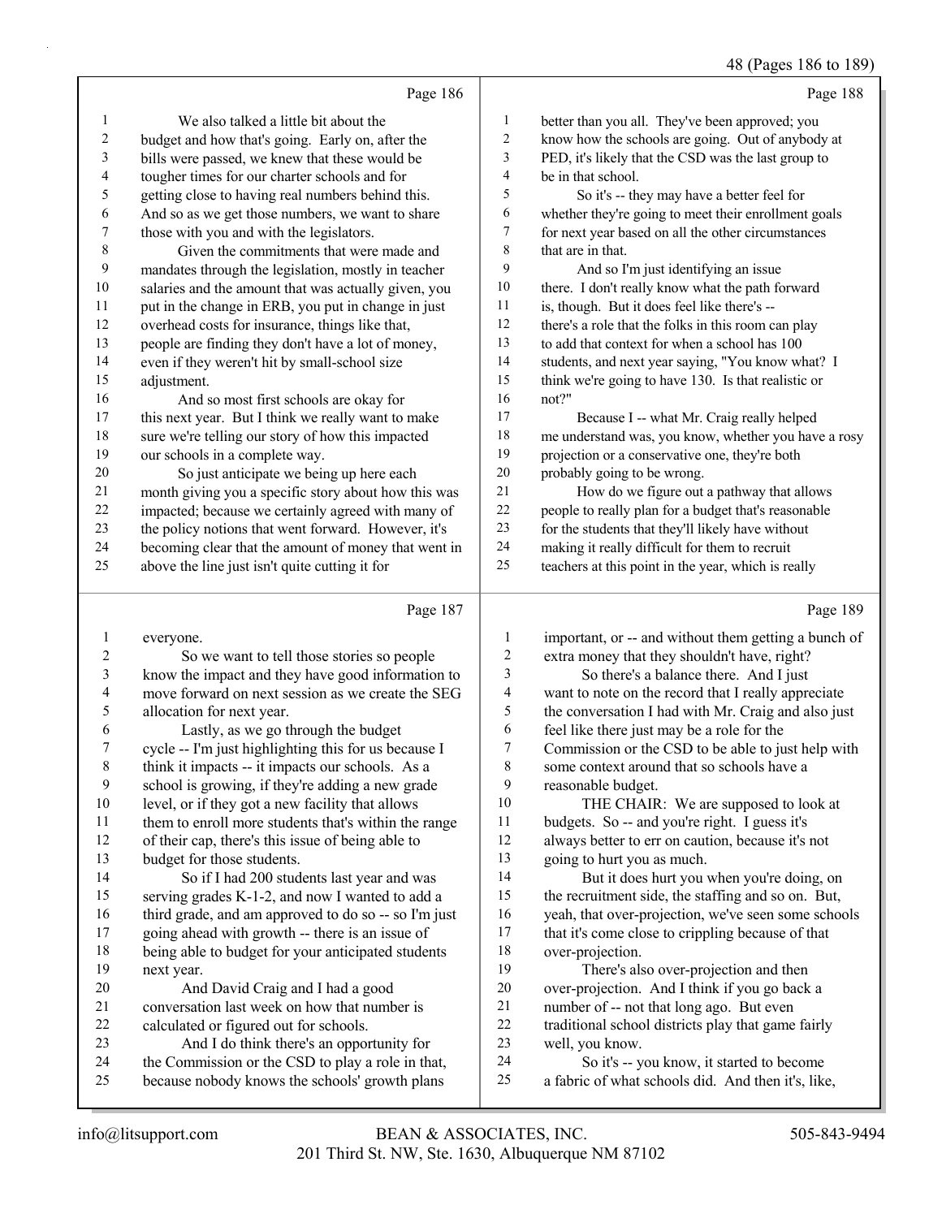Page 186

1 We also talked a little bit about the
2 budget and how that's going. Early on, after the
3 bills were passed, we knew that these would be
4 tougher times for our charter schools and for
5 getting close to having real numbers behind this.
6 And so as we get those numbers, we want to share
7 those with you and with the legislators.
8 Given the commitments that were made and
9 mandates through the legislation, mostly in teacher
10 salaries and the amount that was actually given, you
11 put in the change in ERB, you put in change in just
12 overhead costs for insurance, things like that,
13 people are finding they don't have a lot of money,
14 even if they weren't hit by small-school size
15 adjustment.
16 And so most first schools are okay for
17 this next year. But I think we really want to make
18 sure we're telling our story of how this impacted
19 our schools in a complete way.
20 So just anticipate we being up here each
21 month giving you a specific story about how this was
22 impacted; because we certainly agreed with many of
23 the policy notions that went forward. However, it's
24 becoming clear that the amount of money that went in
25 above the line just isn't quite cutting it for

Page 187

1 everyone.
2 So we want to tell those stories so people
3 know the impact and they have good information to
4 move forward on next session as we create the SEG
5 allocation for next year.
6 Lastly, as we go through the budget
7 cycle -- I'm just highlighting this for us because I
8 think it impacts -- it impacts our schools. As a
9 school is growing, if they're adding a new grade
10 level, or if they got a new facility that allows
11 them to enroll more students that's within the range
12 of their cap, there's this issue of being able to
13 budget for those students.
14 So if I had 200 students last year and was
15 serving grades K-1-2, and now I wanted to add a
16 third grade, and am approved to do so -- so I'm just
17 going ahead with growth -- there is an issue of
18 being able to budget for your anticipated students
19 next year.
20 And David Craig and I had a good
21 conversation last week on how that number is
22 calculated or figured out for schools.
23 And I do think there's an opportunity for
24 the Commission or the CSD to play a role in that,
25 because nobody knows the schools' growth plans

Page 188

1 better than you all. They've been approved; you
2 know how the schools are going. Out of anybody at
3 PED, it's likely that the CSD was the last group to
4 be in that school.
5 So it's -- they may have a better feel for
6 whether they're going to meet their enrollment goals
7 for next year based on all the other circumstances
8 that are in that.
9 And so I'm just identifying an issue
10 there. I don't really know what the path forward
11 is, though. But it does feel like there's --
12 there's a role that the folks in this room can play
13 to add that context for when a school has 100
14 students, and next year saying, "You know what? I
15 think we're going to have 130. Is that realistic or
16 not?"
17 Because I -- what Mr. Craig really helped
18 me understand was, you know, whether you have a rosy
19 projection or a conservative one, they're both
20 probably going to be wrong.
21 How do we figure out a pathway that allows
22 people to really plan for a budget that's reasonable
23 for the students that they'll likely have without
24 making it really difficult for them to recruit
25 teachers at this point in the year, which is really

Page 189

1 important, or -- and without them getting a bunch of
2 extra money that they shouldn't have, right?
3 So there's a balance there. And I just
4 want to note on the record that I really appreciate
5 the conversation I had with Mr. Craig and also just
6 feel like there just may be a role for the
7 Commission or the CSD to be able to just help with
8 some context around that so schools have a
9 reasonable budget.
10 THE CHAIR: We are supposed to look at
11 budgets. So -- and you're right. I guess it's
12 always better to err on caution, because it's not
13 going to hurt you as much.
14 But it does hurt you when you're doing, on
15 the recruitment side, the staffing and so on. But,
16 yeah, that over-projection, we've seen some schools
17 that it's come close to crippling because of that
18 over-projection.
19 There's also over-projection and then
20 over-projection. And I think if you go back a
21 number of -- not that long ago. But even
22 traditional school districts play that game fairly
23 well, you know.
24 So it's -- you know, it started to become
25 a fabric of what schools did. And then it's, like,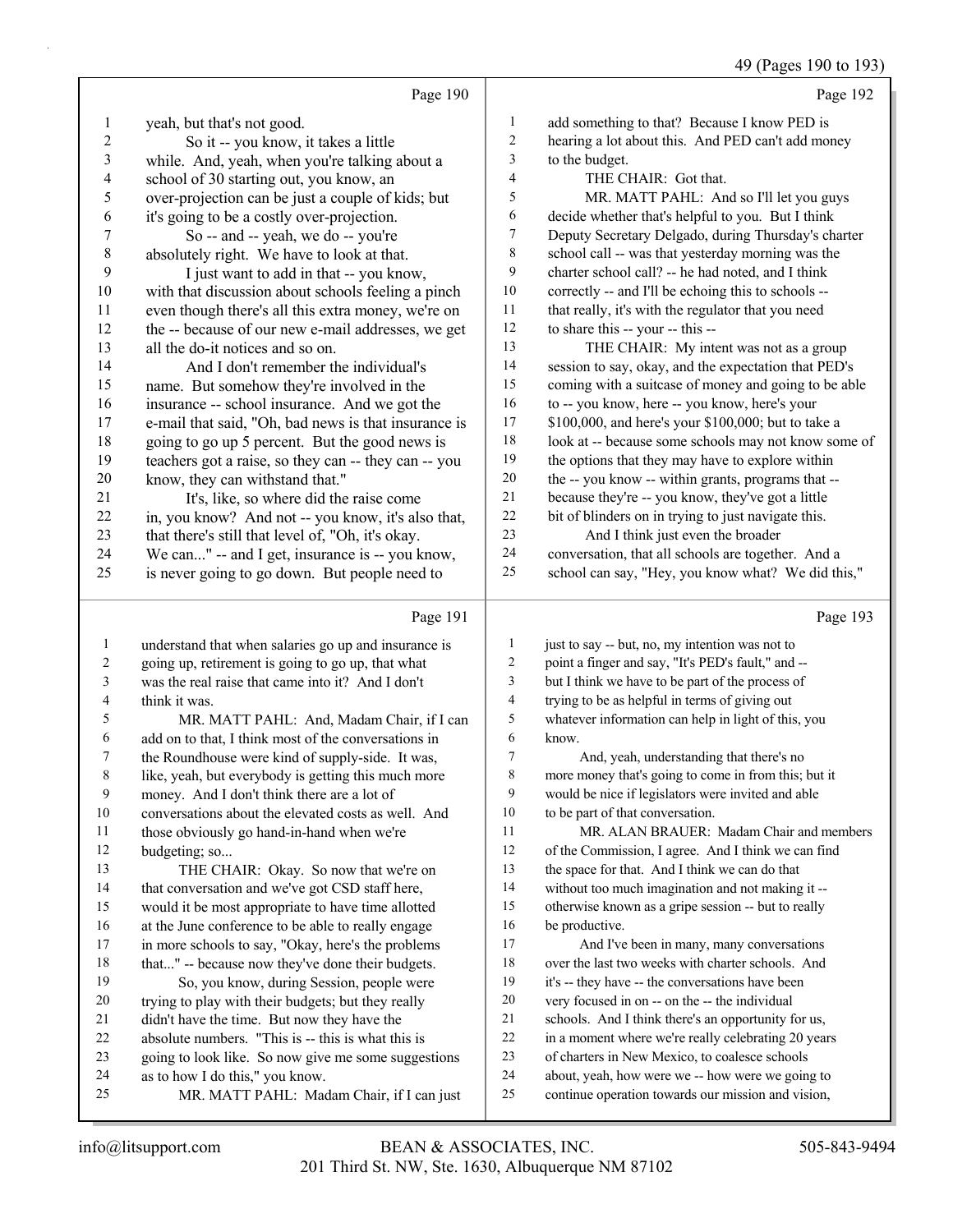Page 190

1 yeah, but that's not good.
2 So it -- you know, it takes a little
3 while. And, yeah, when you're talking about a
4 school of 30 starting out, you know, an
5 over-projection can be just a couple of kids; but
6 it's going to be a costly over-projection.
7 So -- and -- yeah, we do -- you're
8 absolutely right. We have to look at that.
9 I just want to add in that -- you know,
10 with that discussion about schools feeling a pinch
11 even though there's all this extra money, we're on
12 the -- because of our new e-mail addresses, we get
13 all the do-it notices and so on.
14 And I don't remember the individual's
15 name. But somehow they're involved in the
16 insurance -- school insurance. And we got the
17 e-mail that said, "Oh, bad news is that insurance is
18 going to go up 5 percent. But the good news is
19 teachers got a raise, so they can -- they can -- you
20 know, they can withstand that."
21 It's, like, so where did the raise come
22 in, you know? And not -- you know, it's also that,
23 that there's still that level of, "Oh, it's okay.
24 We can..." -- and I get, insurance is -- you know,
25 is never going to go down. But people need to

Page 191

1 understand that when salaries go up and insurance is
2 going up, retirement is going to go up, that what
3 was the real raise that came into it? And I don't
4 think it was.
5 MR. MATT PAHL: And, Madam Chair, if I can
6 add on to that, I think most of the conversations in
7 the Roundhouse were kind of supply-side. It was,
8 like, yeah, but everybody is getting this much more
9 money. And I don't think there are a lot of
10 conversations about the elevated costs as well. And
11 those obviously go hand-in-hand when we're
12 budgeting; so...
13 THE CHAIR: Okay. So now that we're on
14 that conversation and we've got CSD staff here,
15 would it be most appropriate to have time allotted
16 at the June conference to be able to really engage
17 in more schools to say, "Okay, here's the problems
18 that..." -- because now they've done their budgets.
19 So, you know, during Session, people were
20 trying to play with their budgets; but they really
21 didn't have the time. But now they have the
22 absolute numbers. "This is -- this is what this is
23 going to look like. So now give me some suggestions
24 as to how I do this," you know.
25 MR. MATT PAHL: Madam Chair, if I can just

Page 192

1 add something to that? Because I know PED is
2 hearing a lot about this. And PED can't add money
3 to the budget.
4 THE CHAIR: Got that.
5 MR. MATT PAHL: And so I'll let you guys
6 decide whether that's helpful to you. But I think
7 Deputy Secretary Delgado, during Thursday's charter
8 school call -- was that yesterday morning was the
9 charter school call? -- he had noted, and I think
10 correctly -- and I'll be echoing this to schools --
11 that really, it's with the regulator that you need
12 to share this -- your -- this --
13 THE CHAIR: My intent was not as a group
14 session to say, okay, and the expectation that PED's
15 coming with a suitcase of money and going to be able
16 to -- you know, here -- you know, here's your
17 $100,000, and here's your $100,000; but to take a
18 look at -- because some schools may not know some of
19 the options that they may have to explore within
20 the -- you know -- within grants, programs that --
21 because they're -- you know, they've got a little
22 bit of blinders on in trying to just navigate this.
23 And I think just even the broader
24 conversation, that all schools are together. And a
25 school can say, "Hey, you know what? We did this,"

Page 193

1 just to say -- but, no, my intention was not to
2 point a finger and say, "It's PED's fault," and --
3 but I think we have to be part of the process of
4 trying to be as helpful in terms of giving out
5 whatever information can help in light of this, you
6 know.
7 And, yeah, understanding that there's no
8 more money that's going to come in from this; but it
9 would be nice if legislators were invited and able
10 to be part of that conversation.
11 MR. ALAN BRAUER: Madam Chair and members
12 of the Commission, I agree. And I think we can find
13 the space for that. And I think we can do that
14 without too much imagination and not making it --
15 otherwise known as a gripe session -- but to really
16 be productive.
17 And I've been in many, many conversations
18 over the last two weeks with charter schools. And
19 it's -- they have -- the conversations have been
20 very focused in on -- on the -- the individual
21 schools. And I think there's an opportunity for us,
22 in a moment where we're really celebrating 20 years
23 of charters in New Mexico, to coalesce schools
24 about, yeah, how were we -- how were we going to
25 continue operation towards our mission and vision,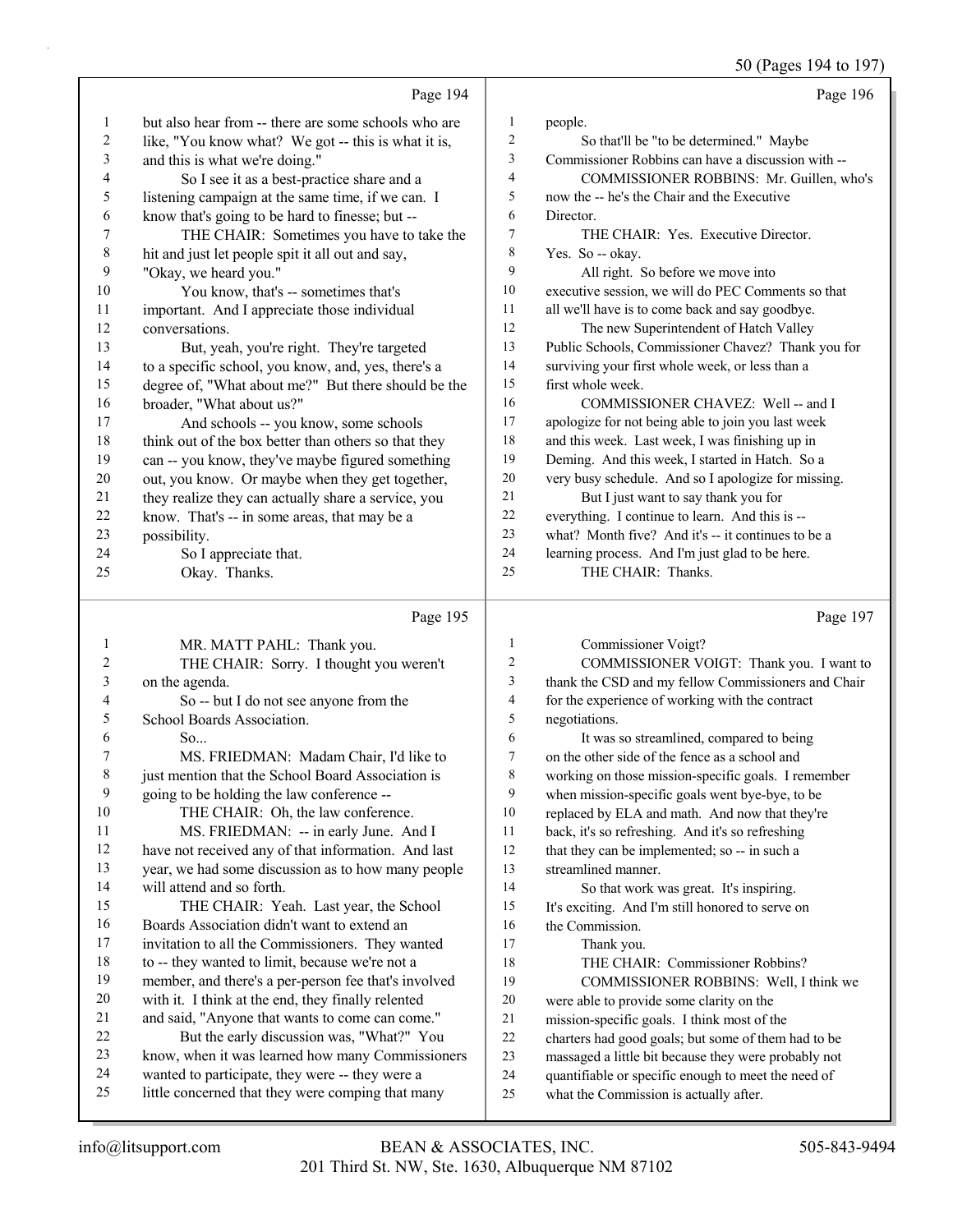Page 194

1 but also hear from -- there are some schools who are
2 like, "You know what? We got -- this is what it is,
3 and this is what we're doing."
4 So I see it as a best-practice share and a
5 listening campaign at the same time, if we can. I
6 know that's going to be hard to finesse; but --
7 THE CHAIR: Sometimes you have to take the
8 hit and just let people spit it all out and say,
9 "Okay, we heard you."
10 You know, that's -- sometimes that's
11 important. And I appreciate those individual
12 conversations.
13 But, yeah, you're right. They're targeted
14 to a specific school, you know, and, yes, there's a
15 degree of, "What about me?" But there should be the
16 broader, "What about us?"
17 And schools -- you know, some schools
18 think out of the box better than others so that they
19 can -- you know, they've maybe figured something
20 out, you know. Or maybe when they get together,
21 they realize they can actually share a service, you
22 know. That's -- in some areas, that may be a
23 possibility.
24 So I appreciate that.
25 Okay. Thanks.

Page 195

1 MR. MATT PAHL: Thank you.
2 THE CHAIR: Sorry. I thought you weren't
3 on the agenda.
4 So -- but I do not see anyone from the
5 School Boards Association.
6 So...
7 MS. FRIEDMAN: Madam Chair, I'd like to
8 just mention that the School Board Association is
9 going to be holding the law conference --
10 THE CHAIR: Oh, the law conference.
11 MS. FRIEDMAN: -- in early June. And I
12 have not received any of that information. And last
13 year, we had some discussion as to how many people
14 will attend and so forth.
15 THE CHAIR: Yeah. Last year, the School
16 Boards Association didn't want to extend an
17 invitation to all the Commissioners. They wanted
18 to -- they wanted to limit, because we're not a
19 member, and there's a per-person fee that's involved
20 with it. I think at the end, they finally relented
21 and said, "Anyone that wants to come can come."
22 But the early discussion was, "What?" You
23 know, when it was learned how many Commissioners
24 wanted to participate, they were -- they were a
25 little concerned that they were comping that many

Page 196

1 people.
2 So that'll be "to be determined." Maybe
3 Commissioner Robbins can have a discussion with --
4 COMMISSIONER ROBBINS: Mr. Guillen, who's
5 now the -- he's the Chair and the Executive
6 Director.
7 THE CHAIR: Yes. Executive Director.
8 Yes. So -- okay.
9 All right. So before we move into
10 executive session, we will do PEC Comments so that
11 all we'll have is to come back and say goodbye.
12 The new Superintendent of Hatch Valley
13 Public Schools, Commissioner Chavez? Thank you for
14 surviving your first whole week, or less than a
15 first whole week.
16 COMMISSIONER CHAVEZ: Well -- and I
17 apologize for not being able to join you last week
18 and this week. Last week, I was finishing up in
19 Deming. And this week, I started in Hatch. So a
20 very busy schedule. And so I apologize for missing.
21 But I just want to say thank you for
22 everything. I continue to learn. And this is --
23 what? Month five? And it's -- it continues to be a
24 learning process. And I'm just glad to be here.
25 THE CHAIR: Thanks.

Page 197

1 Commissioner Voigt?
2 COMMISSIONER VOIGT: Thank you. I want to
3 thank the CSD and my fellow Commissioners and Chair
4 for the experience of working with the contract
5 negotiations.
6 It was so streamlined, compared to being
7 on the other side of the fence as a school and
8 working on those mission-specific goals. I remember
9 when mission-specific goals went bye-bye, to be
10 replaced by ELA and math. And now that they're
11 back, it's so refreshing. And it's so refreshing
12 that they can be implemented; so -- in such a
13 streamlined manner.
14 So that work was great. It's inspiring.
15 It's exciting. And I'm still honored to serve on
16 the Commission.
17 Thank you.
18 THE CHAIR: Commissioner Robbins?
19 COMMISSIONER ROBBINS: Well, I think we
20 were able to provide some clarity on the
21 mission-specific goals. I think most of the
22 charters had good goals; but some of them had to be
23 massaged a little bit because they were probably not
24 quantifiable or specific enough to meet the need of
25 what the Commission is actually after.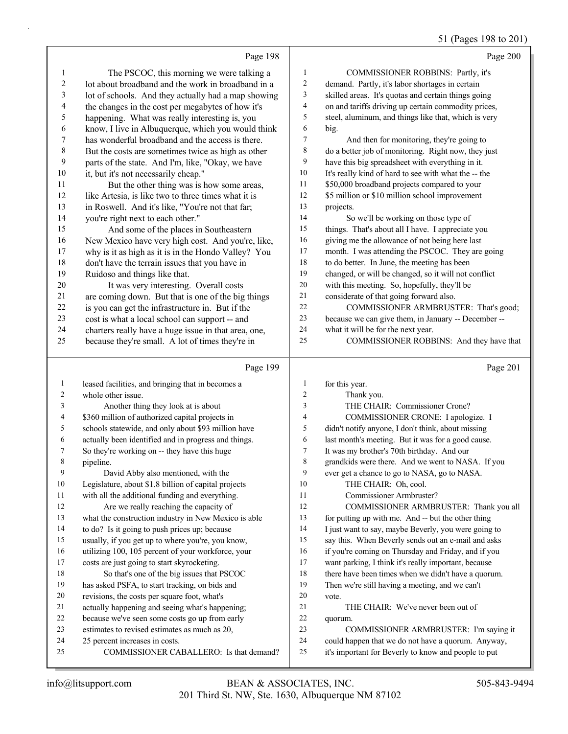Page 198

1 The PSCOC, this morning we were talking a
2 lot about broadband and the work in broadband in a
3 lot of schools. And they actually had a map showing
4 the changes in the cost per megabytes of how it's
5 happening. What was really interesting is, you
6 know, I live in Albuquerque, which you would think
7 has wonderful broadband and the access is there.
8 But the costs are sometimes twice as high as other
9 parts of the state. And I'm, like, "Okay, we have
10 it, but it's not necessarily cheap."
11 But the other thing was is how some areas,
12 like Artesia, is like two to three times what it is
13 in Roswell. And it's like, "You're not that far;
14 you're right next to each other."
15 And some of the places in Southeastern
16 New Mexico have very high cost. And you're, like,
17 why is it as high as it is in the Hondo Valley? You
18 don't have the terrain issues that you have in
19 Ruidoso and things like that.
20 It was very interesting. Overall costs
21 are coming down. But that is one of the big things
22 is you can get the infrastructure in. But if the
23 cost is what a local school can support -- and
24 charters really have a huge issue in that area, one,
25 because they're small. A lot of times they're in

Page 199

1 leased facilities, and bringing that in becomes a
2 whole other issue.
3 Another thing they look at is about
4 $360 million of authorized capital projects in
5 schools statewide, and only about $93 million have
6 actually been identified and in progress and things.
7 So they're working on -- they have this huge
8 pipeline.
9 David Abby also mentioned, with the
10 Legislature, about $1.8 billion of capital projects
11 with all the additional funding and everything.
12 Are we really reaching the capacity of
13 what the construction industry in New Mexico is able
14 to do? Is it going to push prices up; because
15 usually, if you get up to where you're, you know,
16 utilizing 100, 105 percent of your workforce, your
17 costs are just going to start skyrocketing.
18 So that's one of the big issues that PSCOC
19 has asked PSFA, to start tracking, on bids and
20 revisions, the costs per square foot, what's
21 actually happening and seeing what's happening;
22 because we've seen some costs go up from early
23 estimates to revised estimates as much as 20,
24 25 percent increases in costs.
25 COMMISSIONER CABALLERO: Is that demand?

Page 200

1 COMMISSIONER ROBBINS: Partly, it's
2 demand. Partly, it's labor shortages in certain
3 skilled areas. It's quotas and certain things going
4 on and tariffs driving up certain commodity prices,
5 steel, aluminum, and things like that, which is very
6 big.
7 And then for monitoring, they're going to
8 do a better job of monitoring. Right now, they just
9 have this big spreadsheet with everything in it.
10 It's really kind of hard to see with what the -- the
11 $50,000 broadband projects compared to your
12 $5 million or $10 million school improvement
13 projects.
14 So we'll be working on those type of
15 things. That's about all I have. I appreciate you
16 giving me the allowance of not being here last
17 month. I was attending the PSCOC. They are going
18 to do better. In June, the meeting has been
19 changed, or will be changed, so it will not conflict
20 with this meeting. So, hopefully, they'll be
21 considerate of that going forward also.
22 COMMISSIONER ARMBRUSTER: That's good;
23 because we can give them, in January -- December --
24 what it will be for the next year.
25 COMMISSIONER ROBBINS: And they have that

Page 201

1 for this year.
2 Thank you.
3 THE CHAIR: Commissioner Crone?
4 COMMISSIONER CRONE: I apologize. I
5 didn't notify anyone, I don't think, about missing
6 last month's meeting. But it was for a good cause.
7 It was my brother's 70th birthday. And our
8 grandkids were there. And we went to NASA. If you
9 ever get a chance to go to NASA, go to NASA.
10 THE CHAIR: Oh, cool.
11 Commissioner Armbruster?
12 COMMISSIONER ARMBRUSTER: Thank you all
13 for putting up with me. And -- but the other thing
14 I just want to say, maybe Beverly, you were going to
15 say this. When Beverly sends out an e-mail and asks
16 if you're coming on Thursday and Friday, and if you
17 want parking, I think it's really important, because
18 there have been times when we didn't have a quorum.
19 Then we're still having a meeting, and we can't
20 vote.
21 THE CHAIR: We've never been out of
22 quorum.
23 COMMISSIONER ARMBRUSTER: I'm saying it
24 could happen that we do not have a quorum. Anyway,
25 it's important for Beverly to know and people to put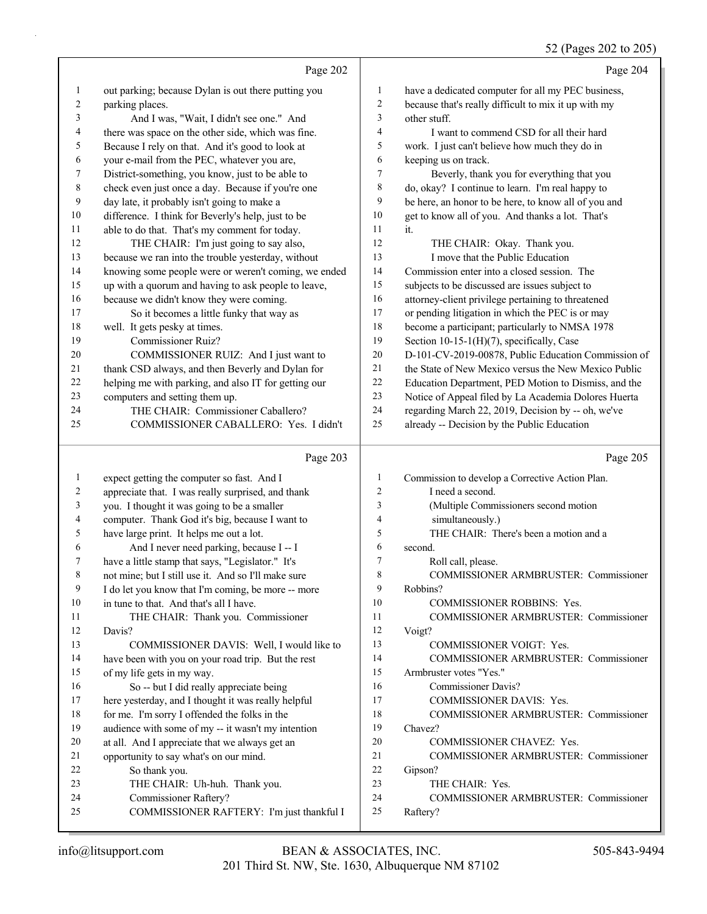Page 202

1 out parking; because Dylan is out there putting you
2 parking places.
3 And I was, "Wait, I didn't see one." And
4 there was space on the other side, which was fine.
5 Because I rely on that. And it's good to look at
6 your e-mail from the PEC, whatever you are,
7 District-something, you know, just to be able to
8 check even just once a day. Because if you're one
9 day late, it probably isn't going to make a
10 difference. I think for Beverly's help, just to be
11 able to do that. That's my comment for today.
12 THE CHAIR: I'm just going to say also,
13 because we ran into the trouble yesterday, without
14 knowing some people were or weren't coming, we ended
15 up with a quorum and having to ask people to leave,
16 because we didn't know they were coming.
17 So it becomes a little funky that way as
18 well. It gets pesky at times.
19 Commissioner Ruiz?
20 COMMISSIONER RUIZ: And I just want to
21 thank CSD always, and then Beverly and Dylan for
22 helping me with parking, and also IT for getting our
23 computers and setting them up.
24 THE CHAIR: Commissioner Caballero?
25 COMMISSIONER CABALLERO: Yes. I didn't

Page 203

1 expect getting the computer so fast. And I
2 appreciate that. I was really surprised, and thank
3 you. I thought it was going to be a smaller
4 computer. Thank God it's big, because I want to
5 have large print. It helps me out a lot.
6 And I never need parking, because I -- I
7 have a little stamp that says, "Legislator." It's
8 not mine; but I still use it. And so I'll make sure
9 I do let you know that I'm coming, be more -- more
10 in tune to that. And that's all I have.
11 THE CHAIR: Thank you. Commissioner
12 Davis?
13 COMMISSIONER DAVIS: Well, I would like to
14 have been with you on your road trip. But the rest
15 of my life gets in my way.
16 So -- but I did really appreciate being
17 here yesterday, and I thought it was really helpful
18 for me. I'm sorry I offended the folks in the
19 audience with some of my -- it wasn't my intention
20 at all. And I appreciate that we always get an
21 opportunity to say what's on our mind.
22 So thank you.
23 THE CHAIR: Uh-huh. Thank you.
24 Commissioner Raftery?
25 COMMISSIONER RAFTERY: I'm just thankful I

Page 204

1 have a dedicated computer for all my PEC business,
2 because that's really difficult to mix it up with my
3 other stuff.
4 I want to commend CSD for all their hard
5 work. I just can't believe how much they do in
6 keeping us on track.
7 Beverly, thank you for everything that you
8 do, okay? I continue to learn. I'm real happy to
9 be here, an honor to be here, to know all of you and
10 get to know all of you. And thanks a lot. That's
11 it.
12 THE CHAIR: Okay. Thank you.
13 I move that the Public Education
14 Commission enter into a closed session. The
15 subjects to be discussed are issues subject to
16 attorney-client privilege pertaining to threatened
17 or pending litigation in which the PEC is or may
18 become a participant; particularly to NMSA 1978
19 Section 10-15-1(H)(7), specifically, Case
20 D-101-CV-2019-00878, Public Education Commission of
21 the State of New Mexico versus the New Mexico Public
22 Education Department, PED Motion to Dismiss, and the
23 Notice of Appeal filed by La Academia Dolores Huerta
24 regarding March 22, 2019, Decision by -- oh, we've
25 already -- Decision by the Public Education

Page 205

1 Commission to develop a Corrective Action Plan.
2 I need a second.
3 (Multiple Commissioners second motion
4 simultaneously.)
5 THE CHAIR: There's been a motion and a
6 second.
7 Roll call, please.
8 COMMISSIONER ARMBRUSTER: Commissioner
9 Robbins?
10 COMMISSIONER ROBBINS: Yes.
11 COMMISSIONER ARMBRUSTER: Commissioner
12 Voigt?
13 COMMISSIONER VOIGT: Yes.
14 COMMISSIONER ARMBRUSTER: Commissioner
15 Armbruster votes "Yes."
16 Commissioner Davis?
17 COMMISSIONER DAVIS: Yes.
18 COMMISSIONER ARMBRUSTER: Commissioner
19 Chavez?
20 COMMISSIONER CHAVEZ: Yes.
21 COMMISSIONER ARMBRUSTER: Commissioner
22 Gipson?
23 THE CHAIR: Yes.
24 COMMISSIONER ARMBRUSTER: Commissioner
25 Raftery?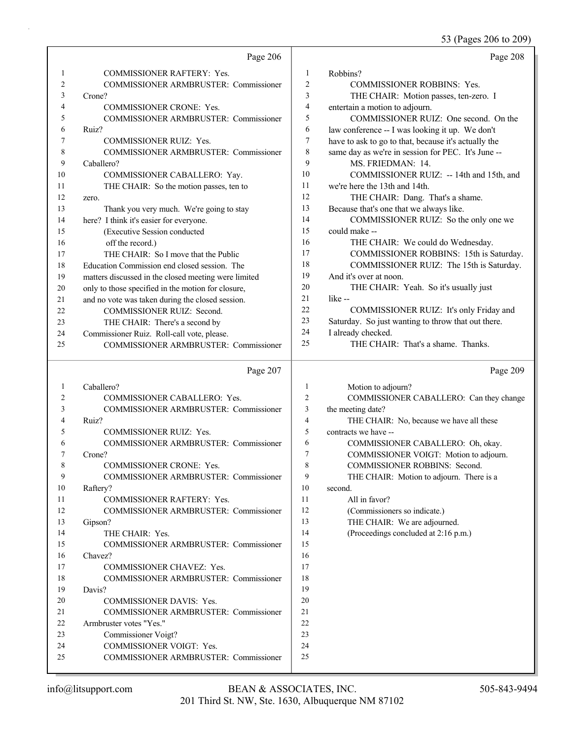Page 206

1 COMMISSIONER RAFTERY: Yes.
2 COMMISSIONER ARMBRUSTER: Commissioner
3 Crone?
4 COMMISSIONER CRONE: Yes.
5 COMMISSIONER ARMBRUSTER: Commissioner
6 Ruiz?
7 COMMISSIONER RUIZ: Yes.
8 COMMISSIONER ARMBRUSTER: Commissioner
9 Caballero?
10 COMMISSIONER CABALLERO: Yay.
11 THE CHAIR: So the motion passes, ten to
12 zero.
13 Thank you very much. We're going to stay
14 here? I think it's easier for everyone.
15 (Executive Session conducted
16 off the record.)
17 THE CHAIR: So I move that the Public
18 Education Commission end closed session. The
19 matters discussed in the closed meeting were limited
20 only to those specified in the motion for closure,
21 and no vote was taken during the closed session.
22 COMMISSIONER RUIZ: Second.
23 THE CHAIR: There's a second by
24 Commissioner Ruiz. Roll-call vote, please.
25 COMMISSIONER ARMBRUSTER: Commissioner

Page 207

1 Caballero?
2 COMMISSIONER CABALLERO: Yes.
3 COMMISSIONER ARMBRUSTER: Commissioner
4 Ruiz?
5 COMMISSIONER RUIZ: Yes.
6 COMMISSIONER ARMBRUSTER: Commissioner
7 Crone?
8 COMMISSIONER CRONE: Yes.
9 COMMISSIONER ARMBRUSTER: Commissioner
10 Raftery?
11 COMMISSIONER RAFTERY: Yes.
12 COMMISSIONER ARMBRUSTER: Commissioner
13 Gipson?
14 THE CHAIR: Yes.
15 COMMISSIONER ARMBRUSTER: Commissioner
16 Chavez?
17 COMMISSIONER CHAVEZ: Yes.
18 COMMISSIONER ARMBRUSTER: Commissioner
19 Davis?
20 COMMISSIONER DAVIS: Yes.
21 COMMISSIONER ARMBRUSTER: Commissioner
22 Armbruster votes "Yes."
23 Commissioner Voigt?
24 COMMISSIONER VOIGT: Yes.
25 COMMISSIONER ARMBRUSTER: Commissioner

Page 208

1 Robbins?
2 COMMISSIONER ROBBINS: Yes.
3 THE CHAIR: Motion passes, ten-zero. I
4 entertain a motion to adjourn.
5 COMMISSIONER RUIZ: One second. On the
6 law conference -- I was looking it up. We don't
7 have to ask to go to that, because it's actually the
8 same day as we're in session for PEC. It's June --
9 MS. FRIEDMAN: 14.
10 COMMISSIONER RUIZ: -- 14th and 15th, and
11 we're here the 13th and 14th.
12 THE CHAIR: Dang. That's a shame.
13 Because that's one that we always like.
14 COMMISSIONER RUIZ: So the only one we
15 could make --
16 THE CHAIR: We could do Wednesday.
17 COMMISSIONER ROBBINS: 15th is Saturday.
18 COMMISSIONER RUIZ: The 15th is Saturday.
19 And it's over at noon.
20 THE CHAIR: Yeah. So it's usually just
21 like --
22 COMMISSIONER RUIZ: It's only Friday and
23 Saturday. So just wanting to throw that out there.
24 I already checked.
25 THE CHAIR: That's a shame. Thanks.

Page 209

1 Motion to adjourn?
2 COMMISSIONER CABALLERO: Can they change
3 the meeting date?
4 THE CHAIR: No, because we have all these
5 contracts we have --
6 COMMISSIONER CABALLERO: Oh, okay.
7 COMMISSIONER VOIGT: Motion to adjourn.
8 COMMISSIONER ROBBINS: Second.
9 THE CHAIR: Motion to adjourn. There is a
10 second.
11 All in favor?
12 (Commissioners so indicate.)
13 THE CHAIR: We are adjourned.
14 (Proceedings concluded at 2:16 p.m.)
15
16
17
18
19
20
21
22
23
24
25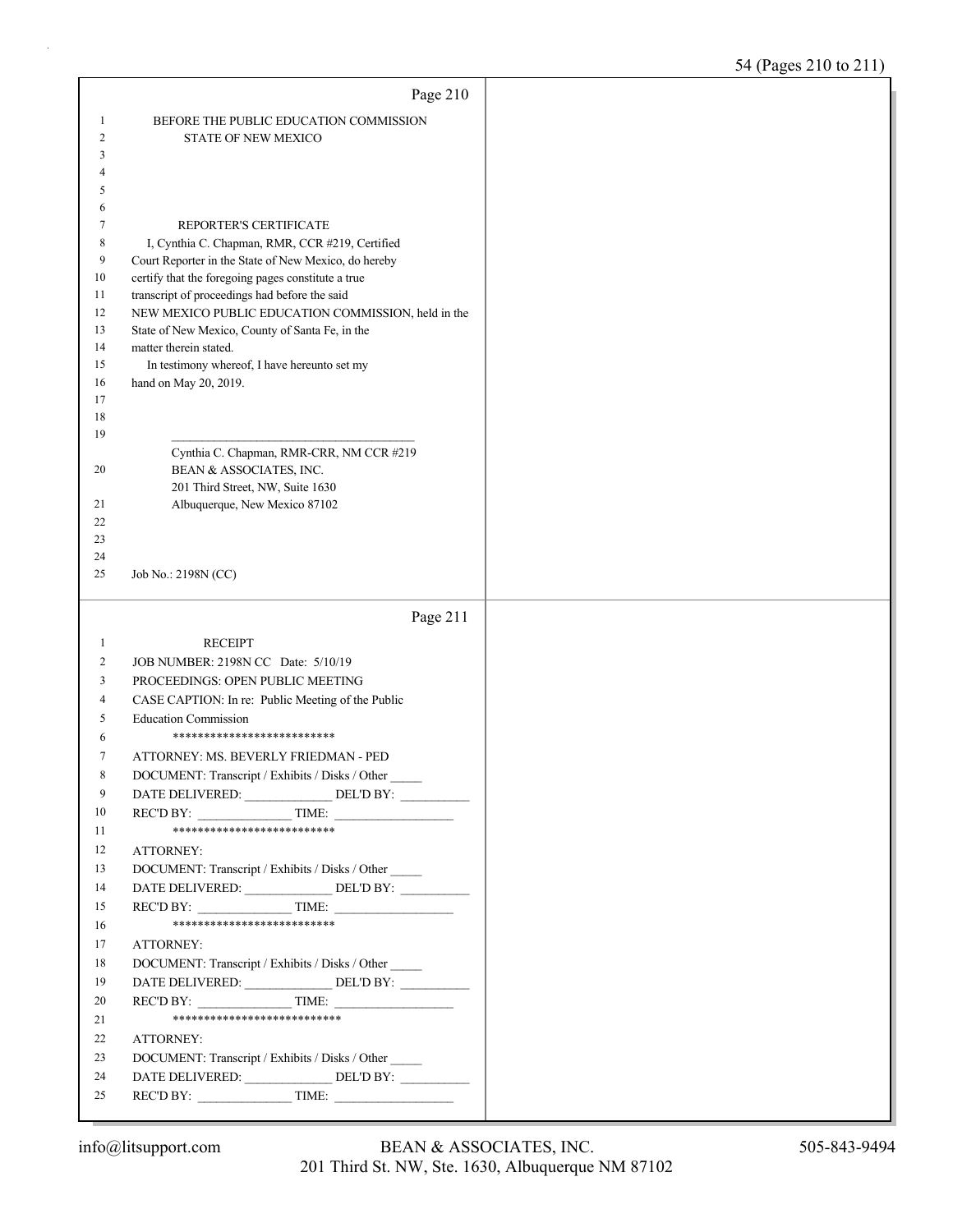Page 210

1 BEFORE THE PUBLIC EDUCATION COMMISSION
2 STATE OF NEW MEXICO
3
4
5
6
7 REPORTER'S CERTIFICATE
8 I, Cynthia C. Chapman, RMR, CCR #219, Certified
9 Court Reporter in the State of New Mexico, do hereby
10 certify that the foregoing pages constitute a true
11 transcript of proceedings had before the said
12 NEW MEXICO PUBLIC EDUCATION COMMISSION, held in the
13 State of New Mexico, County of Santa Fe, in the
14 matter therein stated.
15 In testimony whereof, I have hereunto set my
16 hand on May 20, 2019.
17
18
19 ______________________________________
Cynthia C. Chapman, RMR-CRR, NM CCR #219
20 BEAN & ASSOCIATES, INC.
201 Third Street, NW, Suite 1630
21 Albuquerque, New Mexico 87102
22
23
24
25 Job No.: 2198N (CC)

Page 211

1 RECEIPT
2 JOB NUMBER: 2198N CC Date: 5/10/19
3 PROCEEDINGS: OPEN PUBLIC MEETING
4 CASE CAPTION: In re: Public Meeting of the Public
5 Education Commission
6 **************************
7 ATTORNEY: MS. BEVERLY FRIEDMAN - PED
8 DOCUMENT: Transcript / Exhibits / Disks / Other _____
9 DATE DELIVERED: _____________ DEL'D BY: __________
10 REC'D BY: ______________ TIME: _________________
11 **************************
12 ATTORNEY:
13 DOCUMENT: Transcript / Exhibits / Disks / Other _____
14 DATE DELIVERED: _____________ DEL'D BY: __________
15 REC'D BY: ______________ TIME: _________________
16 **************************
17 ATTORNEY:
18 DOCUMENT: Transcript / Exhibits / Disks / Other _____
19 DATE DELIVERED: _____________ DEL'D BY: __________
20 REC'D BY: ______________ TIME: _________________
21 ***************************
22 ATTORNEY:
23 DOCUMENT: Transcript / Exhibits / Disks / Other _____
24 DATE DELIVERED: _____________ DEL'D BY: __________
25 REC'D BY: ______________ TIME: _________________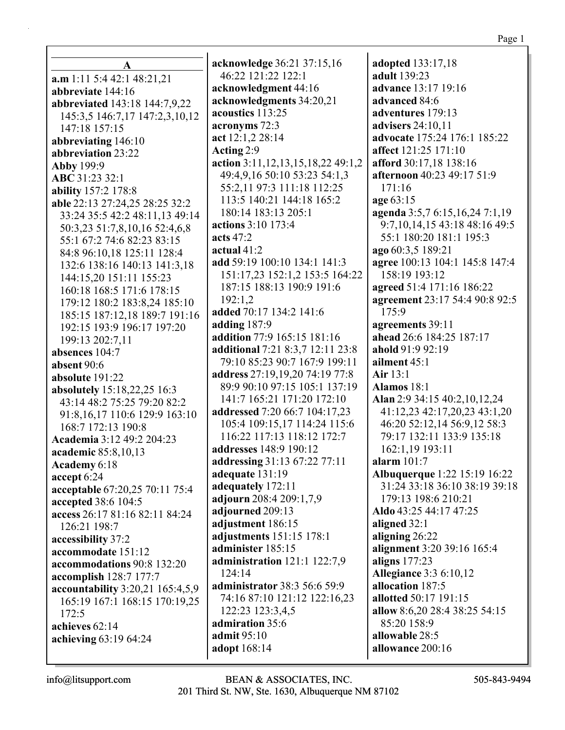## A

**a.m** 1:11 5:4 42:1 48:21,21
**abbreviate** 144:16
**abbreviated** 143:18 144:7,9,22 145:3,5 146:7,17 147:2,3,10,12 147:18 157:15
**abbreviating** 146:10
**abbreviation** 23:22
**Abby** 199:9
**ABC** 31:23 32:1
**ability** 157:2 178:8
**able** 22:13 27:24,25 28:25 32:2 33:24 35:5 42:2 48:11,13 49:14 50:3,23 51:7,8,10,16 52:4,6,8 55:1 67:2 74:6 82:23 83:15 84:8 96:10,18 125:11 128:4 132:6 138:16 140:13 141:3,18 144:15,20 151:11 155:23 160:18 168:5 171:6 178:15 179:12 180:2 183:8,24 185:10 185:15 187:12,18 189:7 191:16 192:15 193:9 196:17 197:20 199:13 202:7,11
**absences** 104:7
**absent** 90:6
**absolute** 191:22
**absolutely** 15:18,22,25 16:3 43:14 48:2 75:25 79:20 82:2 91:8,16,17 110:6 129:9 163:10 168:7 172:13 190:8
**Academia** 3:12 49:2 204:23
**academic** 85:8,10,13
**Academy** 6:18
**accept** 6:24
**acceptable** 67:20,25 70:11 75:4
**accepted** 38:6 104:5
**access** 26:17 81:16 82:11 84:24 126:21 198:7
**accessibility** 37:2
**accommodate** 151:12
**accommodations** 90:8 132:20
**accomplish** 128:7 177:7
**accountability** 3:20,21 165:4,5,9 165:19 167:1 168:15 170:19,25 172:5
**achieves** 62:14
**achieving** 63:19 64:24
**acknowledge** 36:21 37:15,16 46:22 121:22 122:1
**acknowledgment** 44:16
**acknowledgments** 34:20,21
**acoustics** 113:25
**acronyms** 72:3
**act** 12:1,2 28:14
**Acting** 2:9
**action** 3:11,12,13,15,18,22 49:1,2 49:4,9,16 50:10 53:23 54:1,3 55:2,11 97:3 111:18 112:25 113:5 140:21 144:18 165:2 180:14 183:13 205:1
**actions** 3:10 173:4
**acts** 47:2
**actual** 41:2
**add** 59:19 100:10 134:1 141:3 151:17,23 152:1,2 153:5 164:22 187:15 188:13 190:9 191:6 192:1,2
**added** 70:17 134:2 141:6
**adding** 187:9
**addition** 77:9 165:15 181:16
**additional** 7:21 8:3,7 12:11 23:8 79:10 85:23 90:7 167:9 199:11
**address** 27:19,19,20 74:19 77:8 89:9 90:10 97:15 105:1 137:19 141:7 165:21 171:20 172:10
**addressed** 7:20 66:7 104:17,23 105:4 109:15,17 114:24 115:6 116:22 117:13 118:12 172:7
**addresses** 148:9 190:12
**addressing** 31:13 67:22 77:11
**adequate** 131:19
**adequately** 172:11
**adjourn** 208:4 209:1,7,9
**adjourned** 209:13
**adjustment** 186:15
**adjustments** 151:15 178:1
**administer** 185:15
**administration** 121:1 122:7,9 124:14
**administrator** 38:3 56:6 59:9 74:16 87:10 121:12 122:16,23 122:23 123:3,4,5
**admiration** 35:6
**admit** 95:10
**adopt** 168:14
**adopted** 133:17,18
**adult** 139:23
**advance** 13:17 19:16
**advanced** 84:6
**adventures** 179:13
**advisers** 24:10,11
**advocate** 175:24 176:1 185:22
**affect** 121:25 171:10
**afford** 30:17,18 138:16
**afternoon** 40:23 49:17 51:9 171:16
**age** 63:15
**agenda** 3:5,7 6:15,16,24 7:1,19 9:7,10,14,15 43:18 48:16 49:5 55:1 180:20 181:1 195:3
**ago** 60:3,5 189:21
**agree** 100:13 104:1 145:8 147:4 158:19 193:12
**agreed** 51:4 171:16 186:22
**agreement** 23:17 54:4 90:8 92:5 175:9
**agreements** 39:11
**ahead** 26:6 184:25 187:17
**ahold** 91:9 92:19
**ailment** 45:1
**Air** 13:1
**Alamos** 18:1
**Alan** 2:9 34:15 40:2,10,12,24 41:12,23 42:17,20,23 43:1,20 46:20 52:12,14 56:9,12 58:3 79:17 132:11 133:9 135:18 162:1,19 193:11
**alarm** 101:7
**Albuquerque** 1:22 15:19 16:22 31:24 33:18 36:10 38:19 39:18 179:13 198:6 210:21
**Aldo** 43:25 44:17 47:25
**aligned** 32:1
**aligning** 26:22
**alignment** 3:20 39:16 165:4
**aligns** 177:23
**Allegiance** 3:3 6:10,12
**allocation** 187:5
**allotted** 50:17 191:15
**allow** 8:6,20 28:4 38:25 54:15 85:20 158:9
**allowable** 28:5
**allowance** 200:16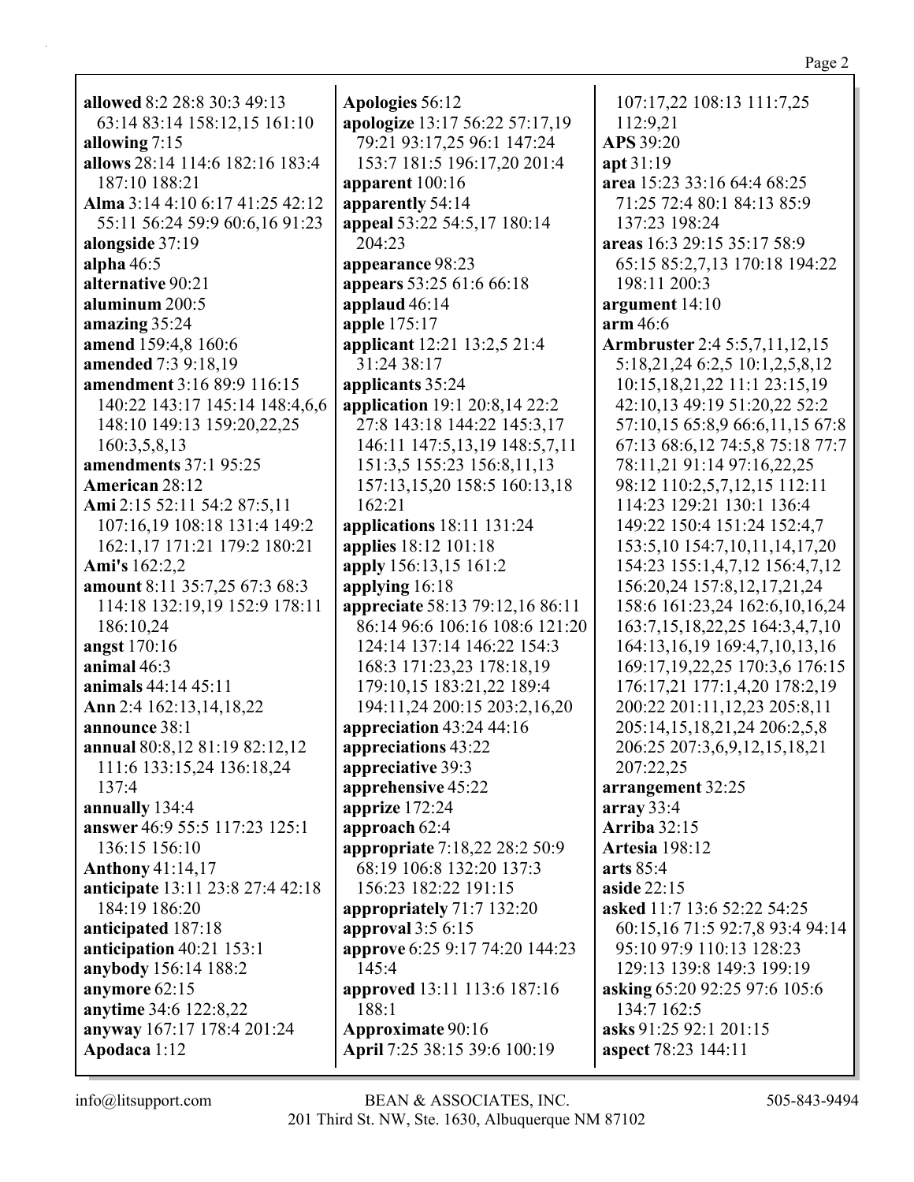**allowed** 8:2 28:8 30:3 49:13 63:14 83:14 158:12,15 161:10
**allowing** 7:15
**allows** 28:14 114:6 182:16 183:4 187:10 188:21
**Alma** 3:14 4:10 6:17 41:25 42:12 55:11 56:24 59:9 60:6,16 91:23
**alongside** 37:19
**alpha** 46:5
**alternative** 90:21
**aluminum** 200:5
**amazing** 35:24
**amend** 159:4,8 160:6
**amended** 7:3 9:18,19
**amendment** 3:16 89:9 116:15 140:22 143:17 145:14 148:4,6,6 148:10 149:13 159:20,22,25 160:3,5,8,13
**amendments** 37:1 95:25
**American** 28:12
**Ami** 2:15 52:11 54:2 87:5,11 107:16,19 108:18 131:4 149:2 162:1,17 171:21 179:2 180:21
**Ami's** 162:2,2
**amount** 8:11 35:7,25 67:3 68:3 114:18 132:19,19 152:9 178:11 186:10,24
**angst** 170:16
**animal** 46:3
**animals** 44:14 45:11
**Ann** 2:4 162:13,14,18,22
**announce** 38:1
**annual** 80:8,12 81:19 82:12,12 111:6 133:15,24 136:18,24 137:4
**annually** 134:4
**answer** 46:9 55:5 117:23 125:1 136:15 156:10
**Anthony** 41:14,17
**anticipate** 13:11 23:8 27:4 42:18 184:19 186:20
**anticipated** 187:18
**anticipation** 40:21 153:1
**anybody** 156:14 188:2
**anymore** 62:15
**anytime** 34:6 122:8,22
**anyway** 167:17 178:4 201:24
**Apodaca** 1:12
**Apologies** 56:12
**apologize** 13:17 56:22 57:17,19 79:21 93:17,25 96:1 147:24 153:7 181:5 196:17,20 201:4
**apparent** 100:16
**apparently** 54:14
**appeal** 53:22 54:5,17 180:14 204:23
**appearance** 98:23
**appears** 53:25 61:6 66:18
**applaud** 46:14
**apple** 175:17
**applicant** 12:21 13:2,5 21:4 31:24 38:17
**applicants** 35:24
**application** 19:1 20:8,14 22:2 27:8 143:18 144:22 145:3,17 146:11 147:5,13,19 148:5,7,11 151:3,5 155:23 156:8,11,13 157:13,15,20 158:5 160:13,18 162:21
**applications** 18:11 131:24
**applies** 18:12 101:18
**apply** 156:13,15 161:2
**applying** 16:18
**appreciate** 58:13 79:12,16 86:11 86:14 96:6 106:16 108:6 121:20 124:14 137:14 146:22 154:3 168:3 171:23,23 178:18,19 179:10,15 183:21,22 189:4 194:11,24 200:15 203:2,16,20
**appreciation** 43:24 44:16
**appreciations** 43:22
**appreciative** 39:3
**apprehensive** 45:22
**apprize** 172:24
**approach** 62:4
**appropriate** 7:18,22 28:2 50:9 68:19 106:8 132:20 137:3 156:23 182:22 191:15
**appropriately** 71:7 132:20
**approval** 3:5 6:15
**approve** 6:25 9:17 74:20 144:23 145:4
**approved** 13:11 113:6 187:16 188:1
**Approximate** 90:16
**April** 7:25 38:15 39:6 100:19 107:17,22 108:13 111:7,25 112:9,21
**APS** 39:20
**apt** 31:19
**area** 15:23 33:16 64:4 68:25 71:25 72:4 80:1 84:13 85:9 137:23 198:24
**areas** 16:3 29:15 35:17 58:9 65:15 85:2,7,13 170:18 194:22 198:11 200:3
**argument** 14:10
**arm** 46:6
**Armbruster** 2:4 5:5,7,11,12,15 5:18,21,24 6:2,5 10:1,2,5,8,12 10:15,18,21,22 11:1 23:15,19 42:10,13 49:19 51:20,22 52:2 57:10,15 65:8,9 66:6,11,15 67:8 67:13 68:6,12 74:5,8 75:18 77:7 78:11,21 91:14 97:16,22,25 98:12 110:2,5,7,12,15 112:11 114:23 129:21 130:1 136:4 149:22 150:4 151:24 152:4,7 153:5,10 154:7,10,11,14,17,20 154:23 155:1,4,7,12 156:4,7,12 156:20,24 157:8,12,17,21,24 158:6 161:23,24 162:6,10,16,24 163:7,15,18,22,25 164:3,4,7,10 164:13,16,19 169:4,7,10,13,16 169:17,19,22,25 170:3,6 176:15 176:17,21 177:1,4,20 178:2,19 200:22 201:11,12,23 205:8,11 205:14,15,18,21,24 206:2,5,8 206:25 207:3,6,9,12,15,18,21 207:22,25
**arrangement** 32:25
**array** 33:4
**Arriba** 32:15
**Artesia** 198:12
**arts** 85:4
**aside** 22:15
**asked** 11:7 13:6 52:22 54:25 60:15,16 71:5 92:7,8 93:4 94:14 95:10 97:9 110:13 128:23 129:13 139:8 149:3 199:19
**asking** 65:20 92:25 97:6 105:6 134:7 162:5
**asks** 91:25 92:1 201:15
**aspect** 78:23 144:11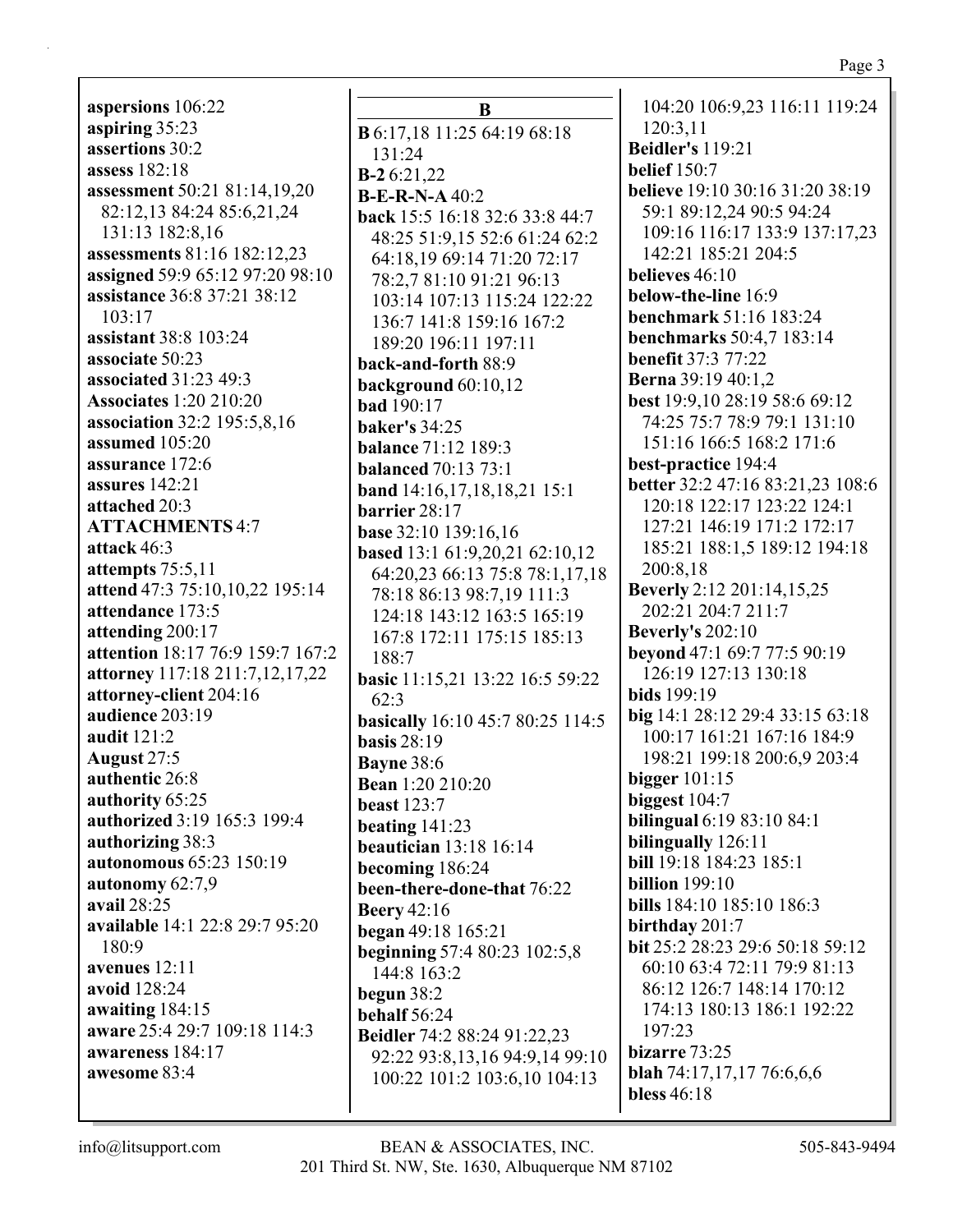**aspersions** 106:22
**aspiring** 35:23
**assertions** 30:2
**assess** 182:18
**assessment** 50:21 81:14,19,20 82:12,13 84:24 85:6,21,24 131:13 182:8,16
**assessments** 81:16 182:12,23
**assigned** 59:9 65:12 97:20 98:10
**assistance** 36:8 37:21 38:12 103:17
**assistant** 38:8 103:24
**associate** 50:23
**associated** 31:23 49:3
**Associates** 1:20 210:20
**association** 32:2 195:5,8,16
**assumed** 105:20
**assurance** 172:6
**assures** 142:21
**attached** 20:3
**ATTACHMENTS** 4:7
**attack** 46:3
**attempts** 75:5,11
**attend** 47:3 75:10,10,22 195:14
**attendance** 173:5
**attending** 200:17
**attention** 18:17 76:9 159:7 167:2
**attorney** 117:18 211:7,12,17,22
**attorney-client** 204:16
**audience** 203:19
**audit** 121:2
**August** 27:5
**authentic** 26:8
**authority** 65:25
**authorized** 3:19 165:3 199:4
**authorizing** 38:3
**autonomous** 65:23 150:19
**autonomy** 62:7,9
**avail** 28:25
**available** 14:1 22:8 29:7 95:20 180:9
**avenues** 12:11
**avoid** 128:24
**awaiting** 184:15
**aware** 25:4 29:7 109:18 114:3
**awareness** 184:17
**awesome** 83:4

## B

**B** 6:17,18 11:25 64:19 68:18 131:24
**B-2** 6:21,22
**B-E-R-N-A** 40:2
**back** 15:5 16:18 32:6 33:8 44:7 48:25 51:9,15 52:6 61:24 62:2 64:18,19 69:14 71:20 72:17 78:2,7 81:10 91:21 96:13 103:14 107:13 115:24 122:22 136:7 141:8 159:16 167:2 189:20 196:11 197:11
**back-and-forth** 88:9
**background** 60:10,12
**bad** 190:17
**baker's** 34:25
**balance** 71:12 189:3
**balanced** 70:13 73:1
**band** 14:16,17,18,18,21 15:1
**barrier** 28:17
**base** 32:10 139:16,16
**based** 13:1 61:9,20,21 62:10,12 64:20,23 66:13 75:8 78:1,17,18 78:18 86:13 98:7,19 111:3 124:18 143:12 163:5 165:19 167:8 172:11 175:15 185:13 188:7
**basic** 11:15,21 13:22 16:5 59:22 62:3
**basically** 16:10 45:7 80:25 114:5
**basis** 28:19
**Bayne** 38:6
**Bean** 1:20 210:20
**beast** 123:7
**beating** 141:23
**beautician** 13:18 16:14
**becoming** 186:24
**been-there-done-that** 76:22
**Beery** 42:16
**began** 49:18 165:21
**beginning** 57:4 80:23 102:5,8 144:8 163:2
**begun** 38:2
**behalf** 56:24
**Beidler** 74:2 88:24 91:22,23 92:22 93:8,13,16 94:9,14 99:10 100:22 101:2 103:6,10 104:13 104:20 106:9,23 116:11 119:24 120:3,11
**Beidler's** 119:21
**belief** 150:7
**believe** 19:10 30:16 31:20 38:19 59:1 89:12,24 90:5 94:24 109:16 116:17 133:9 137:17,23 142:21 185:21 204:5
**believes** 46:10
**below-the-line** 16:9
**benchmark** 51:16 183:24
**benchmarks** 50:4,7 183:14
**benefit** 37:3 77:22
**Berna** 39:19 40:1,2
**best** 19:9,10 28:19 58:6 69:12 74:25 75:7 78:9 79:1 131:10 151:16 166:5 168:2 171:6
**best-practice** 194:4
**better** 32:2 47:16 83:21,23 108:6 120:18 122:17 123:22 124:1 127:21 146:19 171:2 172:17 185:21 188:1,5 189:12 194:18 200:8,18
**Beverly** 2:12 201:14,15,25 202:21 204:7 211:7
**Beverly's** 202:10
**beyond** 47:1 69:7 77:5 90:19 126:19 127:13 130:18
**bids** 199:19
**big** 14:1 28:12 29:4 33:15 63:18 100:17 161:21 167:16 184:9 198:21 199:18 200:6,9 203:4
**bigger** 101:15
**biggest** 104:7
**bilingual** 6:19 83:10 84:1
**bilingually** 126:11
**bill** 19:18 184:23 185:1
**billion** 199:10
**bills** 184:10 185:10 186:3
**birthday** 201:7
**bit** 25:2 28:23 29:6 50:18 59:12 60:10 63:4 72:11 79:9 81:13 86:12 126:7 148:14 170:12 174:13 180:13 186:1 192:22 197:23
**bizarre** 73:25
**blah** 74:17,17,17 76:6,6,6
**bless** 46:18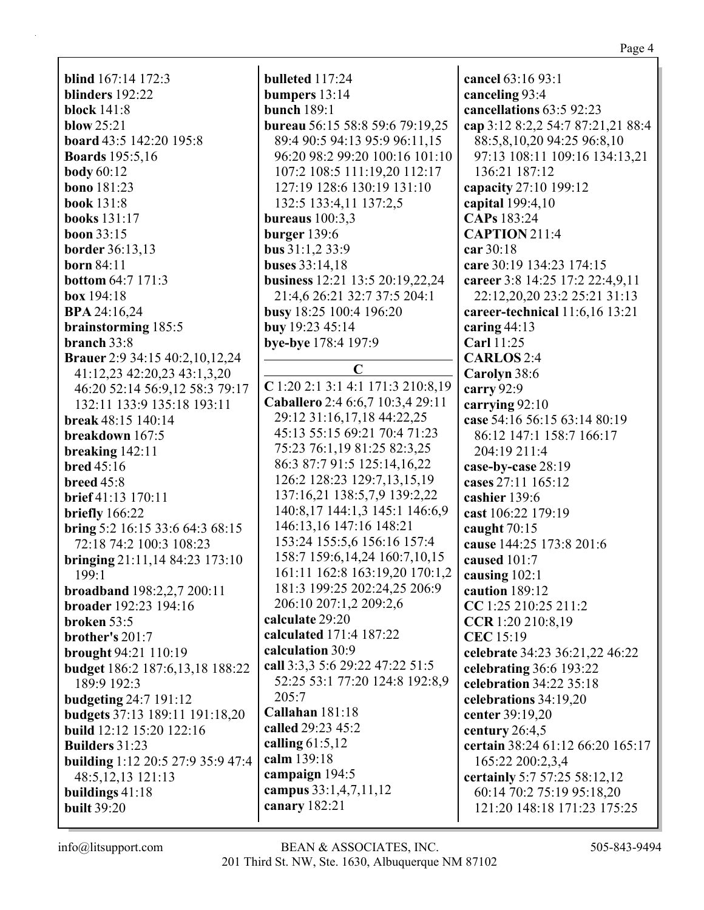**blind** 167:14 172:3
**blinders** 192:22
**block** 141:8
**blow** 25:21
**board** 43:5 142:20 195:8
**Boards** 195:5,16
**body** 60:12
**bono** 181:23
**book** 131:8
**books** 131:17
**boon** 33:15
**border** 36:13,13
**born** 84:11
**bottom** 64:7 171:3
**box** 194:18
**BPA** 24:16,24
**brainstorming** 185:5
**branch** 33:8
**Brauer** 2:9 34:15 40:2,10,12,24 41:12,23 42:20,23 43:1,3,20 46:20 52:14 56:9,12 58:3 79:17 132:11 133:9 135:18 193:11
**break** 48:15 140:14
**breakdown** 167:5
**breaking** 142:11
**bred** 45:16
**breed** 45:8
**brief** 41:13 170:11
**briefly** 166:22
**bring** 5:2 16:15 33:6 64:3 68:15 72:18 74:2 100:3 108:23
**bringing** 21:11,14 84:23 173:10 199:1
**broadband** 198:2,2,7 200:11
**broader** 192:23 194:16
**broken** 53:5
**brother's** 201:7
**brought** 94:21 110:19
**budget** 186:2 187:6,13,18 188:22 189:9 192:3
**budgeting** 24:7 191:12
**budgets** 37:13 189:11 191:18,20
**build** 12:12 15:20 122:16
**Builders** 31:23
**building** 1:12 20:5 27:9 35:9 47:4 48:5,12,13 121:13
**buildings** 41:18
**built** 39:20
**bulleted** 117:24
**bumpers** 13:14
**bunch** 189:1
**bureau** 56:15 58:8 59:6 79:19,25 89:4 90:5 94:13 95:9 96:11,15 96:20 98:2 99:20 100:16 101:10 107:2 108:5 111:19,20 112:17 127:19 128:6 130:19 131:10 132:5 133:4,11 137:2,5
**bureaus** 100:3,3
**burger** 139:6
**bus** 31:1,2 33:9
**buses** 33:14,18
**business** 12:21 13:5 20:19,22,24 21:4,6 26:21 32:7 37:5 204:1
**busy** 18:25 100:4 196:20
**buy** 19:23 45:14
**bye-bye** 178:4 197:9

## C

**C** 1:20 2:1 3:1 4:1 171:3 210:8,19
**Caballero** 2:4 6:6,7 10:3,4 29:11 29:12 31:16,17,18 44:22,25 45:13 55:15 69:21 70:4 71:23 75:23 76:1,19 81:25 82:3,25 86:3 87:7 91:5 125:14,16,22 126:2 128:23 129:7,13,15,19 137:16,21 138:5,7,9 139:2,22 140:8,17 144:1,3 145:1 146:6,9 146:13,16 147:16 148:21 153:24 155:5,6 156:16 157:4 158:7 159:6,14,24 160:7,10,15 161:11 162:8 163:19,20 170:1,2 181:3 199:25 202:24,25 206:9 206:10 207:1,2 209:2,6
**calculate** 29:20
**calculated** 171:4 187:22
**calculation** 30:9
**call** 3:3,3 5:6 29:22 47:22 51:5 52:25 53:1 77:20 124:8 192:8,9 205:7
**Callahan** 181:18
**called** 29:23 45:2
**calling** 61:5,12
**calm** 139:18
**campaign** 194:5
**campus** 33:1,4,7,11,12
**canary** 182:21
**cancel** 63:16 93:1
**canceling** 93:4
**cancellations** 63:5 92:23
**cap** 3:12 8:2,2 54:7 87:21,21 88:4 88:5,8,10,20 94:25 96:8,10 97:13 108:11 109:16 134:13,21 136:21 187:12
**capacity** 27:10 199:12
**capital** 199:4,10
**CAPs** 183:24
**CAPTION** 211:4
**car** 30:18
**care** 30:19 134:23 174:15
**career** 3:8 14:25 17:2 22:4,9,11 22:12,20,20 23:2 25:21 31:13
**career-technical** 11:6,16 13:21
**caring** 44:13
**Carl** 11:25
**CARLOS** 2:4
**Carolyn** 38:6
**carry** 92:9
**carrying** 92:10
**case** 54:16 56:15 63:14 80:19 86:12 147:1 158:7 166:17 204:19 211:4
**case-by-case** 28:19
**cases** 27:11 165:12
**cashier** 139:6
**cast** 106:22 179:19
**caught** 70:15
**cause** 144:25 173:8 201:6
**caused** 101:7
**causing** 102:1
**caution** 189:12
**CC** 1:25 210:25 211:2
**CCR** 1:20 210:8,19
**CEC** 15:19
**celebrate** 34:23 36:21,22 46:22
**celebrating** 36:6 193:22
**celebration** 34:22 35:18
**celebrations** 34:19,20
**center** 39:19,20
**century** 26:4,5
**certain** 38:24 61:12 66:20 165:17 165:22 200:2,3,4
**certainly** 5:7 57:25 58:12,12 60:14 70:2 75:19 95:18,20 121:20 148:18 171:23 175:25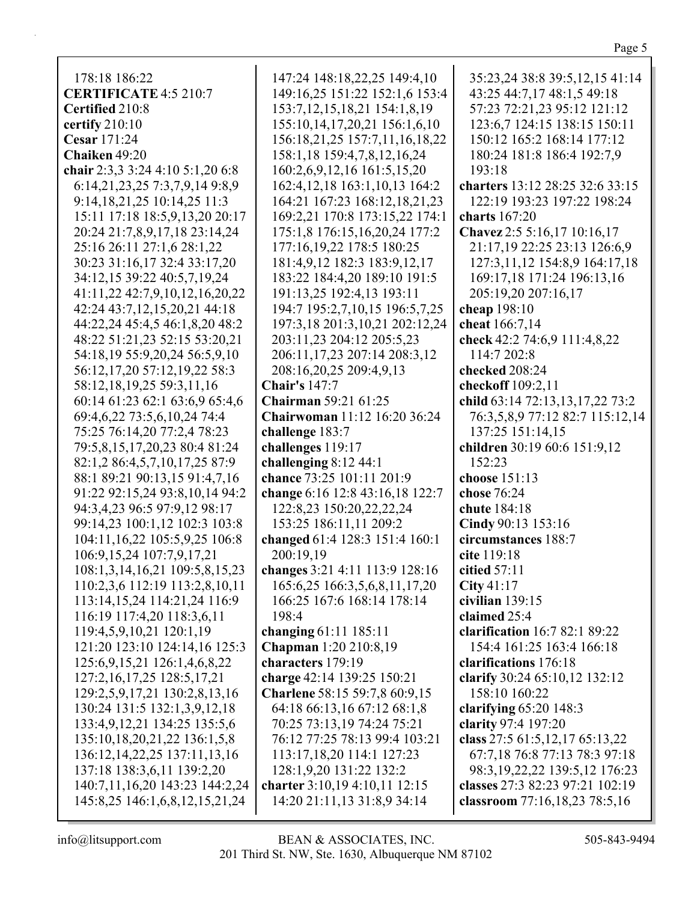178:18 186:22
**CERTIFICATE** 4:5 210:7
**Certified** 210:8
**certify** 210:10
**Cesar** 171:24
**Chaiken** 49:20
**chair** 2:3,3 3:24 4:10 5:1,20 6:8 6:14,21,23,25 7:3,7,9,14 9:8,9 9:14,18,21,25 10:14,25 11:3 15:11 17:18 18:5,9,13,20 20:17 20:24 21:7,8,9,17,18 23:14,24 25:16 26:11 27:1,6 28:1,22 30:23 31:16,17 32:4 33:17,20 34:12,15 39:22 40:5,7,19,24 41:11,22 42:7,9,10,12,16,20,22 42:24 43:7,12,15,20,21 44:18 44:22,24 45:4,5 46:1,8,20 48:2 48:22 51:21,23 52:15 53:20,21 54:18,19 55:9,20,24 56:5,9,10 56:12,17,20 57:12,19,22 58:3 58:12,18,19,25 59:3,11,16 60:14 61:23 62:1 63:6,9 65:4,6 69:4,6,22 73:5,6,10,24 74:4 75:25 76:14,20 77:2,4 78:23 79:5,8,15,17,20,23 80:4 81:24 82:1,2 86:4,5,7,10,17,25 87:9 88:1 89:21 90:13,15 91:4,7,16 91:22 92:15,24 93:8,10,14 94:2 94:3,4,23 96:5 97:9,12 98:17 99:14,23 100:1,12 102:3 103:8 104:11,16,22 105:5,9,25 106:8 106:9,15,24 107:7,9,17,21 108:1,3,14,16,21 109:5,8,15,23 110:2,3,6 112:19 113:2,8,10,11 113:14,15,24 114:21,24 116:9 116:19 117:4,20 118:3,6,11 119:4,5,9,10,21 120:1,19 121:20 123:10 124:14,16 125:3 125:6,9,15,21 126:1,4,6,8,22 127:2,16,17,25 128:5,17,21 129:2,5,9,17,21 130:2,8,13,16 130:24 131:5 132:1,3,9,12,18 133:4,9,12,21 134:25 135:5,6 135:10,18,20,21,22 136:1,5,8 136:12,14,22,25 137:11,13,16 137:18 138:3,6,11 139:2,20 140:7,11,16,20 143:23 144:2,24 145:8,25 146:1,6,8,12,15,21,24 147:24 148:18,22,25 149:4,10 149:16,25 151:22 152:1,6 153:4 153:7,12,15,18,21 154:1,8,19 155:10,14,17,20,21 156:1,6,10 156:18,21,25 157:7,11,16,18,22 158:1,18 159:4,7,8,12,16,24 160:2,6,9,12,16 161:5,15,20 162:4,12,18 163:1,10,13 164:2 164:21 167:23 168:12,18,21,23 169:2,21 170:8 173:15,22 174:1 175:1,8 176:15,16,20,24 177:2 177:16,19,22 178:5 180:25 181:4,9,12 182:3 183:9,12,17 183:22 184:4,20 189:10 191:5 191:13,25 192:4,13 193:11 194:7 195:2,7,10,15 196:5,7,25 197:3,18 201:3,10,21 202:12,24 203:11,23 204:12 205:5,23 206:11,17,23 207:14 208:3,12 208:16,20,25 209:4,9,13
**Chair's** 147:7
**Chairman** 59:21 61:25
**Chairwoman** 11:12 16:20 36:24
**challenge** 183:7
**challenges** 119:17
**challenging** 8:12 44:1
**chance** 73:25 101:11 201:9
**change** 6:16 12:8 43:16,18 122:7 122:8,23 150:20,22,22,24 153:25 186:11,11 209:2
**changed** 61:4 128:3 151:4 160:1 200:19,19
**changes** 3:21 4:11 113:9 128:16 165:6,25 166:3,5,6,8,11,17,20 166:25 167:6 168:14 178:14 198:4
**changing** 61:11 185:11
**Chapman** 1:20 210:8,19
**characters** 179:19
**charge** 42:14 139:25 150:21
**Charlene** 58:15 59:7,8 60:9,15 64:18 66:13,16 67:12 68:1,8 70:25 73:13,19 74:24 75:21 76:12 77:25 78:13 99:4 103:21 113:17,18,20 114:1 127:23 128:1,9,20 131:22 132:2
**charter** 3:10,19 4:10,11 12:15 14:20 21:11,13 31:8,9 34:14 35:23,24 38:8 39:5,12,15 41:14 43:25 44:7,17 48:1,5 49:18 57:23 72:21,23 95:12 121:12 123:6,7 124:15 138:15 150:11 150:12 165:2 168:14 177:12 180:24 181:8 186:4 192:7,9 193:18
**charters** 13:12 28:25 32:6 33:15 122:19 193:23 197:22 198:24
**charts** 167:20
**Chavez** 2:5 5:16,17 10:16,17 21:17,19 22:25 23:13 126:6,9 127:3,11,12 154:8,9 164:17,18 169:17,18 171:24 196:13,16 205:19,20 207:16,17
**cheap** 198:10
**cheat** 166:7,14
**check** 42:2 74:6,9 111:4,8,22 114:7 202:8
**checked** 208:24
**checkoff** 109:2,11
**child** 63:14 72:13,13,17,22 73:2 76:3,5,8,9 77:12 82:7 115:12,14 137:25 151:14,15
**children** 30:19 60:6 151:9,12 152:23
**choose** 151:13
**chose** 76:24
**chute** 184:18
**Cindy** 90:13 153:16
**circumstances** 188:7
**cite** 119:18
**citied** 57:11
**City** 41:17
**civilian** 139:15
**claimed** 25:4
**clarification** 16:7 82:1 89:22 154:4 161:25 163:4 166:18
**clarifications** 176:18
**clarify** 30:24 65:10,12 132:12 158:10 160:22
**clarifying** 65:20 148:3
**clarity** 97:4 197:20
**class** 27:5 61:5,12,17 65:13,22 67:7,18 76:8 77:13 78:3 97:18 98:3,19,22,22 139:5,12 176:23
**classes** 27:3 82:23 97:21 102:19
**classroom** 77:16,18,23 78:5,16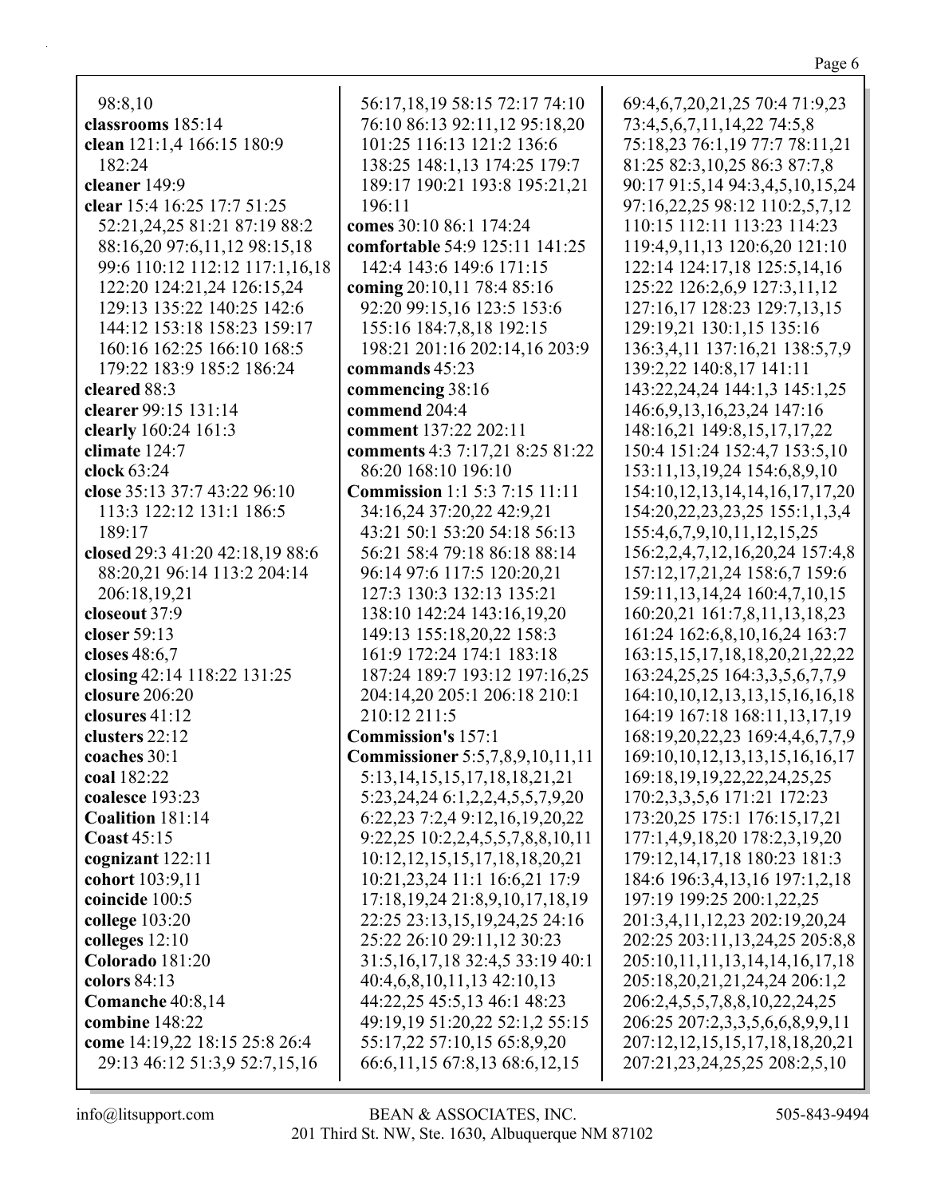98:8,10
**classrooms** 185:14
**clean** 121:1,4 166:15 180:9 182:24
**cleaner** 149:9
**clear** 15:4 16:25 17:7 51:25 52:21,24,25 81:21 87:19 88:2 88:16,20 97:6,11,12 98:15,18 99:6 110:12 112:12 117:1,16,18 122:20 124:21,24 126:15,24 129:13 135:22 140:25 142:6 144:12 153:18 158:23 159:17 160:16 162:25 166:10 168:5 179:22 183:9 185:2 186:24
**cleared** 88:3
**clearer** 99:15 131:14
**clearly** 160:24 161:3
**climate** 124:7
**clock** 63:24
**close** 35:13 37:7 43:22 96:10 113:3 122:12 131:1 186:5 189:17
**closed** 29:3 41:20 42:18,19 88:6 88:20,21 96:14 113:2 204:14 206:18,19,21
**closeout** 37:9
**closer** 59:13
**closes** 48:6,7
**closing** 42:14 118:22 131:25
**closure** 206:20
**closures** 41:12
**clusters** 22:12
**coaches** 30:1
**coal** 182:22
**coalesce** 193:23
**Coalition** 181:14
**Coast** 45:15
**cognizant** 122:11
**cohort** 103:9,11
**coincide** 100:5
**college** 103:20
**colleges** 12:10
**Colorado** 181:20
**colors** 84:13
**Comanche** 40:8,14
**combine** 148:22
**come** 14:19,22 18:15 25:8 26:4 29:13 46:12 51:3,9 52:7,15,16 56:17,18,19 58:15 72:17 74:10 76:10 86:13 92:11,12 95:18,20 101:25 116:13 121:2 136:6 138:25 148:1,13 174:25 179:7 189:17 190:21 193:8 195:21,21 196:11
**comes** 30:10 86:1 174:24
**comfortable** 54:9 125:11 141:25 142:4 143:6 149:6 171:15
**coming** 20:10,11 78:4 85:16 92:20 99:15,16 123:5 153:6 155:16 184:7,8,18 192:15 198:21 201:16 202:14,16 203:9
**commands** 45:23
**commencing** 38:16
**commend** 204:4
**comment** 137:22 202:11
**comments** 4:3 7:17,21 8:25 81:22 86:20 168:10 196:10
**Commission** 1:1 5:3 7:15 11:11 34:16,24 37:20,22 42:9,21 43:21 50:1 53:20 54:18 56:13 56:21 58:4 79:18 86:18 88:14 96:14 97:6 117:5 120:20,21 127:3 130:3 132:13 135:21 138:10 142:24 143:16,19,20 149:13 155:18,20,22 158:3 161:9 172:24 174:1 183:18 187:24 189:7 193:12 197:16,25 204:14,20 205:1 206:18 210:1 210:12 211:5
**Commission's** 157:1
**Commissioner** 5:5,7,8,9,10,11,11 5:13,14,15,15,17,18,18,21,21 5:23,24,24 6:1,2,2,4,5,5,7,9,20 6:22,23 7:2,4 9:12,16,19,20,22 9:22,25 10:2,2,4,5,5,7,8,8,10,11 10:12,12,15,15,17,18,18,20,21 10:21,23,24 11:1 16:6,21 17:9 17:18,19,24 21:8,9,10,17,18,19 22:25 23:13,15,19,24,25 24:16 25:22 26:10 29:11,12 30:23 31:5,16,17,18 32:4,5 33:19 40:1 40:4,6,8,10,11,13 42:10,13 44:22,25 45:5,13 46:1 48:23 49:19,19 51:20,22 52:1,2 55:15 55:17,22 57:10,15 65:8,9,20 66:6,11,15 67:8,13 68:6,12,15 69:4,6,7,20,21,25 70:4 71:9,23 73:4,5,6,7,11,14,22 74:5,8 75:18,23 76:1,19 77:7 78:11,21 81:25 82:3,10,25 86:3 87:7,8 90:17 91:5,14 94:3,4,5,10,15,24 97:16,22,25 98:12 110:2,5,7,12 110:15 112:11 113:23 114:23 119:4,9,11,13 120:6,20 121:10 122:14 124:17,18 125:5,14,16 125:22 126:2,6,9 127:3,11,12 127:16,17 128:23 129:7,13,15 129:19,21 130:1,15 135:16 136:3,4,11 137:16,21 138:5,7,9 139:2,22 140:8,17 141:11 143:22,24,24 144:1,3 145:1,25 146:6,9,13,16,23,24 147:16 148:16,21 149:8,15,17,17,22 150:4 151:24 152:4,7 153:5,10 153:11,13,19,24 154:6,8,9,10 154:10,12,13,14,14,16,17,17,20 154:20,22,23,23,25 155:1,1,3,4 155:4,6,7,9,10,11,12,15,25 156:2,2,4,7,12,16,20,24 157:4,8 157:12,17,21,24 158:6,7 159:6 159:11,13,14,24 160:4,7,10,15 160:20,21 161:7,8,11,13,18,23 161:24 162:6,8,10,16,24 163:7 163:15,15,17,18,18,20,21,22,22 163:24,25,25 164:3,3,5,6,7,7,9 164:10,10,12,13,13,15,16,16,18 164:19 167:18 168:11,13,17,19 168:19,20,22,23 169:4,4,6,7,7,9 169:10,10,12,13,13,15,16,16,17 169:18,19,19,22,22,24,25,25 170:2,3,3,5,6 171:21 172:23 173:20,25 175:1 176:15,17,21 177:1,4,9,18,20 178:2,3,19,20 179:12,14,17,18 180:23 181:3 184:6 196:3,4,13,16 197:1,2,18 197:19 199:25 200:1,22,25 201:3,4,11,12,23 202:19,20,24 202:25 203:11,13,24,25 205:8,8 205:10,11,11,13,14,14,16,17,18 205:18,20,21,21,24,24 206:1,2 206:2,4,5,5,7,8,8,10,22,24,25 206:25 207:2,3,3,5,6,6,8,9,9,11 207:12,12,15,15,17,18,18,20,21 207:21,23,24,25,25 208:2,5,10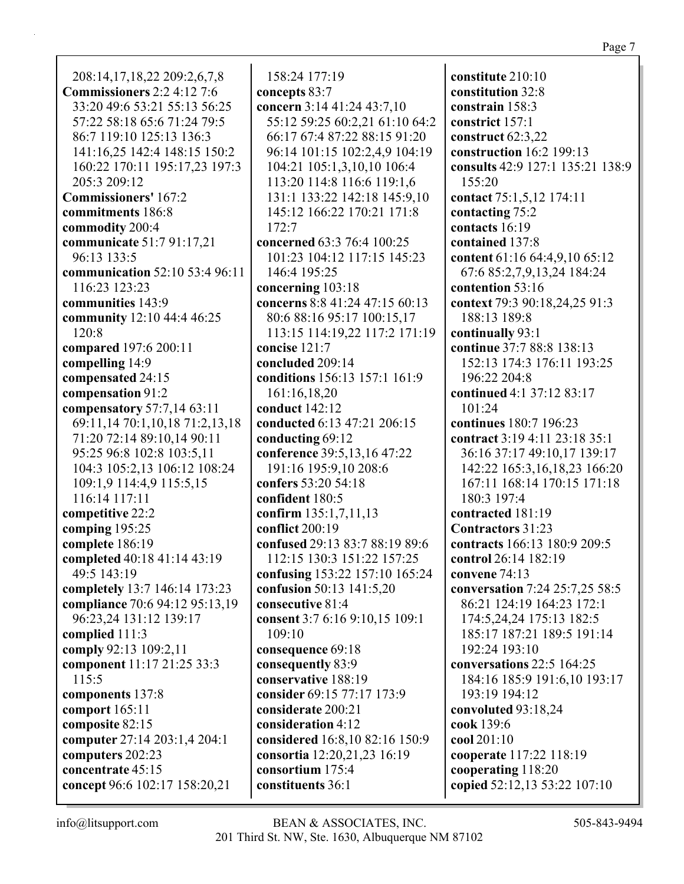208:14,17,18,22 209:2,6,7,8
**Commissioners** 2:2 4:12 7:6 33:20 49:6 53:21 55:13 56:25 57:22 58:18 65:6 71:24 79:5 86:7 119:10 125:13 136:3 141:16,25 142:4 148:15 150:2 160:22 170:11 195:17,23 197:3 205:3 209:12
**Commissioners'** 167:2
**commitments** 186:8
**commodity** 200:4
**communicate** 51:7 91:17,21 96:13 133:5
**communication** 52:10 53:4 96:11 116:23 123:23
**communities** 143:9
**community** 12:10 44:4 46:25 120:8
**compared** 197:6 200:11
**compelling** 14:9
**compensated** 24:15
**compensation** 91:2
**compensatory** 57:7,14 63:11 69:11,14 70:1,10,18 71:2,13,18 71:20 72:14 89:10,14 90:11 95:25 96:8 102:8 103:5,11 104:3 105:2,13 106:12 108:24 109:1,9 114:4,9 115:5,15 116:14 117:11
**competitive** 22:2
**comping** 195:25
**complete** 186:19
**completed** 40:18 41:14 43:19 49:5 143:19
**completely** 13:7 146:14 173:23
**compliance** 70:6 94:12 95:13,19 96:23,24 131:12 139:17
**complied** 111:3
**comply** 92:13 109:2,11
**component** 11:17 21:25 33:3 115:5
**components** 137:8
**comport** 165:11
**composite** 82:15
**computer** 27:14 203:1,4 204:1
**computers** 202:23
**concentrate** 45:15
**concept** 96:6 102:17 158:20,21 158:24 177:19
**concepts** 83:7
**concern** 3:14 41:24 43:7,10 55:12 59:25 60:2,21 61:10 64:2 66:17 67:4 87:22 88:15 91:20 96:14 101:15 102:2,4,9 104:19 104:21 105:1,3,10,10 106:4 113:20 114:8 116:6 119:1,6 131:1 133:22 142:18 145:9,10 145:12 166:22 170:21 171:8 172:7
**concerned** 63:3 76:4 100:25 101:23 104:12 117:15 145:23 146:4 195:25
**concerning** 103:18
**concerns** 8:8 41:24 47:15 60:13 80:6 88:16 95:17 100:15,17 113:15 114:19,22 117:2 171:19
**concise** 121:7
**concluded** 209:14
**conditions** 156:13 157:1 161:9 161:16,18,20
**conduct** 142:12
**conducted** 6:13 47:21 206:15
**conducting** 69:12
**conference** 39:5,13,16 47:22 191:16 195:9,10 208:6
**confers** 53:20 54:18
**confident** 180:5
**confirm** 135:1,7,11,13
**conflict** 200:19
**confused** 29:13 83:7 88:19 89:6 112:15 130:3 151:22 157:25
**confusing** 153:22 157:10 165:24
**confusion** 50:13 141:5,20
**consecutive** 81:4
**consent** 3:7 6:16 9:10,15 109:1 109:10
**consequence** 69:18
**consequently** 83:9
**conservative** 188:19
**consider** 69:15 77:17 173:9
**considerate** 200:21
**consideration** 4:12
**considered** 16:8,10 82:16 150:9
**consortia** 12:20,21,23 16:19
**consortium** 175:4
**constituents** 36:1
**constitute** 210:10
**constitution** 32:8
**constrain** 158:3
**constrict** 157:1
**construct** 62:3,22
**construction** 16:2 199:13
**consults** 42:9 127:1 135:21 138:9 155:20
**contact** 75:1,5,12 174:11
**contacting** 75:2
**contacts** 16:19
**contained** 137:8
**content** 61:16 64:4,9,10 65:12 67:6 85:2,7,9,13,24 184:24
**contention** 53:16
**context** 79:3 90:18,24,25 91:3 188:13 189:8
**continually** 93:1
**continue** 37:7 88:8 138:13 152:13 174:3 176:11 193:25 196:22 204:8
**continued** 4:1 37:12 83:17 101:24
**continues** 180:7 196:23
**contract** 3:19 4:11 23:18 35:1 36:16 37:17 49:10,17 139:17 142:22 165:3,16,18,23 166:20 167:11 168:14 170:15 171:18 180:3 197:4
**contracted** 181:19
**Contractors** 31:23
**contracts** 166:13 180:9 209:5
**control** 26:14 182:19
**convene** 74:13
**conversation** 7:24 25:7,25 58:5 86:21 124:19 164:23 172:1 174:5,24,24 175:13 182:5 185:17 187:21 189:5 191:14 192:24 193:10
**conversations** 22:5 164:25 184:16 185:9 191:6,10 193:17 193:19 194:12
**convoluted** 93:18,24
**cook** 139:6
**cool** 201:10
**cooperate** 117:22 118:19
**cooperating** 118:20
**copied** 52:12,13 53:22 107:10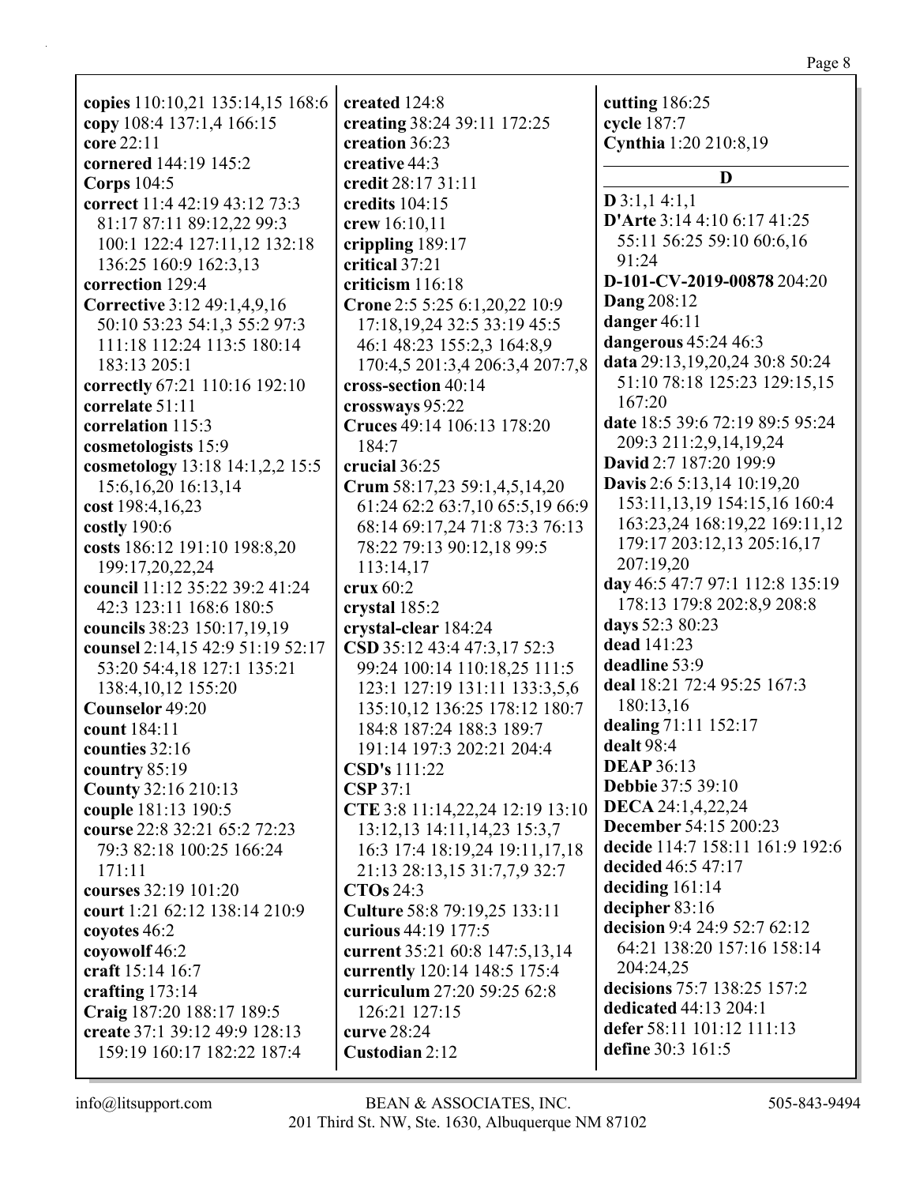**copies** 110:10,21 135:14,15 168:6
**copy** 108:4 137:1,4 166:15
**core** 22:11
**cornered** 144:19 145:2
**Corps** 104:5
**correct** 11:4 42:19 43:12 73:3 81:17 87:11 89:12,22 99:3 100:1 122:4 127:11,12 132:18 136:25 160:9 162:3,13
**correction** 129:4
**Corrective** 3:12 49:1,4,9,16 50:10 53:23 54:1,3 55:2 97:3 111:18 112:24 113:5 180:14 183:13 205:1
**correctly** 67:21 110:16 192:10
**correlate** 51:11
**correlation** 115:3
**cosmetologists** 15:9
**cosmetology** 13:18 14:1,2,2 15:5 15:6,16,20 16:13,14
**cost** 198:4,16,23
**costly** 190:6
**costs** 186:12 191:10 198:8,20 199:17,20,22,24
**council** 11:12 35:22 39:2 41:24 42:3 123:11 168:6 180:5
**councils** 38:23 150:17,19,19
**counsel** 2:14,15 42:9 51:19 52:17 53:20 54:4,18 127:1 135:21 138:4,10,12 155:20
**Counselor** 49:20
**count** 184:11
**counties** 32:16
**country** 85:19
**County** 32:16 210:13
**couple** 181:13 190:5
**course** 22:8 32:21 65:2 72:23 79:3 82:18 100:25 166:24 171:11
**courses** 32:19 101:20
**court** 1:21 62:12 138:14 210:9
**coyotes** 46:2
**coyowolf** 46:2
**craft** 15:14 16:7
**crafting** 173:14
**Craig** 187:20 188:17 189:5
**create** 37:1 39:12 49:9 128:13 159:19 160:17 182:22 187:4
**created** 124:8
**creating** 38:24 39:11 172:25
**creation** 36:23
**creative** 44:3
**credit** 28:17 31:11
**credits** 104:15
**crew** 16:10,11
**crippling** 189:17
**critical** 37:21
**criticism** 116:18
**Crone** 2:5 5:25 6:1,20,22 10:9 17:18,19,24 32:5 33:19 45:5 46:1 48:23 155:2,3 164:8,9 170:4,5 201:3,4 206:3,4 207:7,8
**cross-section** 40:14
**crossways** 95:22
**Cruces** 49:14 106:13 178:20 184:7
**crucial** 36:25
**Crum** 58:17,23 59:1,4,5,14,20 61:24 62:2 63:7,10 65:5,19 66:9 68:14 69:17,24 71:8 73:3 76:13 78:22 79:13 90:12,18 99:5 113:14,17
**crux** 60:2
**crystal** 185:2
**crystal-clear** 184:24
**CSD** 35:12 43:4 47:3,17 52:3 99:24 100:14 110:18,25 111:5 123:1 127:19 131:11 133:3,5,6 135:10,12 136:25 178:12 180:7 184:8 187:24 188:3 189:7 191:14 197:3 202:21 204:4
**CSD's** 111:22
**CSP** 37:1
**CTE** 3:8 11:14,22,24 12:19 13:10 13:12,13 14:11,14,23 15:3,7 16:3 17:4 18:19,24 19:11,17,18 21:13 28:13,15 31:7,7,9 32:7
**CTOs** 24:3
**Culture** 58:8 79:19,25 133:11
**curious** 44:19 177:5
**current** 35:21 60:8 147:5,13,14
**currently** 120:14 148:5 175:4
**curriculum** 27:20 59:25 62:8 126:21 127:15
**curve** 28:24
**Custodian** 2:12
**cutting** 186:25
**cycle** 187:7
**Cynthia** 1:20 210:8,19

## D

**D** 3:1,1 4:1,1
**D'Arte** 3:14 4:10 6:17 41:25 55:11 56:25 59:10 60:6,16 91:24
**D-101-CV-2019-00878** 204:20
**Dang** 208:12
**danger** 46:11
**dangerous** 45:24 46:3
**data** 29:13,19,20,24 30:8 50:24 51:10 78:18 125:23 129:15,15 167:20
**date** 18:5 39:6 72:19 89:5 95:24 209:3 211:2,9,14,19,24
**David** 2:7 187:20 199:9
**Davis** 2:6 5:13,14 10:19,20 153:11,13,19 154:15,16 160:4 163:23,24 168:19,22 169:11,12 179:17 203:12,13 205:16,17 207:19,20
**day** 46:5 47:7 97:1 112:8 135:19 178:13 179:8 202:8,9 208:8
**days** 52:3 80:23
**dead** 141:23
**deadline** 53:9
**deal** 18:21 72:4 95:25 167:3 180:13,16
**dealing** 71:11 152:17
**dealt** 98:4
**DEAP** 36:13
**Debbie** 37:5 39:10
**DECA** 24:1,4,22,24
**December** 54:15 200:23
**decide** 114:7 158:11 161:9 192:6
**decided** 46:5 47:17
**deciding** 161:14
**decipher** 83:16
**decision** 9:4 24:9 52:7 62:12 64:21 138:20 157:16 158:14 204:24,25
**decisions** 75:7 138:25 157:2
**dedicated** 44:13 204:1
**defer** 58:11 101:12 111:13
**define** 30:3 161:5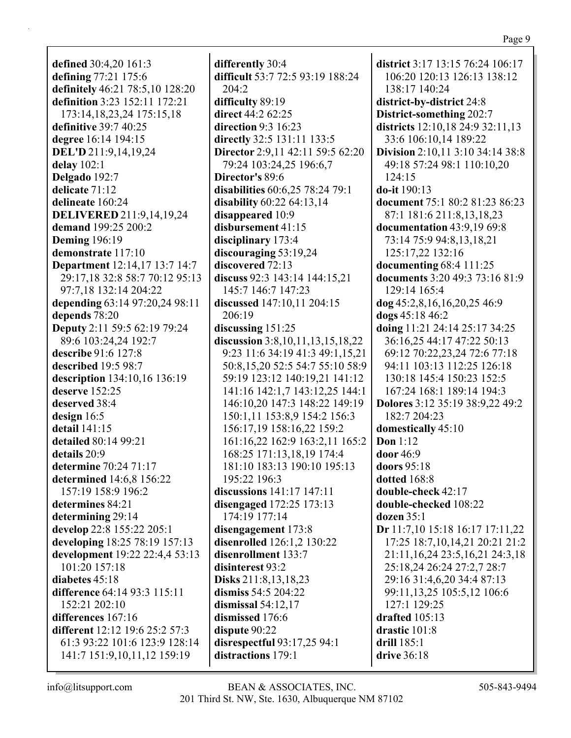**defined** 30:4,20 161:3
**defining** 77:21 175:6
**definitely** 46:21 78:5,10 128:20
**definition** 3:23 152:11 172:21 173:14,18,23,24 175:15,18
**definitive** 39:7 40:25
**degree** 16:14 194:15
**DEL'D** 211:9,14,19,24
**delay** 102:1
**Delgado** 192:7
**delicate** 71:12
**delineate** 160:24
**DELIVERED** 211:9,14,19,24
**demand** 199:25 200:2
**Deming** 196:19
**demonstrate** 117:10
**Department** 12:14,17 13:7 14:7 29:17,18 32:8 58:7 70:12 95:13 97:7,18 132:14 204:22
**depending** 63:14 97:20,24 98:11
**depends** 78:20
**Deputy** 2:11 59:5 62:19 79:24 89:6 103:24,24 192:7
**describe** 91:6 127:8
**described** 19:5 98:7
**description** 134:10,16 136:19
**deserve** 152:25
**deserved** 38:4
**design** 16:5
**detail** 141:15
**detailed** 80:14 99:21
**details** 20:9
**determine** 70:24 71:17
**determined** 14:6,8 156:22 157:19 158:9 196:2
**determines** 84:21
**determining** 29:14
**develop** 22:8 155:22 205:1
**developing** 18:25 78:19 157:13
**development** 19:22 22:4,4 53:13 101:20 157:18
**diabetes** 45:18
**difference** 64:14 93:3 115:11 152:21 202:10
**differences** 167:16
**different** 12:12 19:6 25:2 57:3 61:3 93:22 101:6 123:9 128:14 141:7 151:9,10,11,12 159:19
**differently** 30:4
**difficult** 53:7 72:5 93:19 188:24 204:2
**difficulty** 89:19
**direct** 44:2 62:25
**direction** 9:3 16:23
**directly** 32:5 131:11 133:5
**Director** 2:9,11 42:11 59:5 62:20 79:24 103:24,25 196:6,7
**Director's** 89:6
**disabilities** 60:6,25 78:24 79:1
**disability** 60:22 64:13,14
**disappeared** 10:9
**disbursement** 41:15
**disciplinary** 173:4
**discouraging** 53:19,24
**discovered** 72:13
**discuss** 92:3 143:14 144:15,21 145:7 146:7 147:23
**discussed** 147:10,11 204:15 206:19
**discussing** 151:25
**discussion** 3:8,10,11,13,15,18,22 9:23 11:6 34:19 41:3 49:1,15,21 50:8,15,20 52:5 54:7 55:10 58:9 59:19 123:12 140:19,21 141:12 141:16 142:1,7 143:12,25 144:1 146:10,20 147:3 148:22 149:19 150:1,11 153:8,9 154:2 156:3 156:17,19 158:16,22 159:2 161:16,22 162:9 163:2,11 165:2 168:25 171:13,18,19 174:4 181:10 183:13 190:10 195:13 195:22 196:3
**discussions** 141:17 147:11
**disengaged** 172:25 173:13 174:19 177:14
**disengagement** 173:8
**disenrolled** 126:1,2 130:22
**disenrollment** 133:7
**disinterest** 93:2
**Disks** 211:8,13,18,23
**dismiss** 54:5 204:22
**dismissal** 54:12,17
**dismissed** 176:6
**dispute** 90:22
**disrespectful** 93:17,25 94:1
**distractions** 179:1
**district** 3:17 13:15 76:24 106:17 106:20 120:13 126:13 138:12 138:17 140:24
**district-by-district** 24:8
**District-something** 202:7
**districts** 12:10,18 24:9 32:11,13 33:6 106:10,14 189:22
**Division** 2:10,11 3:10 34:14 38:8 49:18 57:24 98:1 110:10,20 124:15
**do-it** 190:13
**document** 75:1 80:2 81:23 86:23 87:1 181:6 211:8,13,18,23
**documentation** 43:9,19 69:8 73:14 75:9 94:8,13,18,21 125:17,22 132:16
**documenting** 68:4 111:25
**documents** 3:20 49:3 73:16 81:9 129:14 165:4
**dog** 45:2,8,16,16,20,25 46:9
**dogs** 45:18 46:2
**doing** 11:21 24:14 25:17 34:25 36:16,25 44:17 47:22 50:13 69:12 70:22,23,24 72:6 77:18 94:11 103:13 112:25 126:18 130:18 145:4 150:23 152:5 167:24 168:1 189:14 194:3
**Dolores** 3:12 35:19 38:9,22 49:2 182:7 204:23
**domestically** 45:10
**Don** 1:12
**door** 46:9
**doors** 95:18
**dotted** 168:8
**double-check** 42:17
**double-checked** 108:22
**dozen** 35:1
**Dr** 11:7,10 15:18 16:17 17:11,22 17:25 18:7,10,14,21 20:21 21:2 21:11,16,24 23:5,16,21 24:3,18 25:18,24 26:24 27:2,7 28:7 29:16 31:4,6,20 34:4 87:13 99:11,13,25 105:5,12 106:6 127:1 129:25
**drafted** 105:13
**drastic** 101:8
**drill** 185:1
**drive** 36:18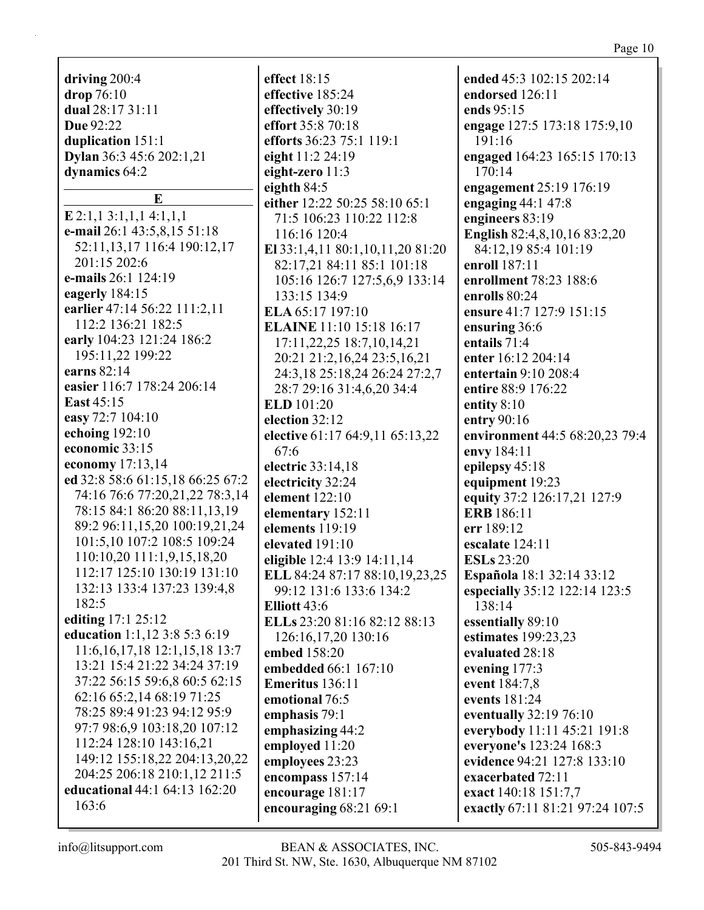**driving** 200:4
**drop** 76:10
**dual** 28:17 31:11
**Due** 92:22
**duplication** 151:1
**Dylan** 36:3 45:6 202:1,21
**dynamics** 64:2

**E**

**E** 2:1,1 3:1,1,1 4:1,1,1
**e-mail** 26:1 43:5,8,15 51:18 52:11,13,17 116:4 190:12,17 201:15 202:6
**e-mails** 26:1 124:19
**eagerly** 184:15
**earlier** 47:14 56:22 111:2,11 112:2 136:21 182:5
**early** 104:23 121:24 186:2 195:11,22 199:22
**earns** 82:14
**easier** 116:7 178:24 206:14
**East** 45:15
**easy** 72:7 104:10
**echoing** 192:10
**economic** 33:15
**economy** 17:13,14
**ed** 32:8 58:6 61:15,18 66:25 67:2 74:16 76:6 77:20,21,22 78:3,14 78:15 84:1 86:20 88:11,13,19 89:2 96:11,15,20 100:19,21,24 101:5,10 107:2 108:5 109:24 110:10,20 111:1,9,15,18,20 112:17 125:10 130:19 131:10 132:13 133:4 137:23 139:4,8 182:5
**editing** 17:1 25:12
**education** 1:1,12 3:8 5:3 6:19 11:6,16,17,18 12:1,15,18 13:7 13:21 15:4 21:22 34:24 37:19 37:22 56:15 59:6,8 60:5 62:15 62:16 65:2,14 68:19 71:25 78:25 89:4 91:23 94:12 95:9 97:7 98:6,9 103:18,20 107:12 112:24 128:10 143:16,21 149:12 155:18,22 204:13,20,22 204:25 206:18 210:1,12 211:5
**educational** 44:1 64:13 162:20 163:6
**effect** 18:15
**effective** 185:24
**effectively** 30:19
**effort** 35:8 70:18
**efforts** 36:23 75:1 119:1
**eight** 11:2 24:19
**eight-zero** 11:3
**eighth** 84:5
**either** 12:22 50:25 58:10 65:1 71:5 106:23 110:22 112:8 116:16 120:4
**El** 33:1,4,11 80:1,10,11,20 81:20 82:17,21 84:11 85:1 101:18 105:16 126:7 127:5,6,9 133:14 133:15 134:9
**ELA** 65:17 197:10
**ELAINE** 11:10 15:18 16:17 17:11,22,25 18:7,10,14,21 20:21 21:2,16,24 23:5,16,21 24:3,18 25:18,24 26:24 27:2,7 28:7 29:16 31:4,6,20 34:4
**ELD** 101:20
**election** 32:12
**elective** 61:17 64:9,11 65:13,22 67:6
**electric** 33:14,18
**electricity** 32:24
**element** 122:10
**elementary** 152:11
**elements** 119:19
**elevated** 191:10
**eligible** 12:4 13:9 14:11,14
**ELL** 84:24 87:17 88:10,19,23,25 99:12 131:6 133:6 134:2
**Elliott** 43:6
**ELLs** 23:20 81:16 82:12 88:13 126:16,17,20 130:16
**embed** 158:20
**embedded** 66:1 167:10
**Emeritus** 136:11
**emotional** 76:5
**emphasis** 79:1
**emphasizing** 44:2
**employed** 11:20
**employees** 23:23
**encompass** 157:14
**encourage** 181:17
**encouraging** 68:21 69:1
**ended** 45:3 102:15 202:14
**endorsed** 126:11
**ends** 95:15
**engage** 127:5 173:18 175:9,10 191:16
**engaged** 164:23 165:15 170:13 170:14
**engagement** 25:19 176:19
**engaging** 44:1 47:8
**engineers** 83:19
**English** 82:4,8,10,16 83:2,20 84:12,19 85:4 101:19
**enroll** 187:11
**enrollment** 78:23 188:6
**enrolls** 80:24
**ensure** 41:7 127:9 151:15
**ensuring** 36:6
**entails** 71:4
**enter** 16:12 204:14
**entertain** 9:10 208:4
**entire** 88:9 176:22
**entity** 8:10
**entry** 90:16
**environment** 44:5 68:20,23 79:4
**envy** 184:11
**epilepsy** 45:18
**equipment** 19:23
**equity** 37:2 126:17,21 127:9
**ERB** 186:11
**err** 189:12
**escalate** 124:11
**ESLs** 23:20
**Española** 18:1 32:14 33:12
**especially** 35:12 122:14 123:5 138:14
**essentially** 89:10
**estimates** 199:23,23
**evaluated** 28:18
**evening** 177:3
**event** 184:7,8
**events** 181:24
**eventually** 32:19 76:10
**everybody** 11:11 45:21 191:8
**everyone's** 123:24 168:3
**evidence** 94:21 127:8 133:10
**exacerbated** 72:11
**exact** 140:18 151:7,7
**exactly** 67:11 81:21 97:24 107:5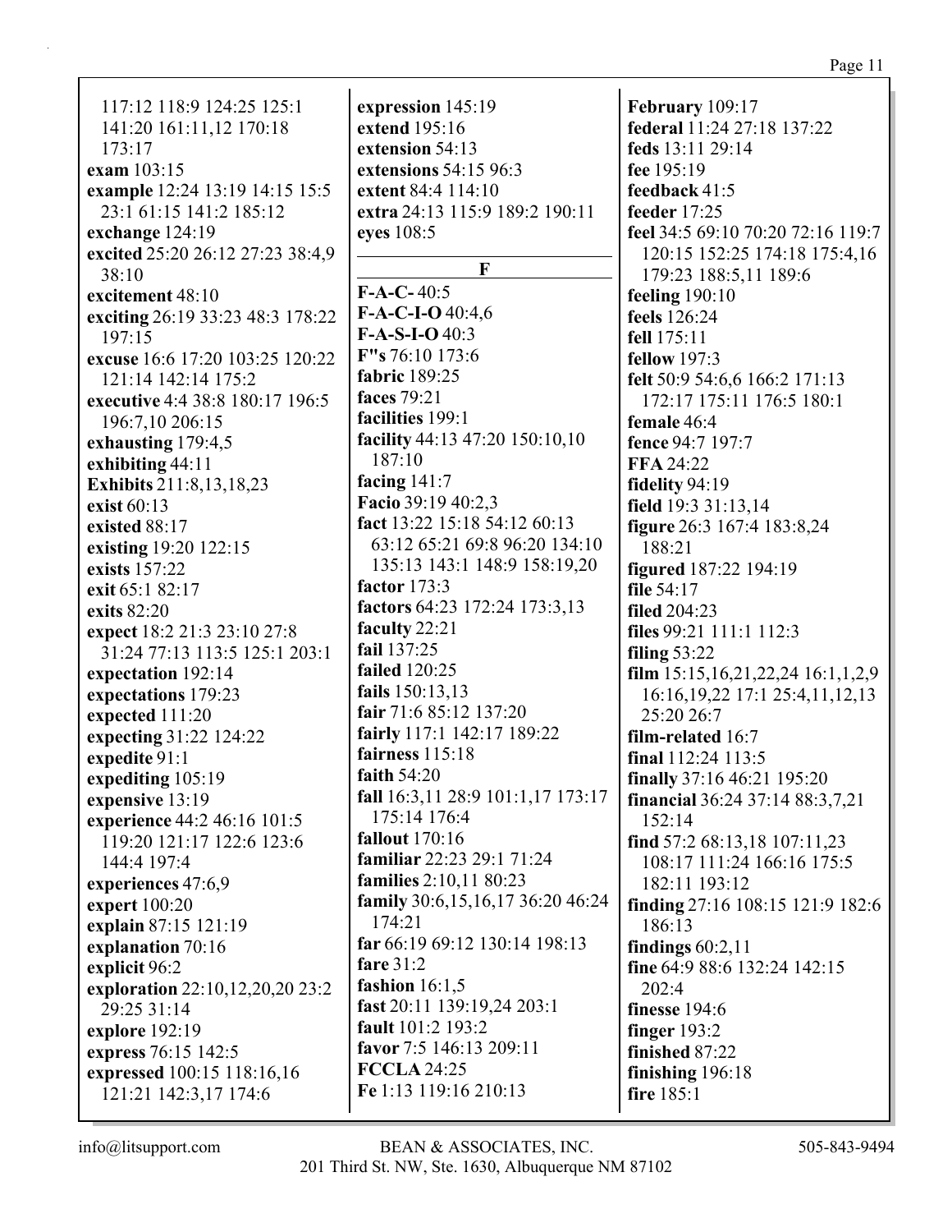117:12 118:9 124:25 125:1 141:20 161:11,12 170:18 173:17
**exam** 103:15
**example** 12:24 13:19 14:15 15:5 23:1 61:15 141:2 185:12
**exchange** 124:19
**excited** 25:20 26:12 27:23 38:4,9 38:10
**excitement** 48:10
**exciting** 26:19 33:23 48:3 178:22 197:15
**excuse** 16:6 17:20 103:25 120:22 121:14 142:14 175:2
**executive** 4:4 38:8 180:17 196:5 196:7,10 206:15
**exhausting** 179:4,5
**exhibiting** 44:11
**Exhibits** 211:8,13,18,23
**exist** 60:13
**existed** 88:17
**existing** 19:20 122:15
**exists** 157:22
**exit** 65:1 82:17
**exits** 82:20
**expect** 18:2 21:3 23:10 27:8 31:24 77:13 113:5 125:1 203:1
**expectation** 192:14
**expectations** 179:23
**expected** 111:20
**expecting** 31:22 124:22
**expedite** 91:1
**expediting** 105:19
**expensive** 13:19
**experience** 44:2 46:16 101:5 119:20 121:17 122:6 123:6 144:4 197:4
**experiences** 47:6,9
**expert** 100:20
**explain** 87:15 121:19
**explanation** 70:16
**explicit** 96:2
**exploration** 22:10,12,20,20 23:2 29:25 31:14
**explore** 192:19
**express** 76:15 142:5
**expressed** 100:15 118:16,16 121:21 142:3,17 174:6
**expression** 145:19
**extend** 195:16
**extension** 54:13
**extensions** 54:15 96:3
**extent** 84:4 114:10
**extra** 24:13 115:9 189:2 190:11
**eyes** 108:5

## F

**F-A-C-** 40:5
**F-A-C-I-O** 40:4,6
**F-A-S-I-O** 40:3
**F"s** 76:10 173:6
**fabric** 189:25
**faces** 79:21
**facilities** 199:1
**facility** 44:13 47:20 150:10,10 187:10
**facing** 141:7
**Facio** 39:19 40:2,3
**fact** 13:22 15:18 54:12 60:13 63:12 65:21 69:8 96:20 134:10 135:13 143:1 148:9 158:19,20
**factor** 173:3
**factors** 64:23 172:24 173:3,13
**faculty** 22:21
**fail** 137:25
**failed** 120:25
**fails** 150:13,13
**fair** 71:6 85:12 137:20
**fairly** 117:1 142:17 189:22
**fairness** 115:18
**faith** 54:20
**fall** 16:3,11 28:9 101:1,17 173:17 175:14 176:4
**fallout** 170:16
**familiar** 22:23 29:1 71:24
**families** 2:10,11 80:23
**family** 30:6,15,16,17 36:20 46:24 174:21
**far** 66:19 69:12 130:14 198:13
**fare** 31:2
**fashion** 16:1,5
**fast** 20:11 139:19,24 203:1
**fault** 101:2 193:2
**favor** 7:5 146:13 209:11
**FCCLA** 24:25
**Fe** 1:13 119:16 210:13
**February** 109:17
**federal** 11:24 27:18 137:22
**feds** 13:11 29:14
**fee** 195:19
**feedback** 41:5
**feeder** 17:25
**feel** 34:5 69:10 70:20 72:16 119:7 120:15 152:25 174:18 175:4,16 179:23 188:5,11 189:6
**feeling** 190:10
**feels** 126:24
**fell** 175:11
**fellow** 197:3
**felt** 50:9 54:6,6 166:2 171:13 172:17 175:11 176:5 180:1
**female** 46:4
**fence** 94:7 197:7
**FFA** 24:22
**fidelity** 94:19
**field** 19:3 31:13,14
**figure** 26:3 167:4 183:8,24 188:21
**figured** 187:22 194:19
**file** 54:17
**filed** 204:23
**files** 99:21 111:1 112:3
**filing** 53:22
**film** 15:15,16,21,22,24 16:1,1,2,9 16:16,19,22 17:1 25:4,11,12,13 25:20 26:7
**film-related** 16:7
**final** 112:24 113:5
**finally** 37:16 46:21 195:20
**financial** 36:24 37:14 88:3,7,21 152:14
**find** 57:2 68:13,18 107:11,23 108:17 111:24 166:16 175:5 182:11 193:12
**finding** 27:16 108:15 121:9 182:6 186:13
**findings** 60:2,11
**fine** 64:9 88:6 132:24 142:15 202:4
**finesse** 194:6
**finger** 193:2
**finished** 87:22
**finishing** 196:18
**fire** 185:1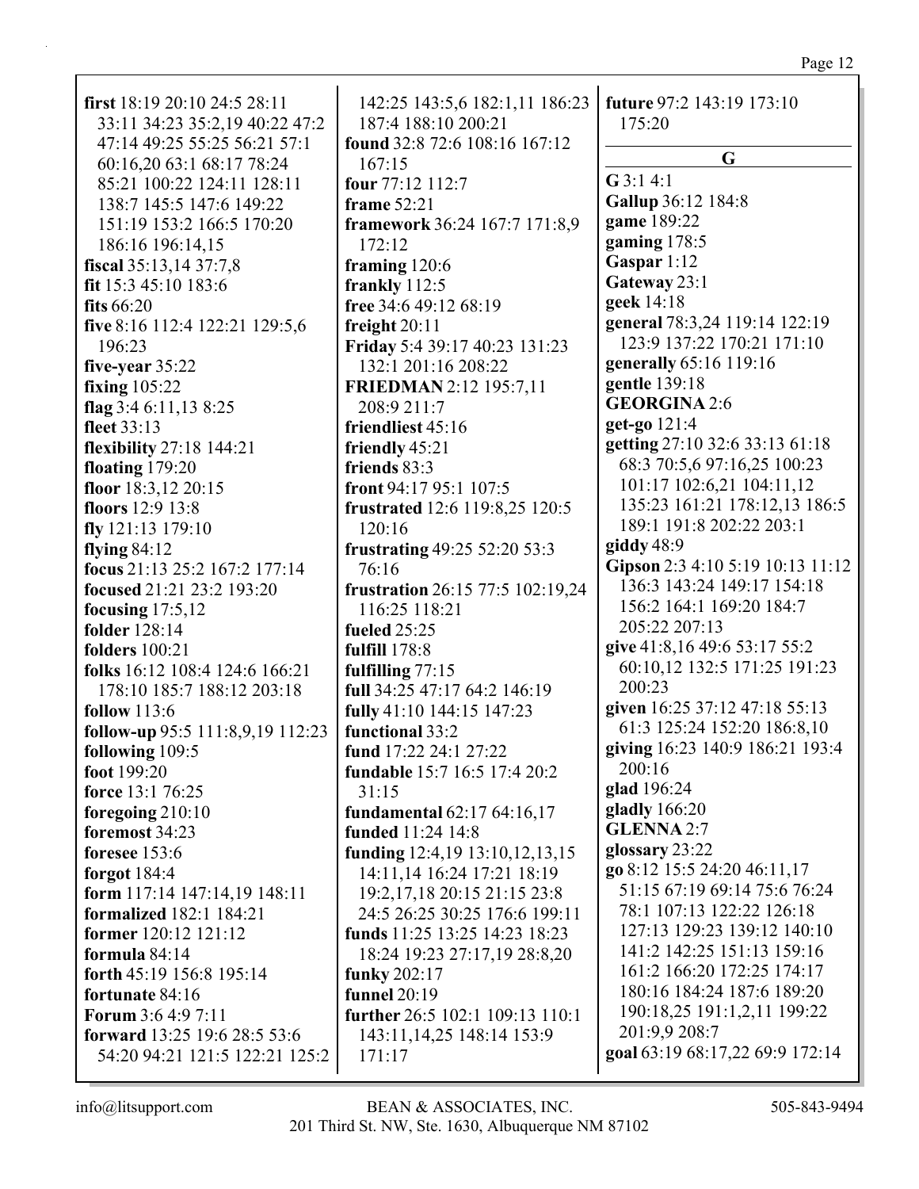**first** 18:19 20:10 24:5 28:11 33:11 34:23 35:2,19 40:22 47:2 47:14 49:25 55:25 56:21 57:1 60:16,20 63:1 68:17 78:24 85:21 100:22 124:11 128:11 138:7 145:5 147:6 149:22 151:19 153:2 166:5 170:20 186:16 196:14,15
**fiscal** 35:13,14 37:7,8
**fit** 15:3 45:10 183:6
**fits** 66:20
**five** 8:16 112:4 122:21 129:5,6 196:23
**five-year** 35:22
**fixing** 105:22
**flag** 3:4 6:11,13 8:25
**fleet** 33:13
**flexibility** 27:18 144:21
**floating** 179:20
**floor** 18:3,12 20:15
**floors** 12:9 13:8
**fly** 121:13 179:10
**flying** 84:12
**focus** 21:13 25:2 167:2 177:14
**focused** 21:21 23:2 193:20
**focusing** 17:5,12
**folder** 128:14
**folders** 100:21
**folks** 16:12 108:4 124:6 166:21 178:10 185:7 188:12 203:18
**follow** 113:6
**follow-up** 95:5 111:8,9,19 112:23
**following** 109:5
**foot** 199:20
**force** 13:1 76:25
**foregoing** 210:10
**foremost** 34:23
**foresee** 153:6
**forgot** 184:4
**form** 117:14 147:14,19 148:11
**formalized** 182:1 184:21
**former** 120:12 121:12
**formula** 84:14
**forth** 45:19 156:8 195:14
**fortunate** 84:16
**Forum** 3:6 4:9 7:11
**forward** 13:25 19:6 28:5 53:6 54:20 94:21 121:5 122:21 125:2 142:25 143:5,6 182:1,11 186:23 187:4 188:10 200:21
**found** 32:8 72:6 108:16 167:12 167:15
**four** 77:12 112:7
**frame** 52:21
**framework** 36:24 167:7 171:8,9 172:12
**framing** 120:6
**frankly** 112:5
**free** 34:6 49:12 68:19
**freight** 20:11
**Friday** 5:4 39:17 40:23 131:23 132:1 201:16 208:22
**FRIEDMAN** 2:12 195:7,11 208:9 211:7
**friendliest** 45:16
**friendly** 45:21
**friends** 83:3
**front** 94:17 95:1 107:5
**frustrated** 12:6 119:8,25 120:5 120:16
**frustrating** 49:25 52:20 53:3 76:16
**frustration** 26:15 77:5 102:19,24 116:25 118:21
**fueled** 25:25
**fulfill** 178:8
**fulfilling** 77:15
**full** 34:25 47:17 64:2 146:19
**fully** 41:10 144:15 147:23
**functional** 33:2
**fund** 17:22 24:1 27:22
**fundable** 15:7 16:5 17:4 20:2 31:15
**fundamental** 62:17 64:16,17
**funded** 11:24 14:8
**funding** 12:4,19 13:10,12,13,15 14:11,14 16:24 17:21 18:19 19:2,17,18 20:15 21:15 23:8 24:5 26:25 30:25 176:6 199:11
**funds** 11:25 13:25 14:23 18:23 18:24 19:23 27:17,19 28:8,20
**funky** 202:17
**funnel** 20:19
**further** 26:5 102:1 109:13 110:1 143:11,14,25 148:14 153:9 171:17
**future** 97:2 143:19 173:10 175:20

## G

**G** 3:1 4:1
**Gallup** 36:12 184:8
**game** 189:22
**gaming** 178:5
**Gaspar** 1:12
**Gateway** 23:1
**geek** 14:18
**general** 78:3,24 119:14 122:19 123:9 137:22 170:21 171:10
**generally** 65:16 119:16
**gentle** 139:18
**GEORGINA** 2:6
**get-go** 121:4
**getting** 27:10 32:6 33:13 61:18 68:3 70:5,6 97:16,25 100:23 101:17 102:6,21 104:11,12 135:23 161:21 178:12,13 186:5 189:1 191:8 202:22 203:1
**giddy** 48:9
**Gipson** 2:3 4:10 5:19 10:13 11:12 136:3 143:24 149:17 154:18 156:2 164:1 169:20 184:7 205:22 207:13
**give** 41:8,16 49:6 53:17 55:2 60:10,12 132:5 171:25 191:23 200:23
**given** 16:25 37:12 47:18 55:13 61:3 125:24 152:20 186:8,10
**giving** 16:23 140:9 186:21 193:4 200:16
**glad** 196:24
**gladly** 166:20
**GLENNA** 2:7
**glossary** 23:22
**go** 8:12 15:5 24:20 46:11,17 51:15 67:19 69:14 75:6 76:24 78:1 107:13 122:22 126:18 127:13 129:23 139:12 140:10 141:2 142:25 151:13 159:16 161:2 166:20 172:25 174:17 180:16 184:24 187:6 189:20 190:18,25 191:1,2,11 199:22 201:9,9 208:7
**goal** 63:19 68:17,22 69:9 172:14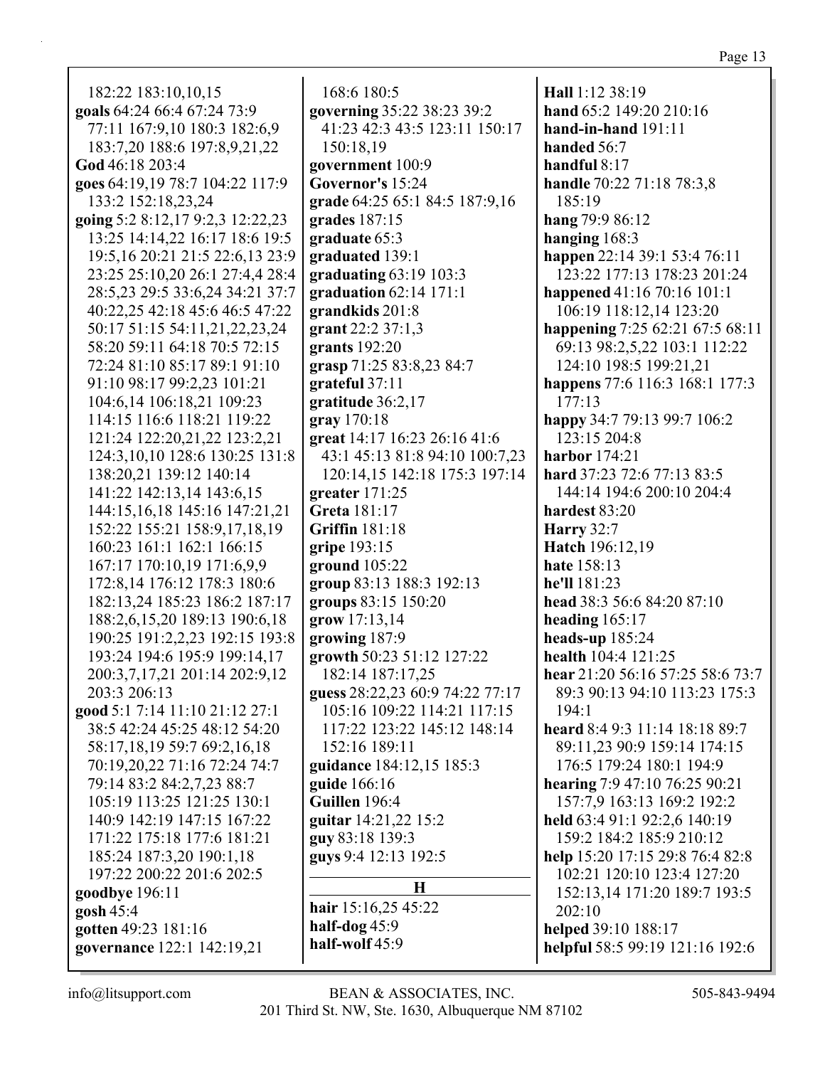182:22 183:10,10,15
**goals** 64:24 66:4 67:24 73:9 77:11 167:9,10 180:3 182:6,9 183:7,20 188:6 197:8,9,21,22
**God** 46:18 203:4
**goes** 64:19,19 78:7 104:22 117:9 133:2 152:18,23,24
**going** 5:2 8:12,17 9:2,3 12:22,23 13:25 14:14,22 16:17 18:6 19:5 19:5,16 20:21 21:5 22:6,13 23:9 23:25 25:10,20 26:1 27:4,4 28:4 28:5,23 29:5 33:6,24 34:21 37:7 40:22,25 42:18 45:6 46:5 47:22 50:17 51:15 54:11,21,22,23,24 58:20 59:11 64:18 70:5 72:15 72:24 81:10 85:17 89:1 91:10 91:10 98:17 99:2,23 101:21 104:6,14 106:18,21 109:23 114:15 116:6 118:21 119:22 121:24 122:20,21,22 123:2,21 124:3,10,10 128:6 130:25 131:8 138:20,21 139:12 140:14 141:22 142:13,14 143:6,15 144:15,16,18 145:16 147:21,21 152:22 155:21 158:9,17,18,19 160:23 161:1 162:1 166:15 167:17 170:10,19 171:6,9,9 172:8,14 176:12 178:3 180:6 182:13,24 185:23 186:2 187:17 188:2,6,15,20 189:13 190:6,18 190:25 191:2,2,23 192:15 193:8 193:24 194:6 195:9 199:14,17 200:3,7,17,21 201:14 202:9,12 203:3 206:13
**good** 5:1 7:14 11:10 21:12 27:1 38:5 42:24 45:25 48:12 54:20 58:17,18,19 59:7 69:2,16,18 70:19,20,22 71:16 72:24 74:7 79:14 83:2 84:2,7,23 88:7 105:19 113:25 121:25 130:1 140:9 142:19 147:15 167:22 171:22 175:18 177:6 181:21 185:24 187:3,20 190:1,18 197:22 200:22 201:6 202:5
**goodbye** 196:11
**gosh** 45:4
**gotten** 49:23 181:16
**governance** 122:1 142:19,21
168:6 180:5
**governing** 35:22 38:23 39:2 41:23 42:3 43:5 123:11 150:17 150:18,19
**government** 100:9
**Governor's** 15:24
**grade** 64:25 65:1 84:5 187:9,16
**grades** 187:15
**graduate** 65:3
**graduated** 139:1
**graduating** 63:19 103:3
**graduation** 62:14 171:1
**grandkids** 201:8
**grant** 22:2 37:1,3
**grants** 192:20
**grasp** 71:25 83:8,23 84:7
**grateful** 37:11
**gratitude** 36:2,17
**gray** 170:18
**great** 14:17 16:23 26:16 41:6 43:1 45:13 81:8 94:10 100:7,23 120:14,15 142:18 175:3 197:14
**greater** 171:25
**Greta** 181:17
**Griffin** 181:18
**gripe** 193:15
**ground** 105:22
**group** 83:13 188:3 192:13
**groups** 83:15 150:20
**grow** 17:13,14
**growing** 187:9
**growth** 50:23 51:12 127:22 182:14 187:17,25
**guess** 28:22,23 60:9 74:22 77:17 105:16 109:22 114:21 117:15 117:22 123:22 145:12 148:14 152:16 189:11
**guidance** 184:12,15 185:3
**guide** 166:16
**Guillen** 196:4
**guitar** 14:21,22 15:2
**guy** 83:18 139:3
**guys** 9:4 12:13 192:5

## H

**hair** 15:16,25 45:22
**half-dog** 45:9
**half-wolf** 45:9
**Hall** 1:12 38:19
**hand** 65:2 149:20 210:16
**hand-in-hand** 191:11
**handed** 56:7
**handful** 8:17
**handle** 70:22 71:18 78:3,8 185:19
**hang** 79:9 86:12
**hanging** 168:3
**happen** 22:14 39:1 53:4 76:11 123:22 177:13 178:23 201:24
**happened** 41:16 70:16 101:1 106:19 118:12,14 123:20
**happening** 7:25 62:21 67:5 68:11 69:13 98:2,5,22 103:1 112:22 124:10 198:5 199:21,21
**happens** 77:6 116:3 168:1 177:3 177:13
**happy** 34:7 79:13 99:7 106:2 123:15 204:8
**harbor** 174:21
**hard** 37:23 72:6 77:13 83:5 144:14 194:6 200:10 204:4
**hardest** 83:20
**Harry** 32:7
**Hatch** 196:12,19
**hate** 158:13
**he'll** 181:23
**head** 38:3 56:6 84:20 87:10
**heading** 165:17
**heads-up** 185:24
**health** 104:4 121:25
**hear** 21:20 56:16 57:25 58:6 73:7 89:3 90:13 94:10 113:23 175:3 194:1
**heard** 8:4 9:3 11:14 18:18 89:7 89:11,23 90:9 159:14 174:15 176:5 179:24 180:1 194:9
**hearing** 7:9 47:10 76:25 90:21 157:7,9 163:13 169:2 192:2
**held** 63:4 91:1 92:2,6 140:19 159:2 184:2 185:9 210:12
**help** 15:20 17:15 29:8 76:4 82:8 102:21 120:10 123:4 127:20 152:13,14 171:20 189:7 193:5 202:10
**helped** 39:10 188:17
**helpful** 58:5 99:19 121:16 192:6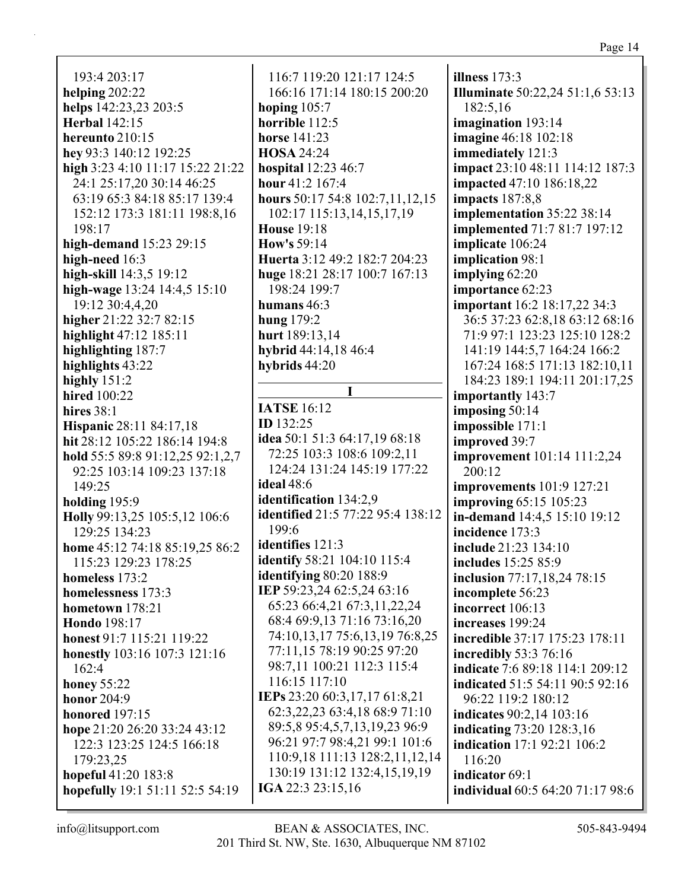193:4 203:17
**helping** 202:22
**helps** 142:23,23 203:5
**Herbal** 142:15
**hereunto** 210:15
**hey** 93:3 140:12 192:25
**high** 3:23 4:10 11:17 15:22 21:22 24:1 25:17,20 30:14 46:25 63:19 65:3 84:18 85:17 139:4 152:12 173:3 181:11 198:8,16 198:17
**high-demand** 15:23 29:15
**high-need** 16:3
**high-skill** 14:3,5 19:12
**high-wage** 13:24 14:4,5 15:10 19:12 30:4,4,20
**higher** 21:22 32:7 82:15
**highlight** 47:12 185:11
**highlighting** 187:7
**highlights** 43:22
**highly** 151:2
**hired** 100:22
**hires** 38:1
**Hispanic** 28:11 84:17,18
**hit** 28:12 105:22 186:14 194:8
**hold** 55:5 89:8 91:12,25 92:1,2,7 92:25 103:14 109:23 137:18 149:25
**holding** 195:9
**Holly** 99:13,25 105:5,12 106:6 129:25 134:23
**home** 45:12 74:18 85:19,25 86:2 115:23 129:23 178:25
**homeless** 173:2
**homelessness** 173:3
**hometown** 178:21
**Hondo** 198:17
**honest** 91:7 115:21 119:22
**honestly** 103:16 107:3 121:16 162:4
**honey** 55:22
**honor** 204:9
**honored** 197:15
**hope** 21:20 26:20 33:24 43:12 122:3 123:25 124:5 166:18 179:23,25
**hopeful** 41:20 183:8
**hopefully** 19:1 51:11 52:5 54:19 116:7 119:20 121:17 124:5 166:16 171:14 180:15 200:20
**hoping** 105:7
**horrible** 112:5
**horse** 141:23
**HOSA** 24:24
**hospital** 12:23 46:7
**hour** 41:2 167:4
**hours** 50:17 54:8 102:7,11,12,15 102:17 115:13,14,15,17,19
**House** 19:18
**How's** 59:14
**Huerta** 3:12 49:2 182:7 204:23
**huge** 18:21 28:17 100:7 167:13 198:24 199:7
**humans** 46:3
**hung** 179:2
**hurt** 189:13,14
**hybrid** 44:14,18 46:4
**hybrids** 44:20

## I

**IATSE** 16:12
**ID** 132:25
**idea** 50:1 51:3 64:17,19 68:18 72:25 103:3 108:6 109:2,11 124:24 131:24 145:19 177:22
**ideal** 48:6
**identification** 134:2,9
**identified** 21:5 77:22 95:4 138:12 199:6
**identifies** 121:3
**identify** 58:21 104:10 115:4
**identifying** 80:20 188:9
**IEP** 59:23,24 62:5,24 63:16 65:23 66:4,21 67:3,11,22,24 68:4 69:9,13 71:16 73:16,20 74:10,13,17 75:6,13,19 76:8,25 77:11,15 78:19 90:25 97:20 98:7,11 100:21 112:3 115:4 116:15 117:10
**IEPs** 23:20 60:3,17,17 61:8,21 62:3,22,23 63:4,18 68:9 71:10 89:5,8 95:4,5,7,13,19,23 96:9 96:21 97:7 98:4,21 99:1 101:6 110:9,18 111:13 128:2,11,12,14 130:19 131:12 132:4,15,19,19
**IGA** 22:3 23:15,16
**illness** 173:3
**Illuminate** 50:22,24 51:1,6 53:13 182:5,16
**imagination** 193:14
**imagine** 46:18 102:18
**immediately** 121:3
**impact** 23:10 48:11 114:12 187:3
**impacted** 47:10 186:18,22
**impacts** 187:8,8
**implementation** 35:22 38:14
**implemented** 71:7 81:7 197:12
**implicate** 106:24
**implication** 98:1
**implying** 62:20
**importance** 62:23
**important** 16:2 18:17,22 34:3 36:5 37:23 62:8,18 63:12 68:16 71:9 97:1 123:23 125:10 128:2 141:19 144:5,7 164:24 166:2 167:24 168:5 171:13 182:10,11 184:23 189:1 194:11 201:17,25
**importantly** 143:7
**imposing** 50:14
**impossible** 171:1
**improved** 39:7
**improvement** 101:14 111:2,24 200:12
**improvements** 101:9 127:21
**improving** 65:15 105:23
**in-demand** 14:4,5 15:10 19:12
**incidence** 173:3
**include** 21:23 134:10
**includes** 15:25 85:9
**inclusion** 77:17,18,24 78:15
**incomplete** 56:23
**incorrect** 106:13
**increases** 199:24
**incredible** 37:17 175:23 178:11
**incredibly** 53:3 76:16
**indicate** 7:6 89:18 114:1 209:12
**indicated** 51:5 54:11 90:5 92:16 96:22 119:2 180:12
**indicates** 90:2,14 103:16
**indicating** 73:20 128:3,16
**indication** 17:1 92:21 106:2 116:20
**indicator** 69:1
**individual** 60:5 64:20 71:17 98:6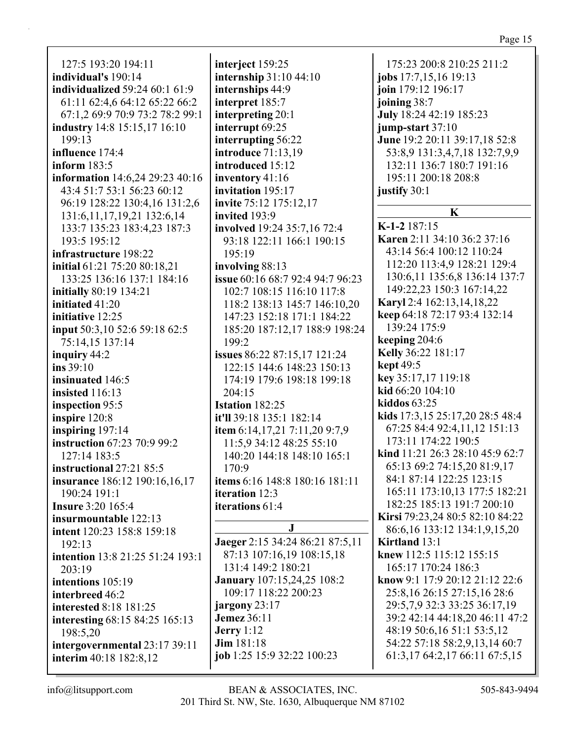127:5 193:20 194:11
**individual's** 190:14
**individualized** 59:24 60:1 61:9 61:11 62:4,6 64:12 65:22 66:2 67:1,2 69:9 70:9 73:2 78:2 99:1
**industry** 14:8 15:15,17 16:10 199:13
**influence** 174:4
**inform** 183:5
**information** 14:6,24 29:23 40:16 43:4 51:7 53:1 56:23 60:12 96:19 128:22 130:4,16 131:2,6 131:6,11,17,19,21 132:6,14 133:7 135:23 183:4,23 187:3 193:5 195:12
**infrastructure** 198:22
**initial** 61:21 75:20 80:18,21 133:25 136:16 137:1 184:16
**initially** 80:19 134:21
**initiated** 41:20
**initiative** 12:25
**input** 50:3,10 52:6 59:18 62:5 75:14,15 137:14
**inquiry** 44:2
**ins** 39:10
**insinuated** 146:5
**insisted** 116:13
**inspection** 95:5
**inspire** 120:8
**inspiring** 197:14
**instruction** 67:23 70:9 99:2 127:14 183:5
**instructional** 27:21 85:5
**insurance** 186:12 190:16,16,17 190:24 191:1
**Insure** 3:20 165:4
**insurmountable** 122:13
**intent** 120:23 158:8 159:18 192:13
**intention** 13:8 21:25 51:24 193:1 203:19
**intentions** 105:19
**interbreed** 46:2
**interested** 8:18 181:25
**interesting** 68:15 84:25 165:13 198:5,20
**intergovernmental** 23:17 39:11
**interim** 40:18 182:8,12
**interject** 159:25
**internship** 31:10 44:10
**internships** 44:9
**interpret** 185:7
**interpreting** 20:1
**interrupt** 69:25
**interrupting** 56:22
**introduce** 71:13,19
**introduced** 15:12
**inventory** 41:16
**invitation** 195:17
**invite** 75:12 175:12,17
**invited** 193:9
**involved** 19:24 35:7,16 72:4 93:18 122:11 166:1 190:15 195:19
**involving** 88:13
**issue** 60:16 68:7 92:4 94:7 96:23 102:7 108:15 116:10 117:8 118:2 138:13 145:7 146:10,20 147:23 152:18 171:1 184:22 185:20 187:12,17 188:9 198:24 199:2
**issues** 86:22 87:15,17 121:24 122:15 144:6 148:23 150:13 174:19 179:6 198:18 199:18 204:15
**Istation** 182:25
**it'll** 39:18 135:1 182:14
**item** 6:14,17,21 7:11,20 9:7,9 11:5,9 34:12 48:25 55:10 140:20 144:18 148:10 165:1 170:9
**items** 6:16 148:8 180:16 181:11
**iteration** 12:3
**iterations** 61:4

## J

**Jaeger** 2:15 34:24 86:21 87:5,11 87:13 107:16,19 108:15,18 131:4 149:2 180:21
**January** 107:15,24,25 108:2 109:17 118:22 200:23
**jargony** 23:17
**Jemez** 36:11
**Jerry** 1:12
**Jim** 181:18
**job** 1:25 15:9 32:22 100:23 175:23 200:8 210:25 211:2
**jobs** 17:7,15,16 19:13
**join** 179:12 196:17
**joining** 38:7
**July** 18:24 42:19 185:23
**jump-start** 37:10
**June** 19:2 20:11 39:17,18 52:8 53:8,9 131:3,4,7,18 132:7,9,9 132:11 136:7 180:7 191:16 195:11 200:18 208:8
**justify** 30:1

## K

**K-1-2** 187:15
**Karen** 2:11 34:10 36:2 37:16 43:14 56:4 100:12 110:24 112:20 113:4,9 128:21 129:4 130:6,11 135:6,8 136:14 137:7 149:22,23 150:3 167:14,22
**Karyl** 2:4 162:13,14,18,22
**keep** 64:18 72:17 93:4 132:14 139:24 175:9
**keeping** 204:6
**Kelly** 36:22 181:17
**kept** 49:5
**key** 35:17,17 119:18
**kid** 66:20 104:10
**kiddos** 63:25
**kids** 17:3,15 25:17,20 28:5 48:4 67:25 84:4 92:4,11,12 151:13 173:11 174:22 190:5
**kind** 11:21 26:3 28:10 45:9 62:7 65:13 69:2 74:15,20 81:9,17 84:1 87:14 122:25 123:15 165:11 173:10,13 177:5 182:21 182:25 185:13 191:7 200:10
**Kirsi** 79:23,24 80:5 82:10 84:22 86:6,16 133:12 134:1,9,15,20
**Kirtland** 13:1
**knew** 112:5 115:12 155:15 165:17 170:24 186:3
**know** 9:1 17:9 20:12 21:12 22:6 25:8,16 26:15 27:15,16 28:6 29:5,7,9 32:3 33:25 36:17,19 39:2 42:14 44:18,20 46:11 47:2 48:19 50:6,16 51:1 53:5,12 54:22 57:18 58:2,9,13,14 60:7 61:3,17 64:2,17 66:11 67:5,15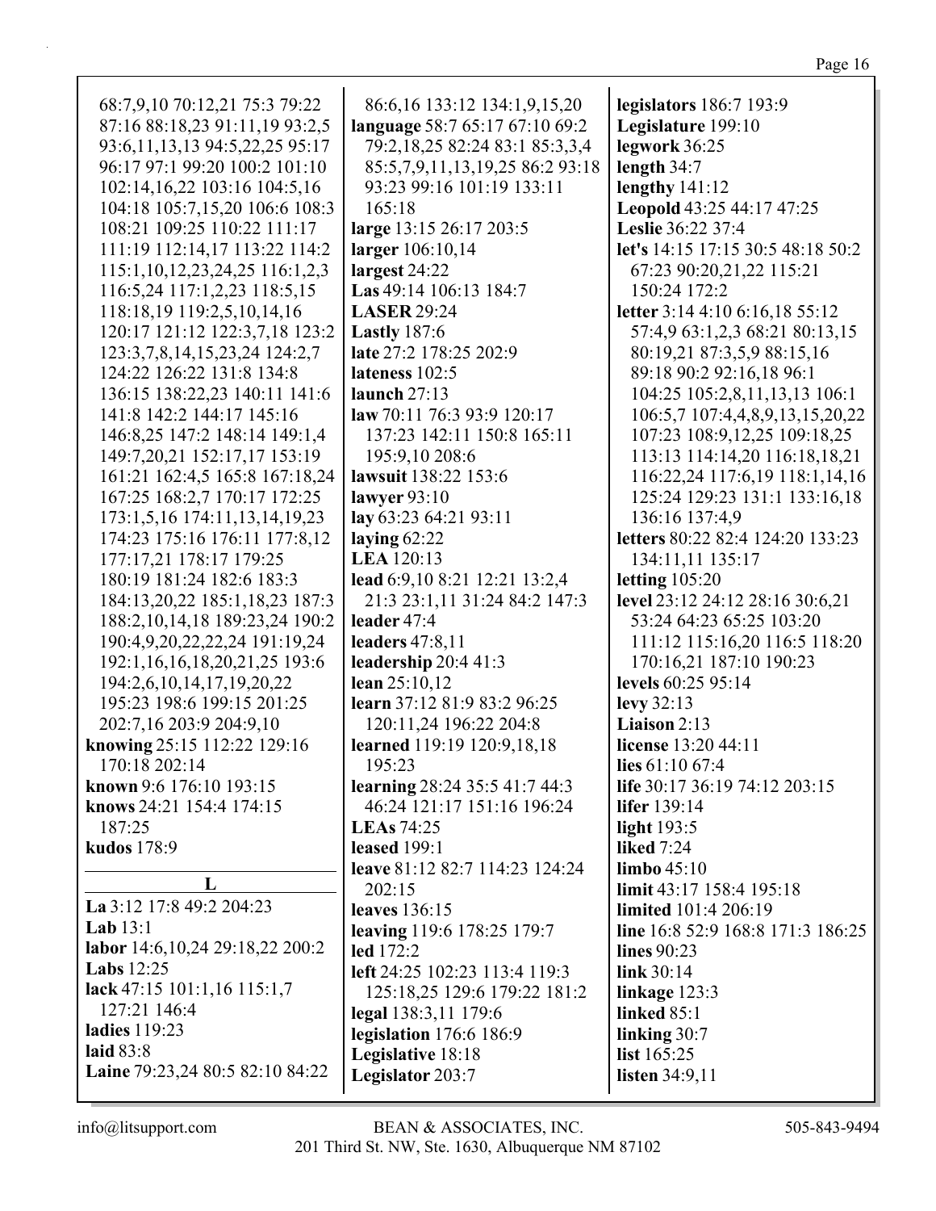68:7,9,10 70:12,21 75:3 79:22 87:16 88:18,23 91:11,19 93:2,5 93:6,11,13,13 94:5,22,25 95:17 96:17 97:1 99:20 100:2 101:10 102:14,16,22 103:16 104:5,16 104:18 105:7,15,20 106:6 108:3 108:21 109:25 110:22 111:17 111:19 112:14,17 113:22 114:2 115:1,10,12,23,24,25 116:1,2,3 116:5,24 117:1,2,23 118:5,15 118:18,19 119:2,5,10,14,16 120:17 121:12 122:3,7,18 123:2 123:3,7,8,14,15,23,24 124:2,7 124:22 126:22 131:8 134:8 136:15 138:22,23 140:11 141:6 141:8 142:2 144:17 145:16 146:8,25 147:2 148:14 149:1,4 149:7,20,21 152:17,17 153:19 161:21 162:4,5 165:8 167:18,24 167:25 168:2,7 170:17 172:25 173:1,5,16 174:11,13,14,19,23 174:23 175:16 176:11 177:8,12 177:17,21 178:17 179:25 180:19 181:24 182:6 183:3 184:13,20,22 185:1,18,23 187:3 188:2,10,14,18 189:23,24 190:2 190:4,9,20,22,22,24 191:19,24 192:1,16,16,18,20,21,25 193:6 194:2,6,10,14,17,19,20,22 195:23 198:6 199:15 201:25 202:7,16 203:9 204:9,10

**knowing** 25:15 112:22 129:16 170:18 202:14

**known** 9:6 176:10 193:15

**knows** 24:21 154:4 174:15 187:25

**kudos** 178:9

## L

**La** 3:12 17:8 49:2 204:23

**Lab** 13:1

**labor** 14:6,10,24 29:18,22 200:2

**Labs** 12:25

**lack** 47:15 101:1,16 115:1,7 127:21 146:4

**ladies** 119:23

**laid** 83:8

**Laine** 79:23,24 80:5 82:10 84:22 86:6,16 133:12 134:1,9,15,20

**language** 58:7 65:17 67:10 69:2 79:2,18,25 82:24 83:1 85:3,3,4 85:5,7,9,11,13,19,25 86:2 93:18 93:23 99:16 101:19 133:11 165:18

**large** 13:15 26:17 203:5

**larger** 106:10,14

**largest** 24:22

**Las** 49:14 106:13 184:7

**LASER** 29:24

**Lastly** 187:6

**late** 27:2 178:25 202:9

**lateness** 102:5

**launch** 27:13

**law** 70:11 76:3 93:9 120:17 137:23 142:11 150:8 165:11 195:9,10 208:6

**lawsuit** 138:22 153:6

**lawyer** 93:10

**lay** 63:23 64:21 93:11

**laying** 62:22

**LEA** 120:13

**lead** 6:9,10 8:21 12:21 13:2,4 21:3 23:1,11 31:24 84:2 147:3

**leader** 47:4

**leaders** 47:8,11

**leadership** 20:4 41:3

**lean** 25:10,12

**learn** 37:12 81:9 83:2 96:25 120:11,24 196:22 204:8

**learned** 119:19 120:9,18,18 195:23

**learning** 28:24 35:5 41:7 44:3 46:24 121:17 151:16 196:24

**LEAs** 74:25

**leased** 199:1

**leave** 81:12 82:7 114:23 124:24 202:15

**leaves** 136:15

**leaving** 119:6 178:25 179:7

**led** 172:2

**left** 24:25 102:23 113:4 119:3 125:18,25 129:6 179:22 181:2

**legal** 138:3,11 179:6

**legislation** 176:6 186:9

**Legislative** 18:18

**Legislator** 203:7

**legislators** 186:7 193:9

**Legislature** 199:10

**legwork** 36:25

**length** 34:7

**lengthy** 141:12

**Leopold** 43:25 44:17 47:25

**Leslie** 36:22 37:4

**let's** 14:15 17:15 30:5 48:18 50:2 67:23 90:20,21,22 115:21 150:24 172:2

**letter** 3:14 4:10 6:16,18 55:12 57:4,9 63:1,2,3 68:21 80:13,15 80:19,21 87:3,5,9 88:15,16 89:18 90:2 92:16,18 96:1 104:25 105:2,8,11,13,13 106:1 106:5,7 107:4,4,8,9,13,15,20,22 107:23 108:9,12,25 109:18,25 113:13 114:14,20 116:18,18,21 116:22,24 117:6,19 118:1,14,16 125:24 129:23 131:1 133:16,18 136:16 137:4,9

**letters** 80:22 82:4 124:20 133:23 134:11,11 135:17

**letting** 105:20

**level** 23:12 24:12 28:16 30:6,21 53:24 64:23 65:25 103:20 111:12 115:16,20 116:5 118:20 170:16,21 187:10 190:23

**levels** 60:25 95:14

**levy** 32:13

**Liaison** 2:13

**license** 13:20 44:11

**lies** 61:10 67:4

**life** 30:17 36:19 74:12 203:15

**lifer** 139:14

**light** 193:5

**liked** 7:24

**limbo** 45:10

**limit** 43:17 158:4 195:18

**limited** 101:4 206:19

**line** 16:8 52:9 168:8 171:3 186:25

**lines** 90:23

**link** 30:14

**linkage** 123:3

**linked** 85:1

**linking** 30:7

**list** 165:25

**listen** 34:9,11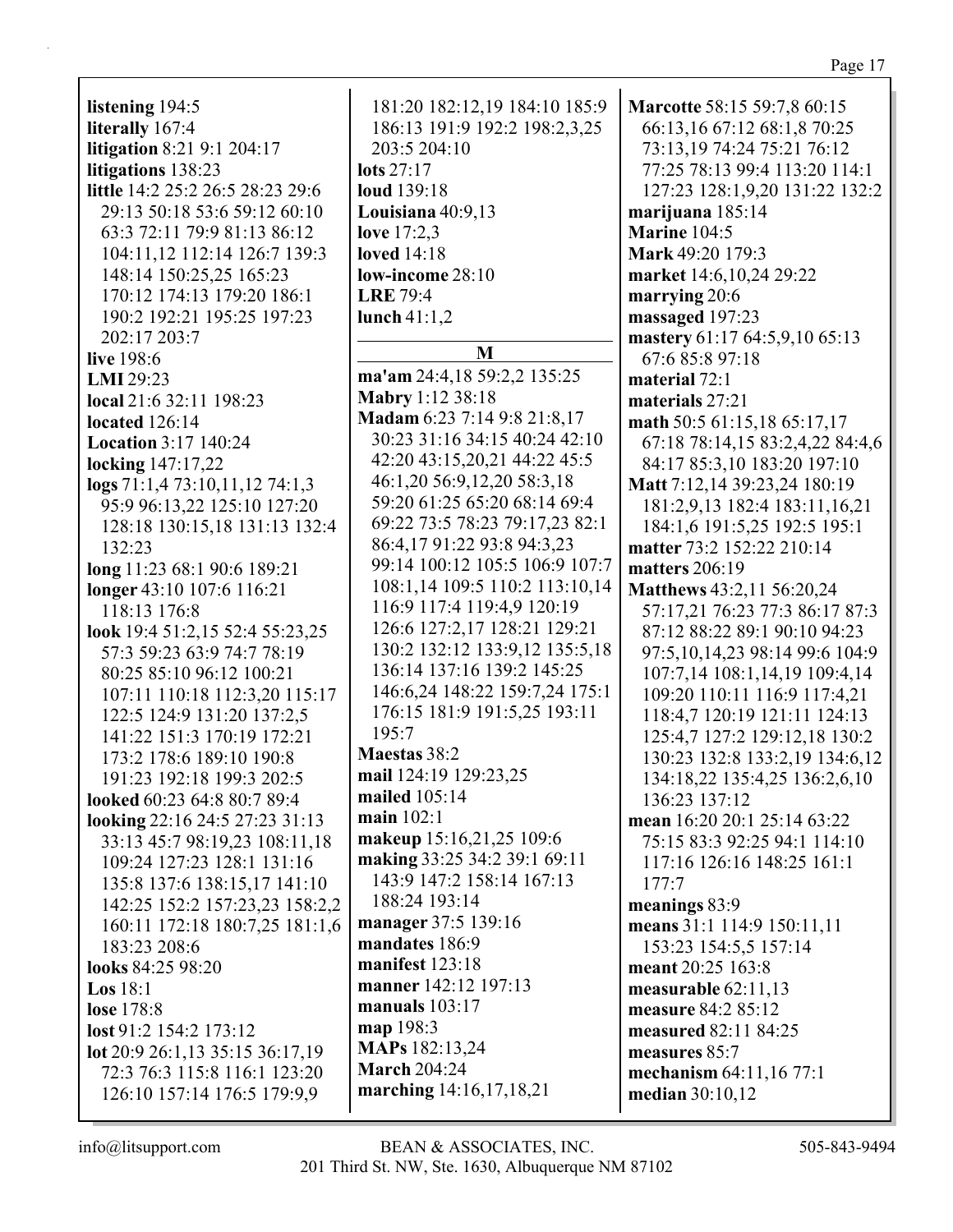**listening** 194:5
**literally** 167:4
**litigation** 8:21 9:1 204:17
**litigations** 138:23
**little** 14:2 25:2 26:5 28:23 29:6 29:13 50:18 53:6 59:12 60:10 63:3 72:11 79:9 81:13 86:12 104:11,12 112:14 126:7 139:3 148:14 150:25,25 165:23 170:12 174:13 179:20 186:1 190:2 192:21 195:25 197:23 202:17 203:7
**live** 198:6
**LMI** 29:23
**local** 21:6 32:11 198:23
**located** 126:14
**Location** 3:17 140:24
**locking** 147:17,22
**logs** 71:1,4 73:10,11,12 74:1,3 95:9 96:13,22 125:10 127:20 128:18 130:15,18 131:13 132:4 132:23
**long** 11:23 68:1 90:6 189:21
**longer** 43:10 107:6 116:21 118:13 176:8
**look** 19:4 51:2,15 52:4 55:23,25 57:3 59:23 63:9 74:7 78:19 80:25 85:10 96:12 100:21 107:11 110:18 112:3,20 115:17 122:5 124:9 131:20 137:2,5 141:22 151:3 170:19 172:21 173:2 178:6 189:10 190:8 191:23 192:18 199:3 202:5
**looked** 60:23 64:8 80:7 89:4
**looking** 22:16 24:5 27:23 31:13 33:13 45:7 98:19,23 108:11,18 109:24 127:23 128:1 131:16 135:8 137:6 138:15,17 141:10 142:25 152:2 157:23,23 158:2,2 160:11 172:18 180:7,25 181:1,6 183:23 208:6
**looks** 84:25 98:20
**Los** 18:1
**lose** 178:8
**lost** 91:2 154:2 173:12
**lot** 20:9 26:1,13 35:15 36:17,19 72:3 76:3 115:8 116:1 123:20 126:10 157:14 176:5 179:9,9 181:20 182:12,19 184:10 185:9 186:13 191:9 192:2 198:2,3,25 203:5 204:10
**lots** 27:17
**loud** 139:18
**Louisiana** 40:9,13
**love** 17:2,3
**loved** 14:18
**low-income** 28:10
**LRE** 79:4
**lunch** 41:1,2

## M

**ma'am** 24:4,18 59:2,2 135:25
**Mabry** 1:12 38:18
**Madam** 6:23 7:14 9:8 21:8,17 30:23 31:16 34:15 40:24 42:10 42:20 43:15,20,21 44:22 45:5 46:1,20 56:9,12,20 58:3,18 59:20 61:25 65:20 68:14 69:4 69:22 73:5 78:23 79:17,23 82:1 86:4,17 91:22 93:8 94:3,23 99:14 100:12 105:5 106:9 107:7 108:1,14 109:5 110:2 113:10,14 116:9 117:4 119:4,9 120:19 126:6 127:2,17 128:21 129:21 130:2 132:12 133:9,12 135:5,18 136:14 137:16 139:2 145:25 146:6,24 148:22 159:7,24 175:1 176:15 181:9 191:5,25 193:11 195:7
**Maestas** 38:2
**mail** 124:19 129:23,25
**mailed** 105:14
**main** 102:1
**makeup** 15:16,21,25 109:6
**making** 33:25 34:2 39:1 69:11 143:9 147:2 158:14 167:13 188:24 193:14
**manager** 37:5 139:16
**mandates** 186:9
**manifest** 123:18
**manner** 142:12 197:13
**manuals** 103:17
**map** 198:3
**MAPs** 182:13,24
**March** 204:24
**marching** 14:16,17,18,21
**Marcotte** 58:15 59:7,8 60:15 66:13,16 67:12 68:1,8 70:25 73:13,19 74:24 75:21 76:12 77:25 78:13 99:4 113:20 114:1 127:23 128:1,9,20 131:22 132:2
**marijuana** 185:14
**Marine** 104:5
**Mark** 49:20 179:3
**market** 14:6,10,24 29:22
**marrying** 20:6
**massaged** 197:23
**mastery** 61:17 64:5,9,10 65:13 67:6 85:8 97:18
**material** 72:1
**materials** 27:21
**math** 50:5 61:15,18 65:17,17 67:18 78:14,15 83:2,4,22 84:4,6 84:17 85:3,10 183:20 197:10
**Matt** 7:12,14 39:23,24 180:19 181:2,9,13 182:4 183:11,16,21 184:1,6 191:5,25 192:5 195:1
**matter** 73:2 152:22 210:14
**matters** 206:19
**Matthews** 43:2,11 56:20,24 57:17,21 76:23 77:3 86:17 87:3 87:12 88:22 89:1 90:10 94:23 97:5,10,14,23 98:14 99:6 104:9 107:7,14 108:1,14,19 109:4,14 109:20 110:11 116:9 117:4,21 118:4,7 120:19 121:11 124:13 125:4,7 127:2 129:12,18 130:2 130:23 132:8 133:2,19 134:6,12 134:18,22 135:4,25 136:2,6,10 136:23 137:12
**mean** 16:20 20:1 25:14 63:22 75:15 83:3 92:25 94:1 114:10 117:16 126:16 148:25 161:1 177:7
**meanings** 83:9
**means** 31:1 114:9 150:11,11 153:23 154:5,5 157:14
**meant** 20:25 163:8
**measurable** 62:11,13
**measure** 84:2 85:12
**measured** 82:11 84:25
**measures** 85:7
**mechanism** 64:11,16 77:1
**median** 30:10,12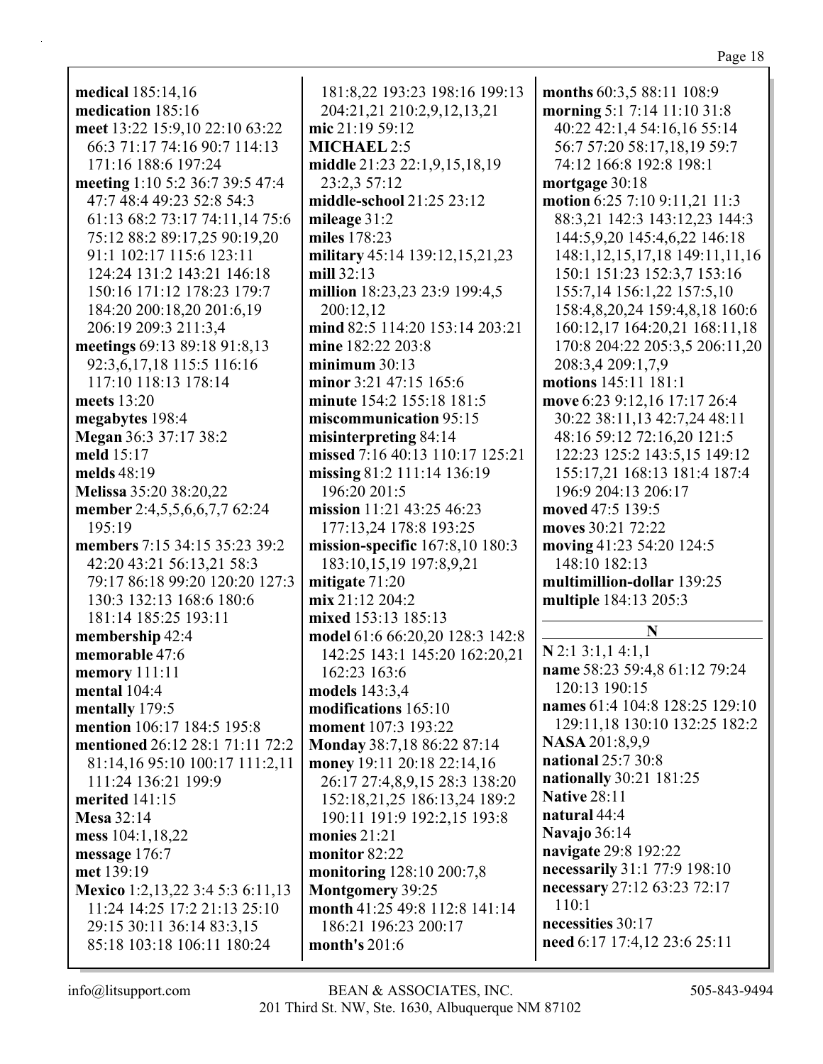**medical** 185:14,16
**medication** 185:16
**meet** 13:22 15:9,10 22:10 63:22 66:3 71:17 74:16 90:7 114:13 171:16 188:6 197:24
**meeting** 1:10 5:2 36:7 39:5 47:4 47:7 48:4 49:23 52:8 54:3 61:13 68:2 73:17 74:11,14 75:6 75:12 88:2 89:17,25 90:19,20 91:1 102:17 115:6 123:11 124:24 131:2 143:21 146:18 150:16 171:12 178:23 179:7 184:20 200:18,20 201:6,19 206:19 209:3 211:3,4
**meetings** 69:13 89:18 91:8,13 92:3,6,17,18 115:5 116:16 117:10 118:13 178:14
**meets** 13:20
**megabytes** 198:4
**Megan** 36:3 37:17 38:2
**meld** 15:17
**melds** 48:19
**Melissa** 35:20 38:20,22
**member** 2:4,5,5,6,6,7,7 62:24 195:19
**members** 7:15 34:15 35:23 39:2 42:20 43:21 56:13,21 58:3 79:17 86:18 99:20 120:20 127:3 130:3 132:13 168:6 180:6 181:14 185:25 193:11
**membership** 42:4
**memorable** 47:6
**memory** 111:11
**mental** 104:4
**mentally** 179:5
**mention** 106:17 184:5 195:8
**mentioned** 26:12 28:1 71:11 72:2 81:14,16 95:10 100:17 111:2,11 111:24 136:21 199:9
**merited** 141:15
**Mesa** 32:14
**mess** 104:1,18,22
**message** 176:7
**met** 139:19
**Mexico** 1:2,13,22 3:4 5:3 6:11,13 11:24 14:25 17:2 21:13 25:10 29:15 30:11 36:14 83:3,15 85:18 103:18 106:11 180:24 181:8,22 193:23 198:16 199:13 204:21,21 210:2,9,12,13,21
**mic** 21:19 59:12
**MICHAEL** 2:5
**middle** 21:23 22:1,9,15,18,19 23:2,3 57:12
**middle-school** 21:25 23:12
**mileage** 31:2
**miles** 178:23
**military** 45:14 139:12,15,21,23
**mill** 32:13
**million** 18:23,23 23:9 199:4,5 200:12,12
**mind** 82:5 114:20 153:14 203:21
**mine** 182:22 203:8
**minimum** 30:13
**minor** 3:21 47:15 165:6
**minute** 154:2 155:18 181:5
**miscommunication** 95:15
**misinterpreting** 84:14
**missed** 7:16 40:13 110:17 125:21
**missing** 81:2 111:14 136:19 196:20 201:5
**mission** 11:21 43:25 46:23 177:13,24 178:8 193:25
**mission-specific** 167:8,10 180:3 183:10,15,19 197:8,9,21
**mitigate** 71:20
**mix** 21:12 204:2
**mixed** 153:13 185:13
**model** 61:6 66:20,20 128:3 142:8 142:25 143:1 145:20 162:20,21 162:23 163:6
**models** 143:3,4
**modifications** 165:10
**moment** 107:3 193:22
**Monday** 38:7,18 86:22 87:14
**money** 19:11 20:18 22:14,16 26:17 27:4,8,9,15 28:3 138:20 152:18,21,25 186:13,24 189:2 190:11 191:9 192:2,15 193:8
**monies** 21:21
**monitor** 82:22
**monitoring** 128:10 200:7,8
**Montgomery** 39:25
**month** 41:25 49:8 112:8 141:14 186:21 196:23 200:17
**month's** 201:6
**months** 60:3,5 88:11 108:9
**morning** 5:1 7:14 11:10 31:8 40:22 42:1,4 54:16,16 55:14 56:7 57:20 58:17,18,19 59:7 74:12 166:8 192:8 198:1
**mortgage** 30:18
**motion** 6:25 7:10 9:11,21 11:3 88:3,21 142:3 143:12,23 144:3 144:5,9,20 145:4,6,22 146:18 148:1,12,15,17,18 149:11,11,16 150:1 151:23 152:3,7 153:16 155:7,14 156:1,22 157:5,10 158:4,8,20,24 159:4,8,18 160:6 160:12,17 164:20,21 168:11,18 170:8 204:22 205:3,5 206:11,20 208:3,4 209:1,7,9
**motions** 145:11 181:1
**move** 6:23 9:12,16 17:17 26:4 30:22 38:11,13 42:7,24 48:11 48:16 59:12 72:16,20 121:5 122:23 125:2 143:5,15 149:12 155:17,21 168:13 181:4 187:4 196:9 204:13 206:17
**moved** 47:5 139:5
**moves** 30:21 72:22
**moving** 41:23 54:20 124:5 148:10 182:13
**multimillion-dollar** 139:25
**multiple** 184:13 205:3

## N

**N** 2:1 3:1,1 4:1,1
**name** 58:23 59:4,8 61:12 79:24 120:13 190:15
**names** 61:4 104:8 128:25 129:10 129:11,18 130:10 132:25 182:2
**NASA** 201:8,9,9
**national** 25:7 30:8
**nationally** 30:21 181:25
**Native** 28:11
**natural** 44:4
**Navajo** 36:14
**navigate** 29:8 192:22
**necessarily** 31:1 77:9 198:10
**necessary** 27:12 63:23 72:17 110:1
**necessities** 30:17
**need** 6:17 17:4,12 23:6 25:11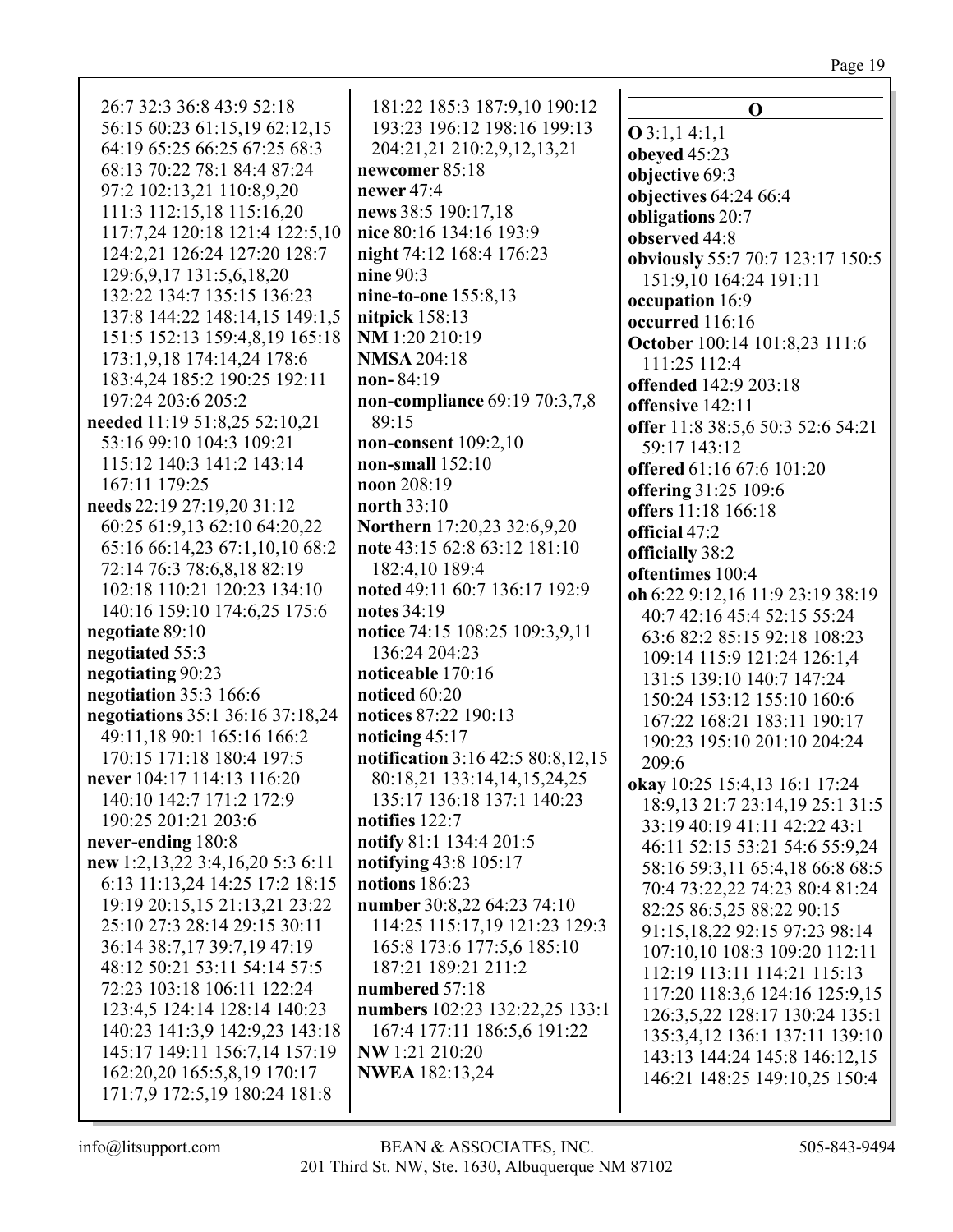26:7 32:3 36:8 43:9 52:18 56:15 60:23 61:15,19 62:12,15 64:19 65:25 66:25 67:25 68:3 68:13 70:22 78:1 84:4 87:24 97:2 102:13,21 110:8,9,20 111:3 112:15,18 115:16,20 117:7,24 120:18 121:4 122:5,10 124:2,21 126:24 127:20 128:7 129:6,9,17 131:5,6,18,20 132:22 134:7 135:15 136:23 137:8 144:22 148:14,15 149:1,5 151:5 152:13 159:4,8,19 165:18 173:1,9,18 174:14,24 178:6 183:4,24 185:2 190:25 192:11 197:24 203:6 205:2

**needed** 11:19 51:8,25 52:10,21 53:16 99:10 104:3 109:21 115:12 140:3 141:2 143:14 167:11 179:25

**needs** 22:19 27:19,20 31:12 60:25 61:9,13 62:10 64:20,22 65:16 66:14,23 67:1,10,10 68:2 72:14 76:3 78:6,8,18 82:19 102:18 110:21 120:23 134:10 140:16 159:10 174:6,25 175:6

**negotiate** 89:10

**negotiated** 55:3

**negotiating** 90:23

**negotiation** 35:3 166:6

**negotiations** 35:1 36:16 37:18,24 49:11,18 90:1 165:16 166:2 170:15 171:18 180:4 197:5

**never** 104:17 114:13 116:20 140:10 142:7 171:2 172:9 190:25 201:21 203:6

**never-ending** 180:8

**new** 1:2,13,22 3:4,16,20 5:3 6:11 6:13 11:13,24 14:25 17:2 18:15 19:19 20:15,15 21:13,21 23:22 25:10 27:3 28:14 29:15 30:11 36:14 38:7,17 39:7,19 47:19 48:12 50:21 53:11 54:14 57:5 72:23 103:18 106:11 122:24 123:4,5 124:14 128:14 140:23 140:23 141:3,9 142:9,23 143:18 145:17 149:11 156:7,14 157:19 162:20,20 165:5,8,19 170:17 171:7,9 172:5,19 180:24 181:8 181:22 185:3 187:9,10 190:12 193:23 196:12 198:16 199:13 204:21,21 210:2,9,12,13,21

**newcomer** 85:18

**newer** 47:4

**news** 38:5 190:17,18

**nice** 80:16 134:16 193:9

**night** 74:12 168:4 176:23

**nine** 90:3

**nine-to-one** 155:8,13

**nitpick** 158:13

**NM** 1:20 210:19

**NMSA** 204:18

**non-** 84:19

**non-compliance** 69:19 70:3,7,8 89:15

**non-consent** 109:2,10

**non-small** 152:10

**noon** 208:19

**north** 33:10

**Northern** 17:20,23 32:6,9,20

**note** 43:15 62:8 63:12 181:10 182:4,10 189:4

**noted** 49:11 60:7 136:17 192:9

**notes** 34:19

**notice** 74:15 108:25 109:3,9,11 136:24 204:23

**noticeable** 170:16

**noticed** 60:20

**notices** 87:22 190:13

**noticing** 45:17

**notification** 3:16 42:5 80:8,12,15 80:18,21 133:14,14,15,24,25 135:17 136:18 137:1 140:23

**notifies** 122:7

**notify** 81:1 134:4 201:5

**notifying** 43:8 105:17

**notions** 186:23

**number** 30:8,22 64:23 74:10 114:25 115:17,19 121:23 129:3 165:8 173:6 177:5,6 185:10 187:21 189:21 211:2

**numbered** 57:18

**numbers** 102:23 132:22,25 133:1 167:4 177:11 186:5,6 191:22

**NW** 1:21 210:20

**NWEA** 182:13,24

## O

**O** 3:1,1 4:1,1

**obeyed** 45:23

**objective** 69:3

**objectives** 64:24 66:4

**obligations** 20:7

**observed** 44:8

**obviously** 55:7 70:7 123:17 150:5 151:9,10 164:24 191:11

**occupation** 16:9

**occurred** 116:16

**October** 100:14 101:8,23 111:6 111:25 112:4

**offended** 142:9 203:18

**offensive** 142:11

**offer** 11:8 38:5,6 50:3 52:6 54:21 59:17 143:12

**offered** 61:16 67:6 101:20

**offering** 31:25 109:6

**offers** 11:18 166:18

**official** 47:2

**officially** 38:2

**oftentimes** 100:4

**oh** 6:22 9:12,16 11:9 23:19 38:19 40:7 42:16 45:4 52:15 55:24 63:6 82:2 85:15 92:18 108:23 109:14 115:9 121:24 126:1,4 131:5 139:10 140:7 147:24 150:24 153:12 155:10 160:6 167:22 168:21 183:11 190:17 190:23 195:10 201:10 204:24 209:6

**okay** 10:25 15:4,13 16:1 17:24 18:9,13 21:7 23:14,19 25:1 31:5 33:19 40:19 41:11 42:22 43:1 46:11 52:15 53:21 54:6 55:9,24 58:16 59:3,11 65:4,18 66:8 68:5 70:4 73:22,22 74:23 80:4 81:24 82:25 86:5,25 88:22 90:15 91:15,18,22 92:15 97:23 98:14 107:10,10 108:3 109:20 112:11 112:19 113:11 114:21 115:13 117:20 118:3,6 124:16 125:9,15 126:3,5,22 128:17 130:24 135:1 135:3,4,12 136:1 137:11 139:10 143:13 144:24 145:8 146:12,15 146:21 148:25 149:10,25 150:4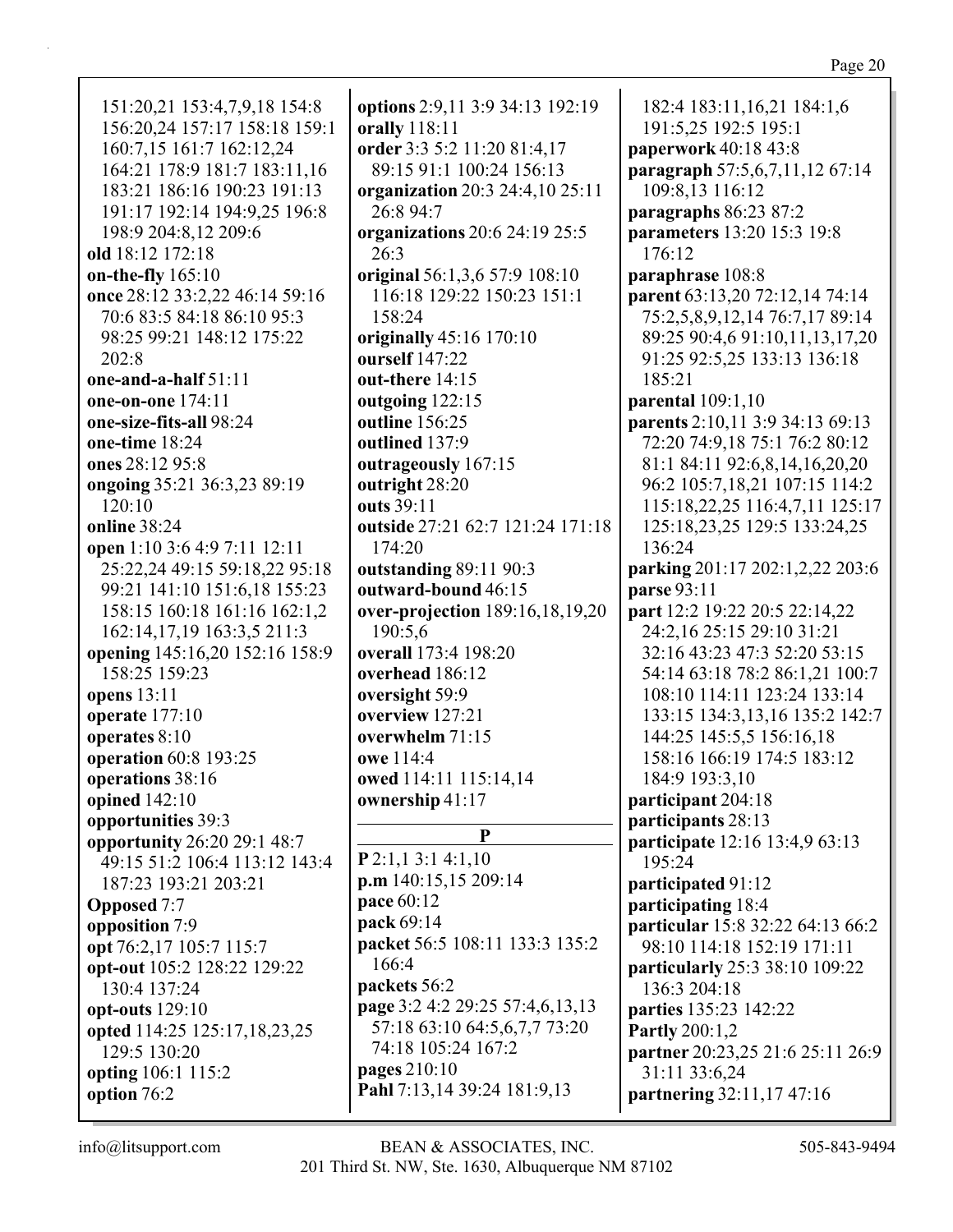151:20,21 153:4,7,9,18 154:8 156:20,24 157:17 158:18 159:1 160:7,15 161:7 162:12,24 164:21 178:9 181:7 183:11,16 183:21 186:16 190:23 191:13 191:17 192:14 194:9,25 196:8 198:9 204:8,12 209:6

**old** 18:12 172:18

**on-the-fly** 165:10

**once** 28:12 33:2,22 46:14 59:16 70:6 83:5 84:18 86:10 95:3 98:25 99:21 148:12 175:22 202:8

**one-and-a-half** 51:11

**one-on-one** 174:11

**one-size-fits-all** 98:24

**one-time** 18:24

**ones** 28:12 95:8

**ongoing** 35:21 36:3,23 89:19 120:10

**online** 38:24

**open** 1:10 3:6 4:9 7:11 12:11 25:22,24 49:15 59:18,22 95:18 99:21 141:10 151:6,18 155:23 158:15 160:18 161:16 162:1,2 162:14,17,19 163:3,5 211:3

**opening** 145:16,20 152:16 158:9 158:25 159:23

**opens** 13:11

**operate** 177:10

**operates** 8:10

**operation** 60:8 193:25

**operations** 38:16

**opined** 142:10

**opportunities** 39:3

**opportunity** 26:20 29:1 48:7 49:15 51:2 106:4 113:12 143:4 187:23 193:21 203:21

**Opposed** 7:7

**opposition** 7:9

**opt** 76:2,17 105:7 115:7

**opt-out** 105:2 128:22 129:22 130:4 137:24

**opt-outs** 129:10

**opted** 114:25 125:17,18,23,25 129:5 130:20

**opting** 106:1 115:2

**option** 76:2

**options** 2:9,11 3:9 34:13 192:19

**orally** 118:11

**order** 3:3 5:2 11:20 81:4,17 89:15 91:1 100:24 156:13

**organization** 20:3 24:4,10 25:11 26:8 94:7

**organizations** 20:6 24:19 25:5 26:3

**original** 56:1,3,6 57:9 108:10 116:18 129:22 150:23 151:1 158:24

**originally** 45:16 170:10

**ourself** 147:22

**out-there** 14:15

**outgoing** 122:15

**outline** 156:25

**outlined** 137:9

**outrageously** 167:15

**outright** 28:20

**outs** 39:11

**outside** 27:21 62:7 121:24 171:18 174:20

**outstanding** 89:11 90:3

**outward-bound** 46:15

**over-projection** 189:16,18,19,20 190:5,6

**overall** 173:4 198:20

**overhead** 186:12

**oversight** 59:9

**overview** 127:21

**overwhelm** 71:15

**owe** 114:4

**owed** 114:11 115:14,14

**ownership** 41:17

## P

**P** 2:1,1 3:1 4:1,10

**p.m** 140:15,15 209:14

**pace** 60:12

**pack** 69:14

**packet** 56:5 108:11 133:3 135:2 166:4

**packets** 56:2

**page** 3:2 4:2 29:25 57:4,6,13,13 57:18 63:10 64:5,6,7,7 73:20 74:18 105:24 167:2

**pages** 210:10

**Pahl** 7:13,14 39:24 181:9,13

182:4 183:11,16,21 184:1,6 191:5,25 192:5 195:1

**paperwork** 40:18 43:8

**paragraph** 57:5,6,7,11,12 67:14 109:8,13 116:12

**paragraphs** 86:23 87:2

**parameters** 13:20 15:3 19:8 176:12

**paraphrase** 108:8

**parent** 63:13,20 72:12,14 74:14 75:2,5,8,9,12,14 76:7,17 89:14 89:25 90:4,6 91:10,11,13,17,20 91:25 92:5,25 133:13 136:18 185:21

**parental** 109:1,10

**parents** 2:10,11 3:9 34:13 69:13 72:20 74:9,18 75:1 76:2 80:12 81:1 84:11 92:6,8,14,16,20,20 96:2 105:7,18,21 107:15 114:2 115:18,22,25 116:4,7,11 125:17 125:18,23,25 129:5 133:24,25 136:24

**parking** 201:17 202:1,2,22 203:6

**parse** 93:11

**part** 12:2 19:22 20:5 22:14,22 24:2,16 25:15 29:10 31:21 32:16 43:23 47:3 52:20 53:15 54:14 63:18 78:2 86:1,21 100:7 108:10 114:11 123:24 133:14 133:15 134:3,13,16 135:2 142:7 144:25 145:5,5 156:16,18 158:16 166:19 174:5 183:12 184:9 193:3,10

**participant** 204:18

**participants** 28:13

**participate** 12:16 13:4,9 63:13 195:24

**participated** 91:12

**participating** 18:4

**particular** 15:8 32:22 64:13 66:2 98:10 114:18 152:19 171:11

**particularly** 25:3 38:10 109:22 136:3 204:18

**parties** 135:23 142:22

**Partly** 200:1,2

**partner** 20:23,25 21:6 25:11 26:9 31:11 33:6,24

**partnering** 32:11,17 47:16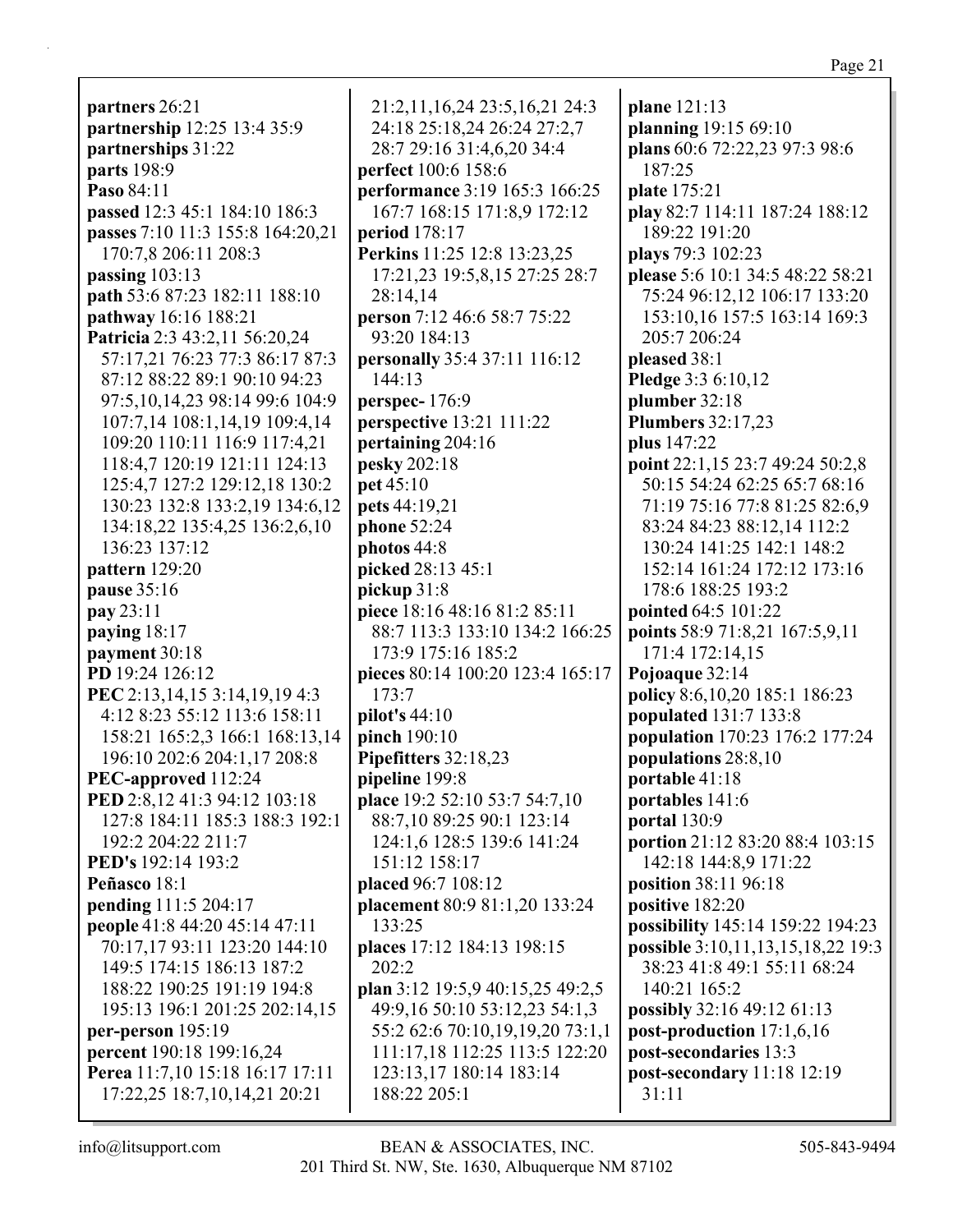**partners** 26:21
**partnership** 12:25 13:4 35:9
**partnerships** 31:22
**parts** 198:9
**Paso** 84:11
**passed** 12:3 45:1 184:10 186:3
**passes** 7:10 11:3 155:8 164:20,21 170:7,8 206:11 208:3
**passing** 103:13
**path** 53:6 87:23 182:11 188:10
**pathway** 16:16 188:21
**Patricia** 2:3 43:2,11 56:20,24 57:17,21 76:23 77:3 86:17 87:3 87:12 88:22 89:1 90:10 94:23 97:5,10,14,23 98:14 99:6 104:9 107:7,14 108:1,14,19 109:4,14 109:20 110:11 116:9 117:4,21 118:4,7 120:19 121:11 124:13 125:4,7 127:2 129:12,18 130:2 130:23 132:8 133:2,19 134:6,12 134:18,22 135:4,25 136:2,6,10 136:23 137:12
**pattern** 129:20
**pause** 35:16
**pay** 23:11
**paying** 18:17
**payment** 30:18
**PD** 19:24 126:12
**PEC** 2:13,14,15 3:14,19,19 4:3 4:12 8:23 55:12 113:6 158:11 158:21 165:2,3 166:1 168:13,14 196:10 202:6 204:1,17 208:8
**PEC-approved** 112:24
**PED** 2:8,12 41:3 94:12 103:18 127:8 184:11 185:3 188:3 192:1 192:2 204:22 211:7
**PED's** 192:14 193:2
**Peñasco** 18:1
**pending** 111:5 204:17
**people** 41:8 44:20 45:14 47:11 70:17,17 93:11 123:20 144:10 149:5 174:15 186:13 187:2 188:22 190:25 191:19 194:8 195:13 196:1 201:25 202:14,15
**per-person** 195:19
**percent** 190:18 199:16,24
**Perea** 11:7,10 15:18 16:17 17:11 17:22,25 18:7,10,14,21 20:21 21:2,11,16,24 23:5,16,21 24:3 24:18 25:18,24 26:24 27:2,7 28:7 29:16 31:4,6,20 34:4
**perfect** 100:6 158:6
**performance** 3:19 165:3 166:25 167:7 168:15 171:8,9 172:12
**period** 178:17
**Perkins** 11:25 12:8 13:23,25 17:21,23 19:5,8,15 27:25 28:7 28:14,14
**person** 7:12 46:6 58:7 75:22 93:20 184:13
**personally** 35:4 37:11 116:12 144:13
**perspec-** 176:9
**perspective** 13:21 111:22
**pertaining** 204:16
**pesky** 202:18
**pet** 45:10
**pets** 44:19,21
**phone** 52:24
**photos** 44:8
**picked** 28:13 45:1
**pickup** 31:8
**piece** 18:16 48:16 81:2 85:11 88:7 113:3 133:10 134:2 166:25 173:9 175:16 185:2
**pieces** 80:14 100:20 123:4 165:17 173:7
**pilot's** 44:10
**pinch** 190:10
**Pipefitters** 32:18,23
**pipeline** 199:8
**place** 19:2 52:10 53:7 54:7,10 88:7,10 89:25 90:1 123:14 124:1,6 128:5 139:6 141:24 151:12 158:17
**placed** 96:7 108:12
**placement** 80:9 81:1,20 133:24 133:25
**places** 17:12 184:13 198:15 202:2
**plan** 3:12 19:5,9 40:15,25 49:2,5 49:9,16 50:10 53:12,23 54:1,3 55:2 62:6 70:10,19,19,20 73:1,1 111:17,18 112:25 113:5 122:20 123:13,17 180:14 183:14 188:22 205:1
**plane** 121:13
**planning** 19:15 69:10
**plans** 60:6 72:22,23 97:3 98:6 187:25
**plate** 175:21
**play** 82:7 114:11 187:24 188:12 189:22 191:20
**plays** 79:3 102:23
**please** 5:6 10:1 34:5 48:22 58:21 75:24 96:12,12 106:17 133:20 153:10,16 157:5 163:14 169:3 205:7 206:24
**pleased** 38:1
**Pledge** 3:3 6:10,12
**plumber** 32:18
**Plumbers** 32:17,23
**plus** 147:22
**point** 22:1,15 23:7 49:24 50:2,8 50:15 54:24 62:25 65:7 68:16 71:19 75:16 77:8 81:25 82:6,9 83:24 84:23 88:12,14 112:2 130:24 141:25 142:1 148:2 152:14 161:24 172:12 173:16 178:6 188:25 193:2
**pointed** 64:5 101:22
**points** 58:9 71:8,21 167:5,9,11 171:4 172:14,15
**Pojoaque** 32:14
**policy** 8:6,10,20 185:1 186:23
**populated** 131:7 133:8
**population** 170:23 176:2 177:24
**populations** 28:8,10
**portable** 41:18
**portables** 141:6
**portal** 130:9
**portion** 21:12 83:20 88:4 103:15 142:18 144:8,9 171:22
**position** 38:11 96:18
**positive** 182:20
**possibility** 145:14 159:22 194:23
**possible** 3:10,11,13,15,18,22 19:3 38:23 41:8 49:1 55:11 68:24 140:21 165:2
**possibly** 32:16 49:12 61:13
**post-production** 17:1,6,16
**post-secondaries** 13:3
**post-secondary** 11:18 12:19 31:11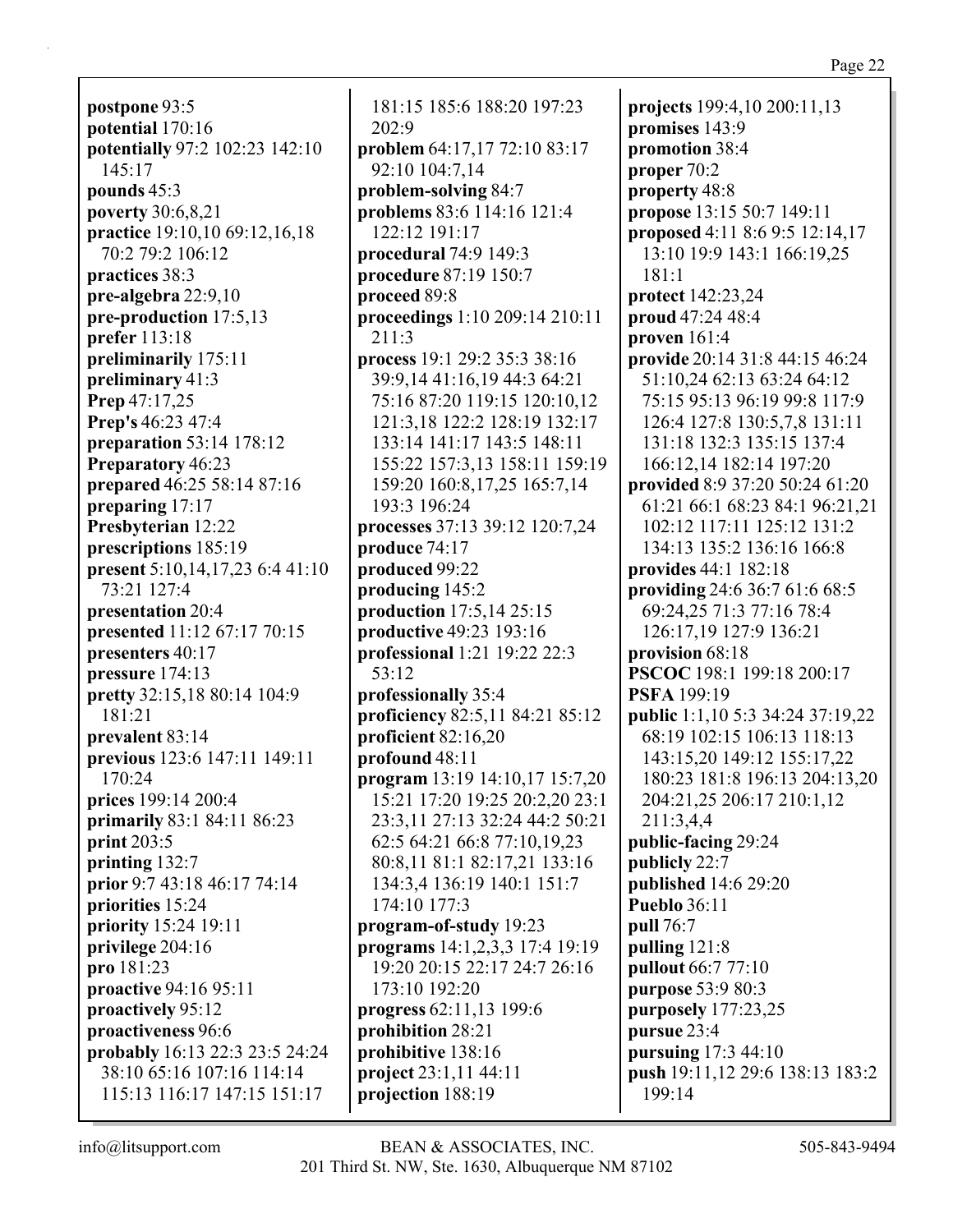**postpone** 93:5
**potential** 170:16
**potentially** 97:2 102:23 142:10 145:17
**pounds** 45:3
**poverty** 30:6,8,21
**practice** 19:10,10 69:12,16,18 70:2 79:2 106:12
**practices** 38:3
**pre-algebra** 22:9,10
**pre-production** 17:5,13
**prefer** 113:18
**preliminarily** 175:11
**preliminary** 41:3
**Prep** 47:17,25
**Prep's** 46:23 47:4
**preparation** 53:14 178:12
**Preparatory** 46:23
**prepared** 46:25 58:14 87:16
**preparing** 17:17
**Presbyterian** 12:22
**prescriptions** 185:19
**present** 5:10,14,17,23 6:4 41:10 73:21 127:4
**presentation** 20:4
**presented** 11:12 67:17 70:15
**presenters** 40:17
**pressure** 174:13
**pretty** 32:15,18 80:14 104:9 181:21
**prevalent** 83:14
**previous** 123:6 147:11 149:11 170:24
**prices** 199:14 200:4
**primarily** 83:1 84:11 86:23
**print** 203:5
**printing** 132:7
**prior** 9:7 43:18 46:17 74:14
**priorities** 15:24
**priority** 15:24 19:11
**privilege** 204:16
**pro** 181:23
**proactive** 94:16 95:11
**proactively** 95:12
**proactiveness** 96:6
**probably** 16:13 22:3 23:5 24:24 38:10 65:16 107:16 114:14 115:13 116:17 147:15 151:17 181:15 185:6 188:20 197:23 202:9
**problem** 64:17,17 72:10 83:17 92:10 104:7,14
**problem-solving** 84:7
**problems** 83:6 114:16 121:4 122:12 191:17
**procedural** 74:9 149:3
**procedure** 87:19 150:7
**proceed** 89:8
**proceedings** 1:10 209:14 210:11 211:3
**process** 19:1 29:2 35:3 38:16 39:9,14 41:16,19 44:3 64:21 75:16 87:20 119:15 120:10,12 121:3,18 122:2 128:19 132:17 133:14 141:17 143:5 148:11 155:22 157:3,13 158:11 159:19 159:20 160:8,17,25 165:7,14 193:3 196:24
**processes** 37:13 39:12 120:7,24
**produce** 74:17
**produced** 99:22
**producing** 145:2
**production** 17:5,14 25:15
**productive** 49:23 193:16
**professional** 1:21 19:22 22:3 53:12
**professionally** 35:4
**proficiency** 82:5,11 84:21 85:12
**proficient** 82:16,20
**profound** 48:11
**program** 13:19 14:10,17 15:7,20 15:21 17:20 19:25 20:2,20 23:1 23:3,11 27:13 32:24 44:2 50:21 62:5 64:21 66:8 77:10,19,23 80:8,11 81:1 82:17,21 133:16 134:3,4 136:19 140:1 151:7 174:10 177:3
**program-of-study** 19:23
**programs** 14:1,2,3,3 17:4 19:19 19:20 20:15 22:17 24:7 26:16 173:10 192:20
**progress** 62:11,13 199:6
**prohibition** 28:21
**prohibitive** 138:16
**project** 23:1,11 44:11
**projection** 188:19
**projects** 199:4,10 200:11,13
**promises** 143:9
**promotion** 38:4
**proper** 70:2
**property** 48:8
**propose** 13:15 50:7 149:11
**proposed** 4:11 8:6 9:5 12:14,17 13:10 19:9 143:1 166:19,25 181:1
**protect** 142:23,24
**proud** 47:24 48:4
**proven** 161:4
**provide** 20:14 31:8 44:15 46:24 51:10,24 62:13 63:24 64:12 75:15 95:13 96:19 99:8 117:9 126:4 127:8 130:5,7,8 131:11 131:18 132:3 135:15 137:4 166:12,14 182:14 197:20
**provided** 8:9 37:20 50:24 61:20 61:21 66:1 68:23 84:1 96:21,21 102:12 117:11 125:12 131:2 134:13 135:2 136:16 166:8
**provides** 44:1 182:18
**providing** 24:6 36:7 61:6 68:5 69:24,25 71:3 77:16 78:4 126:17,19 127:9 136:21
**provision** 68:18
**PSCOC** 198:1 199:18 200:17
**PSFA** 199:19
**public** 1:1,10 5:3 34:24 37:19,22 68:19 102:15 106:13 118:13 143:15,20 149:12 155:17,22 180:23 181:8 196:13 204:13,20 204:21,25 206:17 210:1,12 211:3,4,4
**public-facing** 29:24
**publicly** 22:7
**published** 14:6 29:20
**Pueblo** 36:11
**pull** 76:7
**pulling** 121:8
**pullout** 66:7 77:10
**purpose** 53:9 80:3
**purposely** 177:23,25
**pursue** 23:4
**pursuing** 17:3 44:10
**push** 19:11,12 29:6 138:13 183:2 199:14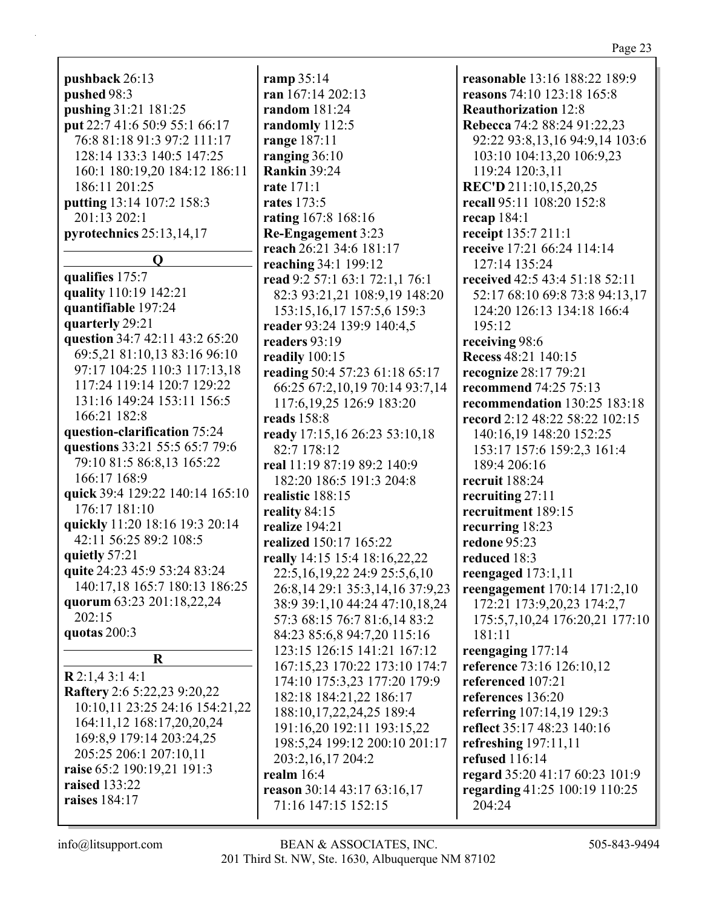**pushback** 26:13
**pushed** 98:3
**pushing** 31:21 181:25
**put** 22:7 41:6 50:9 55:1 66:17 76:8 81:18 91:3 97:2 111:17 128:14 133:3 140:5 147:25 160:1 180:19,20 184:12 186:11 186:11 201:25
**putting** 13:14 107:2 158:3 201:13 202:1
**pyrotechnics** 25:13,14,17

**Q**

**qualifies** 175:7
**quality** 110:19 142:21
**quantifiable** 197:24
**quarterly** 29:21
**question** 34:7 42:11 43:2 65:20 69:5,21 81:10,13 83:16 96:10 97:17 104:25 110:3 117:13,18 117:24 119:14 120:7 129:22 131:16 149:24 153:11 156:5 166:21 182:8
**question-clarification** 75:24
**questions** 33:21 55:5 65:7 79:6 79:10 81:5 86:8,13 165:22 166:17 168:9
**quick** 39:4 129:22 140:14 165:10 176:17 181:10
**quickly** 11:20 18:16 19:3 20:14 42:11 56:25 89:2 108:5
**quietly** 57:21
**quite** 24:23 45:9 53:24 83:24 140:17,18 165:7 180:13 186:25
**quorum** 63:23 201:18,22,24 202:15
**quotas** 200:3

**R**

**R** 2:1,4 3:1 4:1
**Raftery** 2:6 5:22,23 9:20,22 10:10,11 23:25 24:16 154:21,22 164:11,12 168:17,20,20,24 169:8,9 179:14 203:24,25 205:25 206:1 207:10,11
**raise** 65:2 190:19,21 191:3
**raised** 133:22
**raises** 184:17
**ramp** 35:14
**ran** 167:14 202:13
**random** 181:24
**randomly** 112:5
**range** 187:11
**ranging** 36:10
**Rankin** 39:24
**rate** 171:1
**rates** 173:5
**rating** 167:8 168:16
**Re-Engagement** 3:23
**reach** 26:21 34:6 181:17
**reaching** 34:1 199:12
**read** 9:2 57:1 63:1 72:1,1 76:1 82:3 93:21,21 108:9,19 148:20 153:15,16,17 157:5,6 159:3
**reader** 93:24 139:9 140:4,5
**readers** 93:19
**readily** 100:15
**reading** 50:4 57:23 61:18 65:17 66:25 67:2,10,19 70:14 93:7,14 117:6,19,25 126:9 183:20
**reads** 158:8
**ready** 17:15,16 26:23 53:10,18 82:7 178:12
**real** 11:19 87:19 89:2 140:9 182:20 186:5 191:3 204:8
**realistic** 188:15
**reality** 84:15
**realize** 194:21
**realized** 150:17 165:22
**really** 14:15 15:4 18:16,22,22 22:5,16,19,22 24:9 25:5,6,10 26:8,14 29:1 35:3,14,16 37:9,23 38:9 39:1,10 44:24 47:10,18,24 57:3 68:15 76:7 81:6,14 83:2 84:23 85:6,8 94:7,20 115:16 123:15 126:15 141:21 167:12 167:15,23 170:22 173:10 174:7 174:10 175:3,23 177:20 179:9 182:18 184:21,22 186:17 188:10,17,22,24,25 189:4 191:16,20 192:11 193:15,22 198:5,24 199:12 200:10 201:17 203:2,16,17 204:2
**realm** 16:4
**reason** 30:14 43:17 63:16,17 71:16 147:15 152:15
**reasonable** 13:16 188:22 189:9
**reasons** 74:10 123:18 165:8
**Reauthorization** 12:8
**Rebecca** 74:2 88:24 91:22,23 92:22 93:8,13,16 94:9,14 103:6 103:10 104:13,20 106:9,23 119:24 120:3,11
**REC'D** 211:10,15,20,25
**recall** 95:11 108:20 152:8
**recap** 184:1
**receipt** 135:7 211:1
**receive** 17:21 66:24 114:14 127:14 135:24
**received** 42:5 43:4 51:18 52:11 52:17 68:10 69:8 73:8 94:13,17 124:20 126:13 134:18 166:4 195:12
**receiving** 98:6
**Recess** 48:21 140:15
**recognize** 28:17 79:21
**recommend** 74:25 75:13
**recommendation** 130:25 183:18
**record** 2:12 48:22 58:22 102:15 140:16,19 148:20 152:25 153:17 157:6 159:2,3 161:4 189:4 206:16
**recruit** 188:24
**recruiting** 27:11
**recruitment** 189:15
**recurring** 18:23
**redone** 95:23
**reduced** 18:3
**reengaged** 173:1,11
**reengagement** 170:14 171:2,10 172:21 173:9,20,23 174:2,7 175:5,7,10,24 176:20,21 177:10 181:11
**reengaging** 177:14
**reference** 73:16 126:10,12
**referenced** 107:21
**references** 136:20
**referring** 107:14,19 129:3
**reflect** 35:17 48:23 140:16
**refreshing** 197:11,11
**refused** 116:14
**regard** 35:20 41:17 60:23 101:9
**regarding** 41:25 100:19 110:25 204:24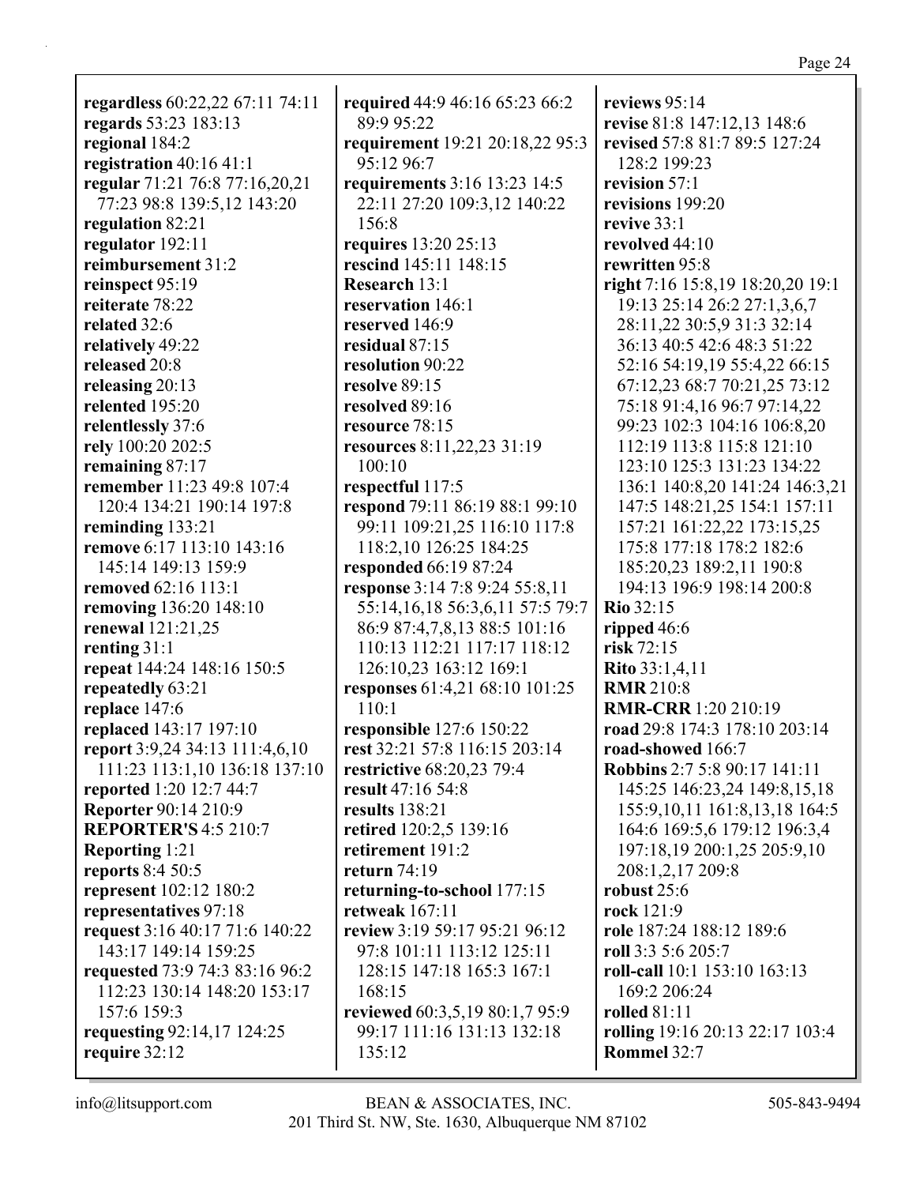**regardless** 60:22,22 67:11 74:11
**regards** 53:23 183:13
**regional** 184:2
**registration** 40:16 41:1
**regular** 71:21 76:8 77:16,20,21 77:23 98:8 139:5,12 143:20
**regulation** 82:21
**regulator** 192:11
**reimbursement** 31:2
**reinspect** 95:19
**reiterate** 78:22
**related** 32:6
**relatively** 49:22
**released** 20:8
**releasing** 20:13
**relented** 195:20
**relentlessly** 37:6
**rely** 100:20 202:5
**remaining** 87:17
**remember** 11:23 49:8 107:4 120:4 134:21 190:14 197:8
**reminding** 133:21
**remove** 6:17 113:10 143:16 145:14 149:13 159:9
**removed** 62:16 113:1
**removing** 136:20 148:10
**renewal** 121:21,25
**renting** 31:1
**repeat** 144:24 148:16 150:5
**repeatedly** 63:21
**replace** 147:6
**replaced** 143:17 197:10
**report** 3:9,24 34:13 111:4,6,10 111:23 113:1,10 136:18 137:10
**reported** 1:20 12:7 44:7
**Reporter** 90:14 210:9
**REPORTER'S** 4:5 210:7
**Reporting** 1:21
**reports** 8:4 50:5
**represent** 102:12 180:2
**representatives** 97:18
**request** 3:16 40:17 71:6 140:22 143:17 149:14 159:25
**requested** 73:9 74:3 83:16 96:2 112:23 130:14 148:20 153:17 157:6 159:3
**requesting** 92:14,17 124:25
**require** 32:12
**required** 44:9 46:16 65:23 66:2 89:9 95:22
**requirement** 19:21 20:18,22 95:3 95:12 96:7
**requirements** 3:16 13:23 14:5 22:11 27:20 109:3,12 140:22 156:8
**requires** 13:20 25:13
**rescind** 145:11 148:15
**Research** 13:1
**reservation** 146:1
**reserved** 146:9
**residual** 87:15
**resolution** 90:22
**resolve** 89:15
**resolved** 89:16
**resource** 78:15
**resources** 8:11,22,23 31:19 100:10
**respectful** 117:5
**respond** 79:11 86:19 88:1 99:10 99:11 109:21,25 116:10 117:8 118:2,10 126:25 184:25
**responded** 66:19 87:24
**response** 3:14 7:8 9:24 55:8,11 55:14,16,18 56:3,6,11 57:5 79:7 86:9 87:4,7,8,13 88:5 101:16 110:13 112:21 117:17 118:12 126:10,23 163:12 169:1
**responses** 61:4,21 68:10 101:25 110:1
**responsible** 127:6 150:22
**rest** 32:21 57:8 116:15 203:14
**restrictive** 68:20,23 79:4
**result** 47:16 54:8
**results** 138:21
**retired** 120:2,5 139:16
**retirement** 191:2
**return** 74:19
**returning-to-school** 177:15
**retweak** 167:11
**review** 3:19 59:17 95:21 96:12 97:8 101:11 113:12 125:11 128:15 147:18 165:3 167:1 168:15
**reviewed** 60:3,5,19 80:1,7 95:9 99:17 111:16 131:13 132:18 135:12
**reviews** 95:14
**revise** 81:8 147:12,13 148:6
**revised** 57:8 81:7 89:5 127:24 128:2 199:23
**revision** 57:1
**revisions** 199:20
**revive** 33:1
**revolved** 44:10
**rewritten** 95:8
**right** 7:16 15:8,19 18:20,20 19:1 19:13 25:14 26:2 27:1,3,6,7 28:11,22 30:5,9 31:3 32:14 36:13 40:5 42:6 48:3 51:22 52:16 54:19,19 55:4,22 66:15 67:12,23 68:7 70:21,25 73:12 75:18 91:4,16 96:7 97:14,22 99:23 102:3 104:16 106:8,20 112:19 113:8 115:8 121:10 123:10 125:3 131:23 134:22 136:1 140:8,20 141:24 146:3,21 147:5 148:21,25 154:1 157:11 157:21 161:22,22 173:15,25 175:8 177:18 178:2 182:6 185:20,23 189:2,11 190:8 194:13 196:9 198:14 200:8
**Rio** 32:15
**ripped** 46:6
**risk** 72:15
**Rito** 33:1,4,11
**RMR** 210:8
**RMR-CRR** 1:20 210:19
**road** 29:8 174:3 178:10 203:14
**road-showed** 166:7
**Robbins** 2:7 5:8 90:17 141:11 145:25 146:23,24 149:8,15,18 155:9,10,11 161:8,13,18 164:5 164:6 169:5,6 179:12 196:3,4 197:18,19 200:1,25 205:9,10 208:1,2,17 209:8
**robust** 25:6
**rock** 121:9
**role** 187:24 188:12 189:6
**roll** 3:3 5:6 205:7
**roll-call** 10:1 153:10 163:13 169:2 206:24
**rolled** 81:11
**rolling** 19:16 20:13 22:17 103:4
**Rommel** 32:7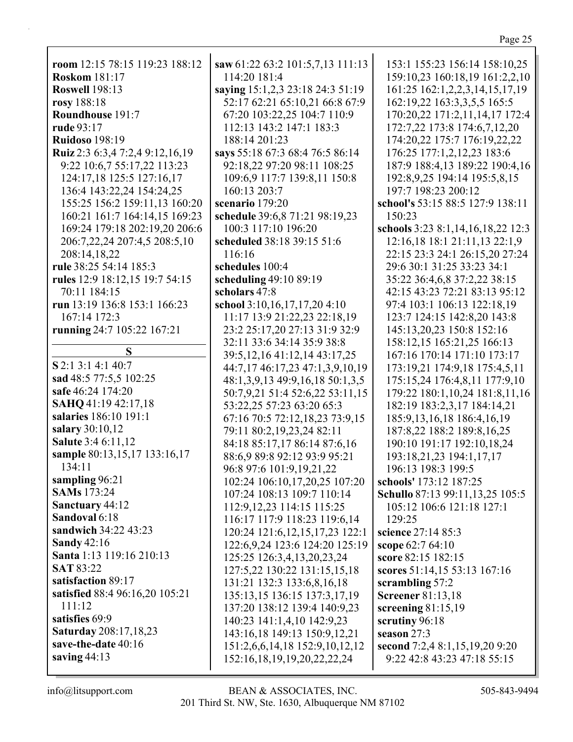**room** 12:15 78:15 119:23 188:12
**Roskom** 181:17
**Roswell** 198:13
**rosy** 188:18
**Roundhouse** 191:7
**rude** 93:17
**Ruidoso** 198:19
**Ruiz** 2:3 6:3,4 7:2,4 9:12,16,19 9:22 10:6,7 55:17,22 113:23 124:17,18 125:5 127:16,17 136:4 143:22,24 154:24,25 155:25 156:2 159:11,13 160:20 160:21 161:7 164:14,15 169:23 169:24 179:18 202:19,20 206:6 206:7,22,24 207:4,5 208:5,10 208:14,18,22
**rule** 38:25 54:14 185:3
**rules** 12:9 18:12,15 19:7 54:15 70:11 184:15
**run** 13:19 136:8 153:1 166:23 167:14 172:3
**running** 24:7 105:22 167:21

## S

**S** 2:1 3:1 4:1 40:7
**sad** 48:5 77:5,5 102:25
**safe** 46:24 174:20
**SAHQ** 41:19 42:17,18
**salaries** 186:10 191:1
**salary** 30:10,12
**Salute** 3:4 6:11,12
**sample** 80:13,15,17 133:16,17 134:11
**sampling** 96:21
**SAMs** 173:24
**Sanctuary** 44:12
**Sandoval** 6:18
**sandwich** 34:22 43:23
**Sandy** 42:16
**Santa** 1:13 119:16 210:13
**SAT** 83:22
**satisfaction** 89:17
**satisfied** 88:4 96:16,20 105:21 111:12
**satisfies** 69:9
**Saturday** 208:17,18,23
**save-the-date** 40:16
**saving** 44:13
**saw** 61:22 63:2 101:5,7,13 111:13 114:20 181:4
**saying** 15:1,2,3 23:18 24:3 51:19 52:17 62:21 65:10,21 66:8 67:9 67:20 103:22,25 104:7 110:9 112:13 143:2 147:1 183:3 188:14 201:23
**says** 55:18 67:3 68:4 76:5 86:14 92:18,22 97:20 98:11 108:25 109:6,9 117:7 139:8,11 150:8 160:13 203:7
**scenario** 179:20
**schedule** 39:6,8 71:21 98:19,23 100:3 117:10 196:20
**scheduled** 38:18 39:15 51:6 116:16
**schedules** 100:4
**scheduling** 49:10 89:19
**scholars** 47:8
**school** 3:10,16,17,17,20 4:10 11:17 13:9 21:22,23 22:18,19 23:2 25:17,20 27:13 31:9 32:9 32:11 33:6 34:14 35:9 38:8 39:5,12,16 41:12,14 43:17,25 44:7,17 46:17,23 47:1,3,9,10,19 48:1,3,9,13 49:9,16,18 50:1,3,5 50:7,9,21 51:4 52:6,22 53:11,15 53:22,25 57:23 63:20 65:3 67:16 70:5 72:12,18,23 73:9,15 79:11 80:2,19,23,24 82:11 84:18 85:17,17 86:14 87:6,16 88:6,9 89:8 92:12 93:9 95:21 96:8 97:6 101:9,19,21,22 102:24 106:10,17,20,25 107:20 107:24 108:13 109:7 110:14 112:9,12,23 114:15 115:25 116:17 117:9 118:23 119:6,14 120:24 121:6,12,15,17,23 122:1 122:6,9,24 123:6 124:20 125:19 125:25 126:3,4,13,20,23,24 127:5,22 130:22 131:15,15,18 131:21 132:3 133:6,8,16,18 135:13,15 136:15 137:3,17,19 137:20 138:12 139:4 140:9,23 140:23 141:1,4,10 142:9,23 143:16,18 149:13 150:9,12,21 151:2,6,6,14,18 152:9,10,12,12 152:16,18,19,19,20,22,22,24 153:1 155:23 156:14 158:10,25 159:10,23 160:18,19 161:2,2,10 161:25 162:1,2,2,3,14,15,17,19 162:19,22 163:3,3,5,5 165:5 170:20,22 171:2,11,14,17 172:4 172:7,22 173:8 174:6,7,12,20 174:20,22 175:7 176:19,22,22 176:25 177:1,2,12,23 183:6 187:9 188:4,13 189:22 190:4,16 192:8,9,25 194:14 195:5,8,15 197:7 198:23 200:12
**school's** 53:15 88:5 127:9 138:11 150:23
**schools** 3:23 8:1,14,16,18,22 12:3 12:16,18 18:1 21:11,13 22:1,9 22:15 23:3 24:1 26:15,20 27:24 29:6 30:1 31:25 33:23 34:1 35:22 36:4,6,8 37:2,22 38:15 42:15 43:23 72:21 83:13 95:12 97:4 103:1 106:13 122:18,19 123:7 124:15 142:8,20 143:8 145:13,20,23 150:8 152:16 158:12,15 165:21,25 166:13 167:16 170:14 171:10 173:17 173:19,21 174:9,18 175:4,5,11 175:15,24 176:4,8,11 177:9,10 179:22 180:1,10,24 181:8,11,16 182:19 183:2,3,17 184:14,21 185:9,13,16,18 186:4,16,19 187:8,22 188:2 189:8,16,25 190:10 191:17 192:10,18,24 193:18,21,23 194:1,17,17 196:13 198:3 199:5
**schools'** 173:12 187:25
**Schullo** 87:13 99:11,13,25 105:5 105:12 106:6 121:18 127:1 129:25
**science** 27:14 85:3
**scope** 62:7 64:10
**score** 82:15 182:15
**scores** 51:14,15 53:13 167:16
**scrambling** 57:2
**Screener** 81:13,18
**screening** 81:15,19
**scrutiny** 96:18
**season** 27:3
**second** 7:2,4 8:1,15,19,20 9:20 9:22 42:8 43:23 47:18 55:15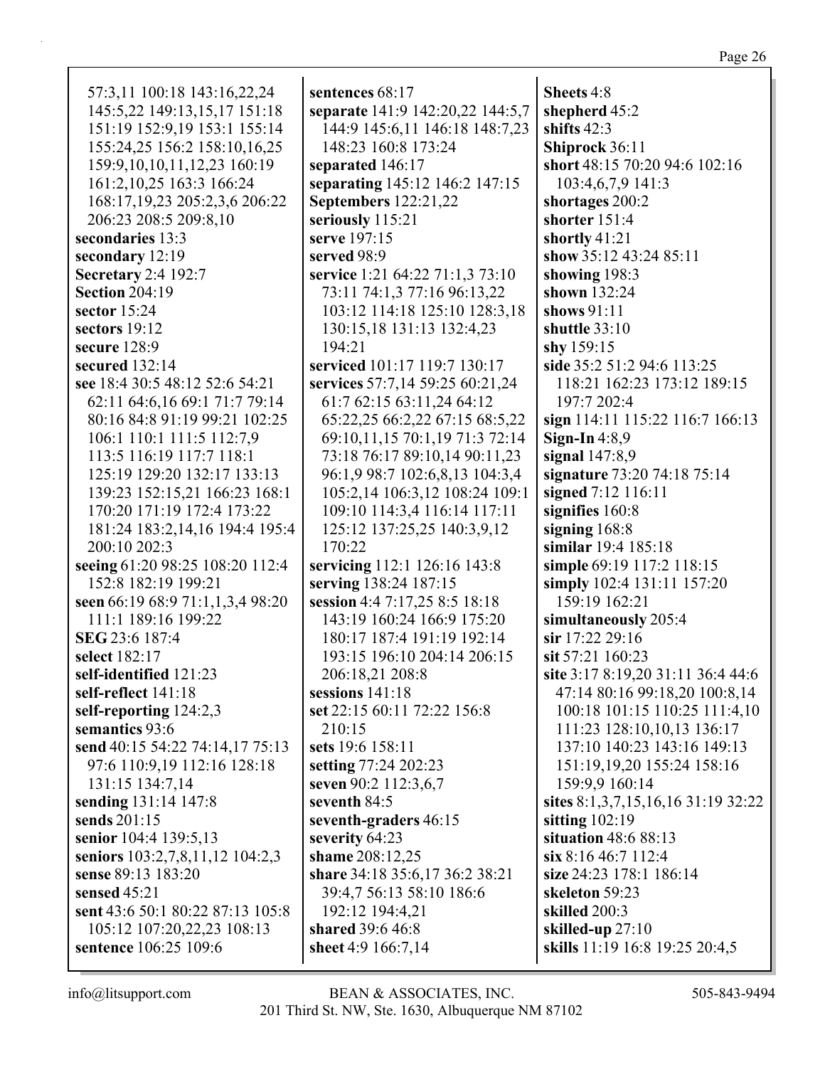57:3,11 100:18 143:16,22,24 145:5,22 149:13,15,17 151:18 151:19 152:9,19 153:1 155:14 155:24,25 156:2 158:10,16,25 159:9,10,10,11,12,23 160:19 161:2,10,25 163:3 166:24 168:17,19,23 205:2,3,6 206:22 206:23 208:5 209:8,10

**secondaries** 13:3
**secondary** 12:19
**Secretary** 2:4 192:7
**Section** 204:19
**sector** 15:24
**sectors** 19:12
**secure** 128:9
**secured** 132:14
**see** 18:4 30:5 48:12 52:6 54:21 62:11 64:6,16 69:1 71:7 79:14 80:16 84:8 91:19 99:21 102:25 106:1 110:1 111:5 112:7,9 113:5 116:19 117:7 118:1 125:19 129:20 132:17 133:13 139:23 152:15,21 166:23 168:1 170:20 171:19 172:4 173:22 181:24 183:2,14,16 194:4 195:4 200:10 202:3
**seeing** 61:20 98:25 108:20 112:4 152:8 182:19 199:21
**seen** 66:19 68:9 71:1,1,3,4 98:20 111:1 189:16 199:22
**SEG** 23:6 187:4
**select** 182:17
**self-identified** 121:23
**self-reflect** 141:18
**self-reporting** 124:2,3
**semantics** 93:6
**send** 40:15 54:22 74:14,17 75:13 97:6 110:9,19 112:16 128:18 131:15 134:7,14
**sending** 131:14 147:8
**sends** 201:15
**senior** 104:4 139:5,13
**seniors** 103:2,7,8,11,12 104:2,3
**sense** 89:13 183:20
**sensed** 45:21
**sent** 43:6 50:1 80:22 87:13 105:8 105:12 107:20,22,23 108:13
**sentence** 106:25 109:6
**sentences** 68:17
**separate** 141:9 142:20,22 144:5,7 144:9 145:6,11 146:18 148:7,23 148:23 160:8 173:24
**separated** 146:17
**separating** 145:12 146:2 147:15
**Septembers** 122:21,22
**seriously** 115:21
**serve** 197:15
**served** 98:9
**service** 1:21 64:22 71:1,3 73:10 73:11 74:1,3 77:16 96:13,22 103:12 114:18 125:10 128:3,18 130:15,18 131:13 132:4,23 194:21
**serviced** 101:17 119:7 130:17
**services** 57:7,14 59:25 60:21,24 61:7 62:15 63:11,24 64:12 65:22,25 66:2,22 67:15 68:5,22 69:10,11,15 70:1,19 71:3 72:14 73:18 76:17 89:10,14 90:11,23 96:1,9 98:7 102:6,8,13 104:3,4 105:2,14 106:3,12 108:24 109:1 109:10 114:3,4 116:14 117:11 125:12 137:25,25 140:3,9,12 170:22
**servicing** 112:1 126:16 143:8
**serving** 138:24 187:15
**session** 4:4 7:17,25 8:5 18:18 143:19 160:24 166:9 175:20 180:17 187:4 191:19 192:14 193:15 196:10 204:14 206:15 206:18,21 208:8
**sessions** 141:18
**set** 22:15 60:11 72:22 156:8 210:15
**sets** 19:6 158:11
**setting** 77:24 202:23
**seven** 90:2 112:3,6,7
**seventh** 84:5
**seventh-graders** 46:15
**severity** 64:23
**shame** 208:12,25
**share** 34:18 35:6,17 36:2 38:21 39:4,7 56:13 58:10 186:6 192:12 194:4,21
**shared** 39:6 46:8
**sheet** 4:9 166:7,14
**Sheets** 4:8
**shepherd** 45:2
**shifts** 42:3
**Shiprock** 36:11
**short** 48:15 70:20 94:6 102:16 103:4,6,7,9 141:3
**shortages** 200:2
**shorter** 151:4
**shortly** 41:21
**show** 35:12 43:24 85:11
**showing** 198:3
**shown** 132:24
**shows** 91:11
**shuttle** 33:10
**shy** 159:15
**side** 35:2 51:2 94:6 113:25 118:21 162:23 173:12 189:15 197:7 202:4
**sign** 114:11 115:22 116:7 166:13
**Sign-In** 4:8,9
**signal** 147:8,9
**signature** 73:20 74:18 75:14
**signed** 7:12 116:11
**signifies** 160:8
**signing** 168:8
**similar** 19:4 185:18
**simple** 69:19 117:2 118:15
**simply** 102:4 131:11 157:20 159:19 162:21
**simultaneously** 205:4
**sir** 17:22 29:16
**sit** 57:21 160:23
**site** 3:17 8:19,20 31:11 36:4 44:6 47:14 80:16 99:18,20 100:8,14 100:18 101:15 110:25 111:4,10 111:23 128:10,10,13 136:17 137:10 140:23 143:16 149:13 151:19,19,20 155:24 158:16 159:9,9 160:14
**sites** 8:1,3,7,15,16,16 31:19 32:22
**sitting** 102:19
**situation** 48:6 88:13
**six** 8:16 46:7 112:4
**size** 24:23 178:1 186:14
**skeleton** 59:23
**skilled** 200:3
**skilled-up** 27:10
**skills** 11:19 16:8 19:25 20:4,5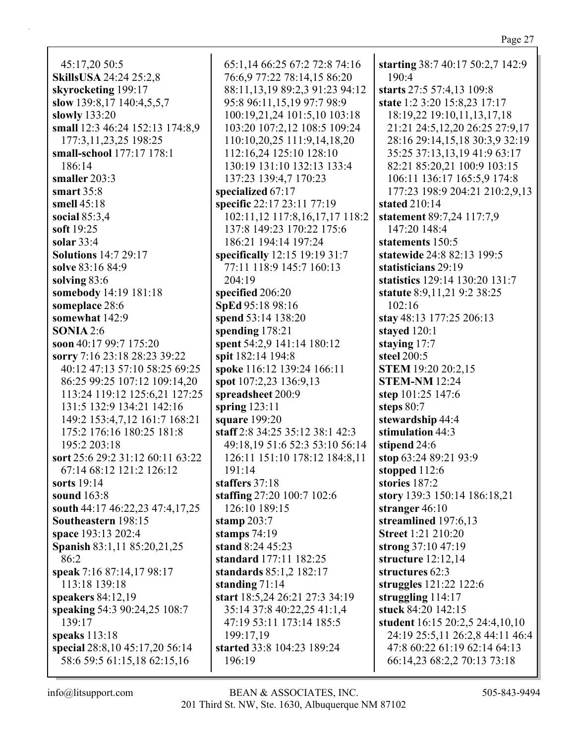45:17,20 50:5
**SkillsUSA** 24:24 25:2,8
**skyrocketing** 199:17
**slow** 139:8,17 140:4,5,5,7
**slowly** 133:20
**small** 12:3 46:24 152:13 174:8,9 177:3,11,23,25 198:25
**small-school** 177:17 178:1 186:14
**smaller** 203:3
**smart** 35:8
**smell** 45:18
**social** 85:3,4
**soft** 19:25
**solar** 33:4
**Solutions** 14:7 29:17
**solve** 83:16 84:9
**solving** 83:6
**somebody** 14:19 181:18
**someplace** 28:6
**somewhat** 142:9
**SONIA** 2:6
**soon** 40:17 99:7 175:20
**sorry** 7:16 23:18 28:23 39:22 40:12 47:13 57:10 58:25 69:25 86:25 99:25 107:12 109:14,20 113:24 119:12 125:6,21 127:25 131:5 132:9 134:21 142:16 149:2 153:4,7,12 161:7 168:21 175:2 176:16 180:25 181:8 195:2 203:18
**sort** 25:6 29:2 31:12 60:11 63:22 67:14 68:12 121:2 126:12
**sorts** 19:14
**sound** 163:8
**south** 44:17 46:22,23 47:4,17,25
**Southeastern** 198:15
**space** 193:13 202:4
**Spanish** 83:1,11 85:20,21,25 86:2
**speak** 7:16 87:14,17 98:17 113:18 139:18
**speakers** 84:12,19
**speaking** 54:3 90:24,25 108:7 139:17
**speaks** 113:18
**special** 28:8,10 45:17,20 56:14 58:6 59:5 61:15,18 62:15,16 65:1,14 66:25 67:2 72:8 74:16 76:6,9 77:22 78:14,15 86:20 88:11,13,19 89:2,3 91:23 94:12 95:8 96:11,15,19 97:7 98:9 100:19,21,24 101:5,10 103:18 103:20 107:2,12 108:5 109:24 110:10,20,25 111:9,14,18,20 112:16,24 125:10 128:10 130:19 131:10 132:13 133:4 137:23 139:4,7 170:23
**specialized** 67:17
**specific** 22:17 23:11 77:19 102:11,12 117:8,16,17,17 118:2 137:8 149:23 170:22 175:6 186:21 194:14 197:24
**specifically** 12:15 19:19 31:7 77:11 118:9 145:7 160:13 204:19
**specified** 206:20
**SpEd** 95:18 98:16
**spend** 53:14 138:20
**spending** 178:21
**spent** 54:2,9 141:14 180:12
**spit** 182:14 194:8
**spoke** 116:12 139:24 166:11
**spot** 107:2,23 136:9,13
**spreadsheet** 200:9
**spring** 123:11
**square** 199:20
**staff** 2:8 34:25 35:12 38:1 42:3 49:18,19 51:6 52:3 53:10 56:14 126:11 151:10 178:12 184:8,11 191:14
**staffers** 37:18
**staffing** 27:20 100:7 102:6 126:10 189:15
**stamp** 203:7
**stamps** 74:19
**stand** 8:24 45:23
**standard** 177:11 182:25
**standards** 85:1,2 182:17
**standing** 71:14
**start** 18:5,24 26:21 27:3 34:19 35:14 37:8 40:22,25 41:1,4 47:19 53:11 173:14 185:5 199:17,19
**started** 33:8 104:23 189:24 196:19
**starting** 38:7 40:17 50:2,7 142:9 190:4
**starts** 27:5 57:4,13 109:8
**state** 1:2 3:20 15:8,23 17:17 18:19,22 19:10,11,13,17,18 21:21 24:5,12,20 26:25 27:9,17 28:16 29:14,15,18 30:3,9 32:19 35:25 37:13,13,19 41:9 63:17 82:21 85:20,21 100:9 103:15 106:11 136:17 165:5,9 174:8 177:23 198:9 204:21 210:2,9,13
**stated** 210:14
**statement** 89:7,24 117:7,9 147:20 148:4
**statements** 150:5
**statewide** 24:8 82:13 199:5
**statisticians** 29:19
**statistics** 129:14 130:20 131:7
**statute** 8:9,11,21 9:2 38:25 102:16
**stay** 48:13 177:25 206:13
**stayed** 120:1
**staying** 17:7
**steel** 200:5
**STEM** 19:20 20:2,15
**STEM-NM** 12:24
**step** 101:25 147:6
**steps** 80:7
**stewardship** 44:4
**stimulation** 44:3
**stipend** 24:6
**stop** 63:24 89:21 93:9
**stopped** 112:6
**stories** 187:2
**story** 139:3 150:14 186:18,21
**stranger** 46:10
**streamlined** 197:6,13
**Street** 1:21 210:20
**strong** 37:10 47:19
**structure** 12:12,14
**structures** 62:3
**struggles** 121:22 122:6
**struggling** 114:17
**stuck** 84:20 142:15
**student** 16:15 20:2,5 24:4,10,10 24:19 25:5,11 26:2,8 44:11 46:4 47:8 60:22 61:19 62:14 64:13 66:14,23 68:2,2 70:13 73:18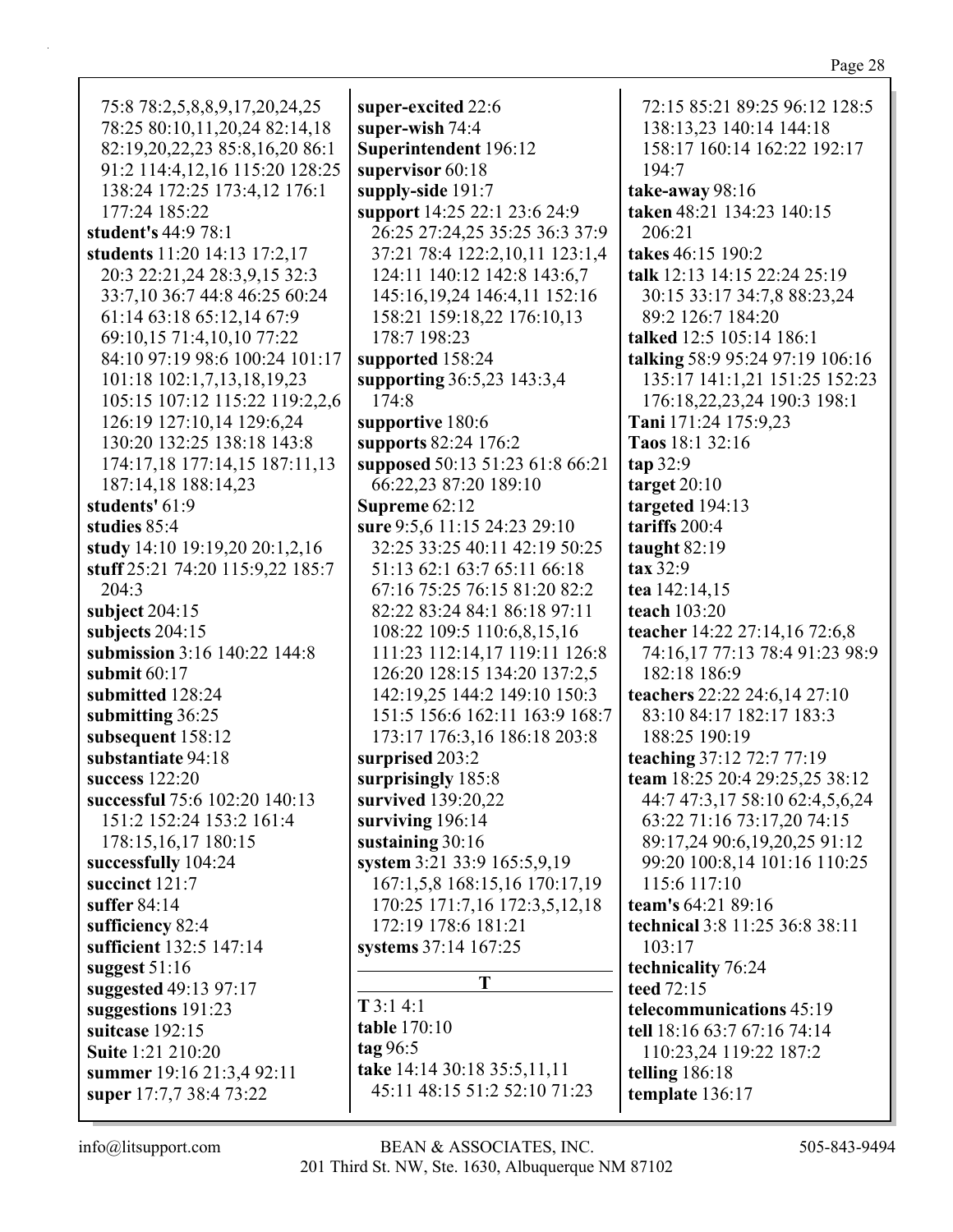75:8 78:2,5,8,8,9,17,20,24,25 78:25 80:10,11,20,24 82:14,18 82:19,20,22,23 85:8,16,20 86:1 91:2 114:4,12,16 115:20 128:25 138:24 172:25 173:4,12 176:1 177:24 185:22

**student's** 44:9 78:1

**students** 11:20 14:13 17:2,17 20:3 22:21,24 28:3,9,15 32:3 33:7,10 36:7 44:8 46:25 60:24 61:14 63:18 65:12,14 67:9 69:10,15 71:4,10,10 77:22 84:10 97:19 98:6 100:24 101:17 101:18 102:1,7,13,18,19,23 105:15 107:12 115:22 119:2,2,6 126:19 127:10,14 129:6,24 130:20 132:25 138:18 143:8 174:17,18 177:14,15 187:11,13 187:14,18 188:14,23

**students'** 61:9

**studies** 85:4

**study** 14:10 19:19,20 20:1,2,16

**stuff** 25:21 74:20 115:9,22 185:7 204:3

**subject** 204:15

**subjects** 204:15

**submission** 3:16 140:22 144:8

**submit** 60:17

**submitted** 128:24

**submitting** 36:25

**subsequent** 158:12

**substantiate** 94:18

**success** 122:20

**successful** 75:6 102:20 140:13 151:2 152:24 153:2 161:4 178:15,16,17 180:15

**successfully** 104:24

**succinct** 121:7

**suffer** 84:14

**sufficiency** 82:4

**sufficient** 132:5 147:14

**suggest** 51:16

**suggested** 49:13 97:17

**suggestions** 191:23

**suitcase** 192:15

**Suite** 1:21 210:20

**summer** 19:16 21:3,4 92:11

**super** 17:7,7 38:4 73:22

**super-excited** 22:6

**super-wish** 74:4

**Superintendent** 196:12

**supervisor** 60:18

**supply-side** 191:7

**support** 14:25 22:1 23:6 24:9 26:25 27:24,25 35:25 36:3 37:9 37:21 78:4 122:2,10,11 123:1,4 124:11 140:12 142:8 143:6,7 145:16,19,24 146:4,11 152:16 158:21 159:18,22 176:10,13 178:7 198:23

**supported** 158:24

**supporting** 36:5,23 143:3,4 174:8

**supportive** 180:6

**supports** 82:24 176:2

**supposed** 50:13 51:23 61:8 66:21 66:22,23 87:20 189:10

**Supreme** 62:12

**sure** 9:5,6 11:15 24:23 29:10 32:25 33:25 40:11 42:19 50:25 51:13 62:1 63:7 65:11 66:18 67:16 75:25 76:15 81:20 82:2 82:22 83:24 84:1 86:18 97:11 108:22 109:5 110:6,8,15,16 111:23 112:14,17 119:11 126:8 126:20 128:15 134:20 137:2,5 142:19,25 144:2 149:10 150:3 151:5 156:6 162:11 163:9 168:7 173:17 176:3,16 186:18 203:8

**surprised** 203:2

**surprisingly** 185:8

**survived** 139:20,22

**surviving** 196:14

**sustaining** 30:16

**system** 3:21 33:9 165:5,9,19 167:1,5,8 168:15,16 170:17,19 170:25 171:7,16 172:3,5,12,18 172:19 178:6 181:21

**systems** 37:14 167:25

## T

**T** 3:1 4:1

**table** 170:10

**tag** 96:5

**take** 14:14 30:18 35:5,11,11 45:11 48:15 51:2 52:10 71:23 72:15 85:21 89:25 96:12 128:5 138:13,23 140:14 144:18 158:17 160:14 162:22 192:17 194:7

**take-away** 98:16

**taken** 48:21 134:23 140:15 206:21

**takes** 46:15 190:2

**talk** 12:13 14:15 22:24 25:19 30:15 33:17 34:7,8 88:23,24 89:2 126:7 184:20

**talked** 12:5 105:14 186:1

**talking** 58:9 95:24 97:19 106:16 135:17 141:1,21 151:25 152:23 176:18,22,23,24 190:3 198:1

**Tani** 171:24 175:9,23

**Taos** 18:1 32:16

**tap** 32:9

**target** 20:10

**targeted** 194:13

**tariffs** 200:4

**taught** 82:19

**tax** 32:9

**tea** 142:14,15

**teach** 103:20

**teacher** 14:22 27:14,16 72:6,8 74:16,17 77:13 78:4 91:23 98:9 182:18 186:9

**teachers** 22:22 24:6,14 27:10 83:10 84:17 182:17 183:3 188:25 190:19

**teaching** 37:12 72:7 77:19

**team** 18:25 20:4 29:25,25 38:12 44:7 47:3,17 58:10 62:4,5,6,24 63:22 71:16 73:17,20 74:15 89:17,24 90:6,19,20,25 91:12 99:20 100:8,14 101:16 110:25 115:6 117:10

**team's** 64:21 89:16

**technical** 3:8 11:25 36:8 38:11 103:17

**technicality** 76:24

**teed** 72:15

**telecommunications** 45:19

**tell** 18:16 63:7 67:16 74:14 110:23,24 119:22 187:2

**telling** 186:18

**template** 136:17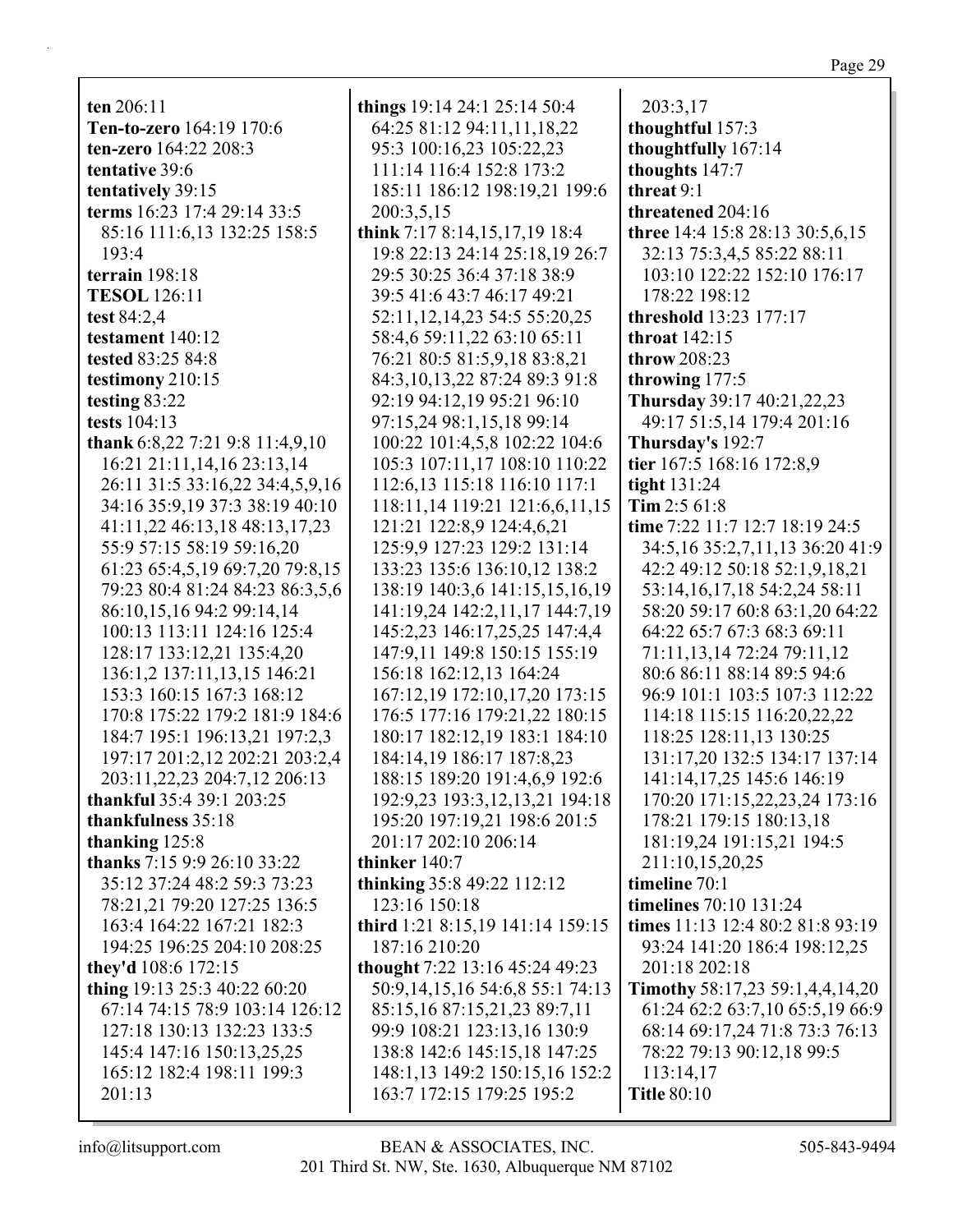**ten** 206:11
**Ten-to-zero** 164:19 170:6
**ten-zero** 164:22 208:3
**tentative** 39:6
**tentatively** 39:15
**terms** 16:23 17:4 29:14 33:5 85:16 111:6,13 132:25 158:5 193:4
**terrain** 198:18
**TESOL** 126:11
**test** 84:2,4
**testament** 140:12
**tested** 83:25 84:8
**testimony** 210:15
**testing** 83:22
**tests** 104:13
**thank** 6:8,22 7:21 9:8 11:4,9,10 16:21 21:11,14,16 23:13,14 26:11 31:5 33:16,22 34:4,5,9,16 34:16 35:9,19 37:3 38:19 40:10 41:11,22 46:13,18 48:13,17,23 55:9 57:15 58:19 59:16,20 61:23 65:4,5,19 69:7,20 79:8,15 79:23 80:4 81:24 84:23 86:3,5,6 86:10,15,16 94:2 99:14,14 100:13 113:11 124:16 125:4 128:17 133:12,21 135:4,20 136:1,2 137:11,13,15 146:21 153:3 160:15 167:3 168:12 170:8 175:22 179:2 181:9 184:6 184:7 195:1 196:13,21 197:2,3 197:17 201:2,12 202:21 203:2,4 203:11,22,23 204:7,12 206:13
**thankful** 35:4 39:1 203:25
**thankfulness** 35:18
**thanking** 125:8
**thanks** 7:15 9:9 26:10 33:22 35:12 37:24 48:2 59:3 73:23 78:21,21 79:20 127:25 136:5 163:4 164:22 167:21 182:3 194:25 196:25 204:10 208:25
**they'd** 108:6 172:15
**thing** 19:13 25:3 40:22 60:20 67:14 74:15 78:9 103:14 126:12 127:18 130:13 132:23 133:5 145:4 147:16 150:13,25,25 165:12 182:4 198:11 199:3 201:13
**things** 19:14 24:1 25:14 50:4 64:25 81:12 94:11,11,18,22 95:3 100:16,23 105:22,23 111:14 116:4 152:8 173:2 185:11 186:12 198:19,21 199:6 200:3,5,15
**think** 7:17 8:14,15,17,19 18:4 19:8 22:13 24:14 25:18,19 26:7 29:5 30:25 36:4 37:18 38:9 39:5 41:6 43:7 46:17 49:21 52:11,12,14,23 54:5 55:20,25 58:4,6 59:11,22 63:10 65:11 76:21 80:5 81:5,9,18 83:8,21 84:3,10,13,22 87:24 89:3 91:8 92:19 94:12,19 95:21 96:10 97:15,24 98:1,15,18 99:14 100:22 101:4,5,8 102:22 104:6 105:3 107:11,17 108:10 110:22 112:6,13 115:18 116:10 117:1 118:11,14 119:21 121:6,6,11,15 121:21 122:8,9 124:4,6,21 125:9,9 127:23 129:2 131:14 133:23 135:6 136:10,12 138:2 138:19 140:3,6 141:15,15,16,19 141:19,24 142:2,11,17 144:7,19 145:2,23 146:17,25,25 147:4,4 147:9,11 149:8 150:15 155:19 156:18 162:12,19 164:24 167:12,19 172:10,17,20 173:15 176:5 177:16 179:21,22 180:15 180:17 182:12,19 183:1 184:10 184:14,19 186:17 187:8,23 188:15 189:20 191:4,6,9 192:6 192:9,23 193:3,12,13,21 194:18 195:20 197:19,21 198:6 201:5 201:17 202:10 206:14
**thinker** 140:7
**thinking** 35:8 49:22 112:12 123:16 150:18
**third** 1:21 8:15,19 141:14 159:15 187:16 210:20
**thought** 7:22 13:16 45:24 49:23 50:9,14,15,16 54:6,8 55:1 74:13 85:15,16 87:15,21,23 89:7,11 99:9 108:21 123:13,16 130:9 138:8 142:6 145:15,18 147:25 148:1,13 149:2 150:15,16 152:2 163:7 172:15 179:25 195:2 203:3,17
**thoughtful** 157:3
**thoughtfully** 167:14
**thoughts** 147:7
**threat** 9:1
**threatened** 204:16
**three** 14:4 15:8 28:13 30:5,6,15 32:13 75:3,4,5 85:22 88:11 103:10 122:22 152:10 176:17 178:22 198:12
**threshold** 13:23 177:17
**throat** 142:15
**throw** 208:23
**throwing** 177:5
**Thursday** 39:17 40:21,22,23 49:17 51:5,14 179:4 201:16
**Thursday's** 192:7
**tier** 167:5 168:16 172:8,9
**tight** 131:24
**Tim** 2:5 61:8
**time** 7:22 11:7 12:7 18:19 24:5 34:5,16 35:2,7,11,13 36:20 41:9 42:2 49:12 50:18 52:1,9,18,21 53:14,16,17,18 54:2,24 58:11 58:20 59:17 60:8 63:1,20 64:22 64:22 65:7 67:3 68:3 69:11 71:11,13,14 72:24 79:11,12 80:6 86:11 88:14 89:5 94:6 96:9 101:1 103:5 107:3 112:22 114:18 115:15 116:20,22,22 118:25 128:11,13 130:25 131:17,20 132:5 134:17 137:14 141:14,17,25 145:6 146:19 170:20 171:15,22,23,24 173:16 178:21 179:15 180:13,18 181:19,24 191:15,21 194:5 211:10,15,20,25
**timeline** 70:1
**timelines** 70:10 131:24
**times** 11:13 12:4 80:2 81:8 93:19 93:24 141:20 186:4 198:12,25 201:18 202:18
**Timothy** 58:17,23 59:1,4,4,14,20 61:24 62:2 63:7,10 65:5,19 66:9 68:14 69:17,24 71:8 73:3 76:13 78:22 79:13 90:12,18 99:5 113:14,17
**Title** 80:10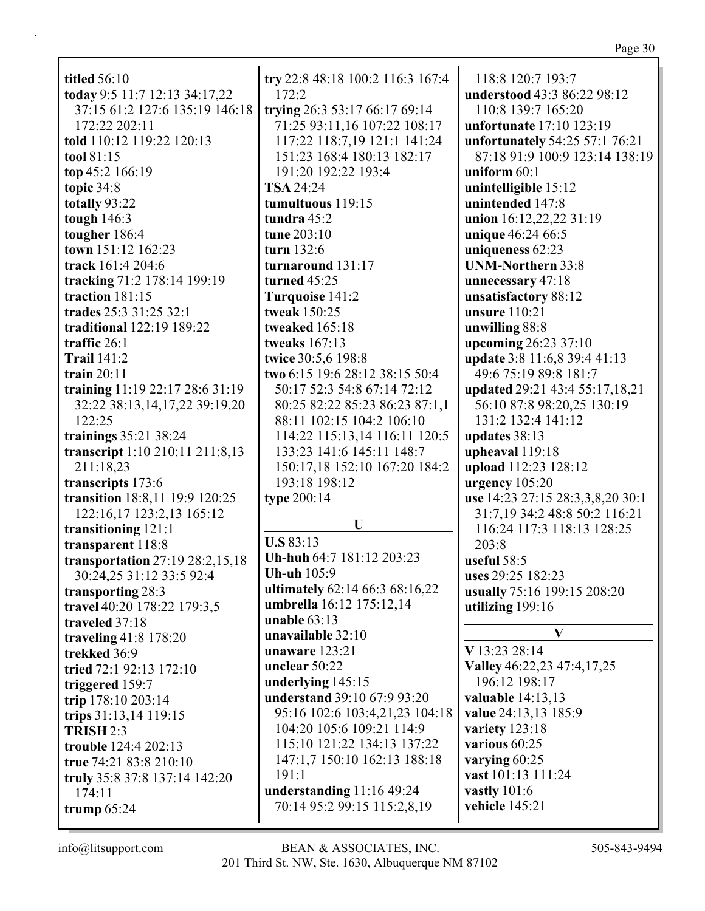**titled** 56:10
**today** 9:5 11:7 12:13 34:17,22 37:15 61:2 127:6 135:19 146:18 172:22 202:11
**told** 110:12 119:22 120:13
**tool** 81:15
**top** 45:2 166:19
**topic** 34:8
**totally** 93:22
**tough** 146:3
**tougher** 186:4
**town** 151:12 162:23
**track** 161:4 204:6
**tracking** 71:2 178:14 199:19
**traction** 181:15
**trades** 25:3 31:25 32:1
**traditional** 122:19 189:22
**traffic** 26:1
**Trail** 141:2
**train** 20:11
**training** 11:19 22:17 28:6 31:19 32:22 38:13,14,17,22 39:19,20 122:25
**trainings** 35:21 38:24
**transcript** 1:10 210:11 211:8,13 211:18,23
**transcripts** 173:6
**transition** 18:8,11 19:9 120:25 122:16,17 123:2,13 165:12
**transitioning** 121:1
**transparent** 118:8
**transportation** 27:19 28:2,15,18 30:24,25 31:12 33:5 92:4
**transporting** 28:3
**travel** 40:20 178:22 179:3,5
**traveled** 37:18
**traveling** 41:8 178:20
**trekked** 36:9
**tried** 72:1 92:13 172:10
**triggered** 159:7
**trip** 178:10 203:14
**trips** 31:13,14 119:15
**TRISH** 2:3
**trouble** 124:4 202:13
**true** 74:21 83:8 210:10
**truly** 35:8 37:8 137:14 142:20 174:11
**trump** 65:24
**try** 22:8 48:18 100:2 116:3 167:4 172:2
**trying** 26:3 53:17 66:17 69:14 71:25 93:11,16 107:22 108:17 117:22 118:7,19 121:1 141:24 151:23 168:4 180:13 182:17 191:20 192:22 193:4
**TSA** 24:24
**tumultuous** 119:15
**tundra** 45:2
**tune** 203:10
**turn** 132:6
**turnaround** 131:17
**turned** 45:25
**Turquoise** 141:2
**tweak** 150:25
**tweaked** 165:18
**tweaks** 167:13
**twice** 30:5,6 198:8
**two** 6:15 19:6 28:12 38:15 50:4 50:17 52:3 54:8 67:14 72:12 80:25 82:22 85:23 86:23 87:1,1 88:11 102:15 104:2 106:10 114:22 115:13,14 116:11 120:5 133:23 141:6 145:11 148:7 150:17,18 152:10 167:20 184:2 193:18 198:12
**type** 200:14

## U

**U.S** 83:13
**Uh-huh** 64:7 181:12 203:23
**Uh-uh** 105:9
**ultimately** 62:14 66:3 68:16,22
**umbrella** 16:12 175:12,14
**unable** 63:13
**unavailable** 32:10
**unaware** 123:21
**unclear** 50:22
**underlying** 145:15
**understand** 39:10 67:9 93:20 95:16 102:6 103:4,21,23 104:18 104:20 105:6 109:21 114:9 115:10 121:22 134:13 137:22 147:1,7 150:10 162:13 188:18 191:1
**understanding** 11:16 49:24 70:14 95:2 99:15 115:2,8,19 118:8 120:7 193:7
**understood** 43:3 86:22 98:12 110:8 139:7 165:20
**unfortunate** 17:10 123:19
**unfortunately** 54:25 57:1 76:21 87:18 91:9 100:9 123:14 138:19
**uniform** 60:1
**unintelligible** 15:12
**unintended** 147:8
**union** 16:12,22,22 31:19
**unique** 46:24 66:5
**uniqueness** 62:23
**UNM-Northern** 33:8
**unnecessary** 47:18
**unsatisfactory** 88:12
**unsure** 110:21
**unwilling** 88:8
**upcoming** 26:23 37:10
**update** 3:8 11:6,8 39:4 41:13 49:6 75:19 89:8 181:7
**updated** 29:21 43:4 55:17,18,21 56:10 87:8 98:20,25 130:19 131:2 132:4 141:12
**updates** 38:13
**upheaval** 119:18
**upload** 112:23 128:12
**urgency** 105:20
**use** 14:23 27:15 28:3,3,8,20 30:1 31:7,19 34:2 48:8 50:2 116:21 116:24 117:3 118:13 128:25 203:8
**useful** 58:5
**uses** 29:25 182:23
**usually** 75:16 199:15 208:20
**utilizing** 199:16

## V

**V** 13:23 28:14
**Valley** 46:22,23 47:4,17,25 196:12 198:17
**valuable** 14:13,13
**value** 24:13,13 185:9
**variety** 123:18
**various** 60:25
**varying** 60:25
**vast** 101:13 111:24
**vastly** 101:6
**vehicle** 145:21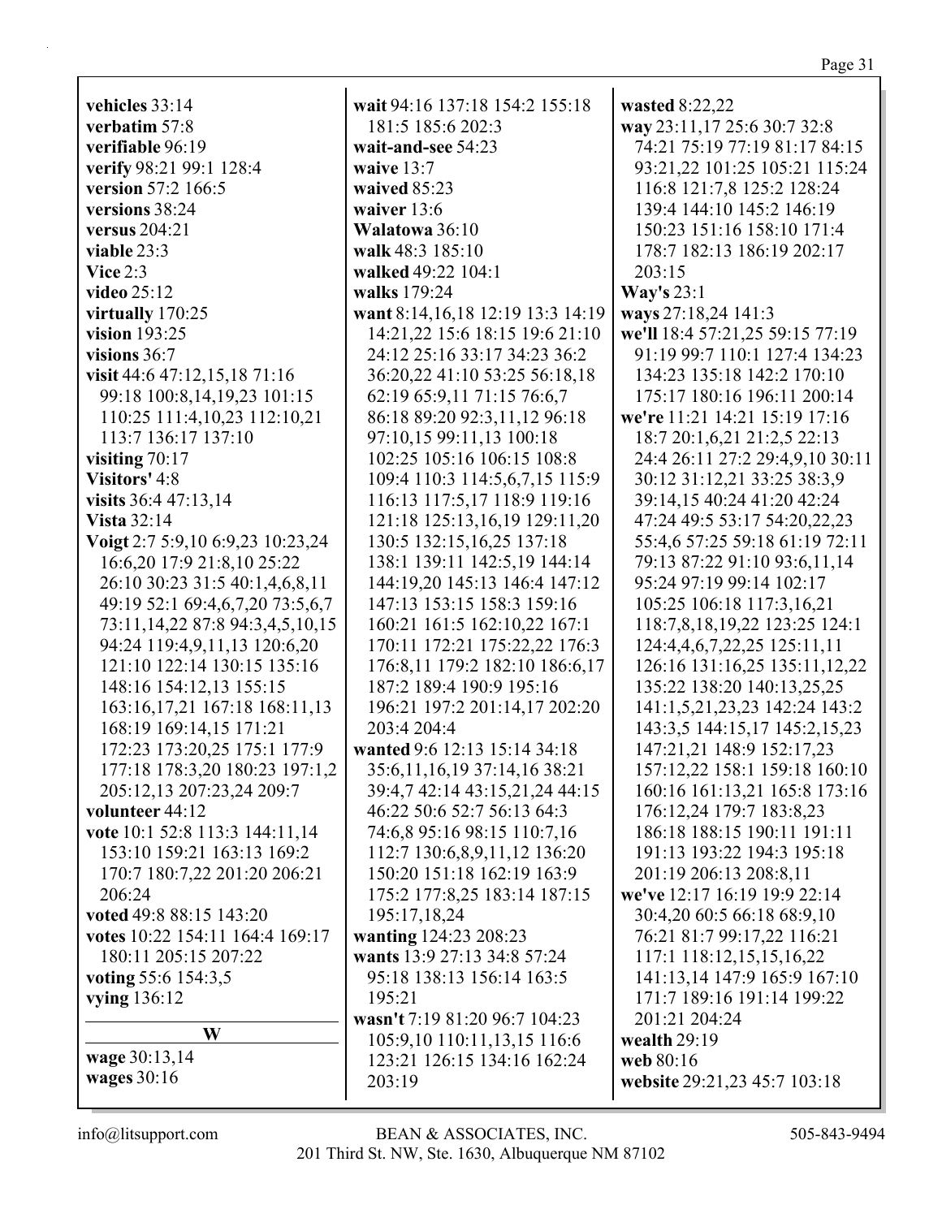vehicles 33:14
verbatim 57:8
verifiable 96:19
verify 98:21 99:1 128:4
version 57:2 166:5
versions 38:24
versus 204:21
viable 23:3
Vice 2:3
video 25:12
virtually 170:25
vision 193:25
visions 36:7
visit 44:6 47:12,15,18 71:16 99:18 100:8,14,19,23 101:15 110:25 111:4,10,23 112:10,21 113:7 136:17 137:10
visiting 70:17
Visitors' 4:8
visits 36:4 47:13,14
Vista 32:14
Voigt 2:7 5:9,10 6:9,23 10:23,24 16:6,20 17:9 21:8,10 25:22 26:10 30:23 31:5 40:1,4,6,8,11 49:19 52:1 69:4,6,7,20 73:5,6,7 73:11,14,22 87:8 94:3,4,5,10,15 94:24 119:4,9,11,13 120:6,20 121:10 122:14 130:15 135:16 148:16 154:12,13 155:15 163:16,17,21 167:18 168:11,13 168:19 169:14,15 171:21 172:23 173:20,25 175:1 177:9 177:18 178:3,20 180:23 197:1,2 205:12,13 207:23,24 209:7
volunteer 44:12
vote 10:1 52:8 113:3 144:11,14 153:10 159:21 163:13 169:2 170:7 180:7,22 201:20 206:21 206:24
voted 49:8 88:15 143:20
votes 10:22 154:11 164:4 169:17 180:11 205:15 207:22
voting 55:6 154:3,5
vying 136:12

## W

wage 30:13,14
wages 30:16
wait 94:16 137:18 154:2 155:18 181:5 185:6 202:3
wait-and-see 54:23
waive 13:7
waived 85:23
waiver 13:6
Walatowa 36:10
walk 48:3 185:10
walked 49:22 104:1
walks 179:24
want 8:14,16,18 12:19 13:3 14:19 14:21,22 15:6 18:15 19:6 21:10 24:12 25:16 33:17 34:23 36:2 36:20,22 41:10 53:25 56:18,18 62:19 65:9,11 71:15 76:6,7 86:18 89:20 92:3,11,12 96:18 97:10,15 99:11,13 100:18 102:25 105:16 106:15 108:8 109:4 110:3 114:5,6,7,15 115:9 116:13 117:5,17 118:9 119:16 121:18 125:13,16,19 129:11,20 130:5 132:15,16,25 137:18 138:1 139:11 142:5,19 144:14 144:19,20 145:13 146:4 147:12 147:13 153:15 158:3 159:16 160:21 161:5 162:10,22 167:1 170:11 172:21 175:22,22 176:3 176:8,11 179:2 182:10 186:6,17 187:2 189:4 190:9 195:16 196:21 197:2 201:14,17 202:20 203:4 204:4
wanted 9:6 12:13 15:14 34:18 35:6,11,16,19 37:14,16 38:21 39:4,7 42:14 43:15,21,24 44:15 46:22 50:6 52:7 56:13 64:3 74:6,8 95:16 98:15 110:7,16 112:7 130:6,8,9,11,12 136:20 150:20 151:18 162:19 163:9 175:2 177:8,25 183:14 187:15 195:17,18,24
wanting 124:23 208:23
wants 13:9 27:13 34:8 57:24 95:18 138:13 156:14 163:5 195:21
wasn't 7:19 81:20 96:7 104:23 105:9,10 110:11,13,15 116:6 123:21 126:15 134:16 162:24 203:19
wasted 8:22,22
way 23:11,17 25:6 30:7 32:8 74:21 75:19 77:19 81:17 84:15 93:21,22 101:25 105:21 115:24 116:8 121:7,8 125:2 128:24 139:4 144:10 145:2 146:19 150:23 151:16 158:10 171:4 178:7 182:13 186:19 202:17 203:15
Way's 23:1
ways 27:18,24 141:3
we'll 18:4 57:21,25 59:15 77:19 91:19 99:7 110:1 127:4 134:23 134:23 135:18 142:2 170:10 175:17 180:16 196:11 200:14
we're 11:21 14:21 15:19 17:16 18:7 20:1,6,21 21:2,5 22:13 24:4 26:11 27:2 29:4,9,10 30:11 30:12 31:12,21 33:25 38:3,9 39:14,15 40:24 41:20 42:24 47:24 49:5 53:17 54:20,22,23 55:4,6 57:25 59:18 61:19 72:11 79:13 87:22 91:10 93:6,11,14 95:24 97:19 99:14 102:17 105:25 106:18 117:3,16,21 118:7,8,18,19,22 123:25 124:1 124:4,4,6,7,22,25 125:11,11 126:16 131:16,25 135:11,12,22 135:22 138:20 140:13,25,25 141:1,5,21,23,23 142:24 143:2 143:3,5 144:15,17 145:2,15,23 147:21,21 148:9 152:17,23 157:12,22 158:1 159:18 160:10 160:16 161:13,21 165:8 173:16 176:12,24 179:7 183:8,23 186:18 188:15 190:11 191:11 191:13 193:22 194:3 195:18 201:19 206:13 208:8,11
we've 12:17 16:19 19:9 22:14 30:4,20 60:5 66:18 68:9,10 76:21 81:7 99:17,22 116:21 117:1 118:12,15,15,16,22 141:13,14 147:9 165:9 167:10 171:7 189:16 191:14 199:22 201:21 204:24
wealth 29:19
web 80:16
website 29:21,23 45:7 103:18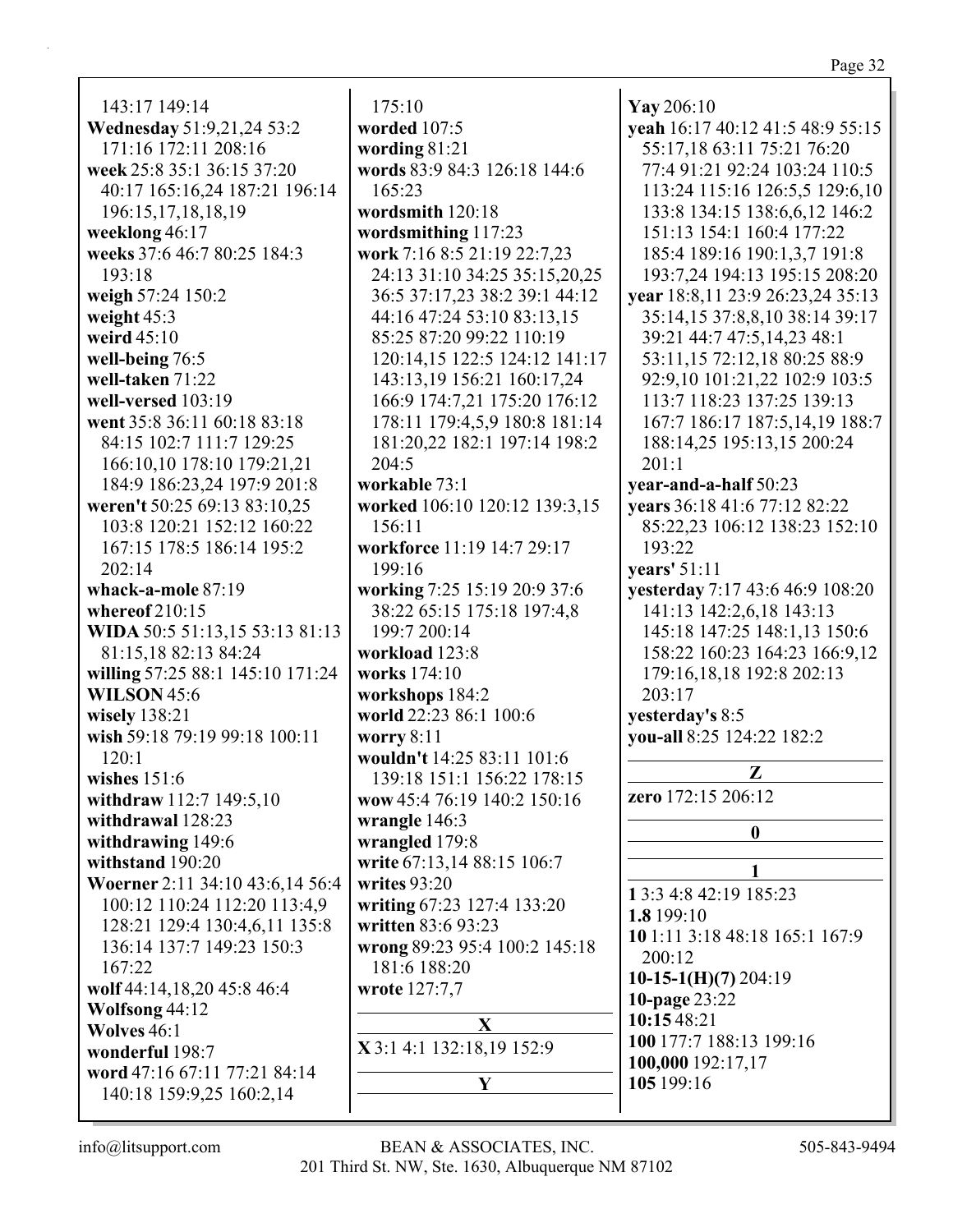143:17 149:14
**Wednesday** 51:9,21,24 53:2 171:16 172:11 208:16
**week** 25:8 35:1 36:15 37:20 40:17 165:16,24 187:21 196:14 196:15,17,18,18,19
**weeklong** 46:17
**weeks** 37:6 46:7 80:25 184:3 193:18
**weigh** 57:24 150:2
**weight** 45:3
**weird** 45:10
**well-being** 76:5
**well-taken** 71:22
**well-versed** 103:19
**went** 35:8 36:11 60:18 83:18 84:15 102:7 111:7 129:25 166:10,10 178:10 179:21,21 184:9 186:23,24 197:9 201:8
**weren't** 50:25 69:13 83:10,25 103:8 120:21 152:12 160:22 167:15 178:5 186:14 195:2 202:14
**whack-a-mole** 87:19
**whereof** 210:15
**WIDA** 50:5 51:13,15 53:13 81:13 81:15,18 82:13 84:24
**willing** 57:25 88:1 145:10 171:24
**WILSON** 45:6
**wisely** 138:21
**wish** 59:18 79:19 99:18 100:11 120:1
**wishes** 151:6
**withdraw** 112:7 149:5,10
**withdrawal** 128:23
**withdrawing** 149:6
**withstand** 190:20
**Woerner** 2:11 34:10 43:6,14 56:4 100:12 110:24 112:20 113:4,9 128:21 129:4 130:4,6,11 135:8 136:14 137:7 149:23 150:3 167:22
**wolf** 44:14,18,20 45:8 46:4
**Wolfsong** 44:12
**Wolves** 46:1
**wonderful** 198:7
**word** 47:16 67:11 77:21 84:14 140:18 159:9,25 160:2,14 175:10
**worded** 107:5
**wording** 81:21
**words** 83:9 84:3 126:18 144:6 165:23
**wordsmith** 120:18
**wordsmithing** 117:23
**work** 7:16 8:5 21:19 22:7,23 24:13 31:10 34:25 35:15,20,25 36:5 37:17,23 38:2 39:1 44:12 44:16 47:24 53:10 83:13,15 85:25 87:20 99:22 110:19 120:14,15 122:5 124:12 141:17 143:13,19 156:21 160:17,24 166:9 174:7,21 175:20 176:12 178:11 179:4,5,9 180:8 181:14 181:20,22 182:1 197:14 198:2 204:5
**workable** 73:1
**worked** 106:10 120:12 139:3,15 156:11
**workforce** 11:19 14:7 29:17 199:16
**working** 7:25 15:19 20:9 37:6 38:22 65:15 175:18 197:4,8 199:7 200:14
**workload** 123:8
**works** 174:10
**workshops** 184:2
**world** 22:23 86:1 100:6
**worry** 8:11
**wouldn't** 14:25 83:11 101:6 139:18 151:1 156:22 178:15
**wow** 45:4 76:19 140:2 150:16
**wrangle** 146:3
**wrangled** 179:8
**write** 67:13,14 88:15 106:7
**writes** 93:20
**writing** 67:23 127:4 133:20
**written** 83:6 93:23
**wrong** 89:23 95:4 100:2 145:18 181:6 188:20
**wrote** 127:7,7

**X**

**X** 3:1 4:1 132:18,19 152:9

**Y**

**Yay** 206:10
**yeah** 16:17 40:12 41:5 48:9 55:15 55:17,18 63:11 75:21 76:20 77:4 91:21 92:24 103:24 110:5 113:24 115:16 126:5,5 129:6,10 133:8 134:15 138:6,6,12 146:2 151:13 154:1 160:4 177:22 185:4 189:16 190:1,3,7 191:8 193:7,24 194:13 195:15 208:20
**year** 18:8,11 23:9 26:23,24 35:13 35:14,15 37:8,8,10 38:14 39:17 39:21 44:7 47:5,14,23 48:1 53:11,15 72:12,18 80:25 88:9 92:9,10 101:21,22 102:9 103:5 113:7 118:23 137:25 139:13 167:7 186:17 187:5,14,19 188:7 188:14,25 195:13,15 200:24 201:1
**year-and-a-half** 50:23
**years** 36:18 41:6 77:12 82:22 85:22,23 106:12 138:23 152:10 193:22
**years'** 51:11
**yesterday** 7:17 43:6 46:9 108:20 141:13 142:2,6,18 143:13 145:18 147:25 148:1,13 150:6 158:22 160:23 164:23 166:9,12 179:16,18,18 192:8 202:13 203:17
**yesterday's** 8:5
**you-all** 8:25 124:22 182:2

**Z**

**zero** 172:15 206:12

**0**

**1**

**1** 3:3 4:8 42:19 185:23
**1.8** 199:10
**10** 1:11 3:18 48:18 165:1 167:9 200:12
**10-15-1(H)(7)** 204:19
**10-page** 23:22
**10:15** 48:21
**100** 177:7 188:13 199:16
**100,000** 192:17,17
**105** 199:16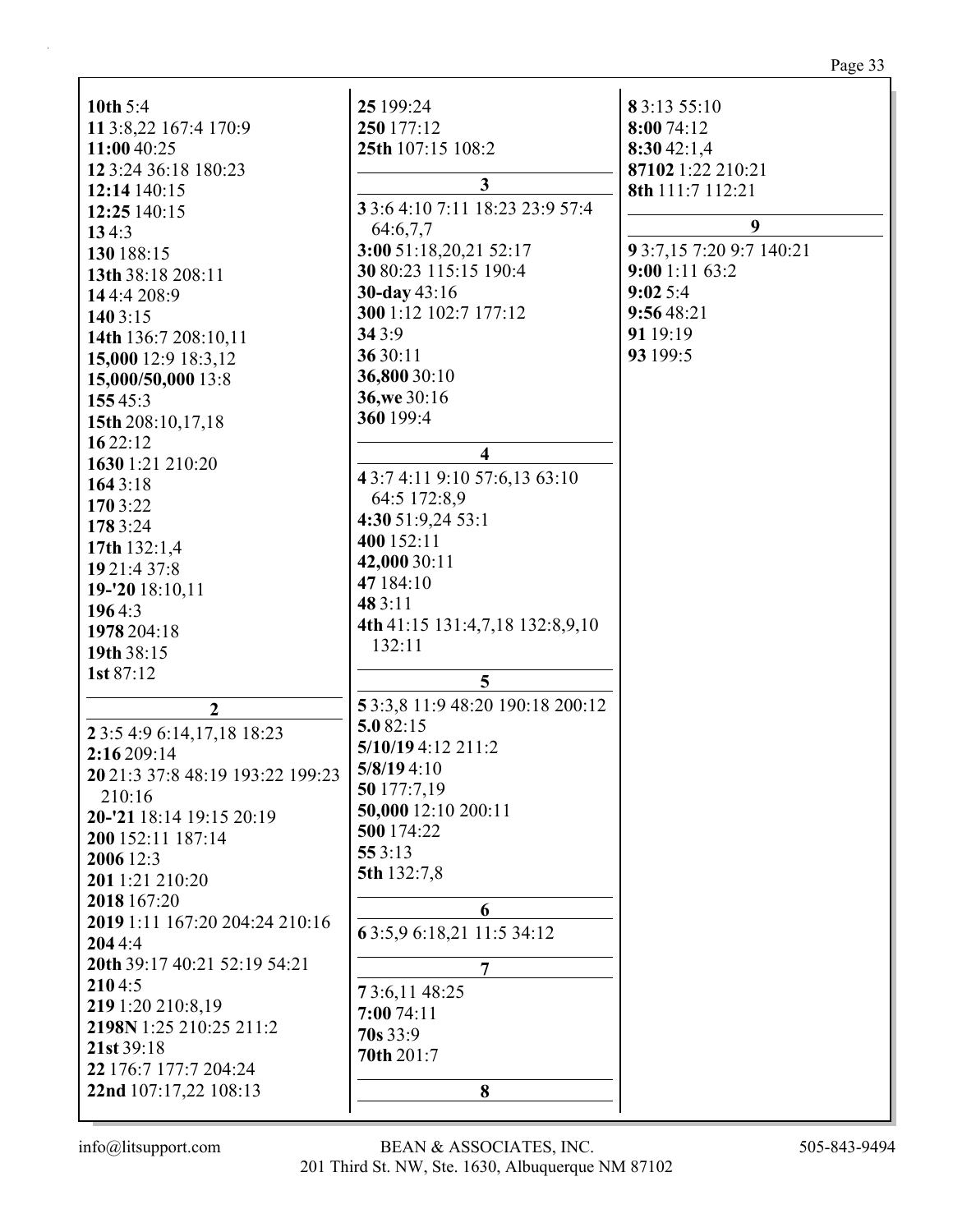**10th** 5:4
**11** 3:8,22 167:4 170:9
**11:00** 40:25
**12** 3:24 36:18 180:23
**12:14** 140:15
**12:25** 140:15
**13** 4:3
**130** 188:15
**13th** 38:18 208:11
**14** 4:4 208:9
**140** 3:15
**14th** 136:7 208:10,11
**15,000** 12:9 18:3,12
**15,000/50,000** 13:8
**155** 45:3
**15th** 208:10,17,18
**16** 22:12
**1630** 1:21 210:20
**164** 3:18
**170** 3:22
**178** 3:24
**17th** 132:1,4
**19** 21:4 37:8
**19-'20** 18:10,11
**196** 4:3
**1978** 204:18
**19th** 38:15
**1st** 87:12

## 2

**2** 3:5 4:9 6:14,17,18 18:23
**2:16** 209:14
**20** 21:3 37:8 48:19 193:22 199:23 210:16
**20-'21** 18:14 19:15 20:19
**200** 152:11 187:14
**2006** 12:3
**201** 1:21 210:20
**2018** 167:20
**2019** 1:11 167:20 204:24 210:16
**204** 4:4
**20th** 39:17 40:21 52:19 54:21
**210** 4:5
**219** 1:20 210:8,19
**2198N** 1:25 210:25 211:2
**21st** 39:18
**22** 176:7 177:7 204:24
**22nd** 107:17,22 108:13
**25** 199:24
**250** 177:12
**25th** 107:15 108:2

## 3

**3** 3:6 4:10 7:11 18:23 23:9 57:4 64:6,7,7
**3:00** 51:18,20,21 52:17
**30** 80:23 115:15 190:4
**30-day** 43:16
**300** 1:12 102:7 177:12
**34** 3:9
**36** 30:11
**36,800** 30:10
**36,we** 30:16
**360** 199:4

## 4

**4** 3:7 4:11 9:10 57:6,13 63:10 64:5 172:8,9
**4:30** 51:9,24 53:1
**400** 152:11
**42,000** 30:11
**47** 184:10
**48** 3:11
**4th** 41:15 131:4,7,18 132:8,9,10 132:11

## 5

**5** 3:3,8 11:9 48:20 190:18 200:12
**5.0** 82:15
**5/10/19** 4:12 211:2
**5/8/19** 4:10
**50** 177:7,19
**50,000** 12:10 200:11
**500** 174:22
**55** 3:13
**5th** 132:7,8

## 6

**6** 3:5,9 6:18,21 11:5 34:12

## 7

**7** 3:6,11 48:25
**7:00** 74:11
**70s** 33:9
**70th** 201:7

## 8

**8** 3:13 55:10
**8:00** 74:12
**8:30** 42:1,4
**87102** 1:22 210:21
**8th** 111:7 112:21

## 9

**9** 3:7,15 7:20 9:7 140:21
**9:00** 1:11 63:2
**9:02** 5:4
**9:56** 48:21
**91** 19:19
**93** 199:5